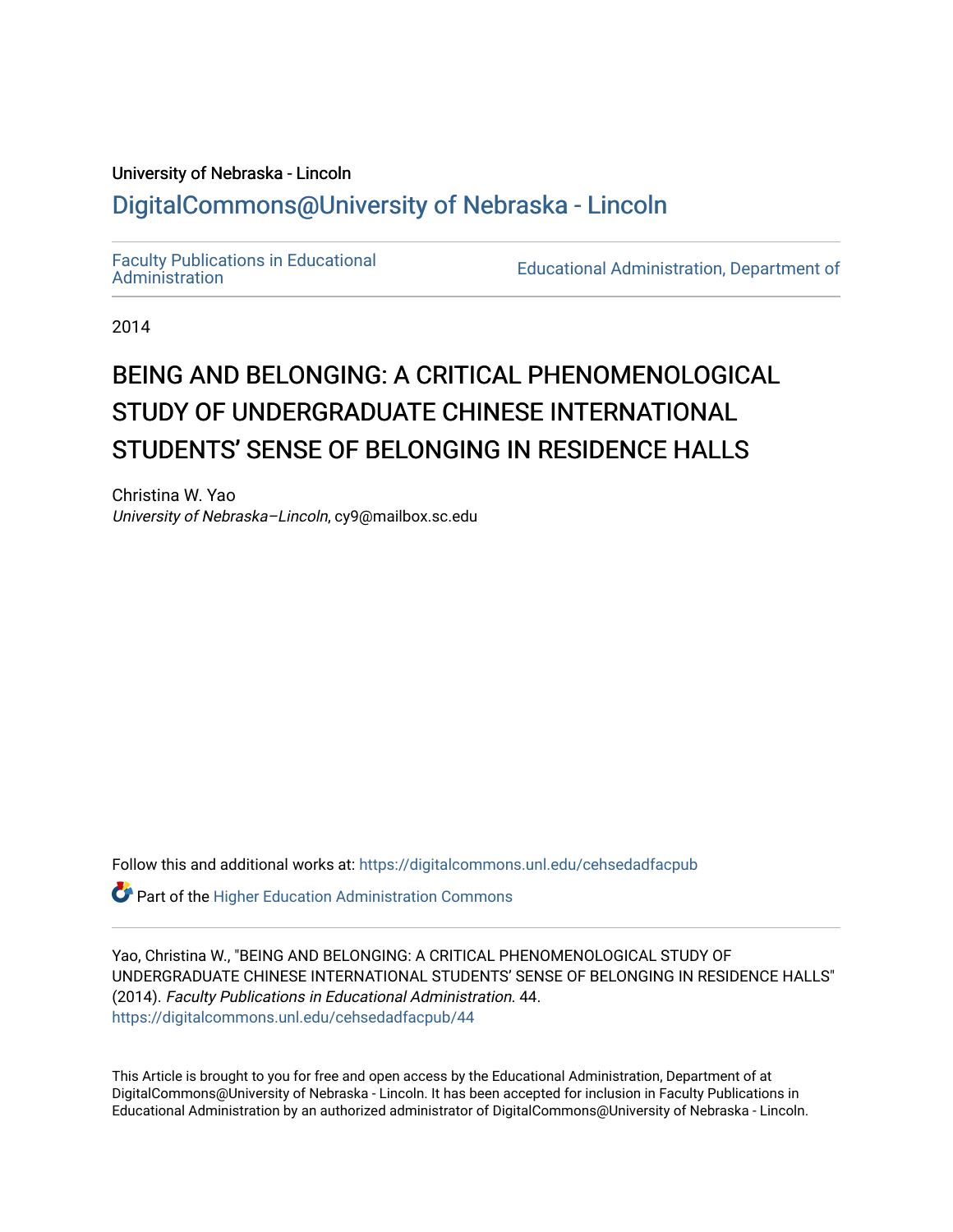University of Nebraska - Lincoln

DigitalCommons@University of Nebraska - Lincoln

Faculty Publications in Educational Administration

Educational Administration, Department of

2014

# BEING AND BELONGING: A CRITICAL PHENOMENOLOGICAL STUDY OF UNDERGRADUATE CHINESE INTERNATIONAL STUDENTS' SENSE OF BELONGING IN RESIDENCE HALLS

Christina W. Yao
*University of Nebraska–Lincoln*, cy9@mailbox.sc.edu

Follow this and additional works at: https://digitalcommons.unl.edu/cehsedadfacpub

Part of the Higher Education Administration Commons

Yao, Christina W., "BEING AND BELONGING: A CRITICAL PHENOMENOLOGICAL STUDY OF UNDERGRADUATE CHINESE INTERNATIONAL STUDENTS' SENSE OF BELONGING IN RESIDENCE HALLS" (2014). *Faculty Publications in Educational Administration*. 44.
https://digitalcommons.unl.edu/cehsedadfacpub/44

This Article is brought to you for free and open access by the Educational Administration, Department of at DigitalCommons@University of Nebraska - Lincoln. It has been accepted for inclusion in Faculty Publications in Educational Administration by an authorized administrator of DigitalCommons@University of Nebraska - Lincoln.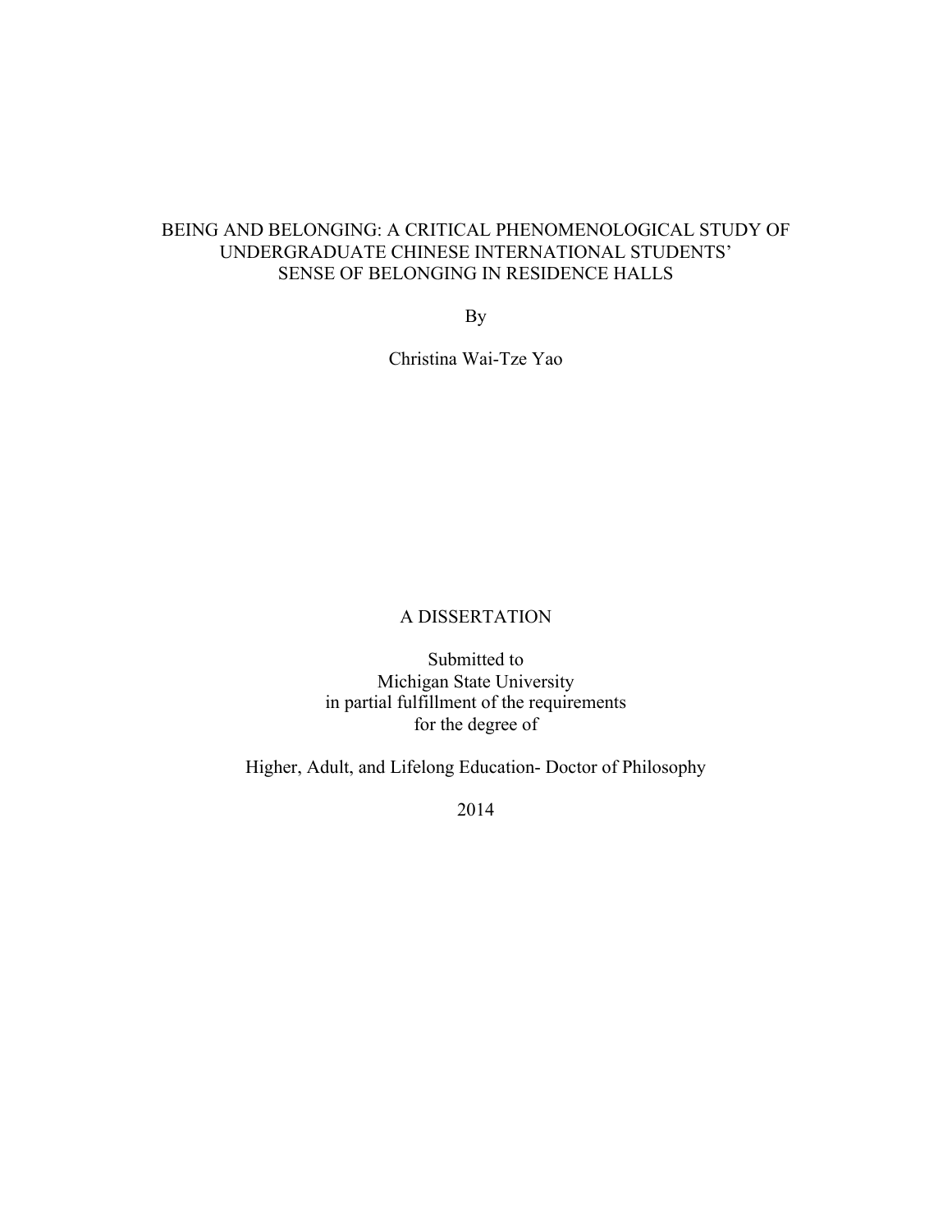# BEING AND BELONGING: A CRITICAL PHENOMENOLOGICAL STUDY OF UNDERGRADUATE CHINESE INTERNATIONAL STUDENTS' SENSE OF BELONGING IN RESIDENCE HALLS

By

Christina Wai-Tze Yao

A DISSERTATION

Submitted to
Michigan State University
in partial fulfillment of the requirements
for the degree of

Higher, Adult, and Lifelong Education- Doctor of Philosophy

2014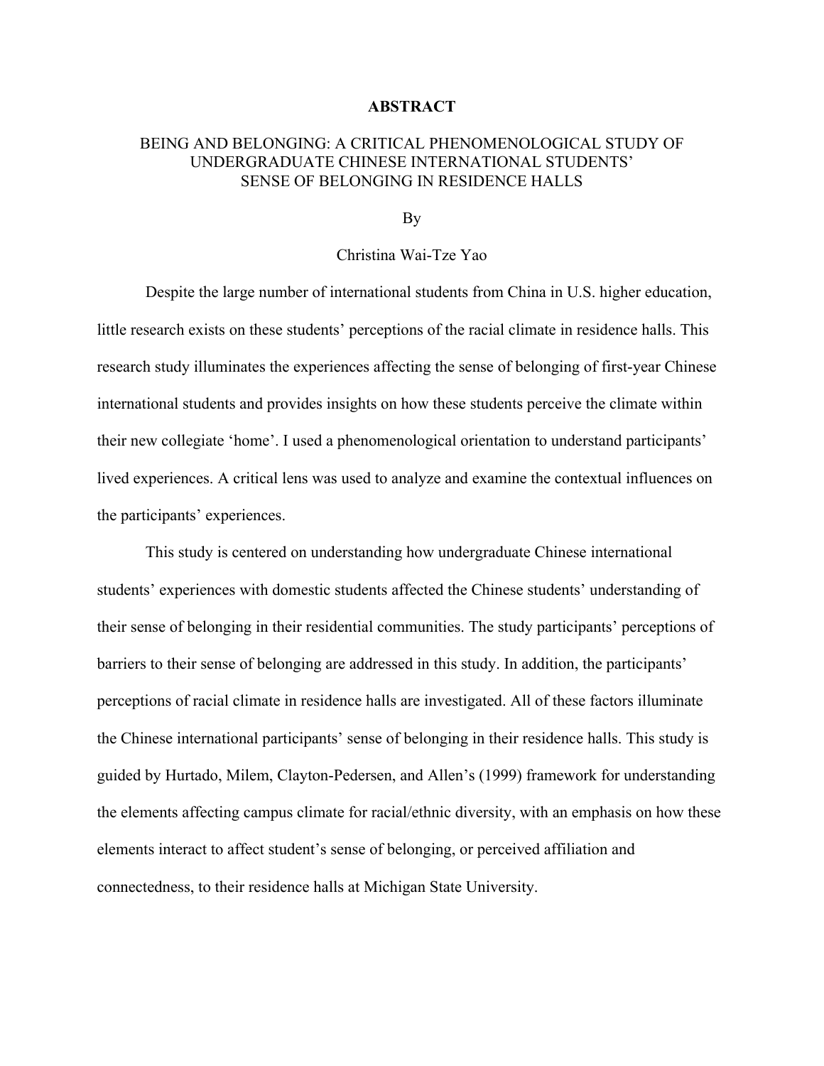# ABSTRACT

## BEING AND BELONGING: A CRITICAL PHENOMENOLOGICAL STUDY OF UNDERGRADUATE CHINESE INTERNATIONAL STUDENTS' SENSE OF BELONGING IN RESIDENCE HALLS

By

Christina Wai-Tze Yao

Despite the large number of international students from China in U.S. higher education, little research exists on these students' perceptions of the racial climate in residence halls. This research study illuminates the experiences affecting the sense of belonging of first-year Chinese international students and provides insights on how these students perceive the climate within their new collegiate 'home'. I used a phenomenological orientation to understand participants' lived experiences. A critical lens was used to analyze and examine the contextual influences on the participants' experiences.

This study is centered on understanding how undergraduate Chinese international students' experiences with domestic students affected the Chinese students' understanding of their sense of belonging in their residential communities. The study participants' perceptions of barriers to their sense of belonging are addressed in this study. In addition, the participants' perceptions of racial climate in residence halls are investigated. All of these factors illuminate the Chinese international participants' sense of belonging in their residence halls. This study is guided by Hurtado, Milem, Clayton-Pedersen, and Allen's (1999) framework for understanding the elements affecting campus climate for racial/ethnic diversity, with an emphasis on how these elements interact to affect student's sense of belonging, or perceived affiliation and connectedness, to their residence halls at Michigan State University.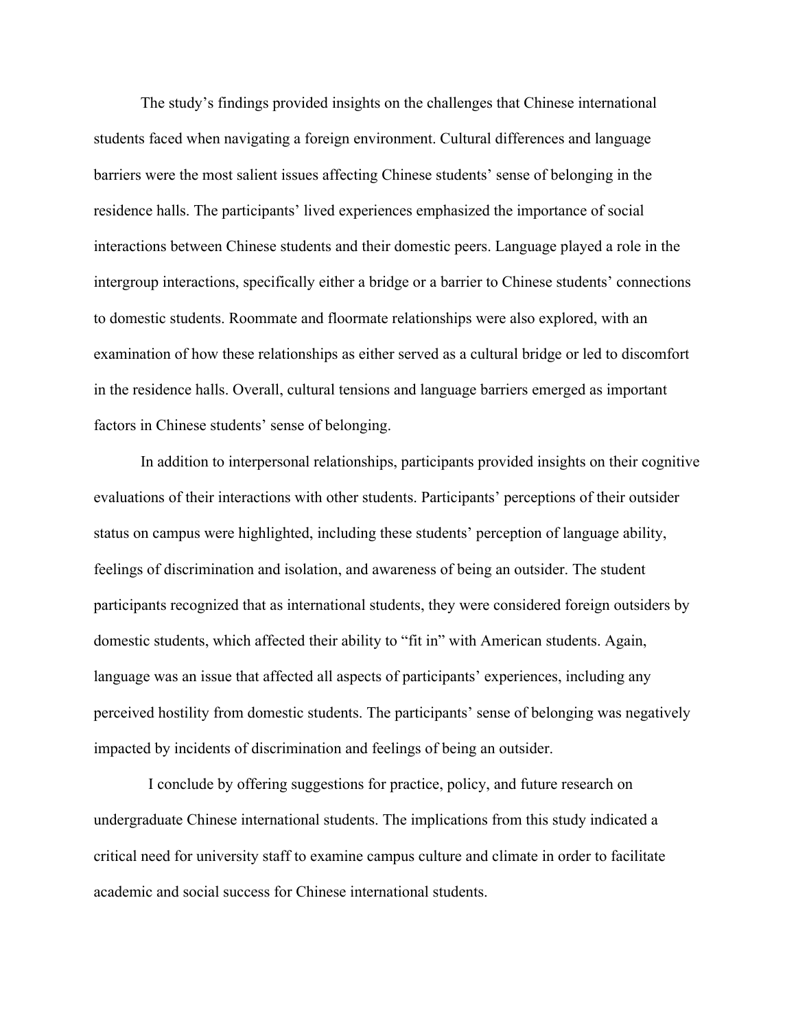The study's findings provided insights on the challenges that Chinese international students faced when navigating a foreign environment. Cultural differences and language barriers were the most salient issues affecting Chinese students' sense of belonging in the residence halls. The participants' lived experiences emphasized the importance of social interactions between Chinese students and their domestic peers. Language played a role in the intergroup interactions, specifically either a bridge or a barrier to Chinese students' connections to domestic students. Roommate and floormate relationships were also explored, with an examination of how these relationships as either served as a cultural bridge or led to discomfort in the residence halls. Overall, cultural tensions and language barriers emerged as important factors in Chinese students' sense of belonging.

In addition to interpersonal relationships, participants provided insights on their cognitive evaluations of their interactions with other students. Participants' perceptions of their outsider status on campus were highlighted, including these students' perception of language ability, feelings of discrimination and isolation, and awareness of being an outsider. The student participants recognized that as international students, they were considered foreign outsiders by domestic students, which affected their ability to "fit in" with American students. Again, language was an issue that affected all aspects of participants' experiences, including any perceived hostility from domestic students. The participants' sense of belonging was negatively impacted by incidents of discrimination and feelings of being an outsider.

I conclude by offering suggestions for practice, policy, and future research on undergraduate Chinese international students. The implications from this study indicated a critical need for university staff to examine campus culture and climate in order to facilitate academic and social success for Chinese international students.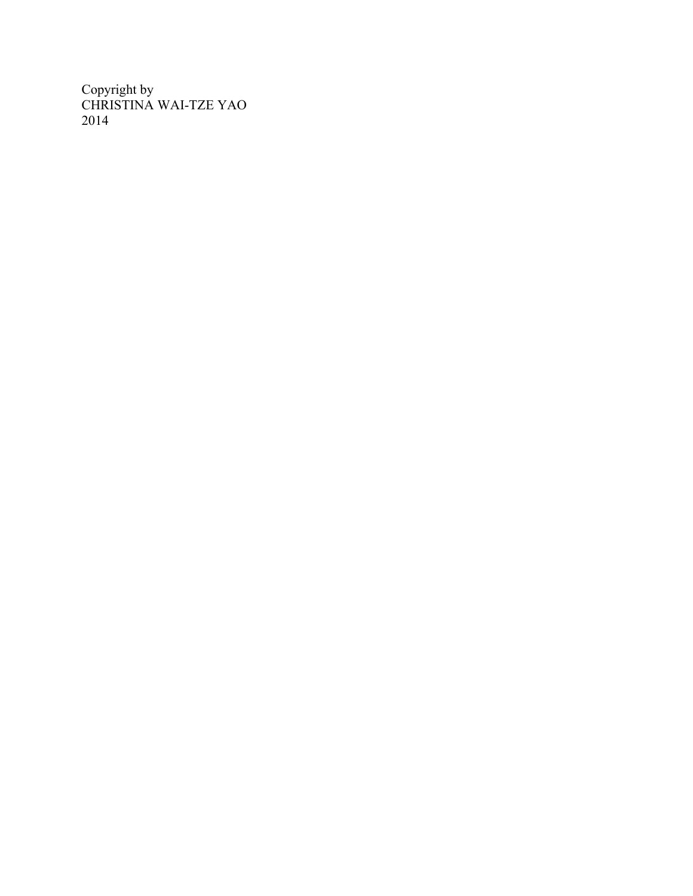Copyright by
CHRISTINA WAI-TZE YAO
2014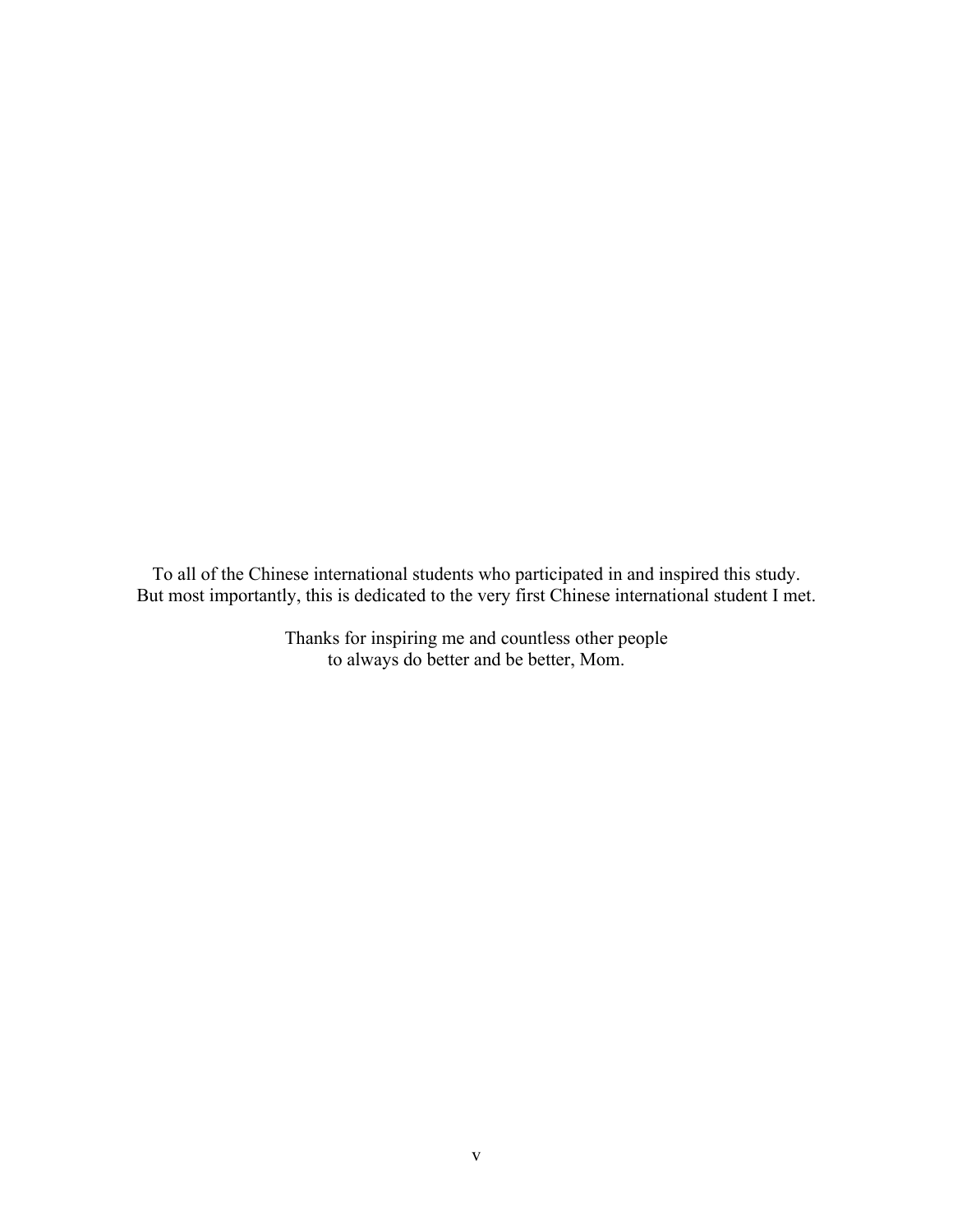To all of the Chinese international students who participated in and inspired this study.
But most importantly, this is dedicated to the very first Chinese international student I met.

Thanks for inspiring me and countless other people
to always do better and be better, Mom.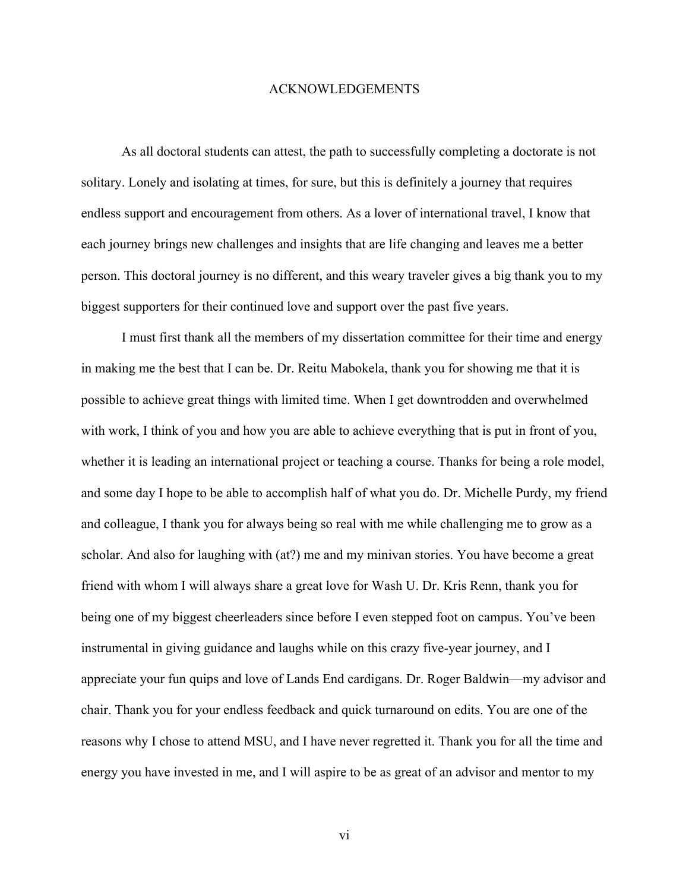# ACKNOWLEDGEMENTS

As all doctoral students can attest, the path to successfully completing a doctorate is not solitary. Lonely and isolating at times, for sure, but this is definitely a journey that requires endless support and encouragement from others. As a lover of international travel, I know that each journey brings new challenges and insights that are life changing and leaves me a better person. This doctoral journey is no different, and this weary traveler gives a big thank you to my biggest supporters for their continued love and support over the past five years.

I must first thank all the members of my dissertation committee for their time and energy in making me the best that I can be. Dr. Reitu Mabokela, thank you for showing me that it is possible to achieve great things with limited time. When I get downtrodden and overwhelmed with work, I think of you and how you are able to achieve everything that is put in front of you, whether it is leading an international project or teaching a course. Thanks for being a role model, and some day I hope to be able to accomplish half of what you do. Dr. Michelle Purdy, my friend and colleague, I thank you for always being so real with me while challenging me to grow as a scholar. And also for laughing with (at?) me and my minivan stories. You have become a great friend with whom I will always share a great love for Wash U. Dr. Kris Renn, thank you for being one of my biggest cheerleaders since before I even stepped foot on campus. You've been instrumental in giving guidance and laughs while on this crazy five-year journey, and I appreciate your fun quips and love of Lands End cardigans. Dr. Roger Baldwin—my advisor and chair. Thank you for your endless feedback and quick turnaround on edits. You are one of the reasons why I chose to attend MSU, and I have never regretted it. Thank you for all the time and energy you have invested in me, and I will aspire to be as great of an advisor and mentor to my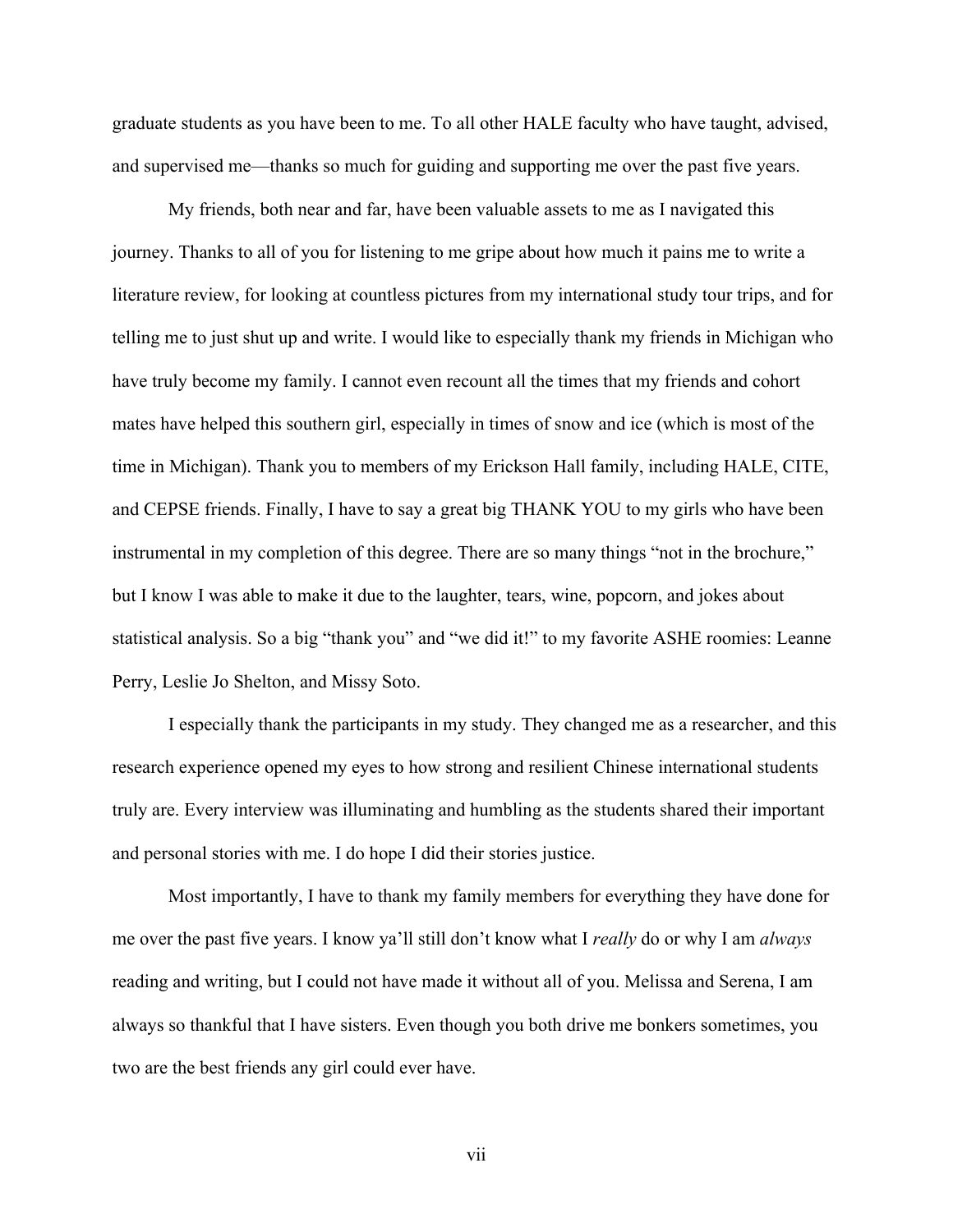graduate students as you have been to me. To all other HALE faculty who have taught, advised, and supervised me—thanks so much for guiding and supporting me over the past five years.

My friends, both near and far, have been valuable assets to me as I navigated this journey. Thanks to all of you for listening to me gripe about how much it pains me to write a literature review, for looking at countless pictures from my international study tour trips, and for telling me to just shut up and write. I would like to especially thank my friends in Michigan who have truly become my family. I cannot even recount all the times that my friends and cohort mates have helped this southern girl, especially in times of snow and ice (which is most of the time in Michigan). Thank you to members of my Erickson Hall family, including HALE, CITE, and CEPSE friends. Finally, I have to say a great big THANK YOU to my girls who have been instrumental in my completion of this degree. There are so many things "not in the brochure," but I know I was able to make it due to the laughter, tears, wine, popcorn, and jokes about statistical analysis. So a big "thank you" and "we did it!" to my favorite ASHE roomies: Leanne Perry, Leslie Jo Shelton, and Missy Soto.

I especially thank the participants in my study. They changed me as a researcher, and this research experience opened my eyes to how strong and resilient Chinese international students truly are. Every interview was illuminating and humbling as the students shared their important and personal stories with me. I do hope I did their stories justice.

Most importantly, I have to thank my family members for everything they have done for me over the past five years. I know ya'll still don't know what I *really* do or why I am *always* reading and writing, but I could not have made it without all of you. Melissa and Serena, I am always so thankful that I have sisters. Even though you both drive me bonkers sometimes, you two are the best friends any girl could ever have.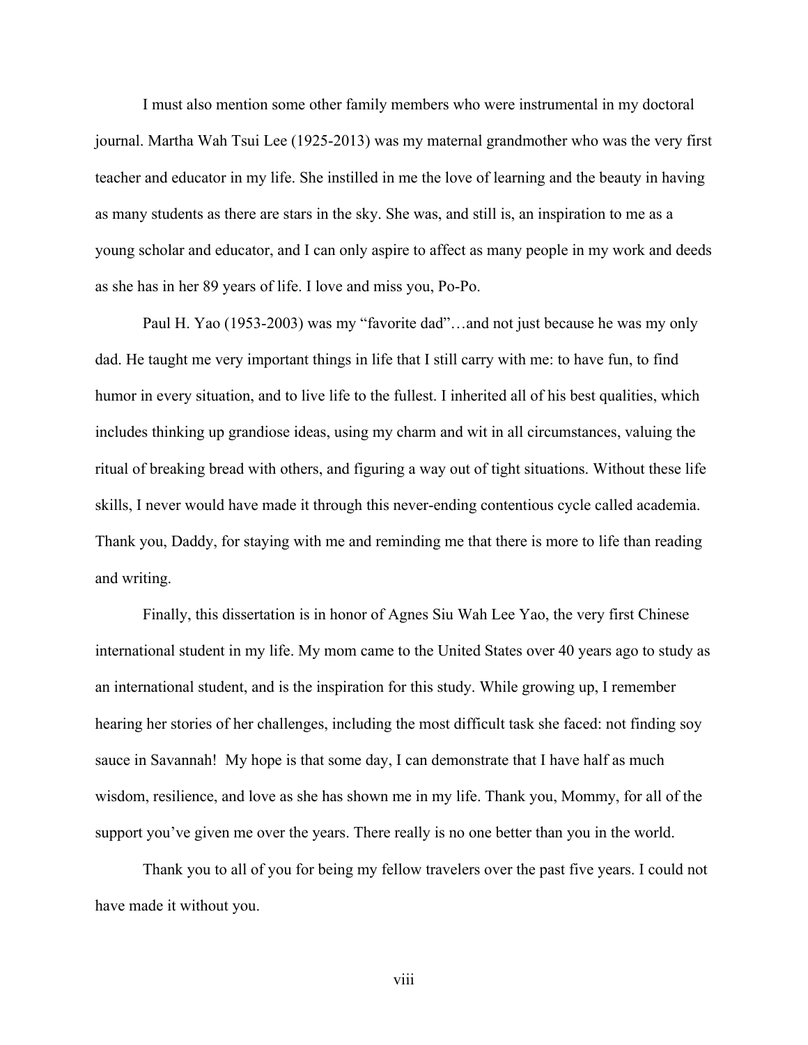I must also mention some other family members who were instrumental in my doctoral journal. Martha Wah Tsui Lee (1925-2013) was my maternal grandmother who was the very first teacher and educator in my life. She instilled in me the love of learning and the beauty in having as many students as there are stars in the sky. She was, and still is, an inspiration to me as a young scholar and educator, and I can only aspire to affect as many people in my work and deeds as she has in her 89 years of life. I love and miss you, Po-Po.

Paul H. Yao (1953-2003) was my "favorite dad"…and not just because he was my only dad. He taught me very important things in life that I still carry with me: to have fun, to find humor in every situation, and to live life to the fullest. I inherited all of his best qualities, which includes thinking up grandiose ideas, using my charm and wit in all circumstances, valuing the ritual of breaking bread with others, and figuring a way out of tight situations. Without these life skills, I never would have made it through this never-ending contentious cycle called academia. Thank you, Daddy, for staying with me and reminding me that there is more to life than reading and writing.

Finally, this dissertation is in honor of Agnes Siu Wah Lee Yao, the very first Chinese international student in my life. My mom came to the United States over 40 years ago to study as an international student, and is the inspiration for this study. While growing up, I remember hearing her stories of her challenges, including the most difficult task she faced: not finding soy sauce in Savannah! My hope is that some day, I can demonstrate that I have half as much wisdom, resilience, and love as she has shown me in my life. Thank you, Mommy, for all of the support you've given me over the years. There really is no one better than you in the world.

Thank you to all of you for being my fellow travelers over the past five years. I could not have made it without you.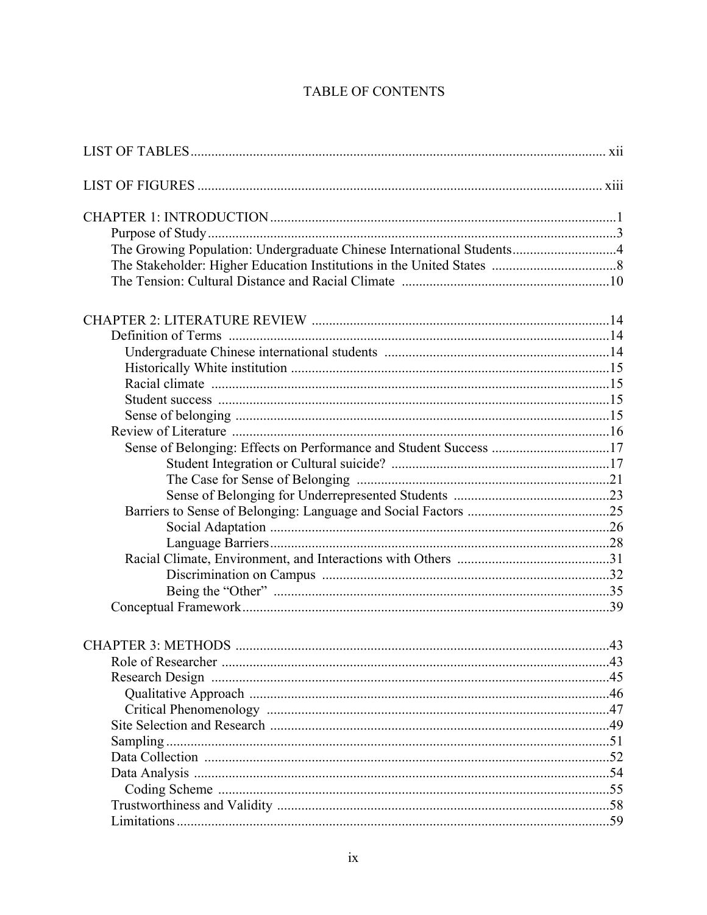# TABLE OF CONTENTS

LIST OF TABLES ........................................................................................................ xii

LIST OF FIGURES ..................................................................................................... xiii

CHAPTER 1: INTRODUCTION ...................................................................................1
- Purpose of Study .....................................................................................................3
- The Growing Population: Undergraduate Chinese International Students ..............................4
- The Stakeholder: Higher Education Institutions in the United States ....................................8
- The Tension: Cultural Distance and Racial Climate ............................................................10

CHAPTER 2: LITERATURE REVIEW .....................................................................14
- Definition of Terms .............................................................................................14
  - Undergraduate Chinese international students .................................................................14
  - Historically White institution ...........................................................................15
  - Racial climate ..................................................................................................15
  - Student success ................................................................................................15
  - Sense of belonging ...........................................................................................15
- Review of Literature ............................................................................................16
  - Sense of Belonging: Effects on Performance and Student Success ..................................17
    - Student Integration or Cultural suicide? ..............................................................17
    - The Case for Sense of Belonging .........................................................................21
    - Sense of Belonging for Underrepresented Students .............................................23
  - Barriers to Sense of Belonging: Language and Social Factors .........................................25
    - Social Adaptation .................................................................................26
    - Language Barriers .................................................................................28
  - Racial Climate, Environment, and Interactions with Others ............................................31
    - Discrimination on Campus ..................................................................................32
    - Being the "Other" ................................................................................35
- Conceptual Framework .........................................................................................39

CHAPTER 3: METHODS ...........................................................................................43
- Role of Researcher ...............................................................................................43
- Research Design ..................................................................................................45
  - Qualitative Approach .......................................................................................46
  - Critical Phenomenology ..................................................................................47
- Site Selection and Research .................................................................................49
- Sampling ...............................................................................................................51
- Data Collection .....................................................................................................52
- Data Analysis ........................................................................................................54
  - Coding Scheme ................................................................................................55
- Trustworthiness and Validity ...............................................................................58
- Limitations ............................................................................................................59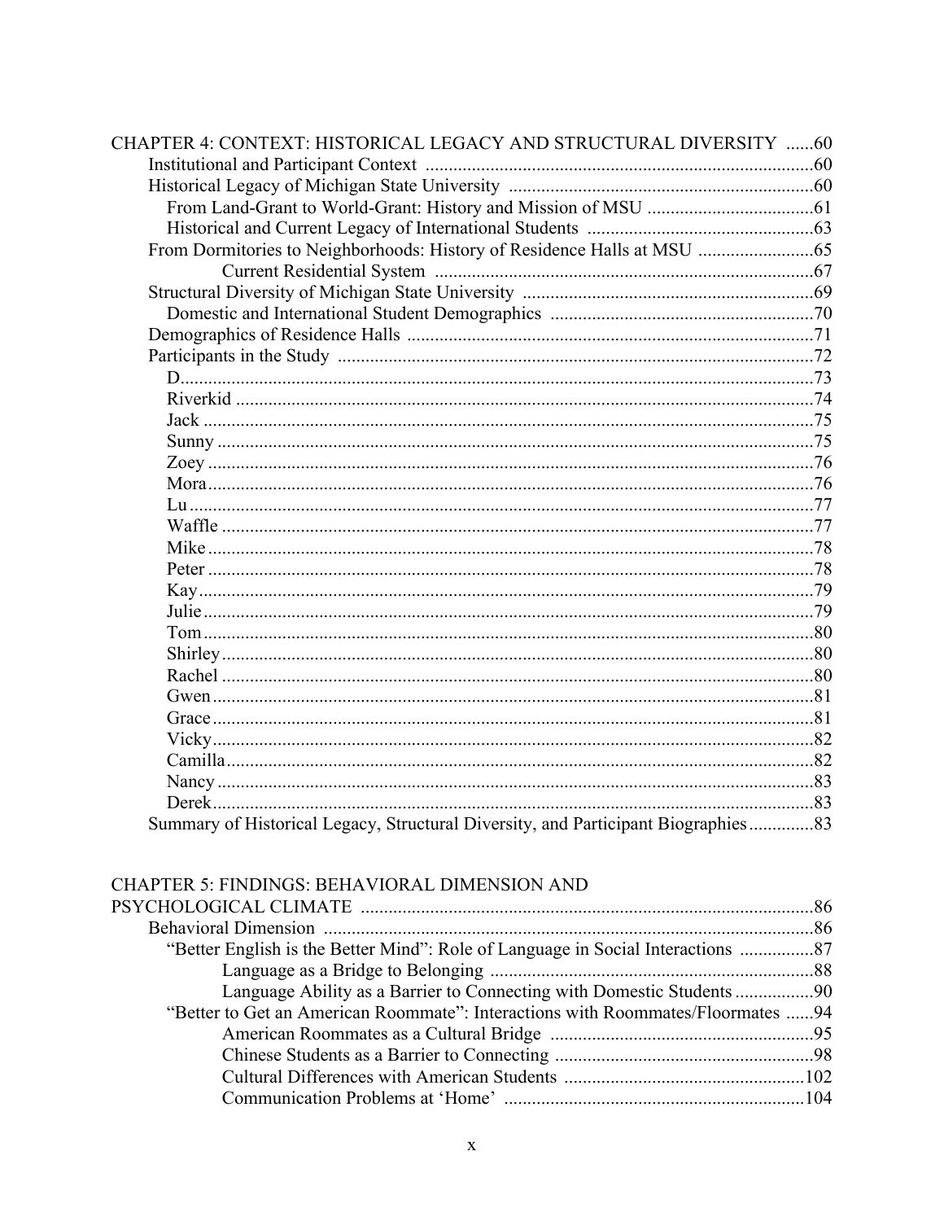CHAPTER 4: CONTEXT: HISTORICAL LEGACY AND STRUCTURAL DIVERSITY ......60
- Institutional and Participant Context ....................................................................................60
- Historical Legacy of Michigan State University ..................................................................60
  - From Land-Grant to World-Grant: History and Mission of MSU ....................................61
  - Historical and Current Legacy of International Students .................................................63
- From Dormitories to Neighborhoods: History of Residence Halls at MSU .........................65
  - Current Residential System ..................................................................................67
- Structural Diversity of Michigan State University ...............................................................69
  - Domestic and International Student Demographics .........................................................70
- Demographics of Residence Halls .........................................................................................71
- Participants in the Study .......................................................................................................72
  - D.........................................................................................................................................73
  - Riverkid ..............................................................................................................................74
  - Jack .....................................................................................................................................75
  - Sunny ..................................................................................................................................75
  - Zoey ....................................................................................................................................76
  - Mora....................................................................................................................................76
  - Lu ........................................................................................................................................77
  - Waffle .................................................................................................................................77
  - Mike ....................................................................................................................................78
  - Peter ....................................................................................................................................78
  - Kay......................................................................................................................................79
  - Julie .....................................................................................................................................79
  - Tom .....................................................................................................................................80
  - Shirley .................................................................................................................................80
  - Rachel .................................................................................................................................80
  - Gwen ...................................................................................................................................81
  - Grace ...................................................................................................................................81
  - Vicky ...................................................................................................................................82
  - Camilla ................................................................................................................................82
  - Nancy ..................................................................................................................................83
  - Derek ...................................................................................................................................83
- Summary of Historical Legacy, Structural Diversity, and Participant Biographies ..............83

CHAPTER 5: FINDINGS: BEHAVIORAL DIMENSION AND PSYCHOLOGICAL CLIMATE ..................................................................................................86
- Behavioral Dimension ...........................................................................................................86
  - "Better English is the Better Mind": Role of Language in Social Interactions ................87
    - Language as a Bridge to Belonging ......................................................................88
    - Language Ability as a Barrier to Connecting with Domestic Students .................90
  - "Better to Get an American Roommate": Interactions with Roommates/Floormates ......94
    - American Roommates as a Cultural Bridge .........................................................95
    - Chinese Students as a Barrier to Connecting ........................................................98
    - Cultural Differences with American Students ....................................................102
    - Communication Problems at 'Home' .................................................................104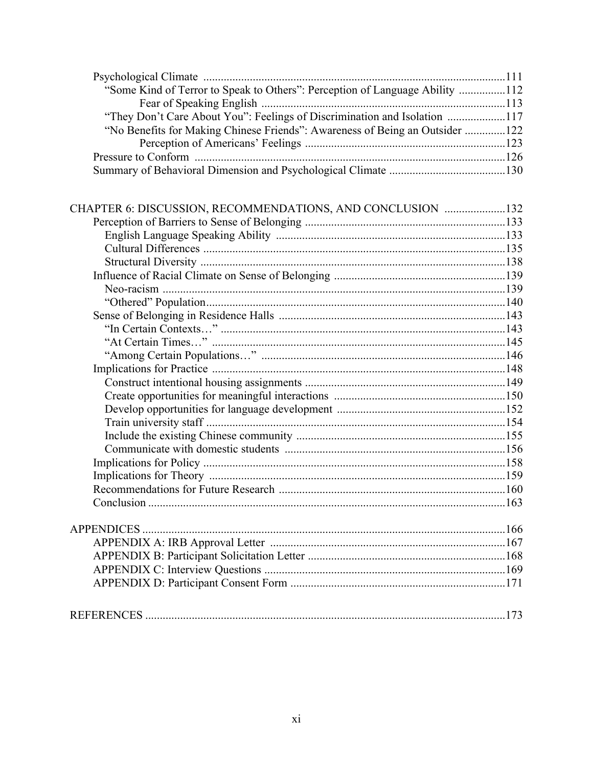Psychological Climate ....................................................................................................111
    "Some Kind of Terror to Speak to Others": Perception of Language Ability ................112
        Fear of Speaking English ....................................................................................113
    "They Don't Care About You": Feelings of Discrimination and Isolation ....................117
    "No Benefits for Making Chinese Friends": Awareness of Being an Outsider ..............122
        Perception of Americans' Feelings .....................................................................123
Pressure to Conform ..........................................................................................................126
Summary of Behavioral Dimension and Psychological Climate ........................................130

CHAPTER 6: DISCUSSION, RECOMMENDATIONS, AND CONCLUSION .....................132
    Perception of Barriers to Sense of Belonging ....................................................................133
        English Language Speaking Ability ..............................................................................133
        Cultural Differences .......................................................................................................135
        Structural Diversity .........................................................................................................138
    Influence of Racial Climate on Sense of Belonging ...........................................................139
        Neo-racism ......................................................................................................................139
        "Othered" Population.......................................................................................................140
    Sense of Belonging in Residence Halls ..............................................................................143
        "In Certain Contexts…" ..................................................................................................143
        "At Certain Times…" .....................................................................................................145
        "Among Certain Populations…" ....................................................................................146
    Implications for Practice .....................................................................................................148
        Construct intentional housing assignments .....................................................................149
        Create opportunities for meaningful interactions ...........................................................150
        Develop opportunities for language development ..........................................................152
        Train university staff .......................................................................................................154
        Include the existing Chinese community ........................................................................155
        Communicate with domestic students ............................................................................156
    Implications for Policy ........................................................................................................158
    Implications for Theory .......................................................................................................159
    Recommendations for Future Research ..............................................................................160
    Conclusion ...........................................................................................................................163

APPENDICES ............................................................................................................................166
    APPENDIX A: IRB Approval Letter .................................................................................167
    APPENDIX B: Participant Solicitation Letter ....................................................................168
    APPENDIX C: Interview Questions ...................................................................................169
    APPENDIX D: Participant Consent Form ..........................................................................171

REFERENCES ............................................................................................................................173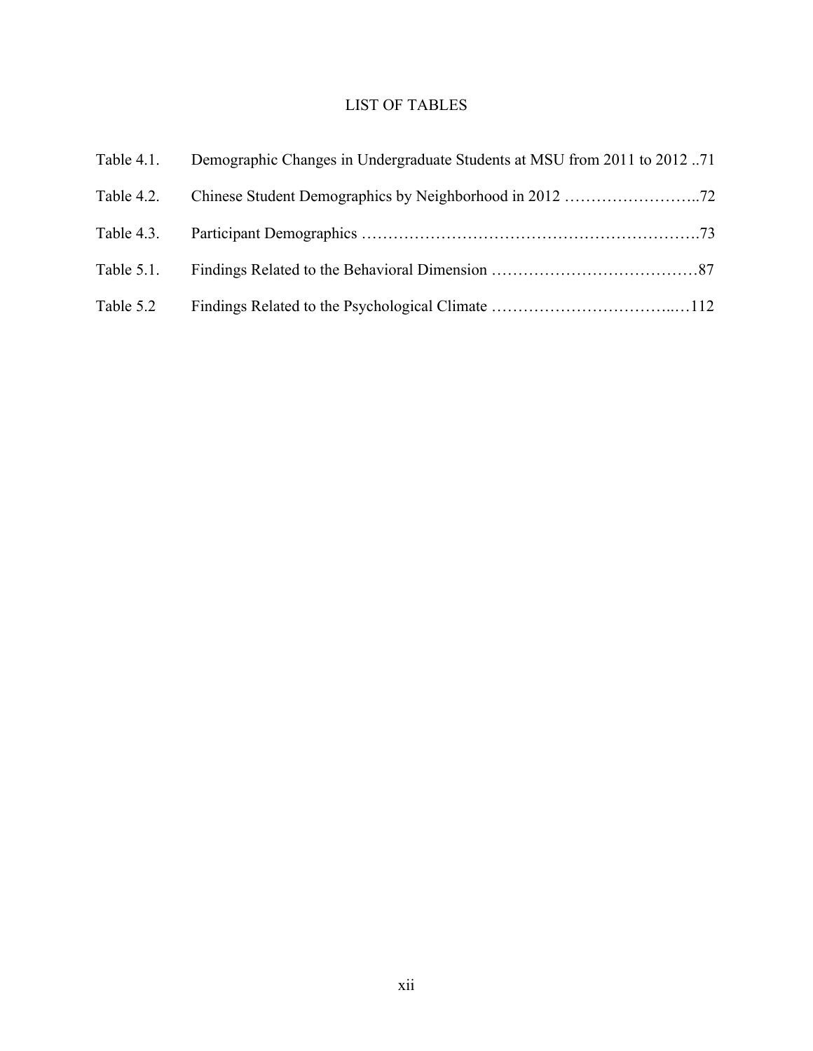# LIST OF TABLES

Table 4.1. Demographic Changes in Undergraduate Students at MSU from 2011 to 2012 ..71

Table 4.2. Chinese Student Demographics by Neighborhood in 2012 ……………………..72

Table 4.3. Participant Demographics ……………………………………………………….73

Table 5.1. Findings Related to the Behavioral Dimension …………………………………87

Table 5.2 Findings Related to the Psychological Climate ……………………………..…112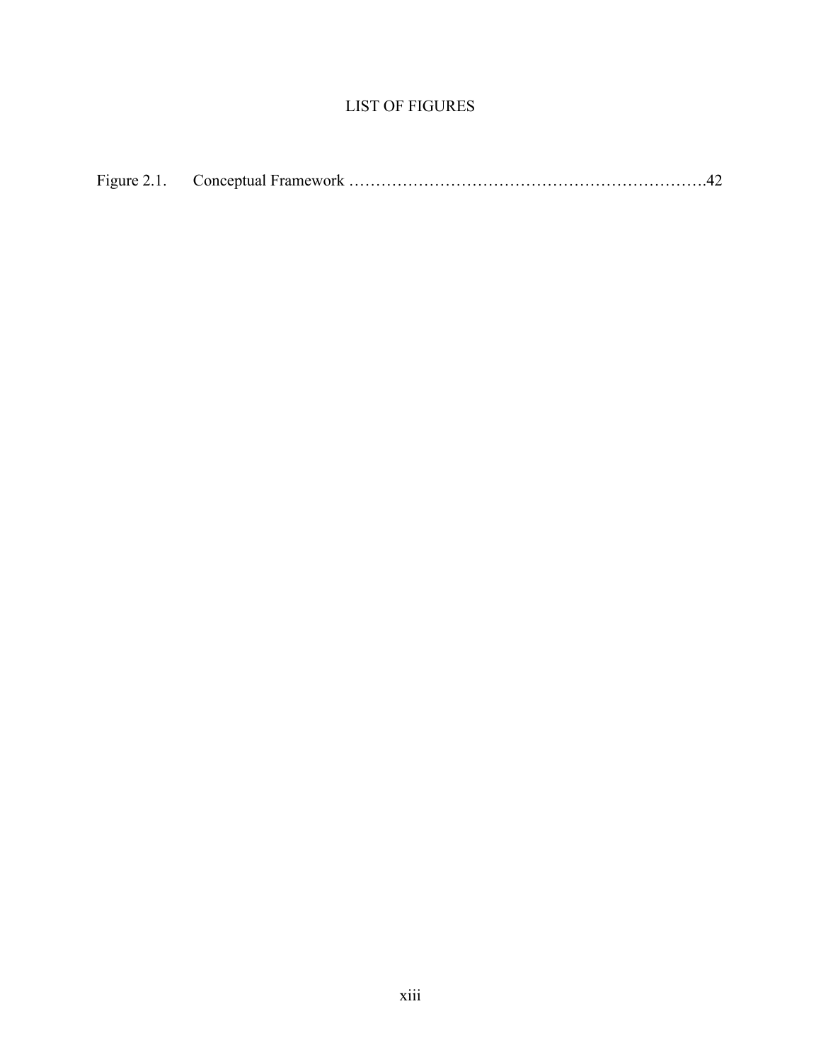# LIST OF FIGURES

Figure 2.1. Conceptual Framework ………………………………………………………….42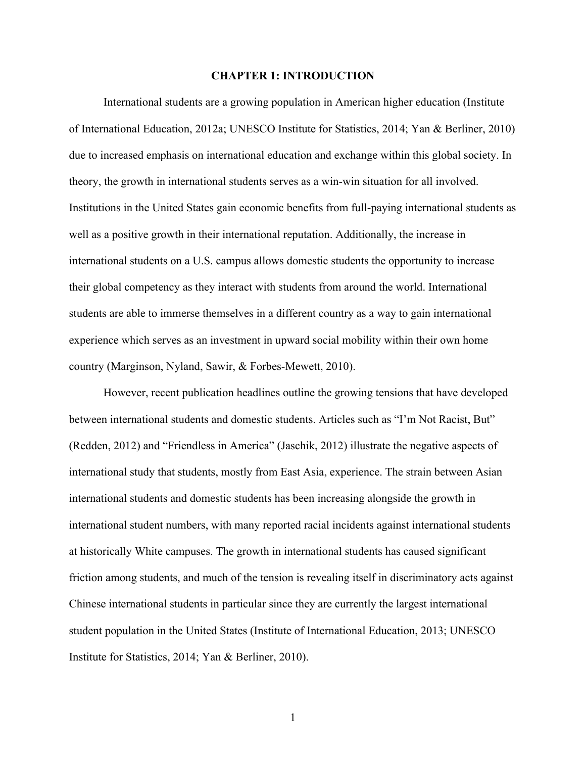# CHAPTER 1: INTRODUCTION

International students are a growing population in American higher education (Institute of International Education, 2012a; UNESCO Institute for Statistics, 2014; Yan & Berliner, 2010) due to increased emphasis on international education and exchange within this global society. In theory, the growth in international students serves as a win-win situation for all involved. Institutions in the United States gain economic benefits from full-paying international students as well as a positive growth in their international reputation. Additionally, the increase in international students on a U.S. campus allows domestic students the opportunity to increase their global competency as they interact with students from around the world. International students are able to immerse themselves in a different country as a way to gain international experience which serves as an investment in upward social mobility within their own home country (Marginson, Nyland, Sawir, & Forbes-Mewett, 2010).

However, recent publication headlines outline the growing tensions that have developed between international students and domestic students. Articles such as "I'm Not Racist, But" (Redden, 2012) and "Friendless in America" (Jaschik, 2012) illustrate the negative aspects of international study that students, mostly from East Asia, experience. The strain between Asian international students and domestic students has been increasing alongside the growth in international student numbers, with many reported racial incidents against international students at historically White campuses. The growth in international students has caused significant friction among students, and much of the tension is revealing itself in discriminatory acts against Chinese international students in particular since they are currently the largest international student population in the United States (Institute of International Education, 2013; UNESCO Institute for Statistics, 2014; Yan & Berliner, 2010).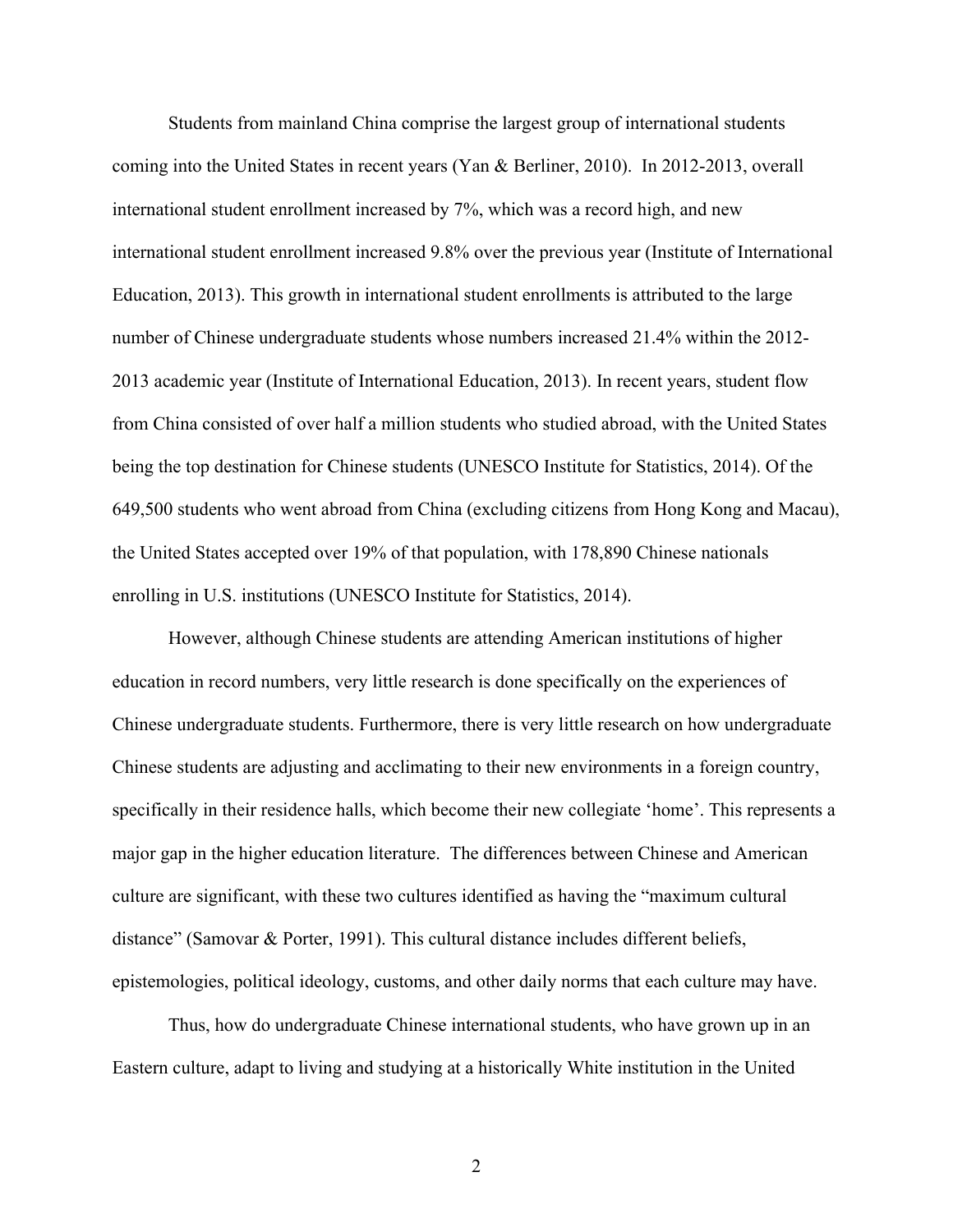Students from mainland China comprise the largest group of international students coming into the United States in recent years (Yan & Berliner, 2010). In 2012-2013, overall international student enrollment increased by 7%, which was a record high, and new international student enrollment increased 9.8% over the previous year (Institute of International Education, 2013). This growth in international student enrollments is attributed to the large number of Chinese undergraduate students whose numbers increased 21.4% within the 2012-2013 academic year (Institute of International Education, 2013). In recent years, student flow from China consisted of over half a million students who studied abroad, with the United States being the top destination for Chinese students (UNESCO Institute for Statistics, 2014). Of the 649,500 students who went abroad from China (excluding citizens from Hong Kong and Macau), the United States accepted over 19% of that population, with 178,890 Chinese nationals enrolling in U.S. institutions (UNESCO Institute for Statistics, 2014).

However, although Chinese students are attending American institutions of higher education in record numbers, very little research is done specifically on the experiences of Chinese undergraduate students. Furthermore, there is very little research on how undergraduate Chinese students are adjusting and acclimating to their new environments in a foreign country, specifically in their residence halls, which become their new collegiate 'home'. This represents a major gap in the higher education literature. The differences between Chinese and American culture are significant, with these two cultures identified as having the "maximum cultural distance" (Samovar & Porter, 1991). This cultural distance includes different beliefs, epistemologies, political ideology, customs, and other daily norms that each culture may have.

Thus, how do undergraduate Chinese international students, who have grown up in an Eastern culture, adapt to living and studying at a historically White institution in the United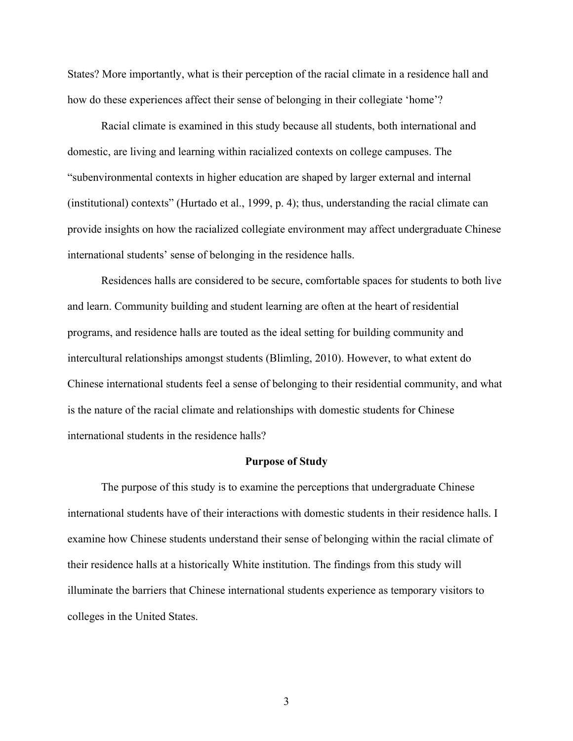States? More importantly, what is their perception of the racial climate in a residence hall and how do these experiences affect their sense of belonging in their collegiate 'home'?

Racial climate is examined in this study because all students, both international and domestic, are living and learning within racialized contexts on college campuses. The "subenvironmental contexts in higher education are shaped by larger external and internal (institutional) contexts" (Hurtado et al., 1999, p. 4); thus, understanding the racial climate can provide insights on how the racialized collegiate environment may affect undergraduate Chinese international students' sense of belonging in the residence halls.

Residences halls are considered to be secure, comfortable spaces for students to both live and learn. Community building and student learning are often at the heart of residential programs, and residence halls are touted as the ideal setting for building community and intercultural relationships amongst students (Blimling, 2010). However, to what extent do Chinese international students feel a sense of belonging to their residential community, and what is the nature of the racial climate and relationships with domestic students for Chinese international students in the residence halls?

**Purpose of Study**

The purpose of this study is to examine the perceptions that undergraduate Chinese international students have of their interactions with domestic students in their residence halls. I examine how Chinese students understand their sense of belonging within the racial climate of their residence halls at a historically White institution. The findings from this study will illuminate the barriers that Chinese international students experience as temporary visitors to colleges in the United States.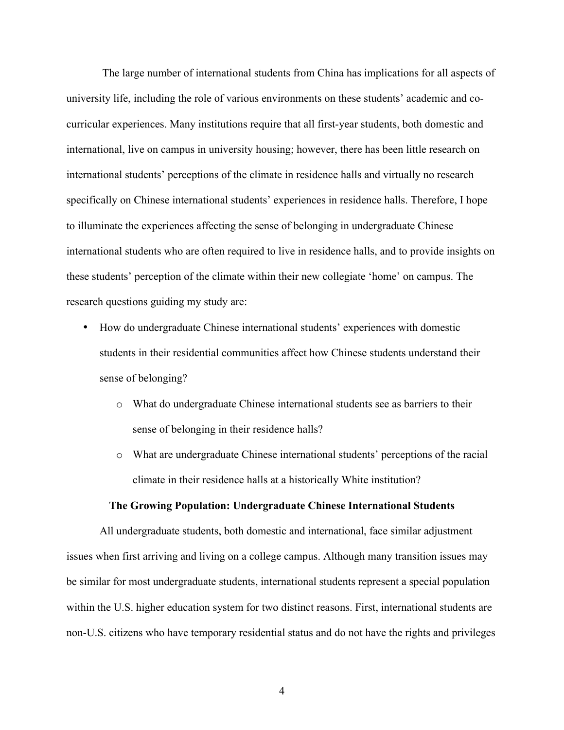The large number of international students from China has implications for all aspects of university life, including the role of various environments on these students' academic and co-curricular experiences. Many institutions require that all first-year students, both domestic and international, live on campus in university housing; however, there has been little research on international students' perceptions of the climate in residence halls and virtually no research specifically on Chinese international students' experiences in residence halls. Therefore, I hope to illuminate the experiences affecting the sense of belonging in undergraduate Chinese international students who are often required to live in residence halls, and to provide insights on these students' perception of the climate within their new collegiate 'home' on campus. The research questions guiding my study are:

- How do undergraduate Chinese international students' experiences with domestic students in their residential communities affect how Chinese students understand their sense of belonging?
  - What do undergraduate Chinese international students see as barriers to their sense of belonging in their residence halls?
  - What are undergraduate Chinese international students' perceptions of the racial climate in their residence halls at a historically White institution?

## The Growing Population: Undergraduate Chinese International Students

All undergraduate students, both domestic and international, face similar adjustment issues when first arriving and living on a college campus. Although many transition issues may be similar for most undergraduate students, international students represent a special population within the U.S. higher education system for two distinct reasons. First, international students are non-U.S. citizens who have temporary residential status and do not have the rights and privileges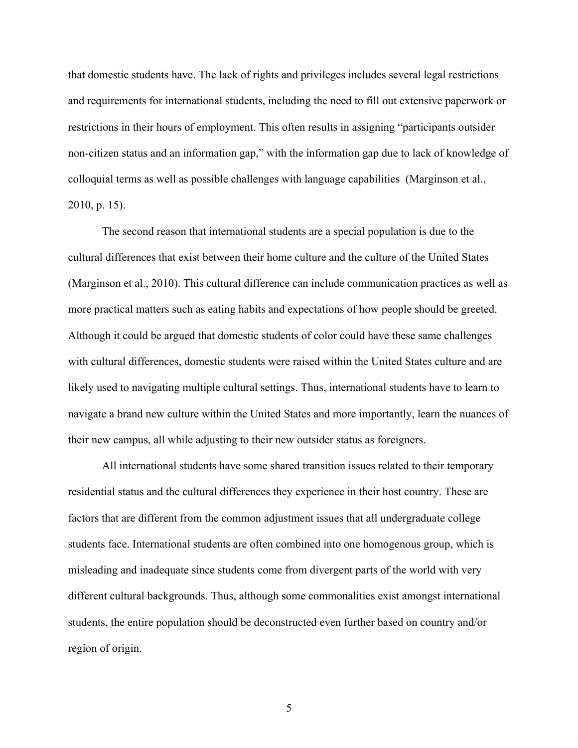that domestic students have. The lack of rights and privileges includes several legal restrictions and requirements for international students, including the need to fill out extensive paperwork or restrictions in their hours of employment. This often results in assigning "participants outsider non-citizen status and an information gap," with the information gap due to lack of knowledge of colloquial terms as well as possible challenges with language capabilities (Marginson et al., 2010, p. 15).

The second reason that international students are a special population is due to the cultural differences that exist between their home culture and the culture of the United States (Marginson et al., 2010). This cultural difference can include communication practices as well as more practical matters such as eating habits and expectations of how people should be greeted. Although it could be argued that domestic students of color could have these same challenges with cultural differences, domestic students were raised within the United States culture and are likely used to navigating multiple cultural settings. Thus, international students have to learn to navigate a brand new culture within the United States and more importantly, learn the nuances of their new campus, all while adjusting to their new outsider status as foreigners.

All international students have some shared transition issues related to their temporary residential status and the cultural differences they experience in their host country. These are factors that are different from the common adjustment issues that all undergraduate college students face. International students are often combined into one homogenous group, which is misleading and inadequate since students come from divergent parts of the world with very different cultural backgrounds. Thus, although some commonalities exist amongst international students, the entire population should be deconstructed even further based on country and/or region of origin.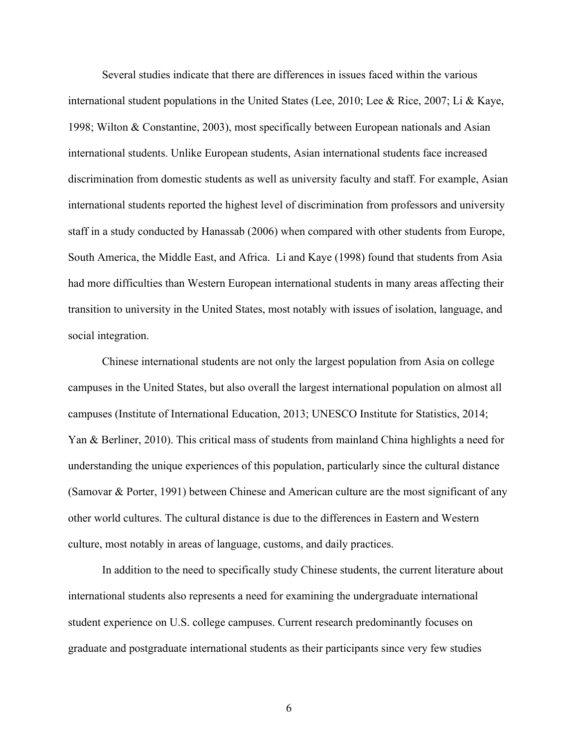Several studies indicate that there are differences in issues faced within the various international student populations in the United States (Lee, 2010; Lee & Rice, 2007; Li & Kaye, 1998; Wilton & Constantine, 2003), most specifically between European nationals and Asian international students. Unlike European students, Asian international students face increased discrimination from domestic students as well as university faculty and staff. For example, Asian international students reported the highest level of discrimination from professors and university staff in a study conducted by Hanassab (2006) when compared with other students from Europe, South America, the Middle East, and Africa. Li and Kaye (1998) found that students from Asia had more difficulties than Western European international students in many areas affecting their transition to university in the United States, most notably with issues of isolation, language, and social integration.

Chinese international students are not only the largest population from Asia on college campuses in the United States, but also overall the largest international population on almost all campuses (Institute of International Education, 2013; UNESCO Institute for Statistics, 2014; Yan & Berliner, 2010). This critical mass of students from mainland China highlights a need for understanding the unique experiences of this population, particularly since the cultural distance (Samovar & Porter, 1991) between Chinese and American culture are the most significant of any other world cultures. The cultural distance is due to the differences in Eastern and Western culture, most notably in areas of language, customs, and daily practices.

In addition to the need to specifically study Chinese students, the current literature about international students also represents a need for examining the undergraduate international student experience on U.S. college campuses. Current research predominantly focuses on graduate and postgraduate international students as their participants since very few studies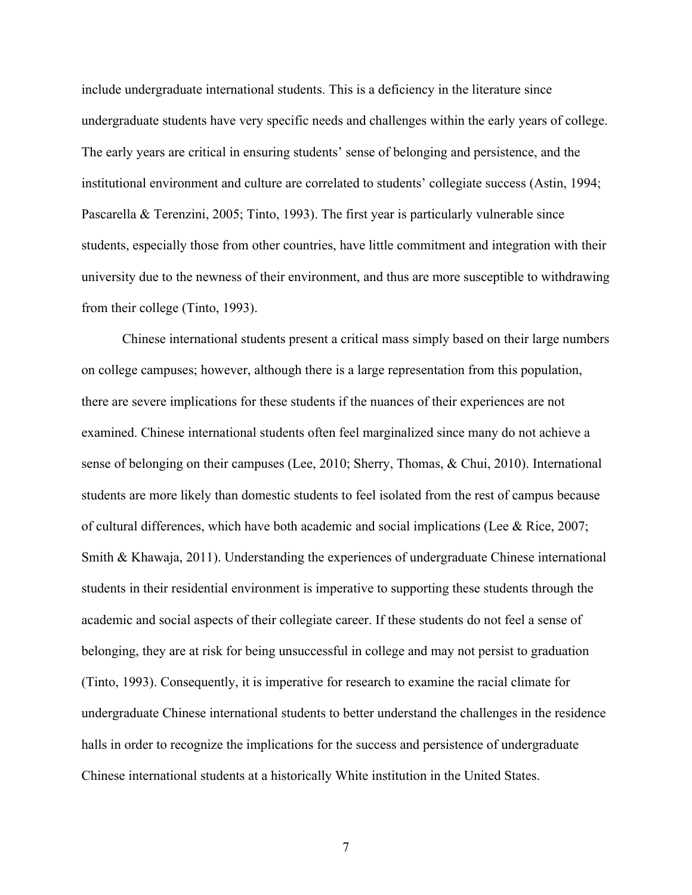include undergraduate international students. This is a deficiency in the literature since undergraduate students have very specific needs and challenges within the early years of college. The early years are critical in ensuring students' sense of belonging and persistence, and the institutional environment and culture are correlated to students' collegiate success (Astin, 1994; Pascarella & Terenzini, 2005; Tinto, 1993). The first year is particularly vulnerable since students, especially those from other countries, have little commitment and integration with their university due to the newness of their environment, and thus are more susceptible to withdrawing from their college (Tinto, 1993).

Chinese international students present a critical mass simply based on their large numbers on college campuses; however, although there is a large representation from this population, there are severe implications for these students if the nuances of their experiences are not examined. Chinese international students often feel marginalized since many do not achieve a sense of belonging on their campuses (Lee, 2010; Sherry, Thomas, & Chui, 2010). International students are more likely than domestic students to feel isolated from the rest of campus because of cultural differences, which have both academic and social implications (Lee & Rice, 2007; Smith & Khawaja, 2011). Understanding the experiences of undergraduate Chinese international students in their residential environment is imperative to supporting these students through the academic and social aspects of their collegiate career. If these students do not feel a sense of belonging, they are at risk for being unsuccessful in college and may not persist to graduation (Tinto, 1993). Consequently, it is imperative for research to examine the racial climate for undergraduate Chinese international students to better understand the challenges in the residence halls in order to recognize the implications for the success and persistence of undergraduate Chinese international students at a historically White institution in the United States.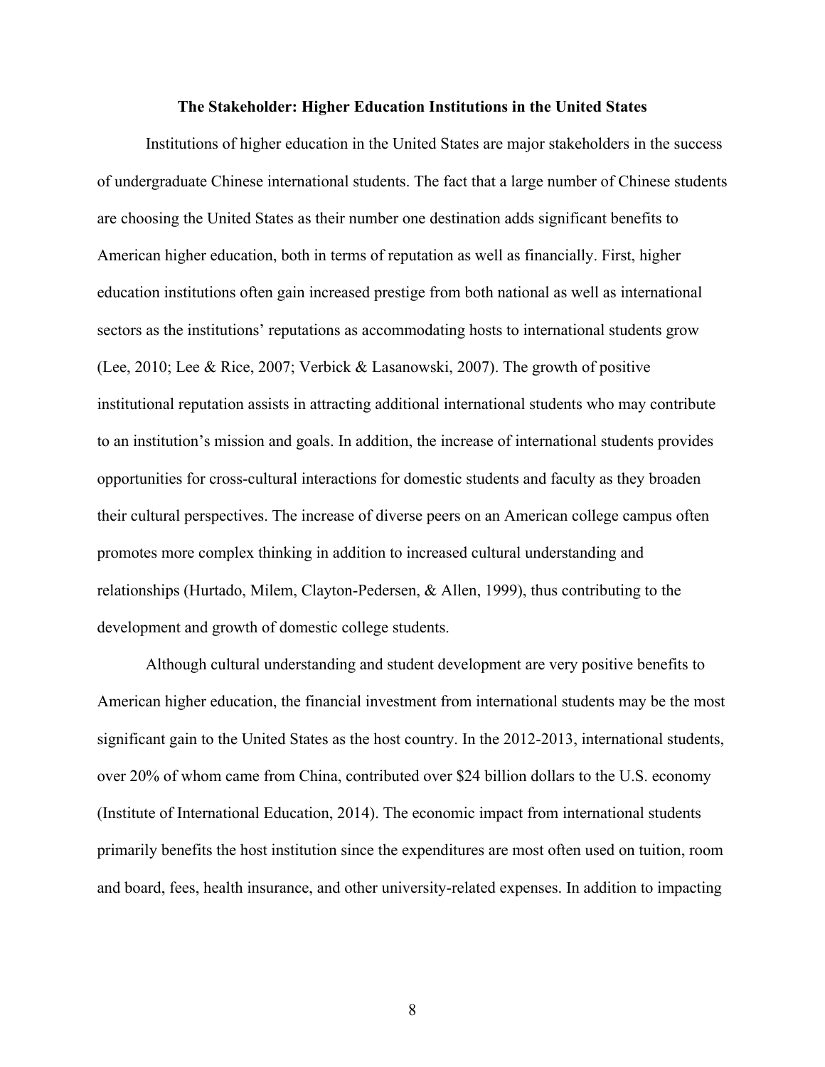### The Stakeholder: Higher Education Institutions in the United States

Institutions of higher education in the United States are major stakeholders in the success of undergraduate Chinese international students. The fact that a large number of Chinese students are choosing the United States as their number one destination adds significant benefits to American higher education, both in terms of reputation as well as financially. First, higher education institutions often gain increased prestige from both national as well as international sectors as the institutions' reputations as accommodating hosts to international students grow (Lee, 2010; Lee & Rice, 2007; Verbick & Lasanowski, 2007). The growth of positive institutional reputation assists in attracting additional international students who may contribute to an institution's mission and goals. In addition, the increase of international students provides opportunities for cross-cultural interactions for domestic students and faculty as they broaden their cultural perspectives. The increase of diverse peers on an American college campus often promotes more complex thinking in addition to increased cultural understanding and relationships (Hurtado, Milem, Clayton-Pedersen, & Allen, 1999), thus contributing to the development and growth of domestic college students.

Although cultural understanding and student development are very positive benefits to American higher education, the financial investment from international students may be the most significant gain to the United States as the host country. In the 2012-2013, international students, over 20% of whom came from China, contributed over $24 billion dollars to the U.S. economy (Institute of International Education, 2014). The economic impact from international students primarily benefits the host institution since the expenditures are most often used on tuition, room and board, fees, health insurance, and other university-related expenses. In addition to impacting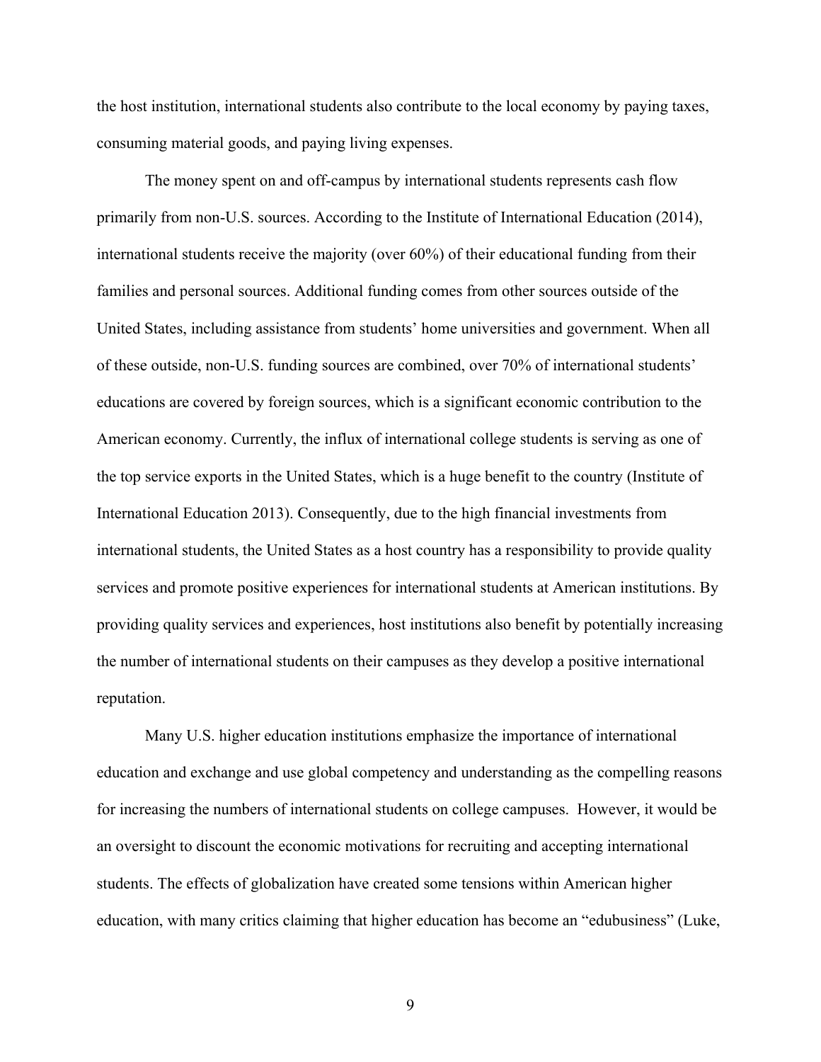the host institution, international students also contribute to the local economy by paying taxes, consuming material goods, and paying living expenses.

The money spent on and off-campus by international students represents cash flow primarily from non-U.S. sources. According to the Institute of International Education (2014), international students receive the majority (over 60%) of their educational funding from their families and personal sources. Additional funding comes from other sources outside of the United States, including assistance from students' home universities and government. When all of these outside, non-U.S. funding sources are combined, over 70% of international students' educations are covered by foreign sources, which is a significant economic contribution to the American economy. Currently, the influx of international college students is serving as one of the top service exports in the United States, which is a huge benefit to the country (Institute of International Education 2013). Consequently, due to the high financial investments from international students, the United States as a host country has a responsibility to provide quality services and promote positive experiences for international students at American institutions. By providing quality services and experiences, host institutions also benefit by potentially increasing the number of international students on their campuses as they develop a positive international reputation.

Many U.S. higher education institutions emphasize the importance of international education and exchange and use global competency and understanding as the compelling reasons for increasing the numbers of international students on college campuses. However, it would be an oversight to discount the economic motivations for recruiting and accepting international students. The effects of globalization have created some tensions within American higher education, with many critics claiming that higher education has become an "edubusiness" (Luke,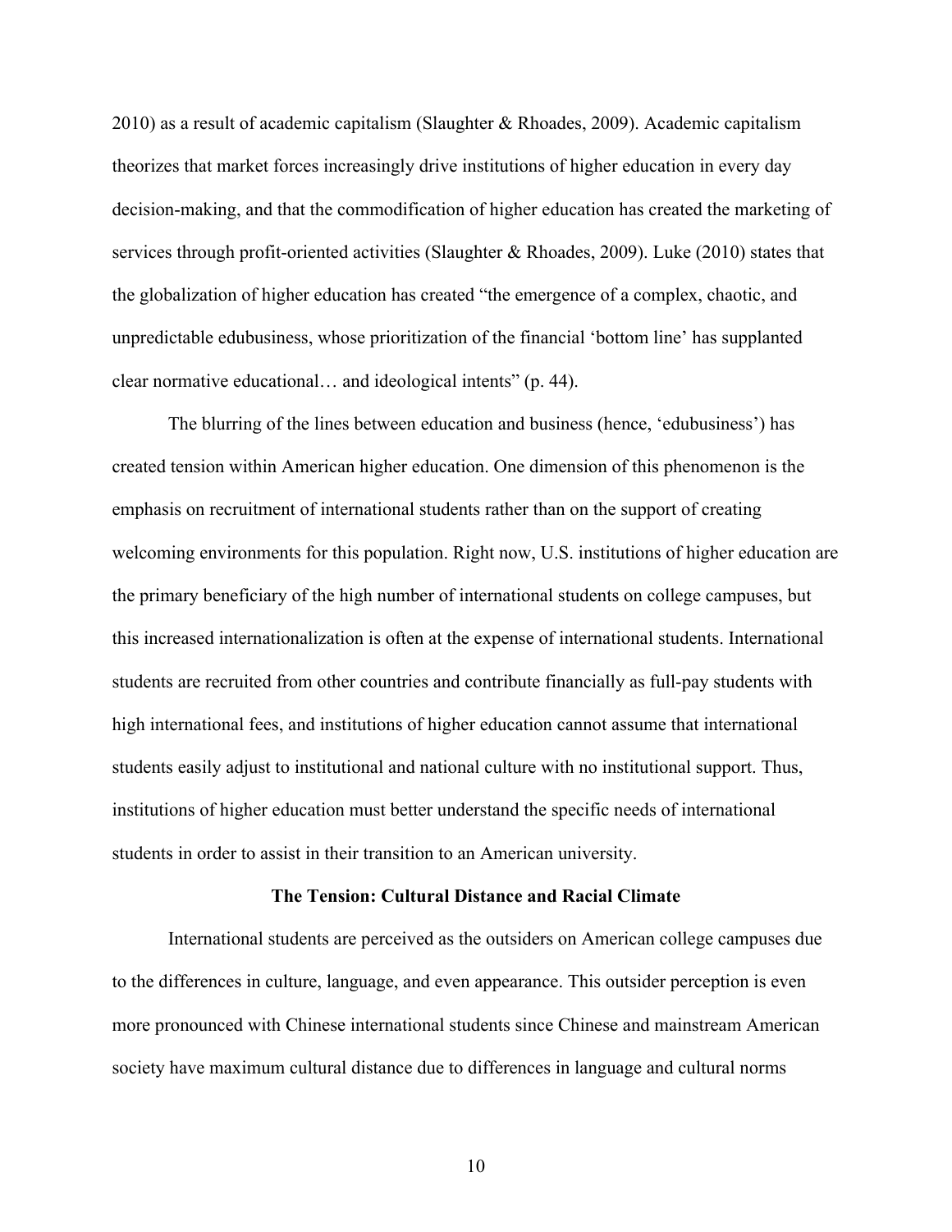2010) as a result of academic capitalism (Slaughter & Rhoades, 2009). Academic capitalism theorizes that market forces increasingly drive institutions of higher education in every day decision-making, and that the commodification of higher education has created the marketing of services through profit-oriented activities (Slaughter & Rhoades, 2009). Luke (2010) states that the globalization of higher education has created "the emergence of a complex, chaotic, and unpredictable edubusiness, whose prioritization of the financial 'bottom line' has supplanted clear normative educational… and ideological intents" (p. 44).

The blurring of the lines between education and business (hence, 'edubusiness') has created tension within American higher education. One dimension of this phenomenon is the emphasis on recruitment of international students rather than on the support of creating welcoming environments for this population. Right now, U.S. institutions of higher education are the primary beneficiary of the high number of international students on college campuses, but this increased internationalization is often at the expense of international students. International students are recruited from other countries and contribute financially as full-pay students with high international fees, and institutions of higher education cannot assume that international students easily adjust to institutional and national culture with no institutional support. Thus, institutions of higher education must better understand the specific needs of international students in order to assist in their transition to an American university.

## The Tension: Cultural Distance and Racial Climate

International students are perceived as the outsiders on American college campuses due to the differences in culture, language, and even appearance. This outsider perception is even more pronounced with Chinese international students since Chinese and mainstream American society have maximum cultural distance due to differences in language and cultural norms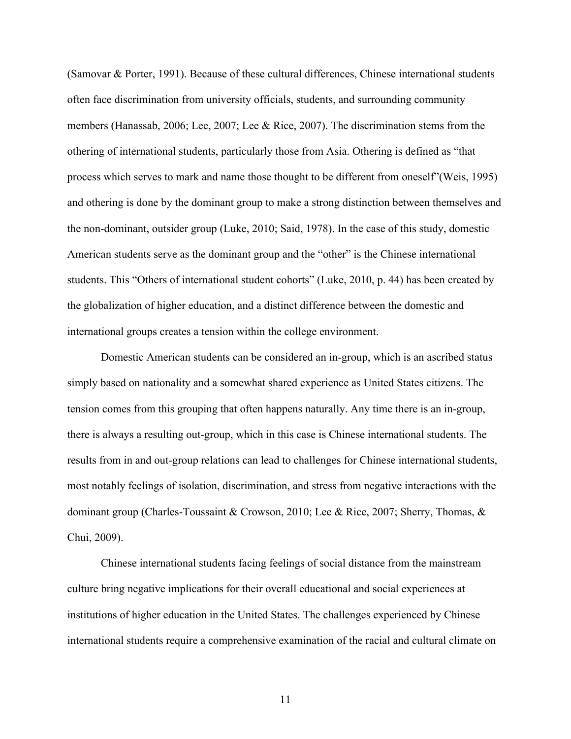(Samovar & Porter, 1991). Because of these cultural differences, Chinese international students often face discrimination from university officials, students, and surrounding community members (Hanassab, 2006; Lee, 2007; Lee & Rice, 2007). The discrimination stems from the othering of international students, particularly those from Asia. Othering is defined as "that process which serves to mark and name those thought to be different from oneself"(Weis, 1995) and othering is done by the dominant group to make a strong distinction between themselves and the non-dominant, outsider group (Luke, 2010; Said, 1978). In the case of this study, domestic American students serve as the dominant group and the "other" is the Chinese international students. This "Others of international student cohorts" (Luke, 2010, p. 44) has been created by the globalization of higher education, and a distinct difference between the domestic and international groups creates a tension within the college environment.

Domestic American students can be considered an in-group, which is an ascribed status simply based on nationality and a somewhat shared experience as United States citizens. The tension comes from this grouping that often happens naturally. Any time there is an in-group, there is always a resulting out-group, which in this case is Chinese international students. The results from in and out-group relations can lead to challenges for Chinese international students, most notably feelings of isolation, discrimination, and stress from negative interactions with the dominant group (Charles-Toussaint & Crowson, 2010; Lee & Rice, 2007; Sherry, Thomas, & Chui, 2009).

Chinese international students facing feelings of social distance from the mainstream culture bring negative implications for their overall educational and social experiences at institutions of higher education in the United States. The challenges experienced by Chinese international students require a comprehensive examination of the racial and cultural climate on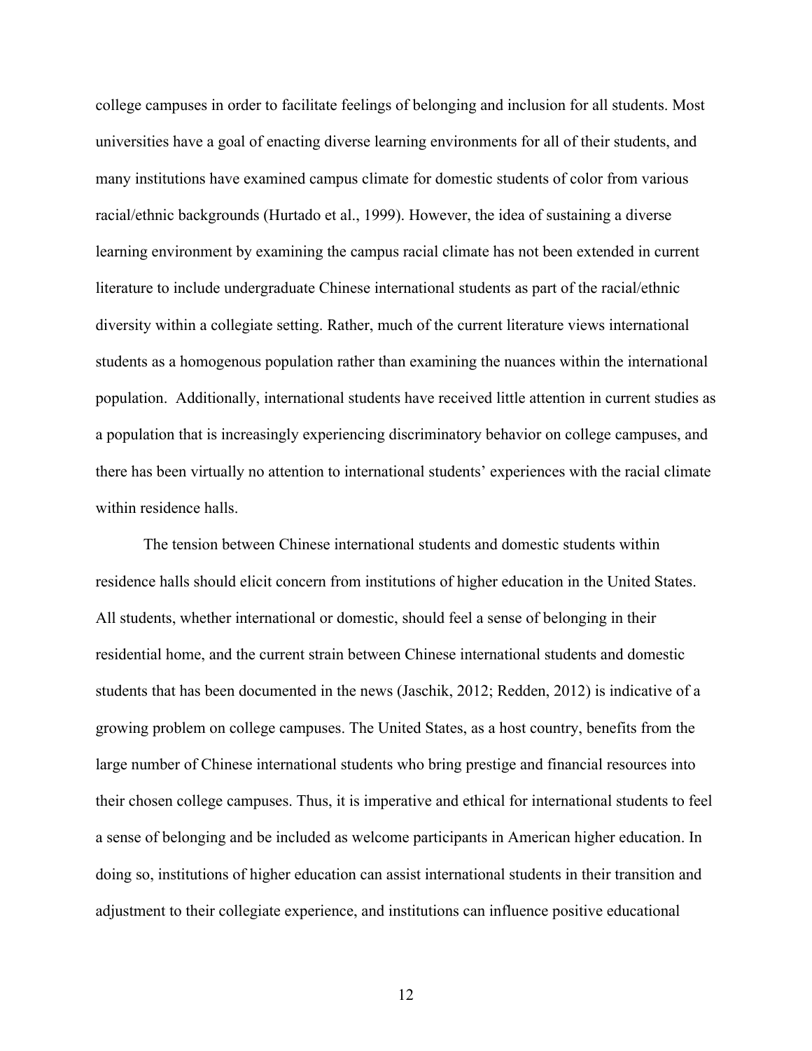college campuses in order to facilitate feelings of belonging and inclusion for all students. Most universities have a goal of enacting diverse learning environments for all of their students, and many institutions have examined campus climate for domestic students of color from various racial/ethnic backgrounds (Hurtado et al., 1999). However, the idea of sustaining a diverse learning environment by examining the campus racial climate has not been extended in current literature to include undergraduate Chinese international students as part of the racial/ethnic diversity within a collegiate setting. Rather, much of the current literature views international students as a homogenous population rather than examining the nuances within the international population. Additionally, international students have received little attention in current studies as a population that is increasingly experiencing discriminatory behavior on college campuses, and there has been virtually no attention to international students' experiences with the racial climate within residence halls.

The tension between Chinese international students and domestic students within residence halls should elicit concern from institutions of higher education in the United States. All students, whether international or domestic, should feel a sense of belonging in their residential home, and the current strain between Chinese international students and domestic students that has been documented in the news (Jaschik, 2012; Redden, 2012) is indicative of a growing problem on college campuses. The United States, as a host country, benefits from the large number of Chinese international students who bring prestige and financial resources into their chosen college campuses. Thus, it is imperative and ethical for international students to feel a sense of belonging and be included as welcome participants in American higher education. In doing so, institutions of higher education can assist international students in their transition and adjustment to their collegiate experience, and institutions can influence positive educational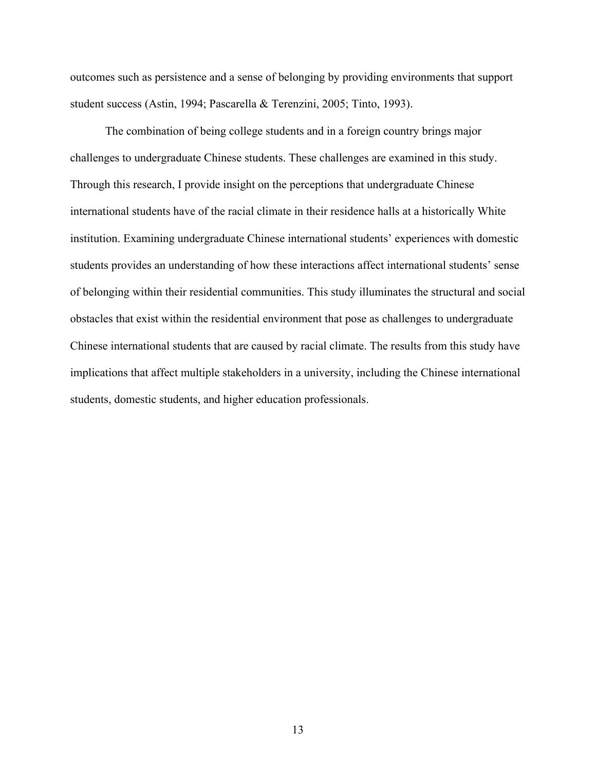outcomes such as persistence and a sense of belonging by providing environments that support student success (Astin, 1994; Pascarella & Terenzini, 2005; Tinto, 1993).

The combination of being college students and in a foreign country brings major challenges to undergraduate Chinese students. These challenges are examined in this study. Through this research, I provide insight on the perceptions that undergraduate Chinese international students have of the racial climate in their residence halls at a historically White institution. Examining undergraduate Chinese international students' experiences with domestic students provides an understanding of how these interactions affect international students' sense of belonging within their residential communities. This study illuminates the structural and social obstacles that exist within the residential environment that pose as challenges to undergraduate Chinese international students that are caused by racial climate. The results from this study have implications that affect multiple stakeholders in a university, including the Chinese international students, domestic students, and higher education professionals.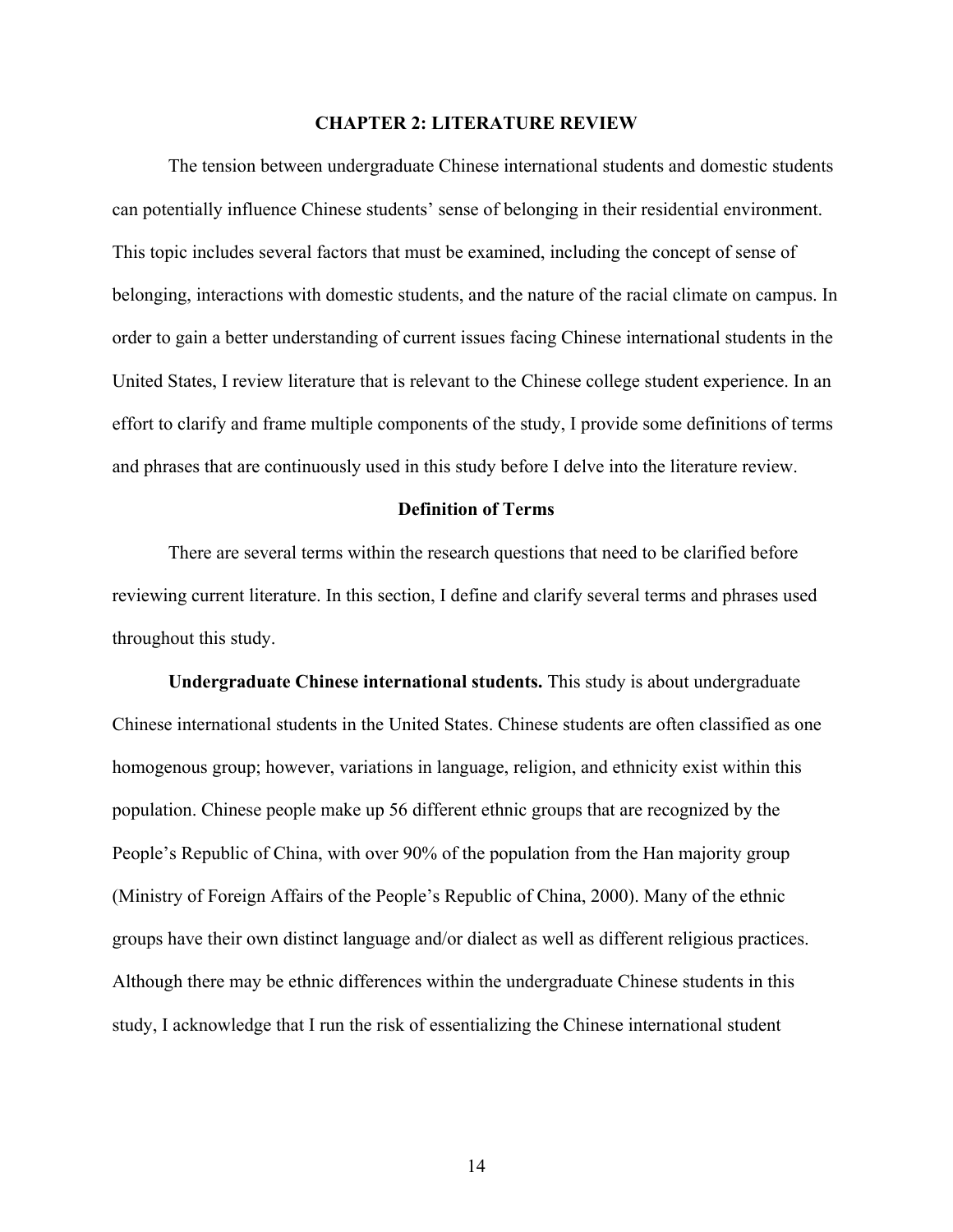# CHAPTER 2: LITERATURE REVIEW

The tension between undergraduate Chinese international students and domestic students can potentially influence Chinese students' sense of belonging in their residential environment. This topic includes several factors that must be examined, including the concept of sense of belonging, interactions with domestic students, and the nature of the racial climate on campus. In order to gain a better understanding of current issues facing Chinese international students in the United States, I review literature that is relevant to the Chinese college student experience. In an effort to clarify and frame multiple components of the study, I provide some definitions of terms and phrases that are continuously used in this study before I delve into the literature review.

## Definition of Terms

There are several terms within the research questions that need to be clarified before reviewing current literature. In this section, I define and clarify several terms and phrases used throughout this study.

**Undergraduate Chinese international students.** This study is about undergraduate Chinese international students in the United States. Chinese students are often classified as one homogenous group; however, variations in language, religion, and ethnicity exist within this population. Chinese people make up 56 different ethnic groups that are recognized by the People's Republic of China, with over 90% of the population from the Han majority group (Ministry of Foreign Affairs of the People's Republic of China, 2000). Many of the ethnic groups have their own distinct language and/or dialect as well as different religious practices. Although there may be ethnic differences within the undergraduate Chinese students in this study, I acknowledge that I run the risk of essentializing the Chinese international student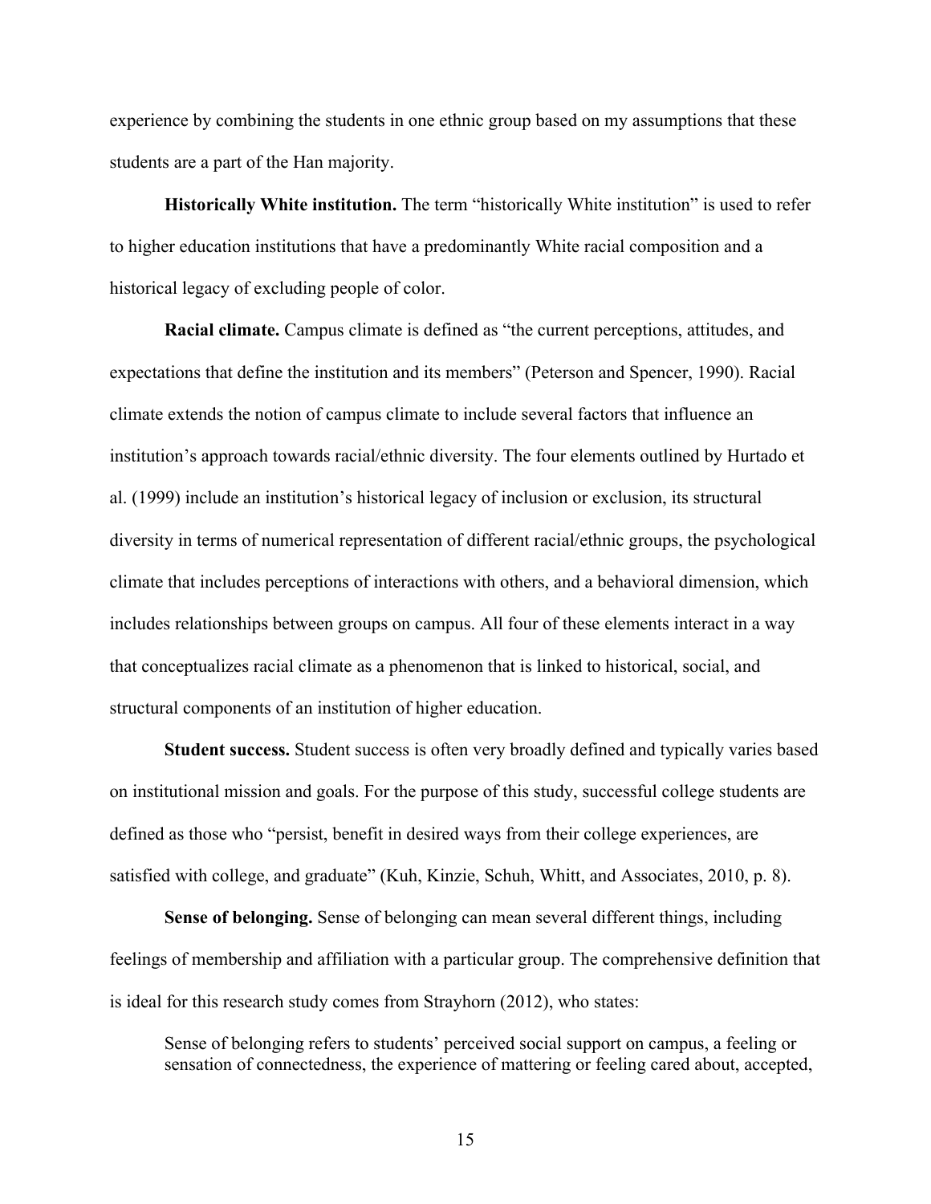experience by combining the students in one ethnic group based on my assumptions that these students are a part of the Han majority.

**Historically White institution.** The term "historically White institution" is used to refer to higher education institutions that have a predominantly White racial composition and a historical legacy of excluding people of color.

**Racial climate.** Campus climate is defined as "the current perceptions, attitudes, and expectations that define the institution and its members" (Peterson and Spencer, 1990). Racial climate extends the notion of campus climate to include several factors that influence an institution's approach towards racial/ethnic diversity. The four elements outlined by Hurtado et al. (1999) include an institution's historical legacy of inclusion or exclusion, its structural diversity in terms of numerical representation of different racial/ethnic groups, the psychological climate that includes perceptions of interactions with others, and a behavioral dimension, which includes relationships between groups on campus. All four of these elements interact in a way that conceptualizes racial climate as a phenomenon that is linked to historical, social, and structural components of an institution of higher education.

**Student success.** Student success is often very broadly defined and typically varies based on institutional mission and goals. For the purpose of this study, successful college students are defined as those who "persist, benefit in desired ways from their college experiences, are satisfied with college, and graduate" (Kuh, Kinzie, Schuh, Whitt, and Associates, 2010, p. 8).

**Sense of belonging.** Sense of belonging can mean several different things, including feelings of membership and affiliation with a particular group. The comprehensive definition that is ideal for this research study comes from Strayhorn (2012), who states:

> Sense of belonging refers to students' perceived social support on campus, a feeling or sensation of connectedness, the experience of mattering or feeling cared about, accepted,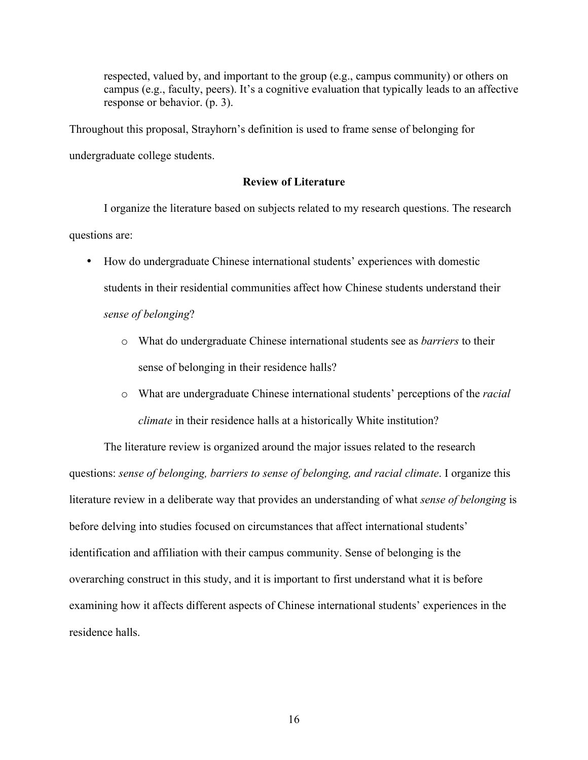> respected, valued by, and important to the group (e.g., campus community) or others on campus (e.g., faculty, peers). It's a cognitive evaluation that typically leads to an affective response or behavior. (p. 3).

Throughout this proposal, Strayhorn's definition is used to frame sense of belonging for undergraduate college students.

## Review of Literature

I organize the literature based on subjects related to my research questions. The research questions are:

- How do undergraduate Chinese international students' experiences with domestic students in their residential communities affect how Chinese students understand their *sense of belonging*?
    - What do undergraduate Chinese international students see as *barriers* to their sense of belonging in their residence halls?
    - What are undergraduate Chinese international students' perceptions of the *racial climate* in their residence halls at a historically White institution?

The literature review is organized around the major issues related to the research questions: *sense of belonging, barriers to sense of belonging, and racial climate*. I organize this literature review in a deliberate way that provides an understanding of what *sense of belonging* is before delving into studies focused on circumstances that affect international students' identification and affiliation with their campus community. Sense of belonging is the overarching construct in this study, and it is important to first understand what it is before examining how it affects different aspects of Chinese international students' experiences in the residence halls.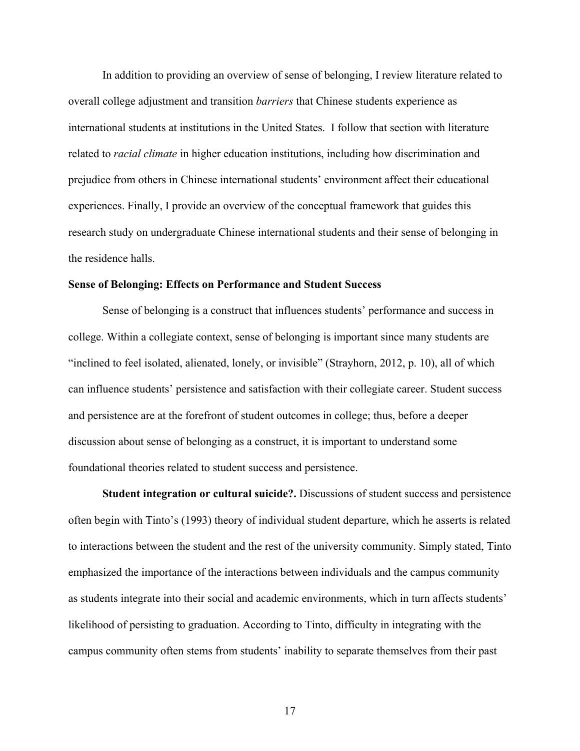In addition to providing an overview of sense of belonging, I review literature related to overall college adjustment and transition *barriers* that Chinese students experience as international students at institutions in the United States. I follow that section with literature related to *racial climate* in higher education institutions, including how discrimination and prejudice from others in Chinese international students' environment affect their educational experiences. Finally, I provide an overview of the conceptual framework that guides this research study on undergraduate Chinese international students and their sense of belonging in the residence halls.

## Sense of Belonging: Effects on Performance and Student Success

Sense of belonging is a construct that influences students' performance and success in college. Within a collegiate context, sense of belonging is important since many students are "inclined to feel isolated, alienated, lonely, or invisible" (Strayhorn, 2012, p. 10), all of which can influence students' persistence and satisfaction with their collegiate career. Student success and persistence are at the forefront of student outcomes in college; thus, before a deeper discussion about sense of belonging as a construct, it is important to understand some foundational theories related to student success and persistence.

**Student integration or cultural suicide?.** Discussions of student success and persistence often begin with Tinto's (1993) theory of individual student departure, which he asserts is related to interactions between the student and the rest of the university community. Simply stated, Tinto emphasized the importance of the interactions between individuals and the campus community as students integrate into their social and academic environments, which in turn affects students' likelihood of persisting to graduation. According to Tinto, difficulty in integrating with the campus community often stems from students' inability to separate themselves from their past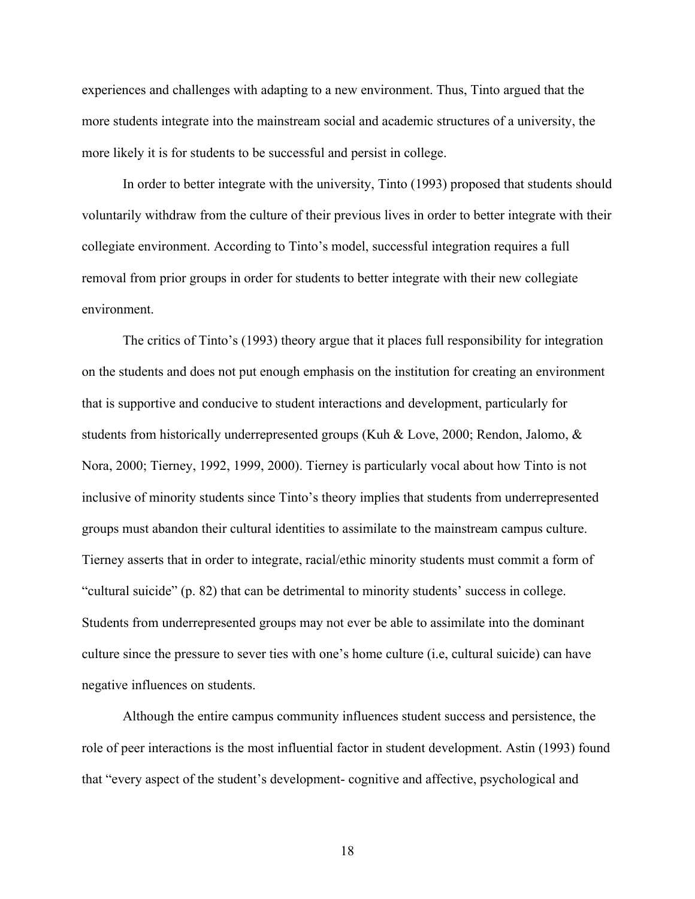experiences and challenges with adapting to a new environment. Thus, Tinto argued that the more students integrate into the mainstream social and academic structures of a university, the more likely it is for students to be successful and persist in college.

In order to better integrate with the university, Tinto (1993) proposed that students should voluntarily withdraw from the culture of their previous lives in order to better integrate with their collegiate environment. According to Tinto's model, successful integration requires a full removal from prior groups in order for students to better integrate with their new collegiate environment.

The critics of Tinto's (1993) theory argue that it places full responsibility for integration on the students and does not put enough emphasis on the institution for creating an environment that is supportive and conducive to student interactions and development, particularly for students from historically underrepresented groups (Kuh & Love, 2000; Rendon, Jalomo, & Nora, 2000; Tierney, 1992, 1999, 2000). Tierney is particularly vocal about how Tinto is not inclusive of minority students since Tinto's theory implies that students from underrepresented groups must abandon their cultural identities to assimilate to the mainstream campus culture. Tierney asserts that in order to integrate, racial/ethic minority students must commit a form of "cultural suicide" (p. 82) that can be detrimental to minority students' success in college. Students from underrepresented groups may not ever be able to assimilate into the dominant culture since the pressure to sever ties with one's home culture (i.e, cultural suicide) can have negative influences on students.

Although the entire campus community influences student success and persistence, the role of peer interactions is the most influential factor in student development. Astin (1993) found that "every aspect of the student's development- cognitive and affective, psychological and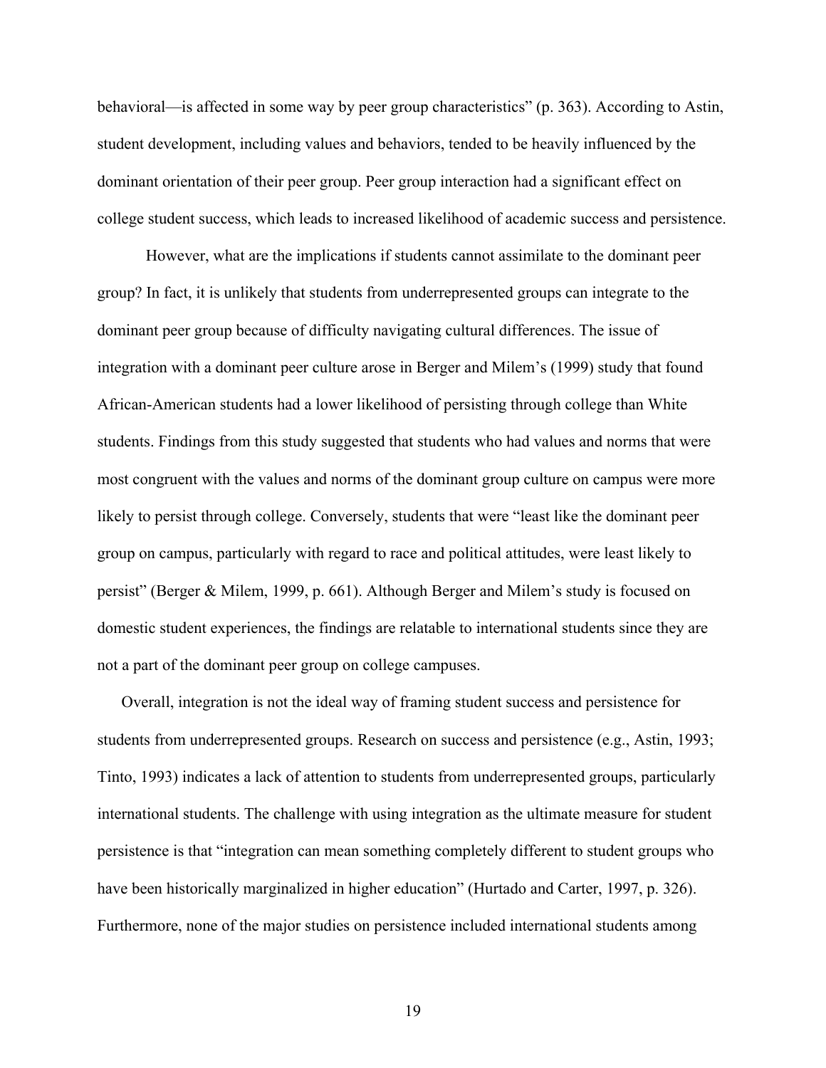behavioral—is affected in some way by peer group characteristics" (p. 363). According to Astin, student development, including values and behaviors, tended to be heavily influenced by the dominant orientation of their peer group. Peer group interaction had a significant effect on college student success, which leads to increased likelihood of academic success and persistence.

However, what are the implications if students cannot assimilate to the dominant peer group? In fact, it is unlikely that students from underrepresented groups can integrate to the dominant peer group because of difficulty navigating cultural differences. The issue of integration with a dominant peer culture arose in Berger and Milem's (1999) study that found African-American students had a lower likelihood of persisting through college than White students. Findings from this study suggested that students who had values and norms that were most congruent with the values and norms of the dominant group culture on campus were more likely to persist through college. Conversely, students that were "least like the dominant peer group on campus, particularly with regard to race and political attitudes, were least likely to persist" (Berger & Milem, 1999, p. 661). Although Berger and Milem's study is focused on domestic student experiences, the findings are relatable to international students since they are not a part of the dominant peer group on college campuses.

Overall, integration is not the ideal way of framing student success and persistence for students from underrepresented groups. Research on success and persistence (e.g., Astin, 1993; Tinto, 1993) indicates a lack of attention to students from underrepresented groups, particularly international students. The challenge with using integration as the ultimate measure for student persistence is that "integration can mean something completely different to student groups who have been historically marginalized in higher education" (Hurtado and Carter, 1997, p. 326). Furthermore, none of the major studies on persistence included international students among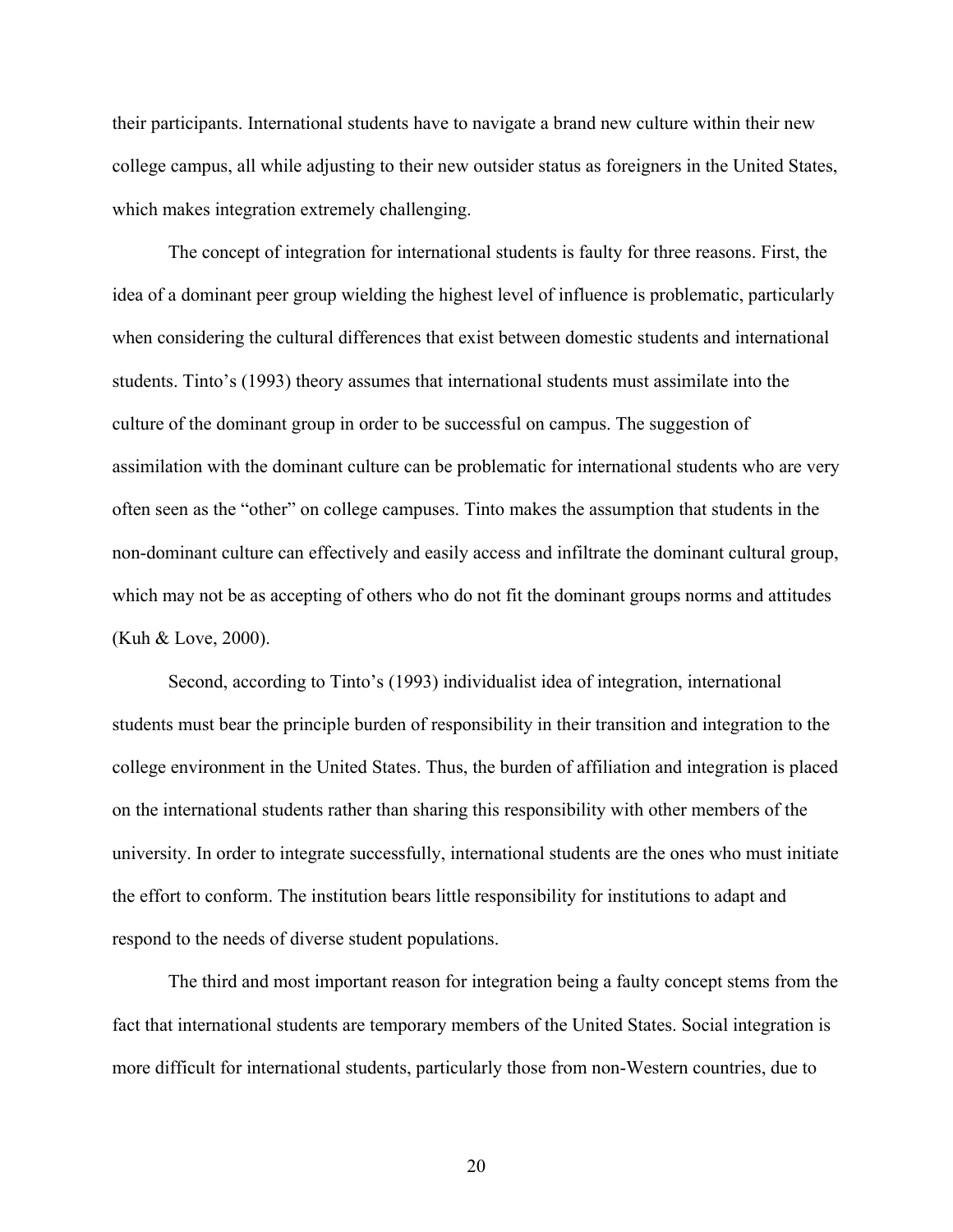their participants. International students have to navigate a brand new culture within their new college campus, all while adjusting to their new outsider status as foreigners in the United States, which makes integration extremely challenging.

The concept of integration for international students is faulty for three reasons. First, the idea of a dominant peer group wielding the highest level of influence is problematic, particularly when considering the cultural differences that exist between domestic students and international students. Tinto's (1993) theory assumes that international students must assimilate into the culture of the dominant group in order to be successful on campus. The suggestion of assimilation with the dominant culture can be problematic for international students who are very often seen as the "other" on college campuses. Tinto makes the assumption that students in the non-dominant culture can effectively and easily access and infiltrate the dominant cultural group, which may not be as accepting of others who do not fit the dominant groups norms and attitudes (Kuh & Love, 2000).

Second, according to Tinto's (1993) individualist idea of integration, international students must bear the principle burden of responsibility in their transition and integration to the college environment in the United States. Thus, the burden of affiliation and integration is placed on the international students rather than sharing this responsibility with other members of the university. In order to integrate successfully, international students are the ones who must initiate the effort to conform. The institution bears little responsibility for institutions to adapt and respond to the needs of diverse student populations.

The third and most important reason for integration being a faulty concept stems from the fact that international students are temporary members of the United States. Social integration is more difficult for international students, particularly those from non-Western countries, due to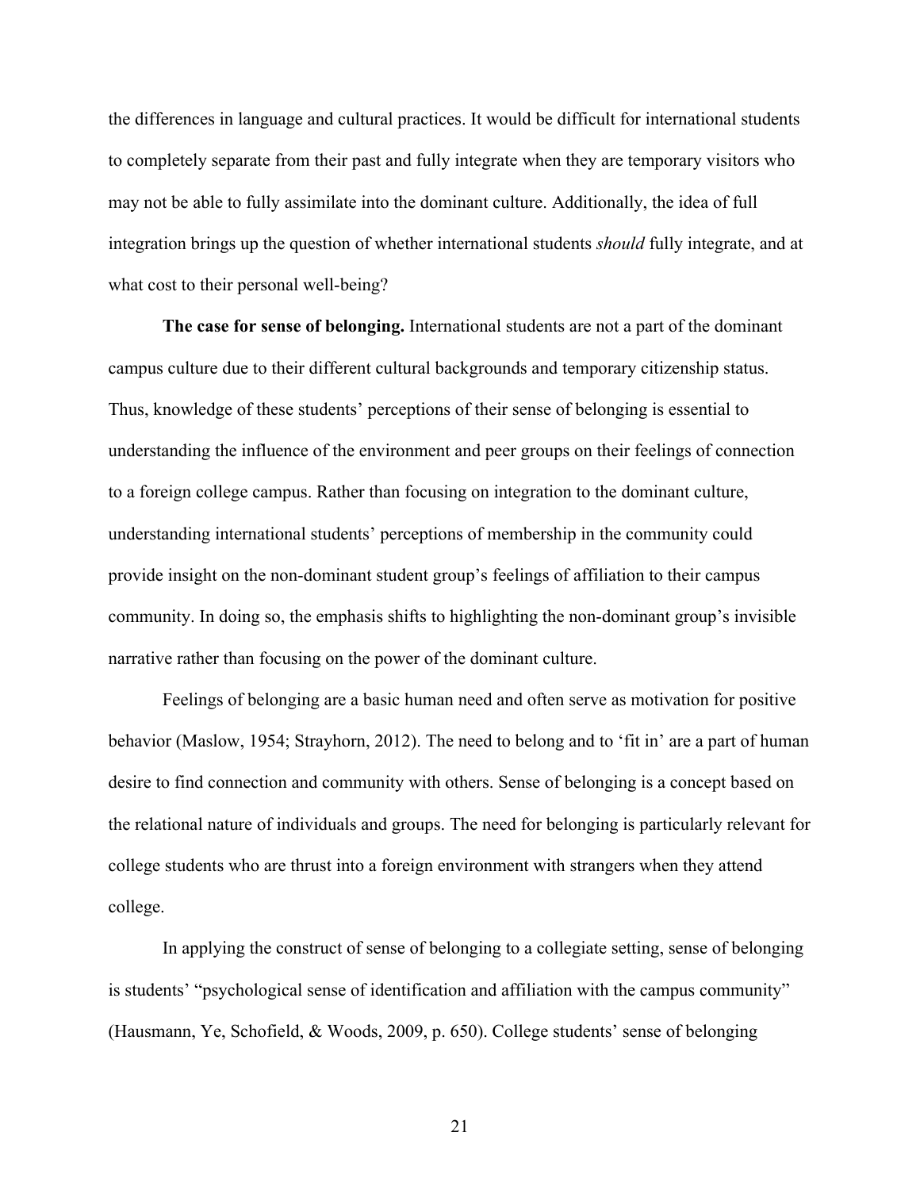the differences in language and cultural practices. It would be difficult for international students to completely separate from their past and fully integrate when they are temporary visitors who may not be able to fully assimilate into the dominant culture. Additionally, the idea of full integration brings up the question of whether international students *should* fully integrate, and at what cost to their personal well-being?

**The case for sense of belonging.** International students are not a part of the dominant campus culture due to their different cultural backgrounds and temporary citizenship status. Thus, knowledge of these students' perceptions of their sense of belonging is essential to understanding the influence of the environment and peer groups on their feelings of connection to a foreign college campus. Rather than focusing on integration to the dominant culture, understanding international students' perceptions of membership in the community could provide insight on the non-dominant student group's feelings of affiliation to their campus community. In doing so, the emphasis shifts to highlighting the non-dominant group's invisible narrative rather than focusing on the power of the dominant culture.

Feelings of belonging are a basic human need and often serve as motivation for positive behavior (Maslow, 1954; Strayhorn, 2012). The need to belong and to 'fit in' are a part of human desire to find connection and community with others. Sense of belonging is a concept based on the relational nature of individuals and groups. The need for belonging is particularly relevant for college students who are thrust into a foreign environment with strangers when they attend college.

In applying the construct of sense of belonging to a collegiate setting, sense of belonging is students' "psychological sense of identification and affiliation with the campus community" (Hausmann, Ye, Schofield, & Woods, 2009, p. 650). College students' sense of belonging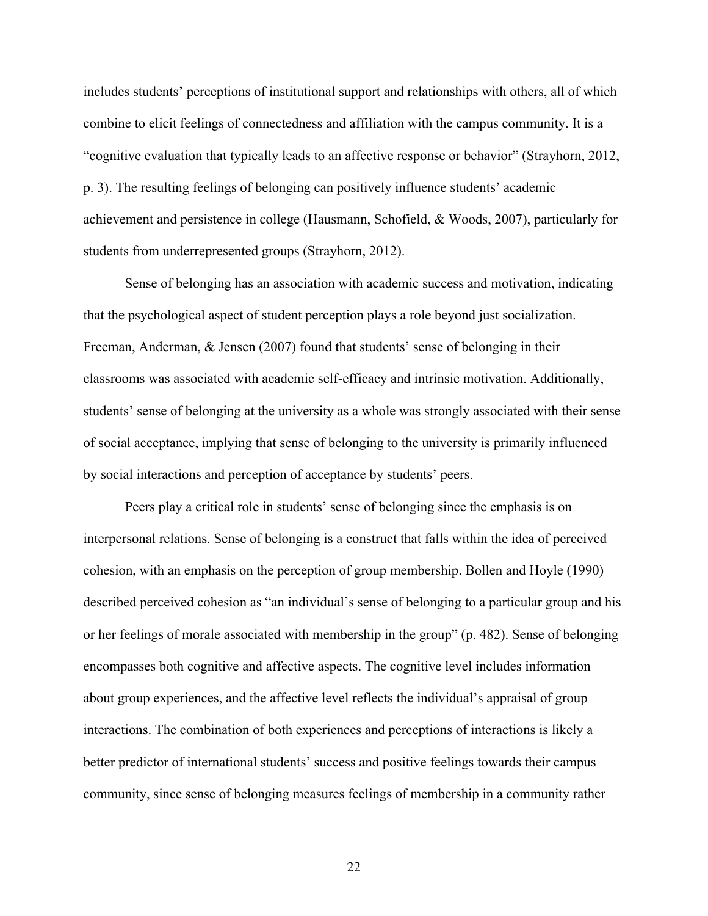includes students' perceptions of institutional support and relationships with others, all of which combine to elicit feelings of connectedness and affiliation with the campus community. It is a "cognitive evaluation that typically leads to an affective response or behavior" (Strayhorn, 2012, p. 3). The resulting feelings of belonging can positively influence students' academic achievement and persistence in college (Hausmann, Schofield, & Woods, 2007), particularly for students from underrepresented groups (Strayhorn, 2012).

Sense of belonging has an association with academic success and motivation, indicating that the psychological aspect of student perception plays a role beyond just socialization. Freeman, Anderman, & Jensen (2007) found that students' sense of belonging in their classrooms was associated with academic self-efficacy and intrinsic motivation. Additionally, students' sense of belonging at the university as a whole was strongly associated with their sense of social acceptance, implying that sense of belonging to the university is primarily influenced by social interactions and perception of acceptance by students' peers.

Peers play a critical role in students' sense of belonging since the emphasis is on interpersonal relations. Sense of belonging is a construct that falls within the idea of perceived cohesion, with an emphasis on the perception of group membership. Bollen and Hoyle (1990) described perceived cohesion as "an individual's sense of belonging to a particular group and his or her feelings of morale associated with membership in the group" (p. 482). Sense of belonging encompasses both cognitive and affective aspects. The cognitive level includes information about group experiences, and the affective level reflects the individual's appraisal of group interactions. The combination of both experiences and perceptions of interactions is likely a better predictor of international students' success and positive feelings towards their campus community, since sense of belonging measures feelings of membership in a community rather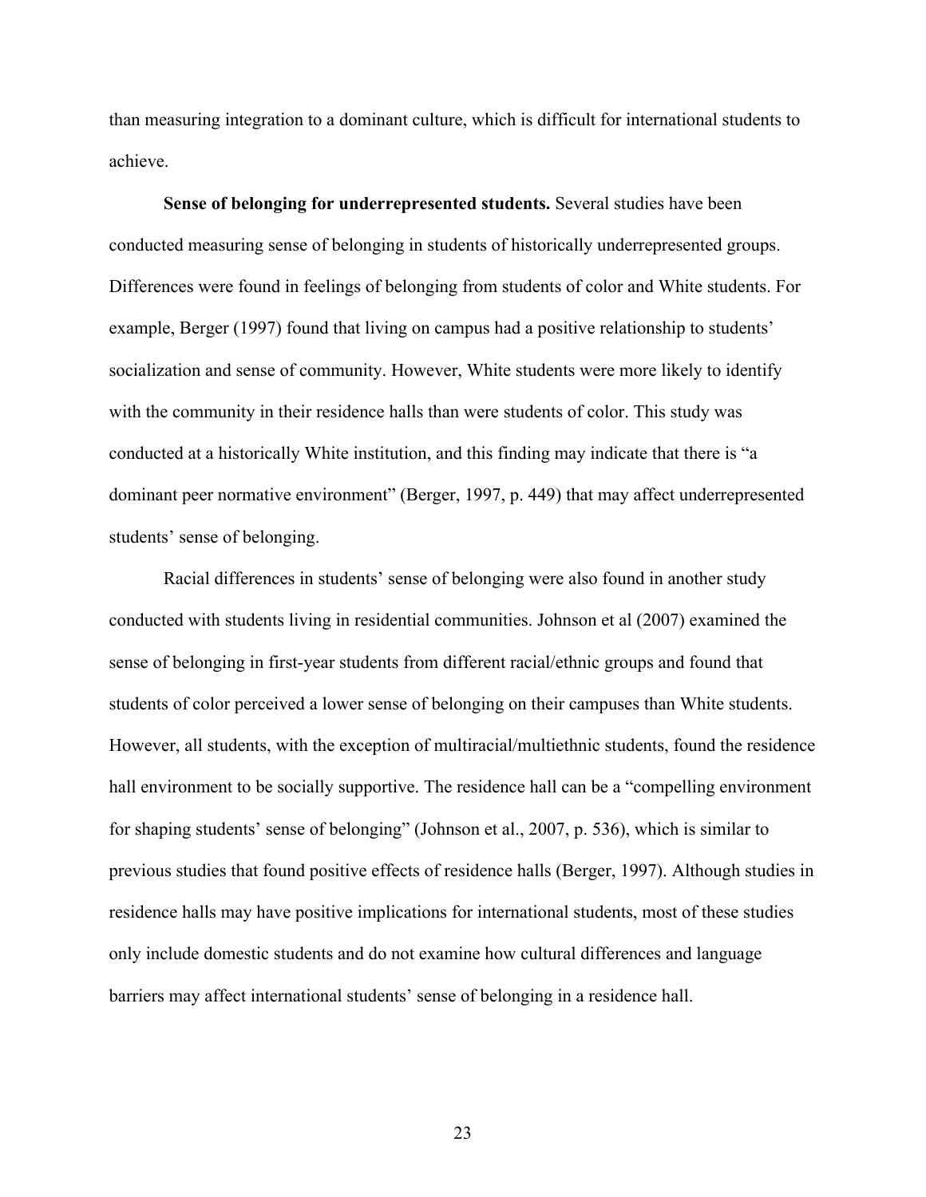than measuring integration to a dominant culture, which is difficult for international students to achieve.

**Sense of belonging for underrepresented students.** Several studies have been conducted measuring sense of belonging in students of historically underrepresented groups. Differences were found in feelings of belonging from students of color and White students. For example, Berger (1997) found that living on campus had a positive relationship to students' socialization and sense of community. However, White students were more likely to identify with the community in their residence halls than were students of color. This study was conducted at a historically White institution, and this finding may indicate that there is "a dominant peer normative environment" (Berger, 1997, p. 449) that may affect underrepresented students' sense of belonging.

Racial differences in students' sense of belonging were also found in another study conducted with students living in residential communities. Johnson et al (2007) examined the sense of belonging in first-year students from different racial/ethnic groups and found that students of color perceived a lower sense of belonging on their campuses than White students. However, all students, with the exception of multiracial/multiethnic students, found the residence hall environment to be socially supportive. The residence hall can be a "compelling environment for shaping students' sense of belonging" (Johnson et al., 2007, p. 536), which is similar to previous studies that found positive effects of residence halls (Berger, 1997). Although studies in residence halls may have positive implications for international students, most of these studies only include domestic students and do not examine how cultural differences and language barriers may affect international students' sense of belonging in a residence hall.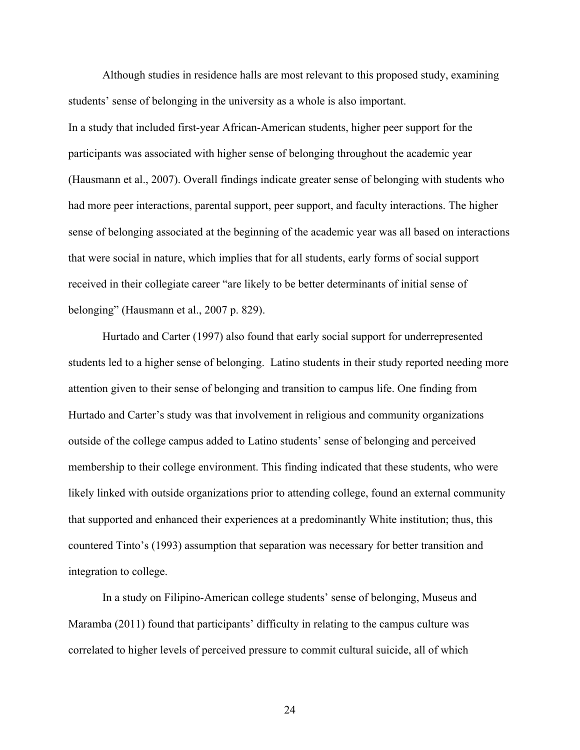Although studies in residence halls are most relevant to this proposed study, examining students' sense of belonging in the university as a whole is also important.

In a study that included first-year African-American students, higher peer support for the participants was associated with higher sense of belonging throughout the academic year (Hausmann et al., 2007). Overall findings indicate greater sense of belonging with students who had more peer interactions, parental support, peer support, and faculty interactions. The higher sense of belonging associated at the beginning of the academic year was all based on interactions that were social in nature, which implies that for all students, early forms of social support received in their collegiate career "are likely to be better determinants of initial sense of belonging" (Hausmann et al., 2007 p. 829).

Hurtado and Carter (1997) also found that early social support for underrepresented students led to a higher sense of belonging. Latino students in their study reported needing more attention given to their sense of belonging and transition to campus life. One finding from Hurtado and Carter's study was that involvement in religious and community organizations outside of the college campus added to Latino students' sense of belonging and perceived membership to their college environment. This finding indicated that these students, who were likely linked with outside organizations prior to attending college, found an external community that supported and enhanced their experiences at a predominantly White institution; thus, this countered Tinto's (1993) assumption that separation was necessary for better transition and integration to college.

In a study on Filipino-American college students' sense of belonging, Museus and Maramba (2011) found that participants' difficulty in relating to the campus culture was correlated to higher levels of perceived pressure to commit cultural suicide, all of which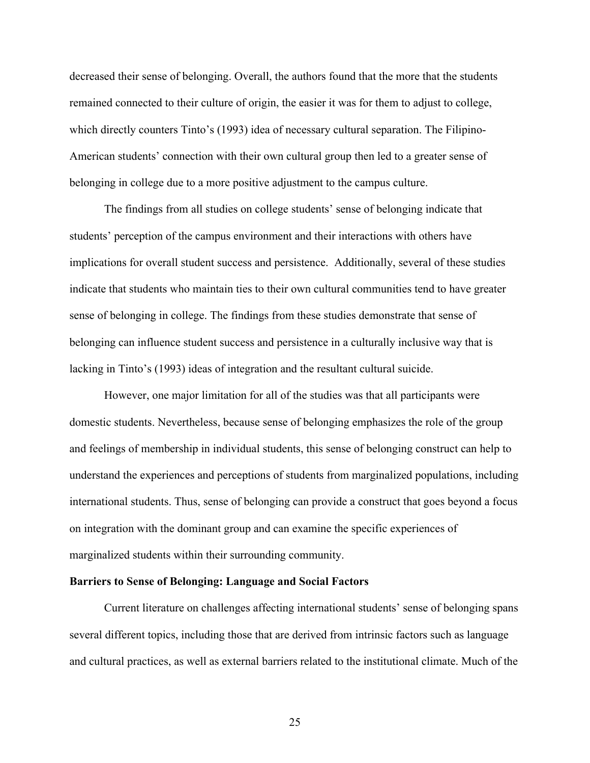decreased their sense of belonging. Overall, the authors found that the more that the students remained connected to their culture of origin, the easier it was for them to adjust to college, which directly counters Tinto's (1993) idea of necessary cultural separation. The Filipino-American students' connection with their own cultural group then led to a greater sense of belonging in college due to a more positive adjustment to the campus culture.

The findings from all studies on college students' sense of belonging indicate that students' perception of the campus environment and their interactions with others have implications for overall student success and persistence. Additionally, several of these studies indicate that students who maintain ties to their own cultural communities tend to have greater sense of belonging in college. The findings from these studies demonstrate that sense of belonging can influence student success and persistence in a culturally inclusive way that is lacking in Tinto's (1993) ideas of integration and the resultant cultural suicide.

However, one major limitation for all of the studies was that all participants were domestic students. Nevertheless, because sense of belonging emphasizes the role of the group and feelings of membership in individual students, this sense of belonging construct can help to understand the experiences and perceptions of students from marginalized populations, including international students. Thus, sense of belonging can provide a construct that goes beyond a focus on integration with the dominant group and can examine the specific experiences of marginalized students within their surrounding community.

**Barriers to Sense of Belonging: Language and Social Factors**

Current literature on challenges affecting international students' sense of belonging spans several different topics, including those that are derived from intrinsic factors such as language and cultural practices, as well as external barriers related to the institutional climate. Much of the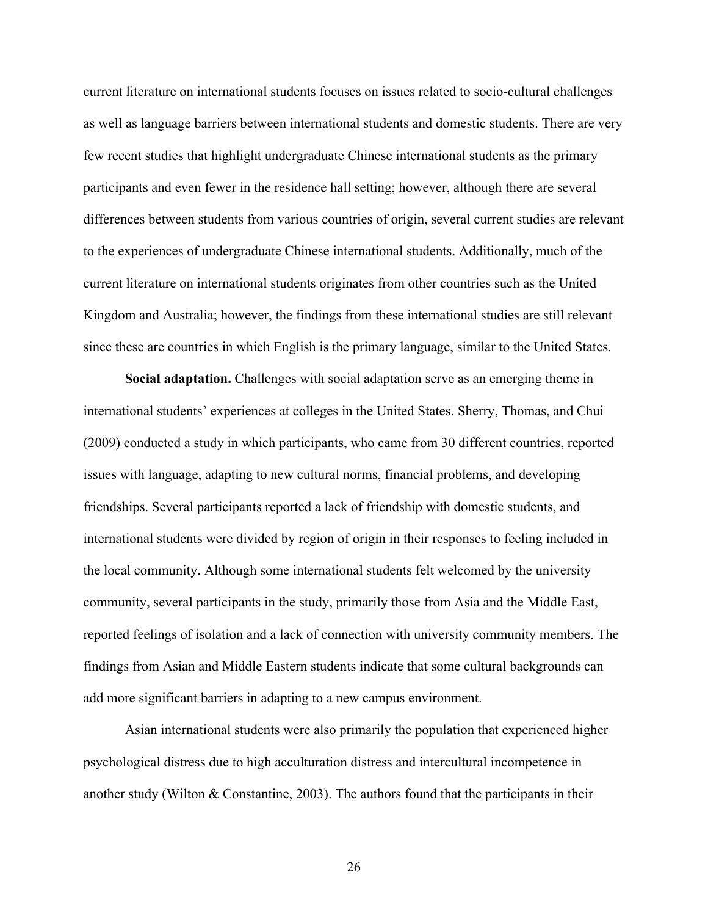current literature on international students focuses on issues related to socio-cultural challenges as well as language barriers between international students and domestic students. There are very few recent studies that highlight undergraduate Chinese international students as the primary participants and even fewer in the residence hall setting; however, although there are several differences between students from various countries of origin, several current studies are relevant to the experiences of undergraduate Chinese international students. Additionally, much of the current literature on international students originates from other countries such as the United Kingdom and Australia; however, the findings from these international studies are still relevant since these are countries in which English is the primary language, similar to the United States.

**Social adaptation.** Challenges with social adaptation serve as an emerging theme in international students' experiences at colleges in the United States. Sherry, Thomas, and Chui (2009) conducted a study in which participants, who came from 30 different countries, reported issues with language, adapting to new cultural norms, financial problems, and developing friendships. Several participants reported a lack of friendship with domestic students, and international students were divided by region of origin in their responses to feeling included in the local community. Although some international students felt welcomed by the university community, several participants in the study, primarily those from Asia and the Middle East, reported feelings of isolation and a lack of connection with university community members. The findings from Asian and Middle Eastern students indicate that some cultural backgrounds can add more significant barriers in adapting to a new campus environment.

Asian international students were also primarily the population that experienced higher psychological distress due to high acculturation distress and intercultural incompetence in another study (Wilton & Constantine, 2003). The authors found that the participants in their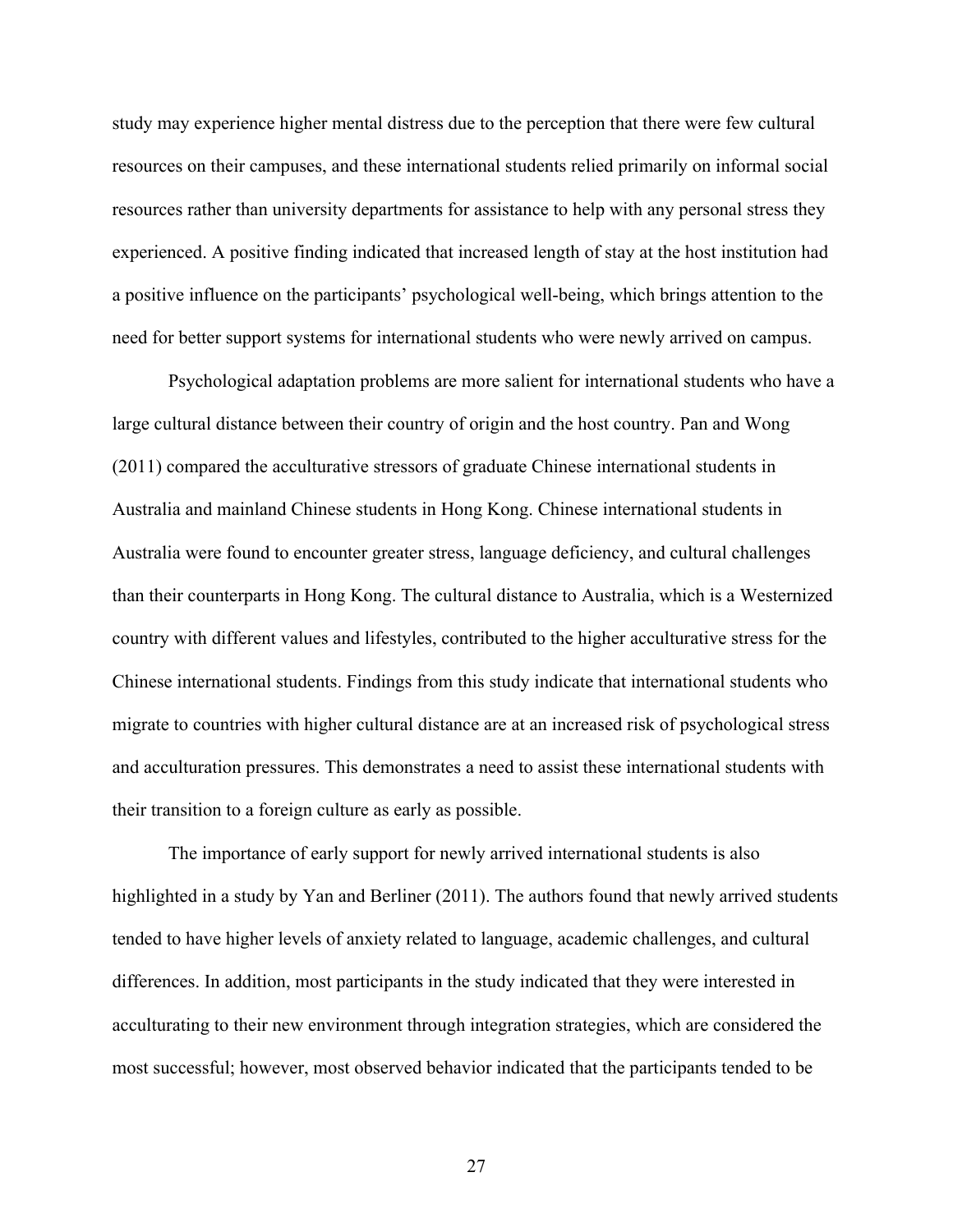study may experience higher mental distress due to the perception that there were few cultural resources on their campuses, and these international students relied primarily on informal social resources rather than university departments for assistance to help with any personal stress they experienced. A positive finding indicated that increased length of stay at the host institution had a positive influence on the participants' psychological well-being, which brings attention to the need for better support systems for international students who were newly arrived on campus.

Psychological adaptation problems are more salient for international students who have a large cultural distance between their country of origin and the host country. Pan and Wong (2011) compared the acculturative stressors of graduate Chinese international students in Australia and mainland Chinese students in Hong Kong. Chinese international students in Australia were found to encounter greater stress, language deficiency, and cultural challenges than their counterparts in Hong Kong. The cultural distance to Australia, which is a Westernized country with different values and lifestyles, contributed to the higher acculturative stress for the Chinese international students. Findings from this study indicate that international students who migrate to countries with higher cultural distance are at an increased risk of psychological stress and acculturation pressures. This demonstrates a need to assist these international students with their transition to a foreign culture as early as possible.

The importance of early support for newly arrived international students is also highlighted in a study by Yan and Berliner (2011). The authors found that newly arrived students tended to have higher levels of anxiety related to language, academic challenges, and cultural differences. In addition, most participants in the study indicated that they were interested in acculturating to their new environment through integration strategies, which are considered the most successful; however, most observed behavior indicated that the participants tended to be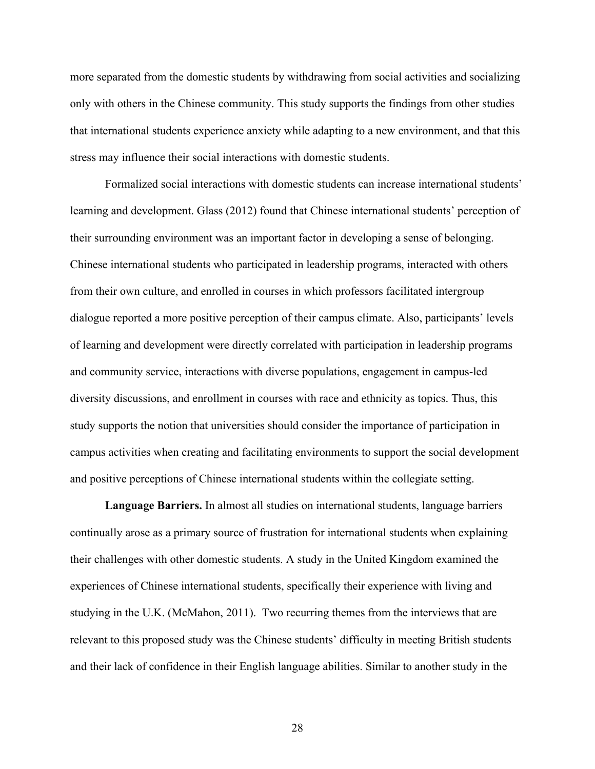more separated from the domestic students by withdrawing from social activities and socializing only with others in the Chinese community. This study supports the findings from other studies that international students experience anxiety while adapting to a new environment, and that this stress may influence their social interactions with domestic students.

Formalized social interactions with domestic students can increase international students' learning and development. Glass (2012) found that Chinese international students' perception of their surrounding environment was an important factor in developing a sense of belonging. Chinese international students who participated in leadership programs, interacted with others from their own culture, and enrolled in courses in which professors facilitated intergroup dialogue reported a more positive perception of their campus climate. Also, participants' levels of learning and development were directly correlated with participation in leadership programs and community service, interactions with diverse populations, engagement in campus-led diversity discussions, and enrollment in courses with race and ethnicity as topics. Thus, this study supports the notion that universities should consider the importance of participation in campus activities when creating and facilitating environments to support the social development and positive perceptions of Chinese international students within the collegiate setting.

**Language Barriers.** In almost all studies on international students, language barriers continually arose as a primary source of frustration for international students when explaining their challenges with other domestic students. A study in the United Kingdom examined the experiences of Chinese international students, specifically their experience with living and studying in the U.K. (McMahon, 2011). Two recurring themes from the interviews that are relevant to this proposed study was the Chinese students' difficulty in meeting British students and their lack of confidence in their English language abilities. Similar to another study in the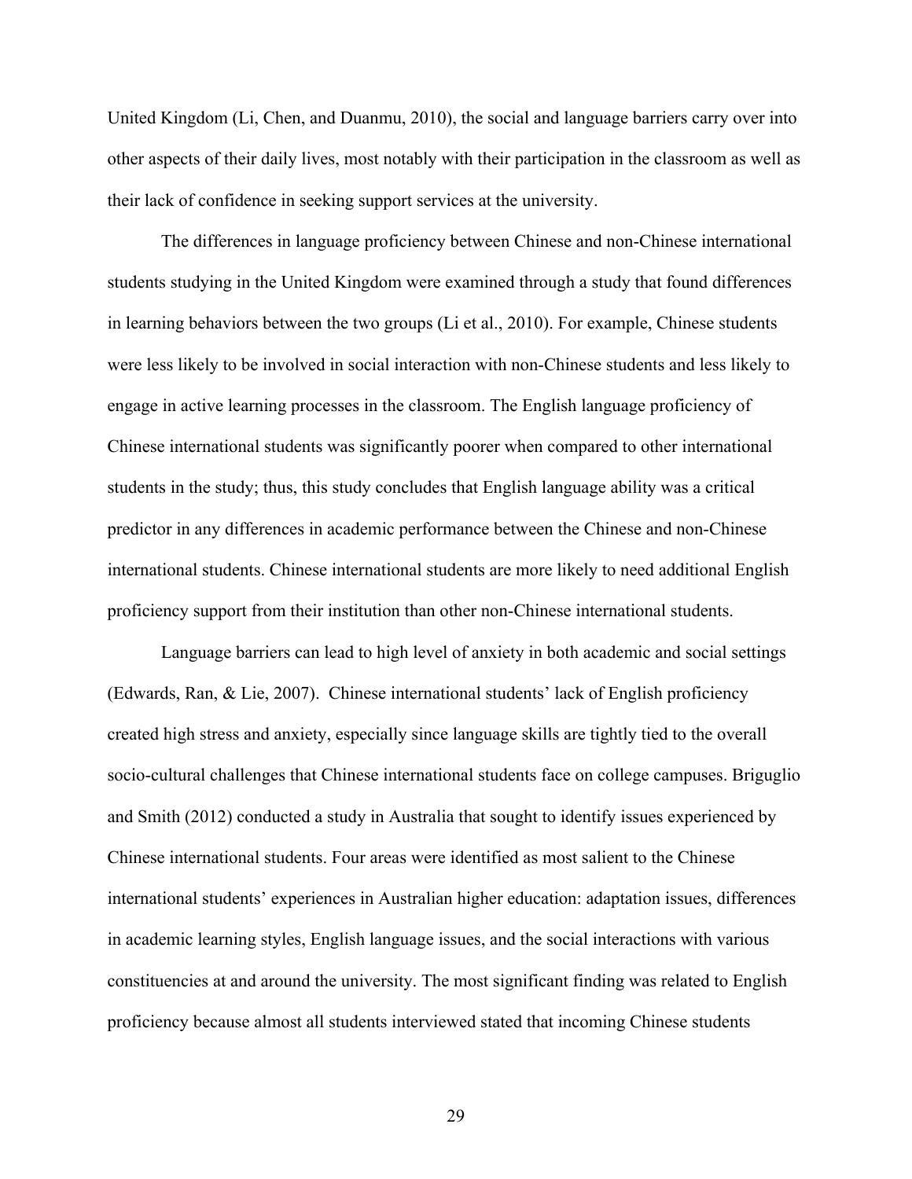United Kingdom (Li, Chen, and Duanmu, 2010), the social and language barriers carry over into other aspects of their daily lives, most notably with their participation in the classroom as well as their lack of confidence in seeking support services at the university.

The differences in language proficiency between Chinese and non-Chinese international students studying in the United Kingdom were examined through a study that found differences in learning behaviors between the two groups (Li et al., 2010). For example, Chinese students were less likely to be involved in social interaction with non-Chinese students and less likely to engage in active learning processes in the classroom. The English language proficiency of Chinese international students was significantly poorer when compared to other international students in the study; thus, this study concludes that English language ability was a critical predictor in any differences in academic performance between the Chinese and non-Chinese international students. Chinese international students are more likely to need additional English proficiency support from their institution than other non-Chinese international students.

Language barriers can lead to high level of anxiety in both academic and social settings (Edwards, Ran, & Lie, 2007). Chinese international students' lack of English proficiency created high stress and anxiety, especially since language skills are tightly tied to the overall socio-cultural challenges that Chinese international students face on college campuses. Briguglio and Smith (2012) conducted a study in Australia that sought to identify issues experienced by Chinese international students. Four areas were identified as most salient to the Chinese international students' experiences in Australian higher education: adaptation issues, differences in academic learning styles, English language issues, and the social interactions with various constituencies at and around the university. The most significant finding was related to English proficiency because almost all students interviewed stated that incoming Chinese students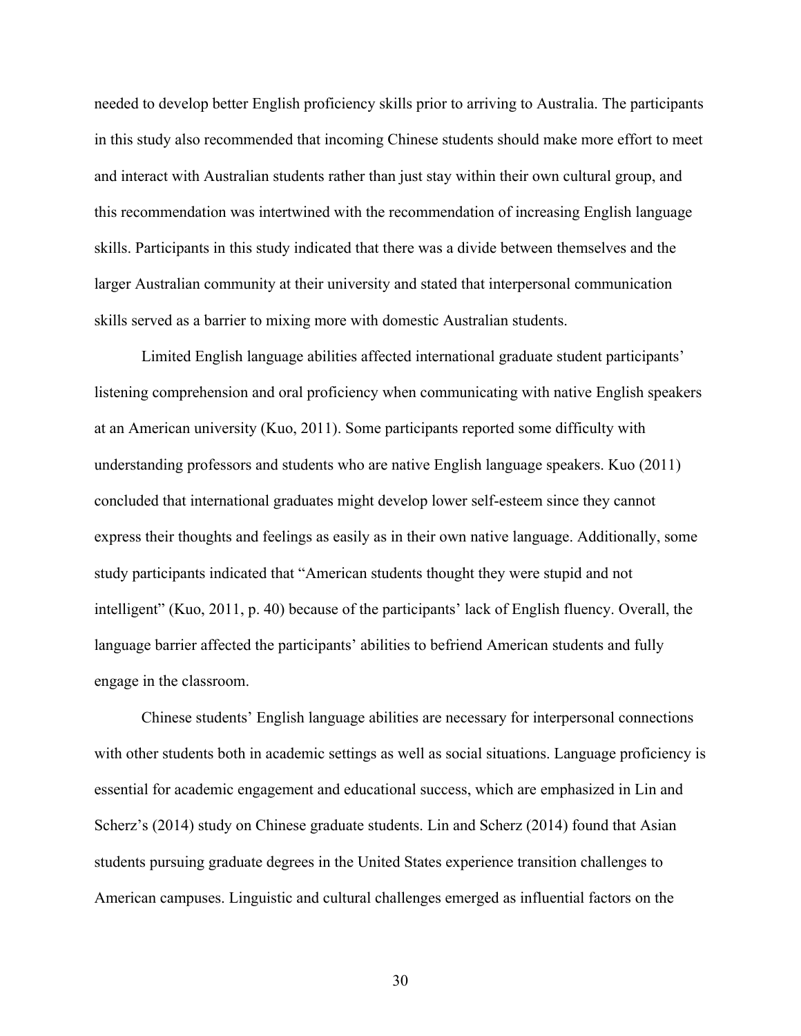needed to develop better English proficiency skills prior to arriving to Australia. The participants in this study also recommended that incoming Chinese students should make more effort to meet and interact with Australian students rather than just stay within their own cultural group, and this recommendation was intertwined with the recommendation of increasing English language skills. Participants in this study indicated that there was a divide between themselves and the larger Australian community at their university and stated that interpersonal communication skills served as a barrier to mixing more with domestic Australian students.

Limited English language abilities affected international graduate student participants' listening comprehension and oral proficiency when communicating with native English speakers at an American university (Kuo, 2011). Some participants reported some difficulty with understanding professors and students who are native English language speakers. Kuo (2011) concluded that international graduates might develop lower self-esteem since they cannot express their thoughts and feelings as easily as in their own native language. Additionally, some study participants indicated that "American students thought they were stupid and not intelligent" (Kuo, 2011, p. 40) because of the participants' lack of English fluency. Overall, the language barrier affected the participants' abilities to befriend American students and fully engage in the classroom.

Chinese students' English language abilities are necessary for interpersonal connections with other students both in academic settings as well as social situations. Language proficiency is essential for academic engagement and educational success, which are emphasized in Lin and Scherz's (2014) study on Chinese graduate students. Lin and Scherz (2014) found that Asian students pursuing graduate degrees in the United States experience transition challenges to American campuses. Linguistic and cultural challenges emerged as influential factors on the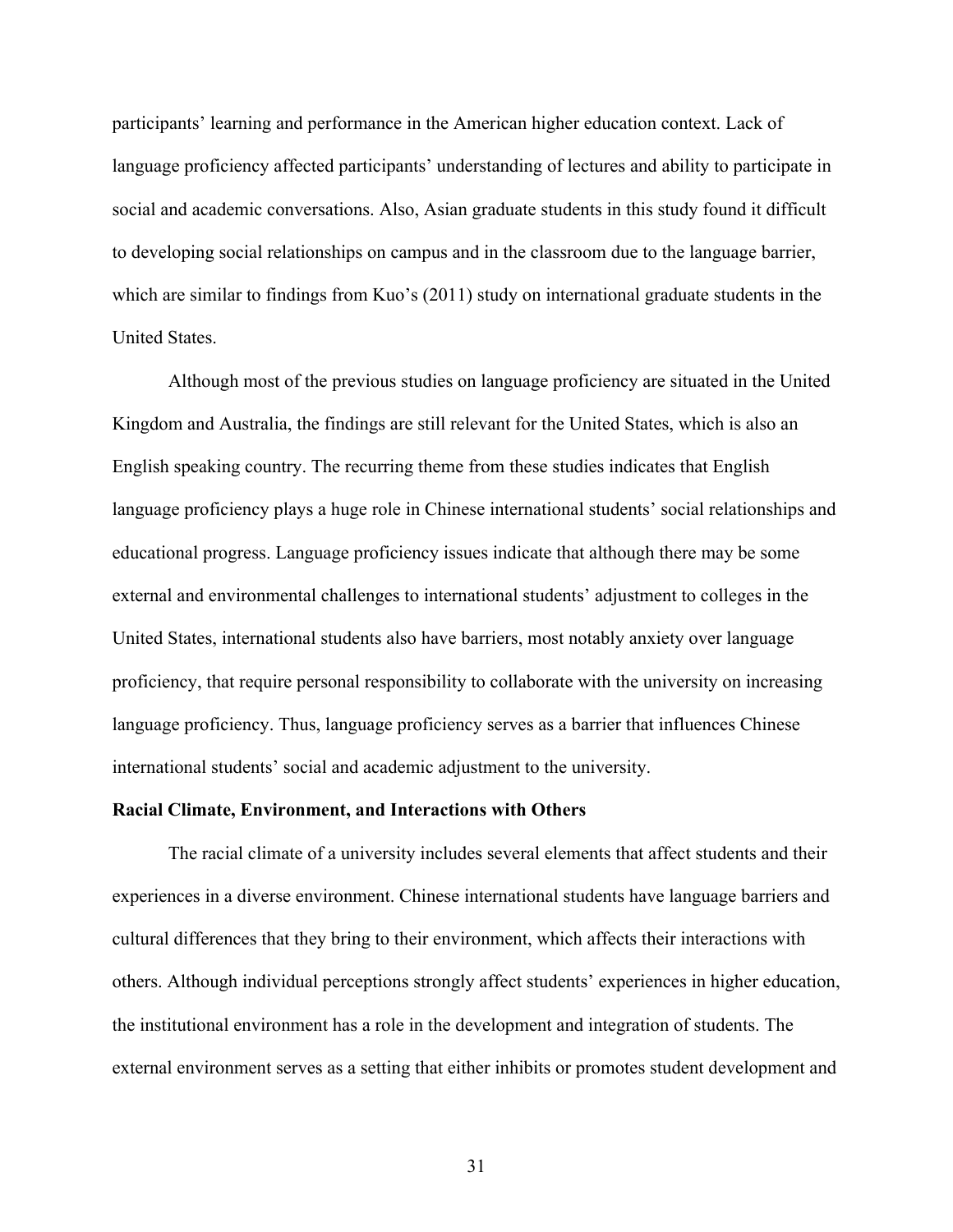participants' learning and performance in the American higher education context. Lack of language proficiency affected participants' understanding of lectures and ability to participate in social and academic conversations. Also, Asian graduate students in this study found it difficult to developing social relationships on campus and in the classroom due to the language barrier, which are similar to findings from Kuo's (2011) study on international graduate students in the United States.

Although most of the previous studies on language proficiency are situated in the United Kingdom and Australia, the findings are still relevant for the United States, which is also an English speaking country. The recurring theme from these studies indicates that English language proficiency plays a huge role in Chinese international students' social relationships and educational progress. Language proficiency issues indicate that although there may be some external and environmental challenges to international students' adjustment to colleges in the United States, international students also have barriers, most notably anxiety over language proficiency, that require personal responsibility to collaborate with the university on increasing language proficiency. Thus, language proficiency serves as a barrier that influences Chinese international students' social and academic adjustment to the university.

**Racial Climate, Environment, and Interactions with Others**

The racial climate of a university includes several elements that affect students and their experiences in a diverse environment. Chinese international students have language barriers and cultural differences that they bring to their environment, which affects their interactions with others. Although individual perceptions strongly affect students' experiences in higher education, the institutional environment has a role in the development and integration of students. The external environment serves as a setting that either inhibits or promotes student development and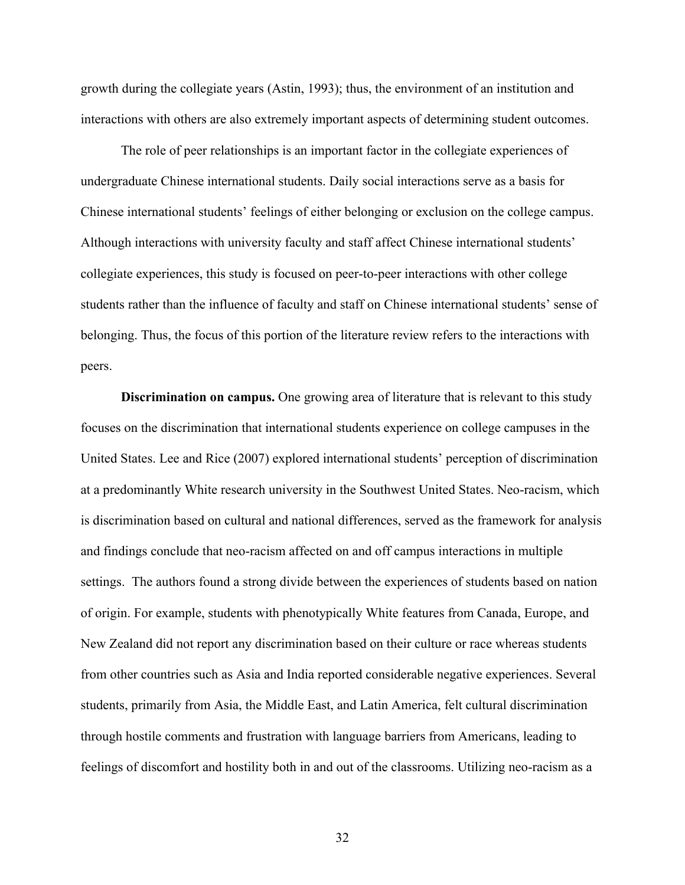growth during the collegiate years (Astin, 1993); thus, the environment of an institution and interactions with others are also extremely important aspects of determining student outcomes.

The role of peer relationships is an important factor in the collegiate experiences of undergraduate Chinese international students. Daily social interactions serve as a basis for Chinese international students' feelings of either belonging or exclusion on the college campus. Although interactions with university faculty and staff affect Chinese international students' collegiate experiences, this study is focused on peer-to-peer interactions with other college students rather than the influence of faculty and staff on Chinese international students' sense of belonging. Thus, the focus of this portion of the literature review refers to the interactions with peers.

**Discrimination on campus.** One growing area of literature that is relevant to this study focuses on the discrimination that international students experience on college campuses in the United States. Lee and Rice (2007) explored international students' perception of discrimination at a predominantly White research university in the Southwest United States. Neo-racism, which is discrimination based on cultural and national differences, served as the framework for analysis and findings conclude that neo-racism affected on and off campus interactions in multiple settings. The authors found a strong divide between the experiences of students based on nation of origin. For example, students with phenotypically White features from Canada, Europe, and New Zealand did not report any discrimination based on their culture or race whereas students from other countries such as Asia and India reported considerable negative experiences. Several students, primarily from Asia, the Middle East, and Latin America, felt cultural discrimination through hostile comments and frustration with language barriers from Americans, leading to feelings of discomfort and hostility both in and out of the classrooms. Utilizing neo-racism as a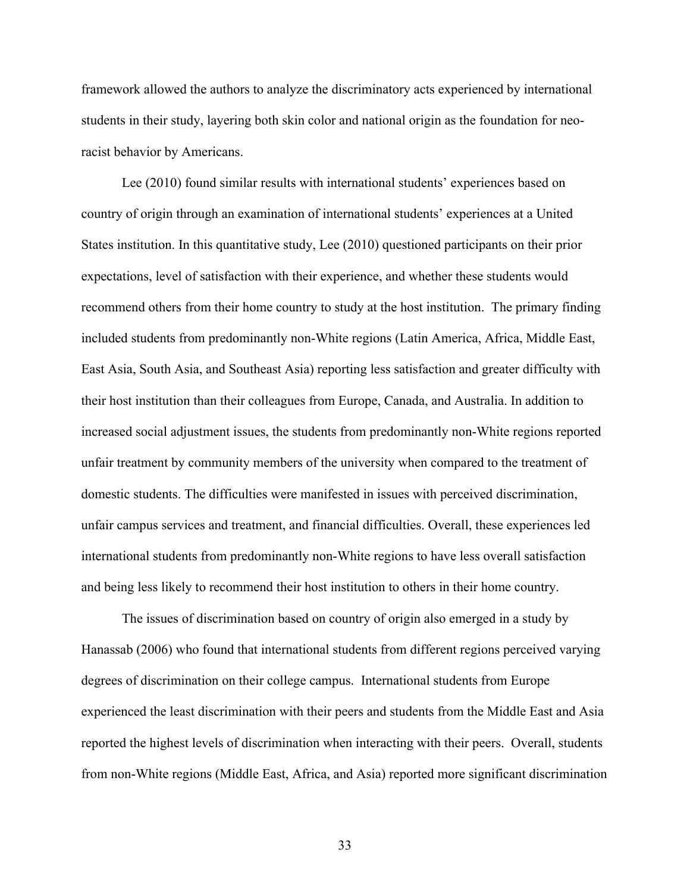framework allowed the authors to analyze the discriminatory acts experienced by international students in their study, layering both skin color and national origin as the foundation for neo-racist behavior by Americans.

Lee (2010) found similar results with international students' experiences based on country of origin through an examination of international students' experiences at a United States institution. In this quantitative study, Lee (2010) questioned participants on their prior expectations, level of satisfaction with their experience, and whether these students would recommend others from their home country to study at the host institution. The primary finding included students from predominantly non-White regions (Latin America, Africa, Middle East, East Asia, South Asia, and Southeast Asia) reporting less satisfaction and greater difficulty with their host institution than their colleagues from Europe, Canada, and Australia. In addition to increased social adjustment issues, the students from predominantly non-White regions reported unfair treatment by community members of the university when compared to the treatment of domestic students. The difficulties were manifested in issues with perceived discrimination, unfair campus services and treatment, and financial difficulties. Overall, these experiences led international students from predominantly non-White regions to have less overall satisfaction and being less likely to recommend their host institution to others in their home country.

The issues of discrimination based on country of origin also emerged in a study by Hanassab (2006) who found that international students from different regions perceived varying degrees of discrimination on their college campus. International students from Europe experienced the least discrimination with their peers and students from the Middle East and Asia reported the highest levels of discrimination when interacting with their peers. Overall, students from non-White regions (Middle East, Africa, and Asia) reported more significant discrimination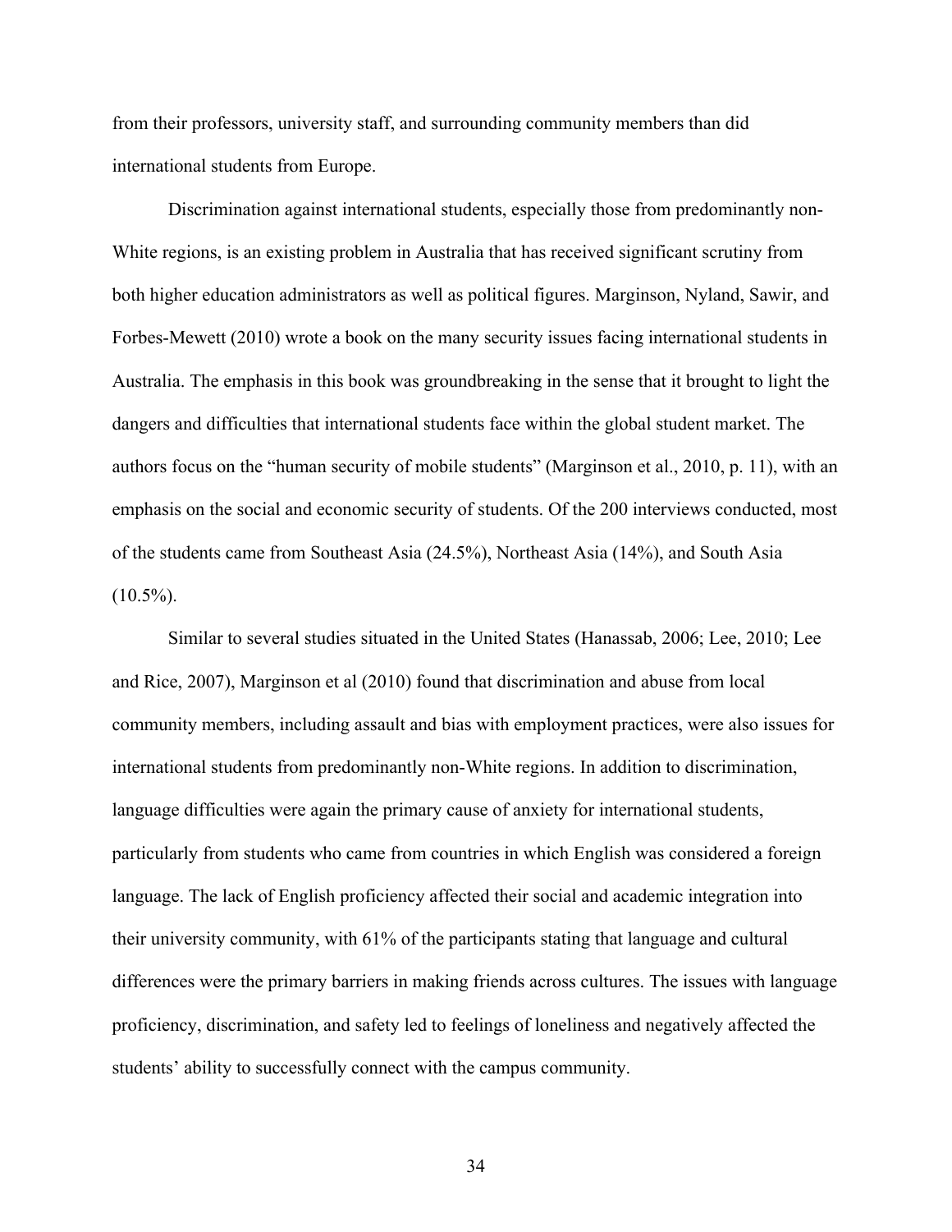from their professors, university staff, and surrounding community members than did international students from Europe.

Discrimination against international students, especially those from predominantly non-White regions, is an existing problem in Australia that has received significant scrutiny from both higher education administrators as well as political figures. Marginson, Nyland, Sawir, and Forbes-Mewett (2010) wrote a book on the many security issues facing international students in Australia. The emphasis in this book was groundbreaking in the sense that it brought to light the dangers and difficulties that international students face within the global student market. The authors focus on the "human security of mobile students" (Marginson et al., 2010, p. 11), with an emphasis on the social and economic security of students. Of the 200 interviews conducted, most of the students came from Southeast Asia (24.5%), Northeast Asia (14%), and South Asia (10.5%).

Similar to several studies situated in the United States (Hanassab, 2006; Lee, 2010; Lee and Rice, 2007), Marginson et al (2010) found that discrimination and abuse from local community members, including assault and bias with employment practices, were also issues for international students from predominantly non-White regions. In addition to discrimination, language difficulties were again the primary cause of anxiety for international students, particularly from students who came from countries in which English was considered a foreign language. The lack of English proficiency affected their social and academic integration into their university community, with 61% of the participants stating that language and cultural differences were the primary barriers in making friends across cultures. The issues with language proficiency, discrimination, and safety led to feelings of loneliness and negatively affected the students' ability to successfully connect with the campus community.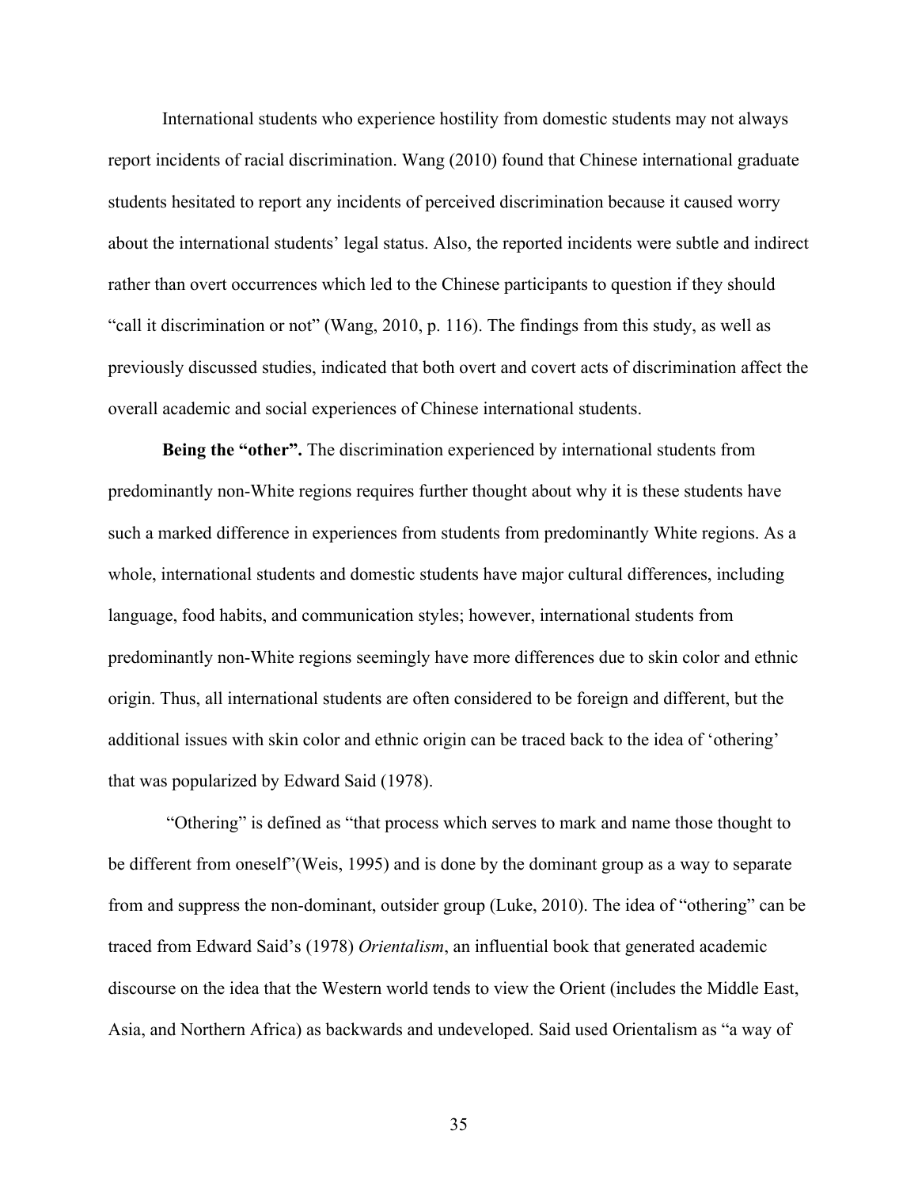International students who experience hostility from domestic students may not always report incidents of racial discrimination. Wang (2010) found that Chinese international graduate students hesitated to report any incidents of perceived discrimination because it caused worry about the international students' legal status. Also, the reported incidents were subtle and indirect rather than overt occurrences which led to the Chinese participants to question if they should "call it discrimination or not" (Wang, 2010, p. 116). The findings from this study, as well as previously discussed studies, indicated that both overt and covert acts of discrimination affect the overall academic and social experiences of Chinese international students.

**Being the "other".** The discrimination experienced by international students from predominantly non-White regions requires further thought about why it is these students have such a marked difference in experiences from students from predominantly White regions. As a whole, international students and domestic students have major cultural differences, including language, food habits, and communication styles; however, international students from predominantly non-White regions seemingly have more differences due to skin color and ethnic origin. Thus, all international students are often considered to be foreign and different, but the additional issues with skin color and ethnic origin can be traced back to the idea of 'othering' that was popularized by Edward Said (1978).

"Othering" is defined as "that process which serves to mark and name those thought to be different from oneself"(Weis, 1995) and is done by the dominant group as a way to separate from and suppress the non-dominant, outsider group (Luke, 2010). The idea of "othering" can be traced from Edward Said's (1978) *Orientalism*, an influential book that generated academic discourse on the idea that the Western world tends to view the Orient (includes the Middle East, Asia, and Northern Africa) as backwards and undeveloped. Said used Orientalism as "a way of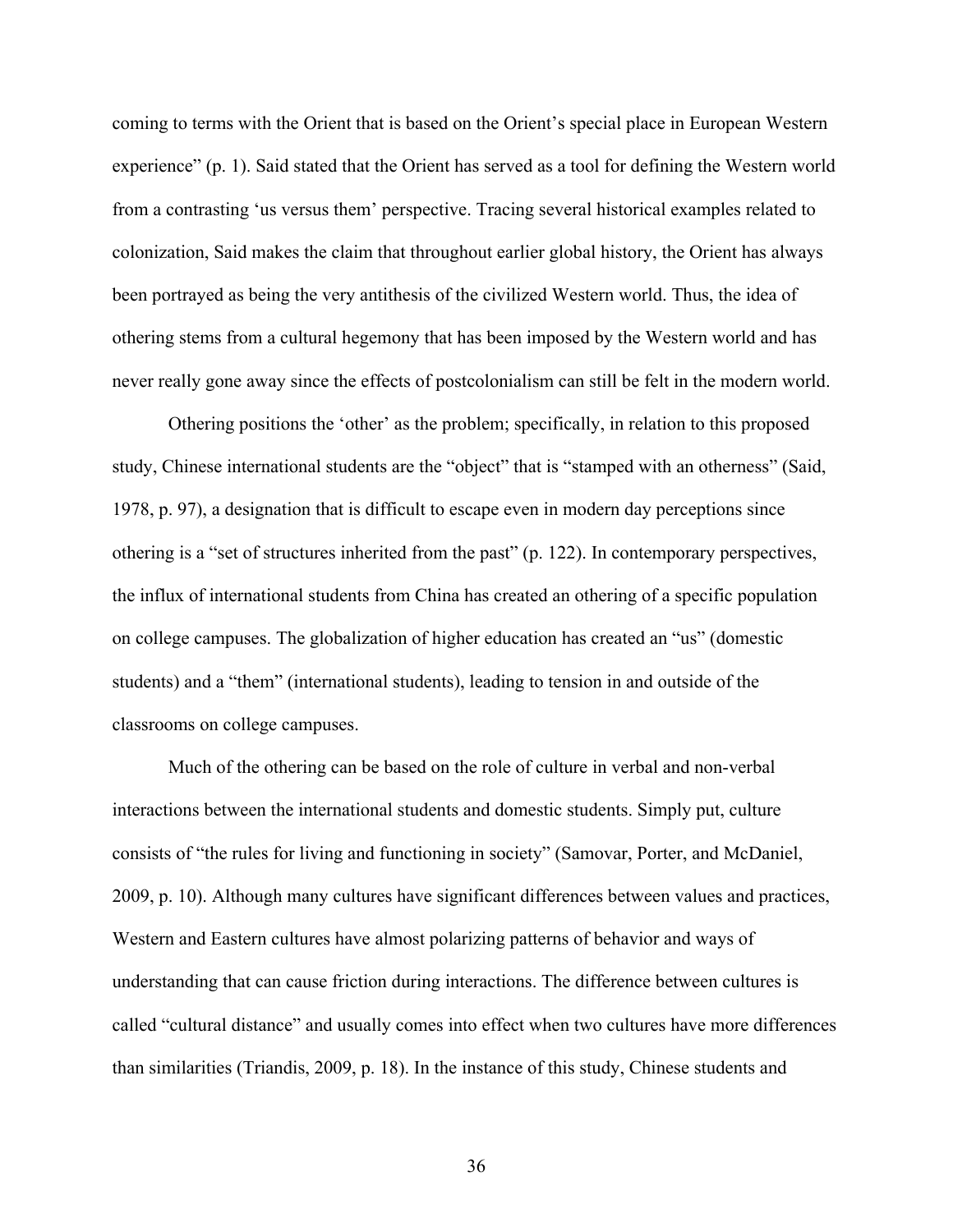coming to terms with the Orient that is based on the Orient's special place in European Western experience" (p. 1). Said stated that the Orient has served as a tool for defining the Western world from a contrasting 'us versus them' perspective. Tracing several historical examples related to colonization, Said makes the claim that throughout earlier global history, the Orient has always been portrayed as being the very antithesis of the civilized Western world. Thus, the idea of othering stems from a cultural hegemony that has been imposed by the Western world and has never really gone away since the effects of postcolonialism can still be felt in the modern world.

Othering positions the 'other' as the problem; specifically, in relation to this proposed study, Chinese international students are the "object" that is "stamped with an otherness" (Said, 1978, p. 97), a designation that is difficult to escape even in modern day perceptions since othering is a "set of structures inherited from the past" (p. 122). In contemporary perspectives, the influx of international students from China has created an othering of a specific population on college campuses. The globalization of higher education has created an "us" (domestic students) and a "them" (international students), leading to tension in and outside of the classrooms on college campuses.

Much of the othering can be based on the role of culture in verbal and non-verbal interactions between the international students and domestic students. Simply put, culture consists of "the rules for living and functioning in society" (Samovar, Porter, and McDaniel, 2009, p. 10). Although many cultures have significant differences between values and practices, Western and Eastern cultures have almost polarizing patterns of behavior and ways of understanding that can cause friction during interactions. The difference between cultures is called "cultural distance" and usually comes into effect when two cultures have more differences than similarities (Triandis, 2009, p. 18). In the instance of this study, Chinese students and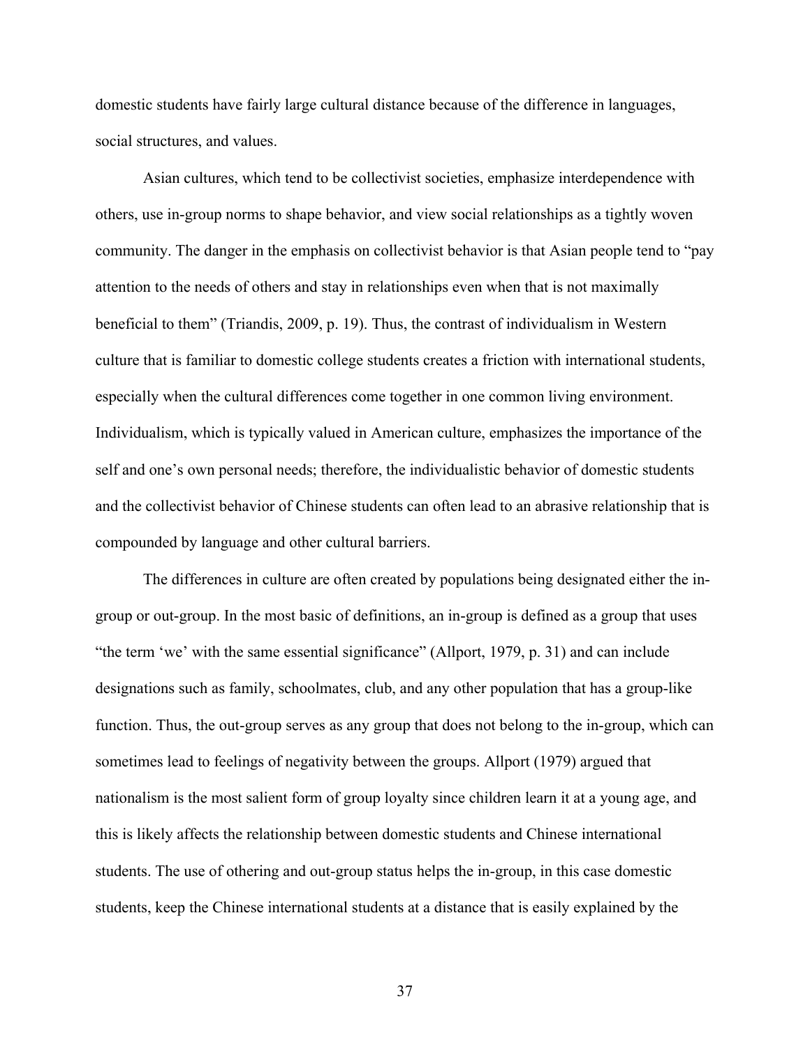domestic students have fairly large cultural distance because of the difference in languages, social structures, and values.

Asian cultures, which tend to be collectivist societies, emphasize interdependence with others, use in-group norms to shape behavior, and view social relationships as a tightly woven community. The danger in the emphasis on collectivist behavior is that Asian people tend to "pay attention to the needs of others and stay in relationships even when that is not maximally beneficial to them" (Triandis, 2009, p. 19). Thus, the contrast of individualism in Western culture that is familiar to domestic college students creates a friction with international students, especially when the cultural differences come together in one common living environment. Individualism, which is typically valued in American culture, emphasizes the importance of the self and one's own personal needs; therefore, the individualistic behavior of domestic students and the collectivist behavior of Chinese students can often lead to an abrasive relationship that is compounded by language and other cultural barriers.

The differences in culture are often created by populations being designated either the in-group or out-group. In the most basic of definitions, an in-group is defined as a group that uses "the term 'we' with the same essential significance" (Allport, 1979, p. 31) and can include designations such as family, schoolmates, club, and any other population that has a group-like function. Thus, the out-group serves as any group that does not belong to the in-group, which can sometimes lead to feelings of negativity between the groups. Allport (1979) argued that nationalism is the most salient form of group loyalty since children learn it at a young age, and this is likely affects the relationship between domestic students and Chinese international students. The use of othering and out-group status helps the in-group, in this case domestic students, keep the Chinese international students at a distance that is easily explained by the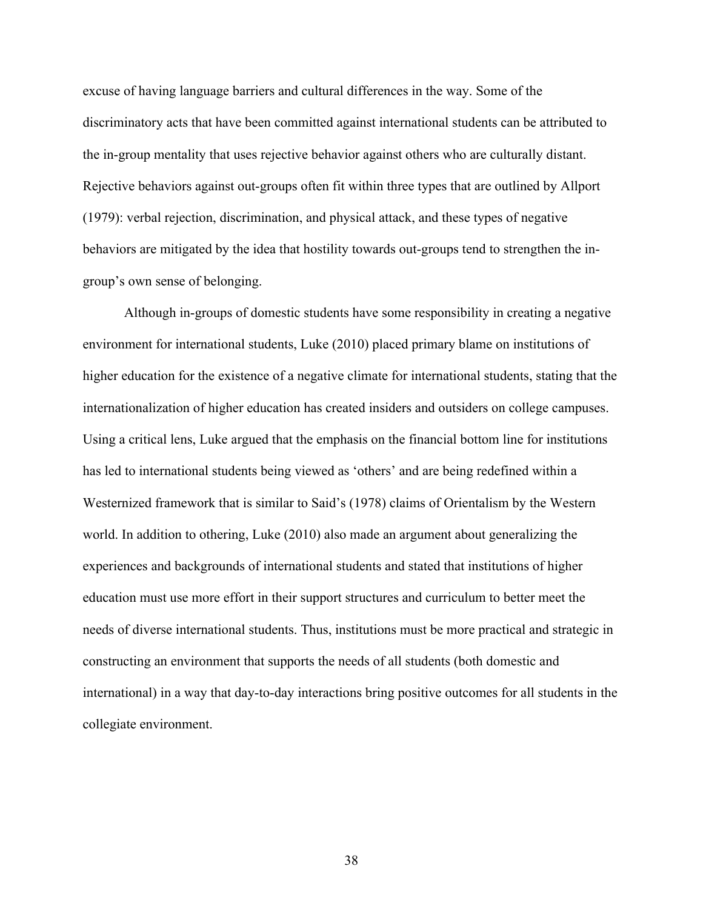excuse of having language barriers and cultural differences in the way. Some of the discriminatory acts that have been committed against international students can be attributed to the in-group mentality that uses rejective behavior against others who are culturally distant. Rejective behaviors against out-groups often fit within three types that are outlined by Allport (1979): verbal rejection, discrimination, and physical attack, and these types of negative behaviors are mitigated by the idea that hostility towards out-groups tend to strengthen the in-group's own sense of belonging.

Although in-groups of domestic students have some responsibility in creating a negative environment for international students, Luke (2010) placed primary blame on institutions of higher education for the existence of a negative climate for international students, stating that the internationalization of higher education has created insiders and outsiders on college campuses. Using a critical lens, Luke argued that the emphasis on the financial bottom line for institutions has led to international students being viewed as 'others' and are being redefined within a Westernized framework that is similar to Said's (1978) claims of Orientalism by the Western world. In addition to othering, Luke (2010) also made an argument about generalizing the experiences and backgrounds of international students and stated that institutions of higher education must use more effort in their support structures and curriculum to better meet the needs of diverse international students. Thus, institutions must be more practical and strategic in constructing an environment that supports the needs of all students (both domestic and international) in a way that day-to-day interactions bring positive outcomes for all students in the collegiate environment.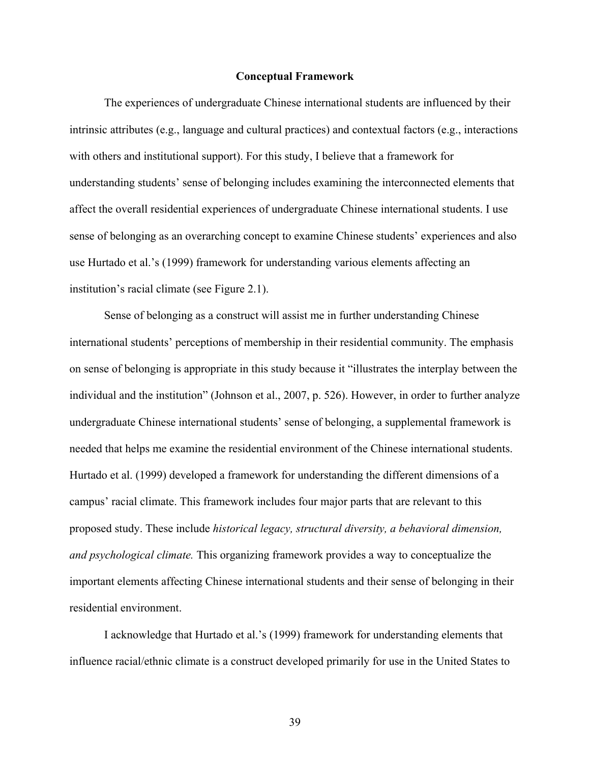## Conceptual Framework

The experiences of undergraduate Chinese international students are influenced by their intrinsic attributes (e.g., language and cultural practices) and contextual factors (e.g., interactions with others and institutional support). For this study, I believe that a framework for understanding students' sense of belonging includes examining the interconnected elements that affect the overall residential experiences of undergraduate Chinese international students. I use sense of belonging as an overarching concept to examine Chinese students' experiences and also use Hurtado et al.'s (1999) framework for understanding various elements affecting an institution's racial climate (see Figure 2.1).

Sense of belonging as a construct will assist me in further understanding Chinese international students' perceptions of membership in their residential community. The emphasis on sense of belonging is appropriate in this study because it "illustrates the interplay between the individual and the institution" (Johnson et al., 2007, p. 526). However, in order to further analyze undergraduate Chinese international students' sense of belonging, a supplemental framework is needed that helps me examine the residential environment of the Chinese international students. Hurtado et al. (1999) developed a framework for understanding the different dimensions of a campus' racial climate. This framework includes four major parts that are relevant to this proposed study. These include *historical legacy, structural diversity, a behavioral dimension, and psychological climate.* This organizing framework provides a way to conceptualize the important elements affecting Chinese international students and their sense of belonging in their residential environment.

I acknowledge that Hurtado et al.'s (1999) framework for understanding elements that influence racial/ethnic climate is a construct developed primarily for use in the United States to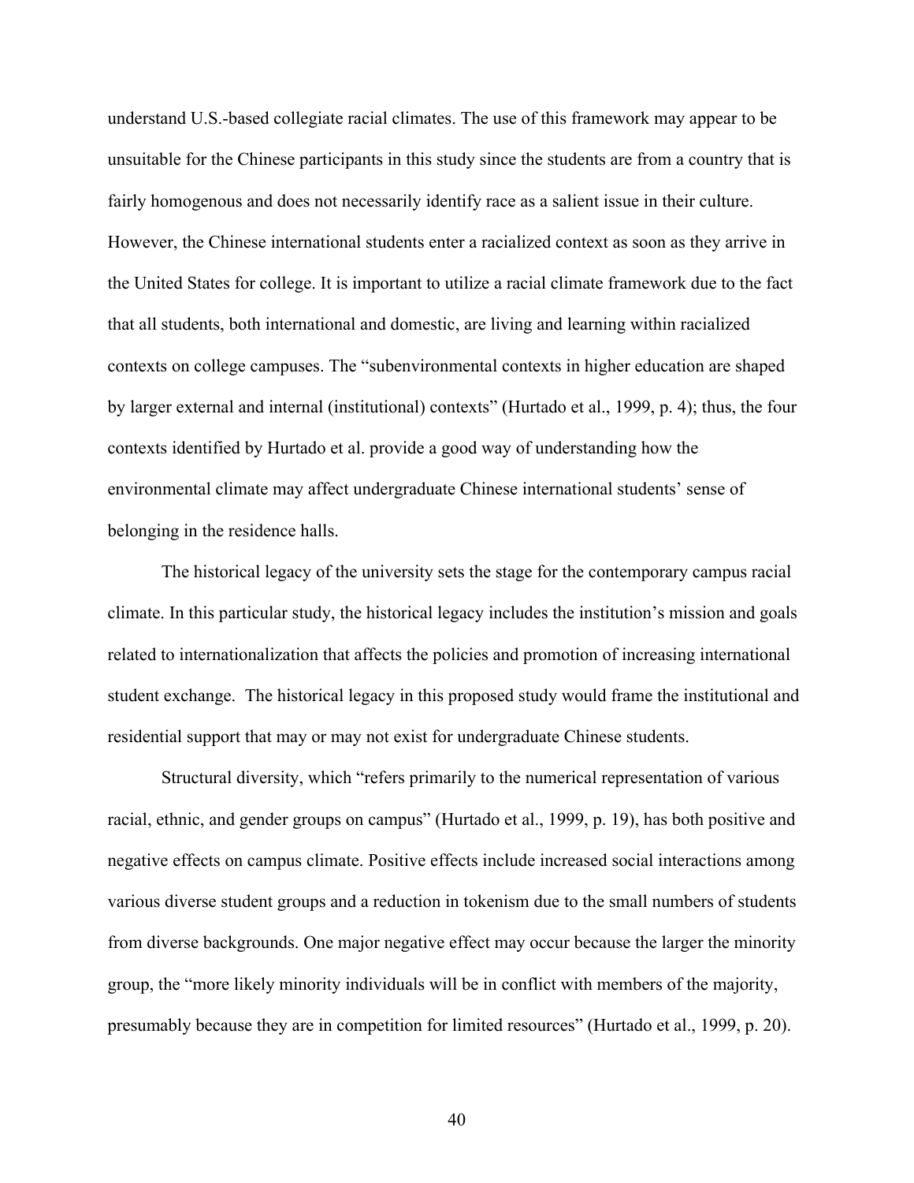understand U.S.-based collegiate racial climates. The use of this framework may appear to be unsuitable for the Chinese participants in this study since the students are from a country that is fairly homogenous and does not necessarily identify race as a salient issue in their culture. However, the Chinese international students enter a racialized context as soon as they arrive in the United States for college. It is important to utilize a racial climate framework due to the fact that all students, both international and domestic, are living and learning within racialized contexts on college campuses. The "subenvironmental contexts in higher education are shaped by larger external and internal (institutional) contexts" (Hurtado et al., 1999, p. 4); thus, the four contexts identified by Hurtado et al. provide a good way of understanding how the environmental climate may affect undergraduate Chinese international students' sense of belonging in the residence halls.

The historical legacy of the university sets the stage for the contemporary campus racial climate. In this particular study, the historical legacy includes the institution's mission and goals related to internationalization that affects the policies and promotion of increasing international student exchange. The historical legacy in this proposed study would frame the institutional and residential support that may or may not exist for undergraduate Chinese students.

Structural diversity, which "refers primarily to the numerical representation of various racial, ethnic, and gender groups on campus" (Hurtado et al., 1999, p. 19), has both positive and negative effects on campus climate. Positive effects include increased social interactions among various diverse student groups and a reduction in tokenism due to the small numbers of students from diverse backgrounds. One major negative effect may occur because the larger the minority group, the "more likely minority individuals will be in conflict with members of the majority, presumably because they are in competition for limited resources" (Hurtado et al., 1999, p. 20).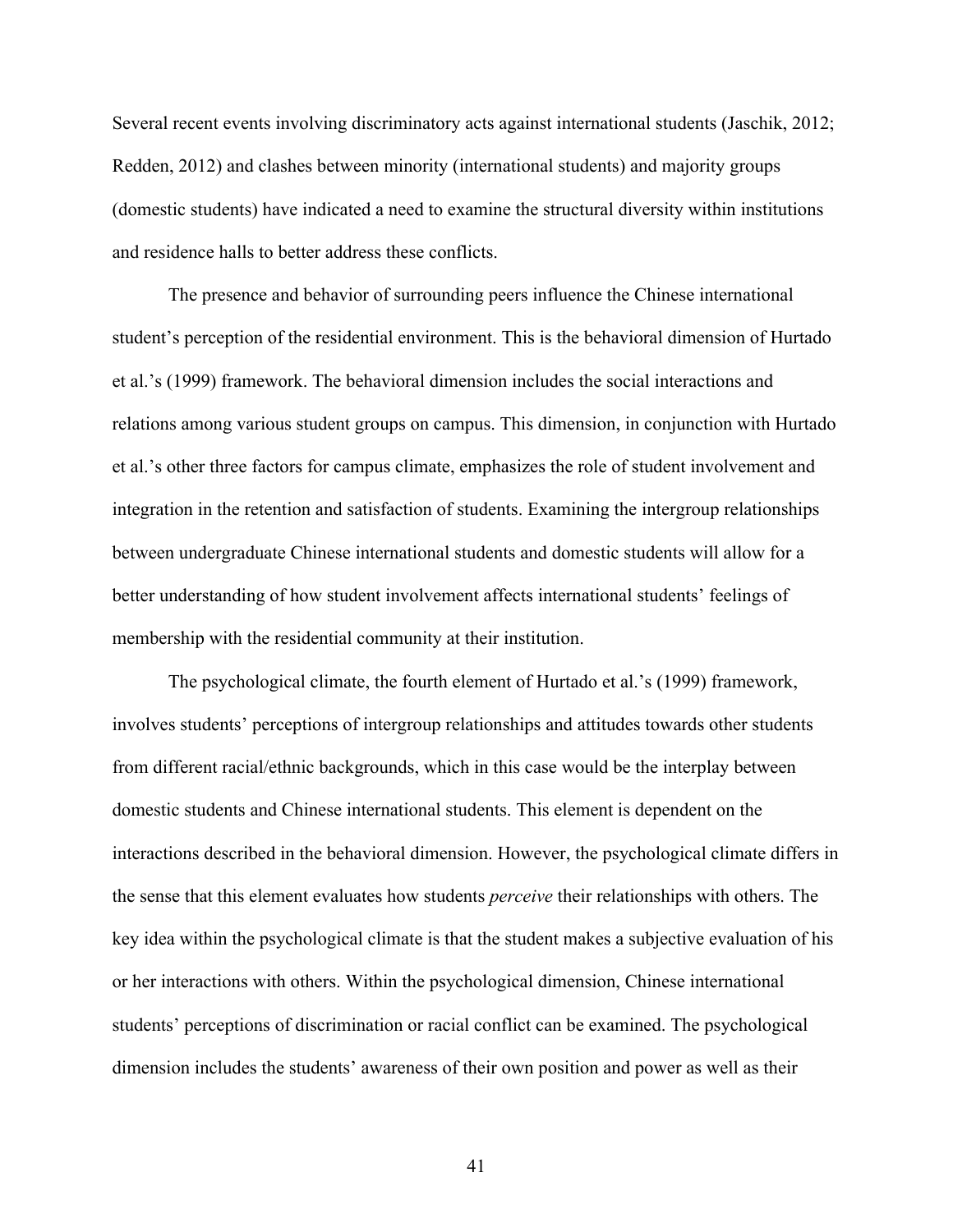Several recent events involving discriminatory acts against international students (Jaschik, 2012; Redden, 2012) and clashes between minority (international students) and majority groups (domestic students) have indicated a need to examine the structural diversity within institutions and residence halls to better address these conflicts.

The presence and behavior of surrounding peers influence the Chinese international student's perception of the residential environment. This is the behavioral dimension of Hurtado et al.'s (1999) framework. The behavioral dimension includes the social interactions and relations among various student groups on campus. This dimension, in conjunction with Hurtado et al.'s other three factors for campus climate, emphasizes the role of student involvement and integration in the retention and satisfaction of students. Examining the intergroup relationships between undergraduate Chinese international students and domestic students will allow for a better understanding of how student involvement affects international students' feelings of membership with the residential community at their institution.

The psychological climate, the fourth element of Hurtado et al.'s (1999) framework, involves students' perceptions of intergroup relationships and attitudes towards other students from different racial/ethnic backgrounds, which in this case would be the interplay between domestic students and Chinese international students. This element is dependent on the interactions described in the behavioral dimension. However, the psychological climate differs in the sense that this element evaluates how students *perceive* their relationships with others. The key idea within the psychological climate is that the student makes a subjective evaluation of his or her interactions with others. Within the psychological dimension, Chinese international students' perceptions of discrimination or racial conflict can be examined. The psychological dimension includes the students' awareness of their own position and power as well as their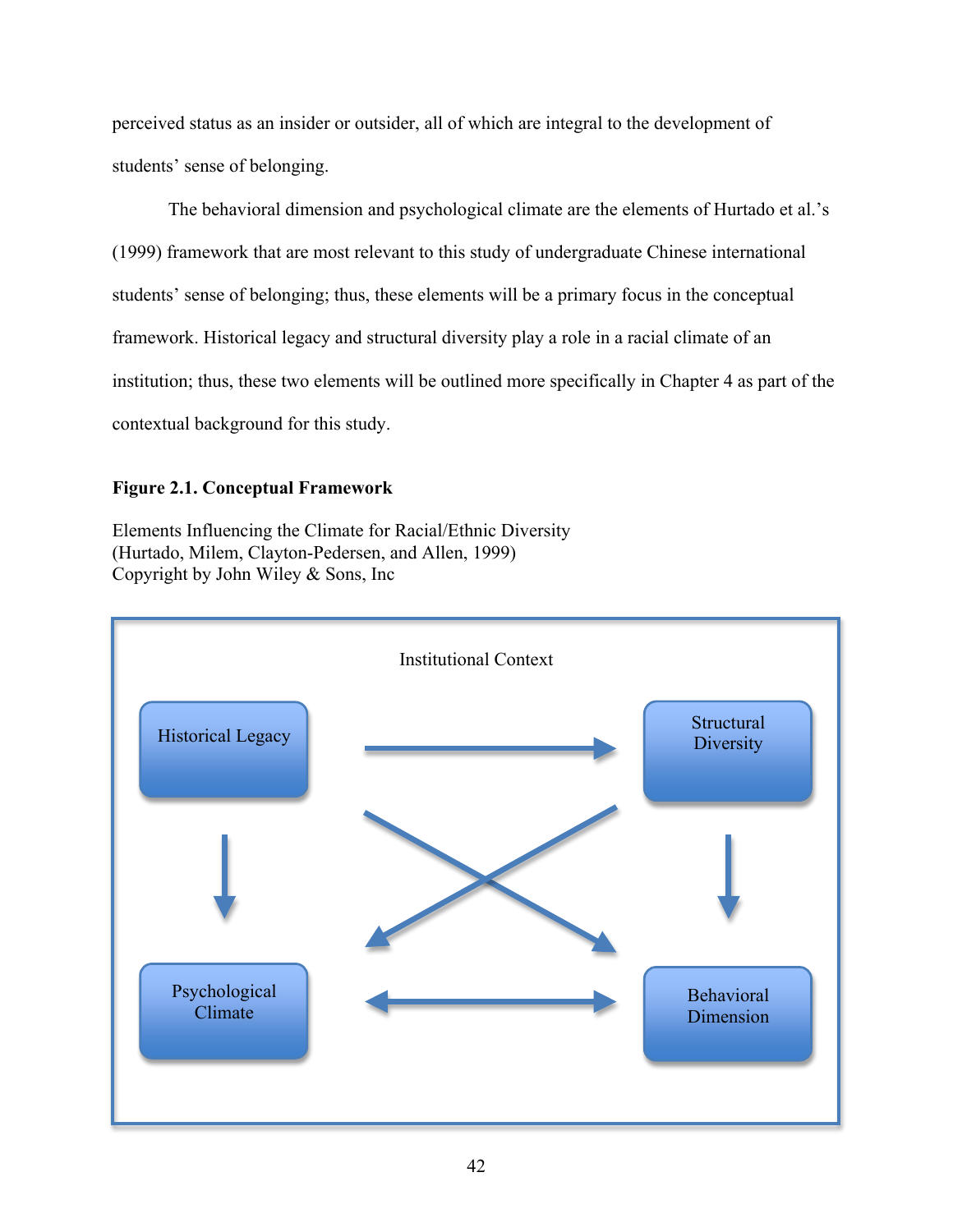perceived status as an insider or outsider, all of which are integral to the development of students' sense of belonging.

The behavioral dimension and psychological climate are the elements of Hurtado et al.'s (1999) framework that are most relevant to this study of undergraduate Chinese international students' sense of belonging; thus, these elements will be a primary focus in the conceptual framework. Historical legacy and structural diversity play a role in a racial climate of an institution; thus, these two elements will be outlined more specifically in Chapter 4 as part of the contextual background for this study.

**Figure 2.1. Conceptual Framework**

Elements Influencing the Climate for Racial/Ethnic Diversity
(Hurtado, Milem, Clayton-Pedersen, and Allen, 1999)
Copyright by John Wiley & Sons, Inc

Institutional Context

Historical Legacy

Structural Diversity

Psychological Climate

Behavioral Dimension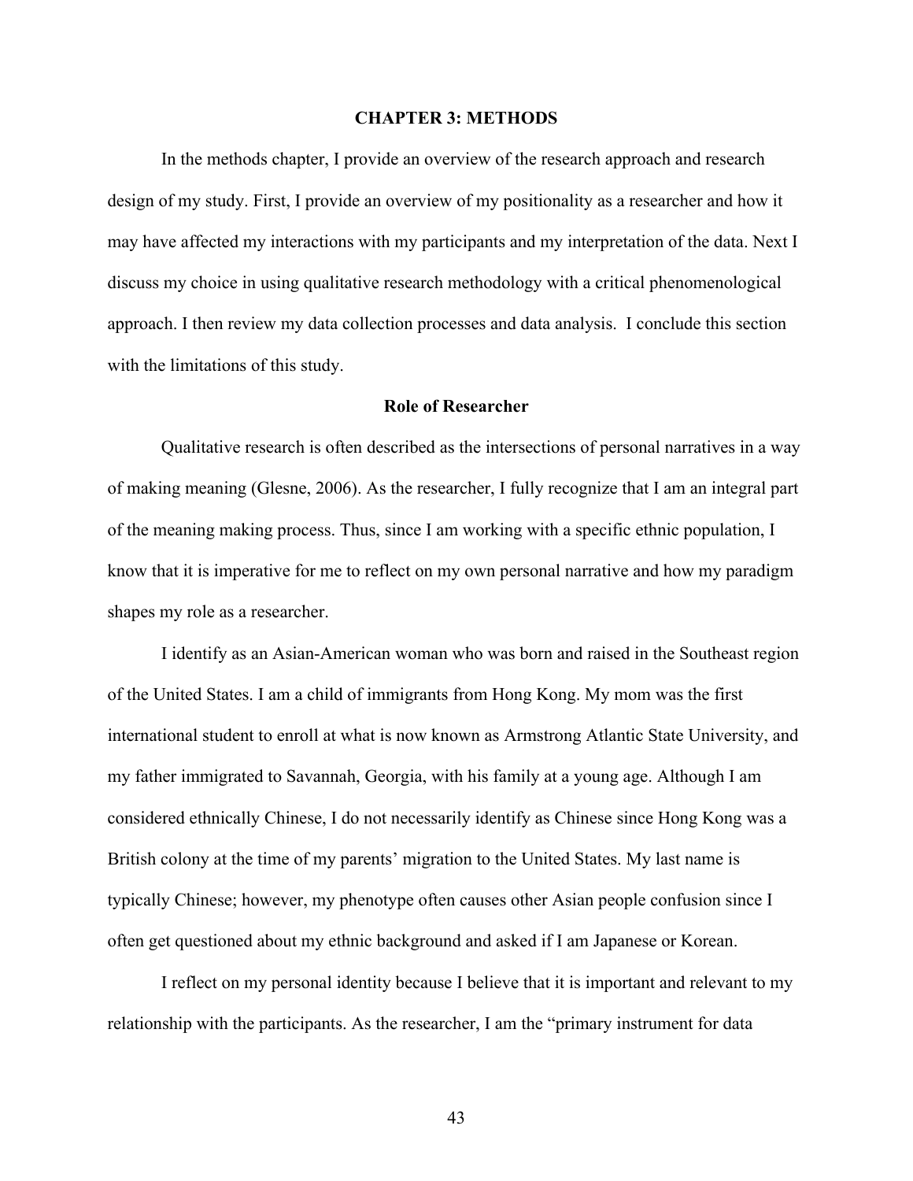# CHAPTER 3: METHODS

In the methods chapter, I provide an overview of the research approach and research design of my study. First, I provide an overview of my positionality as a researcher and how it may have affected my interactions with my participants and my interpretation of the data. Next I discuss my choice in using qualitative research methodology with a critical phenomenological approach. I then review my data collection processes and data analysis. I conclude this section with the limitations of this study.

## Role of Researcher

Qualitative research is often described as the intersections of personal narratives in a way of making meaning (Glesne, 2006). As the researcher, I fully recognize that I am an integral part of the meaning making process. Thus, since I am working with a specific ethnic population, I know that it is imperative for me to reflect on my own personal narrative and how my paradigm shapes my role as a researcher.

I identify as an Asian-American woman who was born and raised in the Southeast region of the United States. I am a child of immigrants from Hong Kong. My mom was the first international student to enroll at what is now known as Armstrong Atlantic State University, and my father immigrated to Savannah, Georgia, with his family at a young age. Although I am considered ethnically Chinese, I do not necessarily identify as Chinese since Hong Kong was a British colony at the time of my parents' migration to the United States. My last name is typically Chinese; however, my phenotype often causes other Asian people confusion since I often get questioned about my ethnic background and asked if I am Japanese or Korean.

I reflect on my personal identity because I believe that it is important and relevant to my relationship with the participants. As the researcher, I am the "primary instrument for data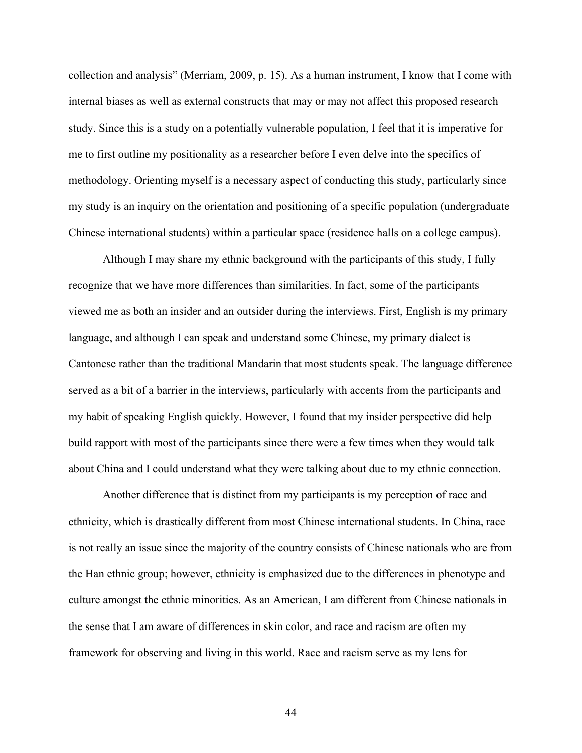collection and analysis" (Merriam, 2009, p. 15). As a human instrument, I know that I come with internal biases as well as external constructs that may or may not affect this proposed research study. Since this is a study on a potentially vulnerable population, I feel that it is imperative for me to first outline my positionality as a researcher before I even delve into the specifics of methodology. Orienting myself is a necessary aspect of conducting this study, particularly since my study is an inquiry on the orientation and positioning of a specific population (undergraduate Chinese international students) within a particular space (residence halls on a college campus).

Although I may share my ethnic background with the participants of this study, I fully recognize that we have more differences than similarities. In fact, some of the participants viewed me as both an insider and an outsider during the interviews. First, English is my primary language, and although I can speak and understand some Chinese, my primary dialect is Cantonese rather than the traditional Mandarin that most students speak. The language difference served as a bit of a barrier in the interviews, particularly with accents from the participants and my habit of speaking English quickly. However, I found that my insider perspective did help build rapport with most of the participants since there were a few times when they would talk about China and I could understand what they were talking about due to my ethnic connection.

Another difference that is distinct from my participants is my perception of race and ethnicity, which is drastically different from most Chinese international students. In China, race is not really an issue since the majority of the country consists of Chinese nationals who are from the Han ethnic group; however, ethnicity is emphasized due to the differences in phenotype and culture amongst the ethnic minorities. As an American, I am different from Chinese nationals in the sense that I am aware of differences in skin color, and race and racism are often my framework for observing and living in this world. Race and racism serve as my lens for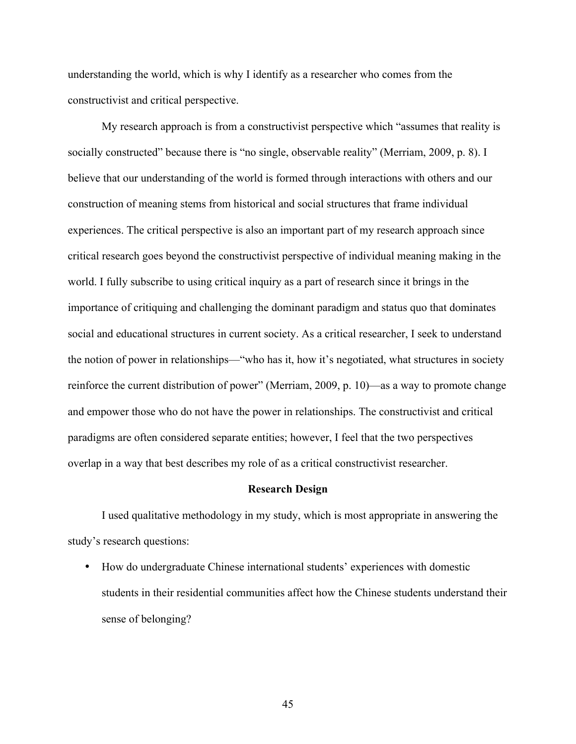understanding the world, which is why I identify as a researcher who comes from the constructivist and critical perspective.

My research approach is from a constructivist perspective which "assumes that reality is socially constructed" because there is "no single, observable reality" (Merriam, 2009, p. 8). I believe that our understanding of the world is formed through interactions with others and our construction of meaning stems from historical and social structures that frame individual experiences. The critical perspective is also an important part of my research approach since critical research goes beyond the constructivist perspective of individual meaning making in the world. I fully subscribe to using critical inquiry as a part of research since it brings in the importance of critiquing and challenging the dominant paradigm and status quo that dominates social and educational structures in current society. As a critical researcher, I seek to understand the notion of power in relationships—"who has it, how it's negotiated, what structures in society reinforce the current distribution of power" (Merriam, 2009, p. 10)—as a way to promote change and empower those who do not have the power in relationships. The constructivist and critical paradigms are often considered separate entities; however, I feel that the two perspectives overlap in a way that best describes my role of as a critical constructivist researcher.

## Research Design

I used qualitative methodology in my study, which is most appropriate in answering the study's research questions:

- How do undergraduate Chinese international students' experiences with domestic students in their residential communities affect how the Chinese students understand their sense of belonging?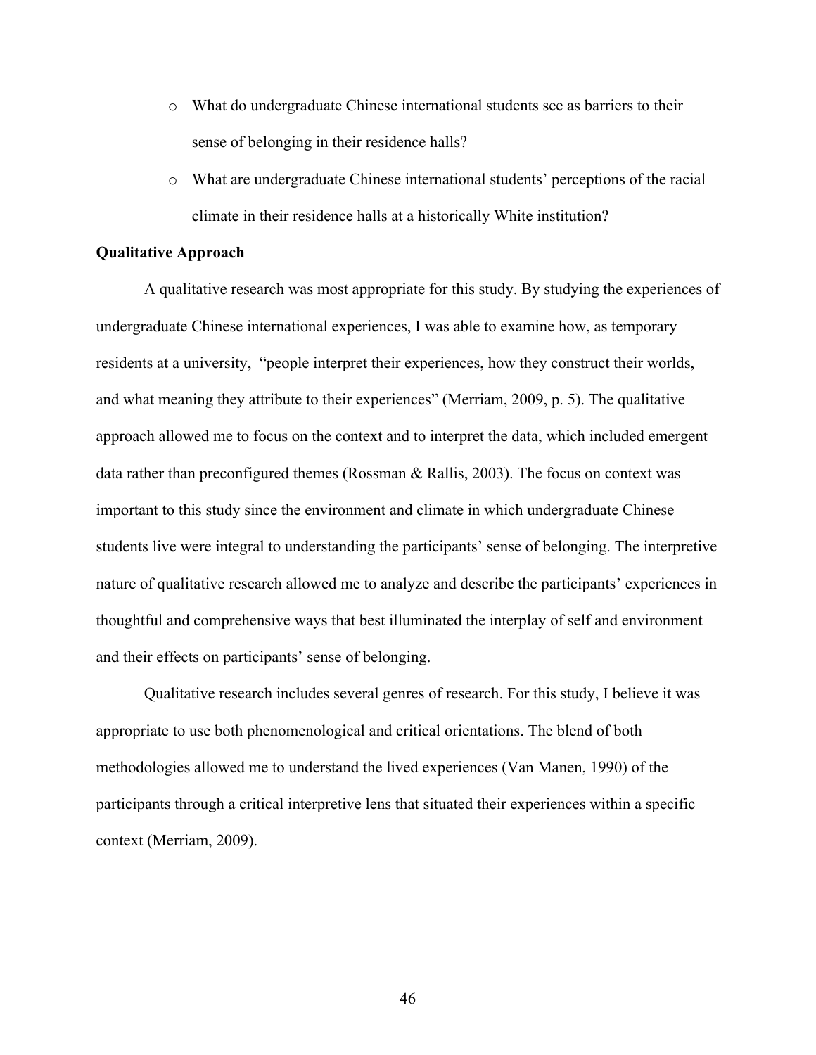- What do undergraduate Chinese international students see as barriers to their sense of belonging in their residence halls?
- What are undergraduate Chinese international students' perceptions of the racial climate in their residence halls at a historically White institution?

**Qualitative Approach**

A qualitative research was most appropriate for this study. By studying the experiences of undergraduate Chinese international experiences, I was able to examine how, as temporary residents at a university, "people interpret their experiences, how they construct their worlds, and what meaning they attribute to their experiences" (Merriam, 2009, p. 5). The qualitative approach allowed me to focus on the context and to interpret the data, which included emergent data rather than preconfigured themes (Rossman & Rallis, 2003). The focus on context was important to this study since the environment and climate in which undergraduate Chinese students live were integral to understanding the participants' sense of belonging. The interpretive nature of qualitative research allowed me to analyze and describe the participants' experiences in thoughtful and comprehensive ways that best illuminated the interplay of self and environment and their effects on participants' sense of belonging.

Qualitative research includes several genres of research. For this study, I believe it was appropriate to use both phenomenological and critical orientations. The blend of both methodologies allowed me to understand the lived experiences (Van Manen, 1990) of the participants through a critical interpretive lens that situated their experiences within a specific context (Merriam, 2009).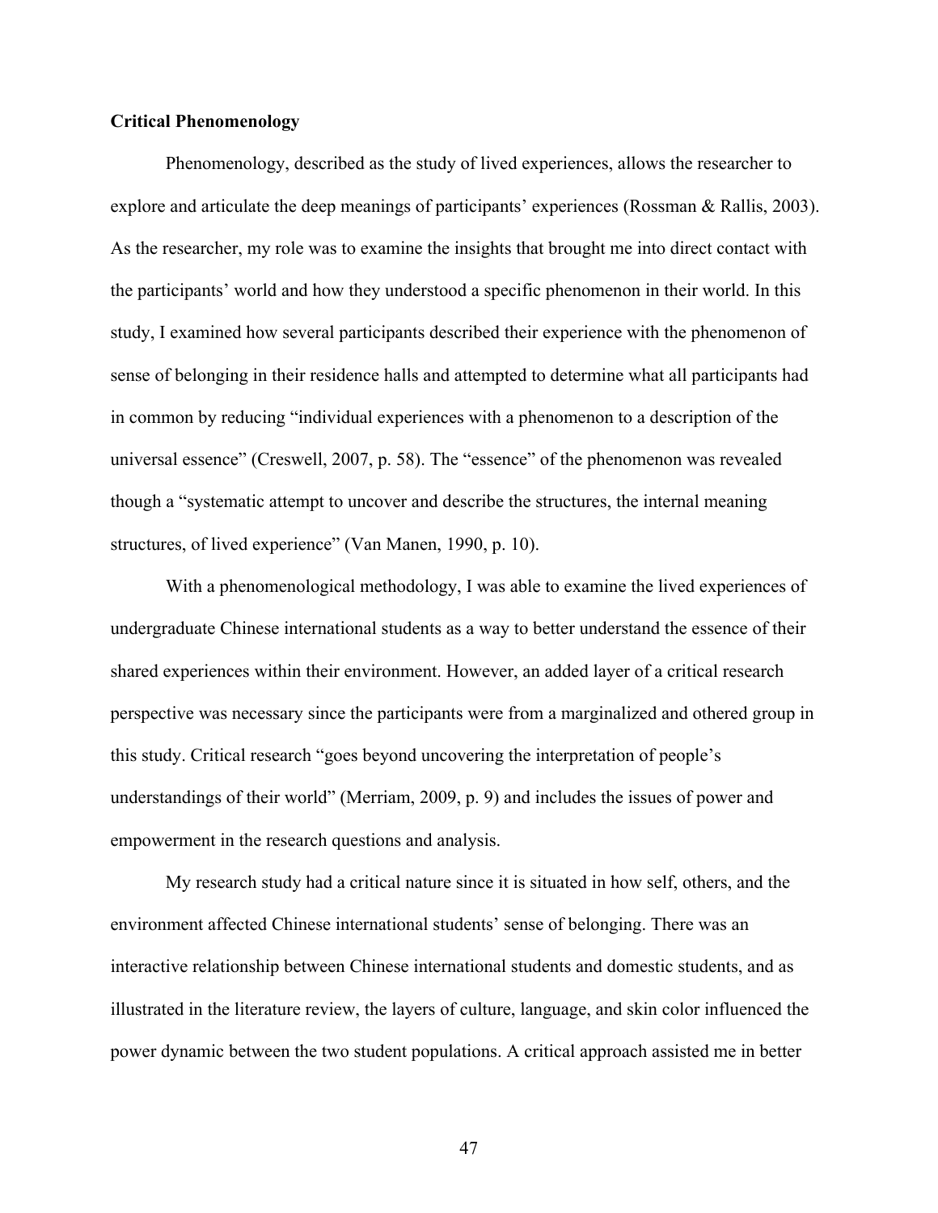**Critical Phenomenology**

Phenomenology, described as the study of lived experiences, allows the researcher to explore and articulate the deep meanings of participants' experiences (Rossman & Rallis, 2003). As the researcher, my role was to examine the insights that brought me into direct contact with the participants' world and how they understood a specific phenomenon in their world. In this study, I examined how several participants described their experience with the phenomenon of sense of belonging in their residence halls and attempted to determine what all participants had in common by reducing "individual experiences with a phenomenon to a description of the universal essence" (Creswell, 2007, p. 58). The "essence" of the phenomenon was revealed though a "systematic attempt to uncover and describe the structures, the internal meaning structures, of lived experience" (Van Manen, 1990, p. 10).

With a phenomenological methodology, I was able to examine the lived experiences of undergraduate Chinese international students as a way to better understand the essence of their shared experiences within their environment. However, an added layer of a critical research perspective was necessary since the participants were from a marginalized and othered group in this study. Critical research "goes beyond uncovering the interpretation of people's understandings of their world" (Merriam, 2009, p. 9) and includes the issues of power and empowerment in the research questions and analysis.

My research study had a critical nature since it is situated in how self, others, and the environment affected Chinese international students' sense of belonging. There was an interactive relationship between Chinese international students and domestic students, and as illustrated in the literature review, the layers of culture, language, and skin color influenced the power dynamic between the two student populations. A critical approach assisted me in better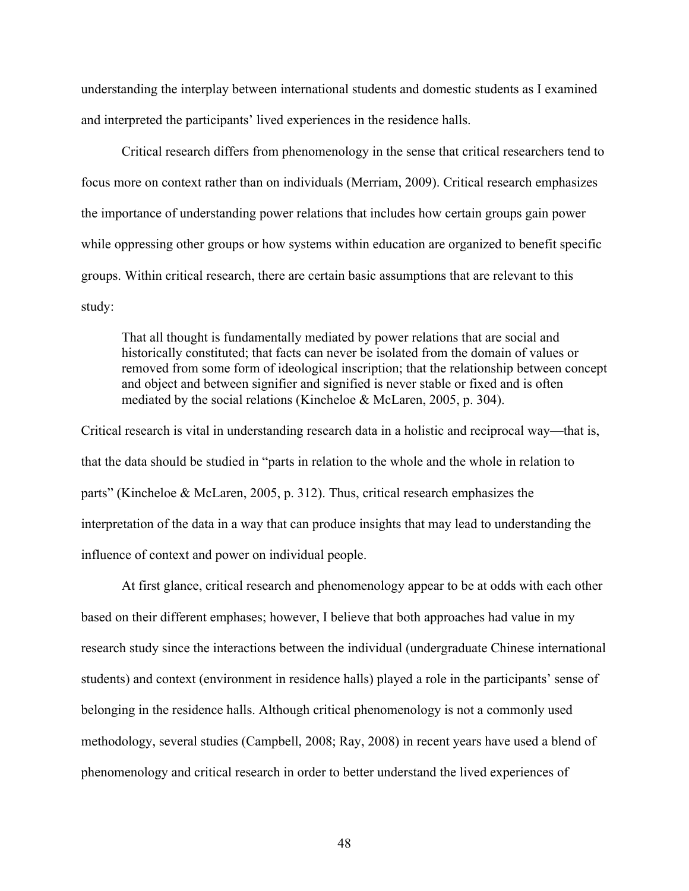understanding the interplay between international students and domestic students as I examined and interpreted the participants' lived experiences in the residence halls.

Critical research differs from phenomenology in the sense that critical researchers tend to focus more on context rather than on individuals (Merriam, 2009). Critical research emphasizes the importance of understanding power relations that includes how certain groups gain power while oppressing other groups or how systems within education are organized to benefit specific groups. Within critical research, there are certain basic assumptions that are relevant to this study:

> That all thought is fundamentally mediated by power relations that are social and historically constituted; that facts can never be isolated from the domain of values or removed from some form of ideological inscription; that the relationship between concept and object and between signifier and signified is never stable or fixed and is often mediated by the social relations (Kincheloe & McLaren, 2005, p. 304).

Critical research is vital in understanding research data in a holistic and reciprocal way—that is, that the data should be studied in "parts in relation to the whole and the whole in relation to parts" (Kincheloe & McLaren, 2005, p. 312). Thus, critical research emphasizes the interpretation of the data in a way that can produce insights that may lead to understanding the influence of context and power on individual people.

At first glance, critical research and phenomenology appear to be at odds with each other based on their different emphases; however, I believe that both approaches had value in my research study since the interactions between the individual (undergraduate Chinese international students) and context (environment in residence halls) played a role in the participants' sense of belonging in the residence halls. Although critical phenomenology is not a commonly used methodology, several studies (Campbell, 2008; Ray, 2008) in recent years have used a blend of phenomenology and critical research in order to better understand the lived experiences of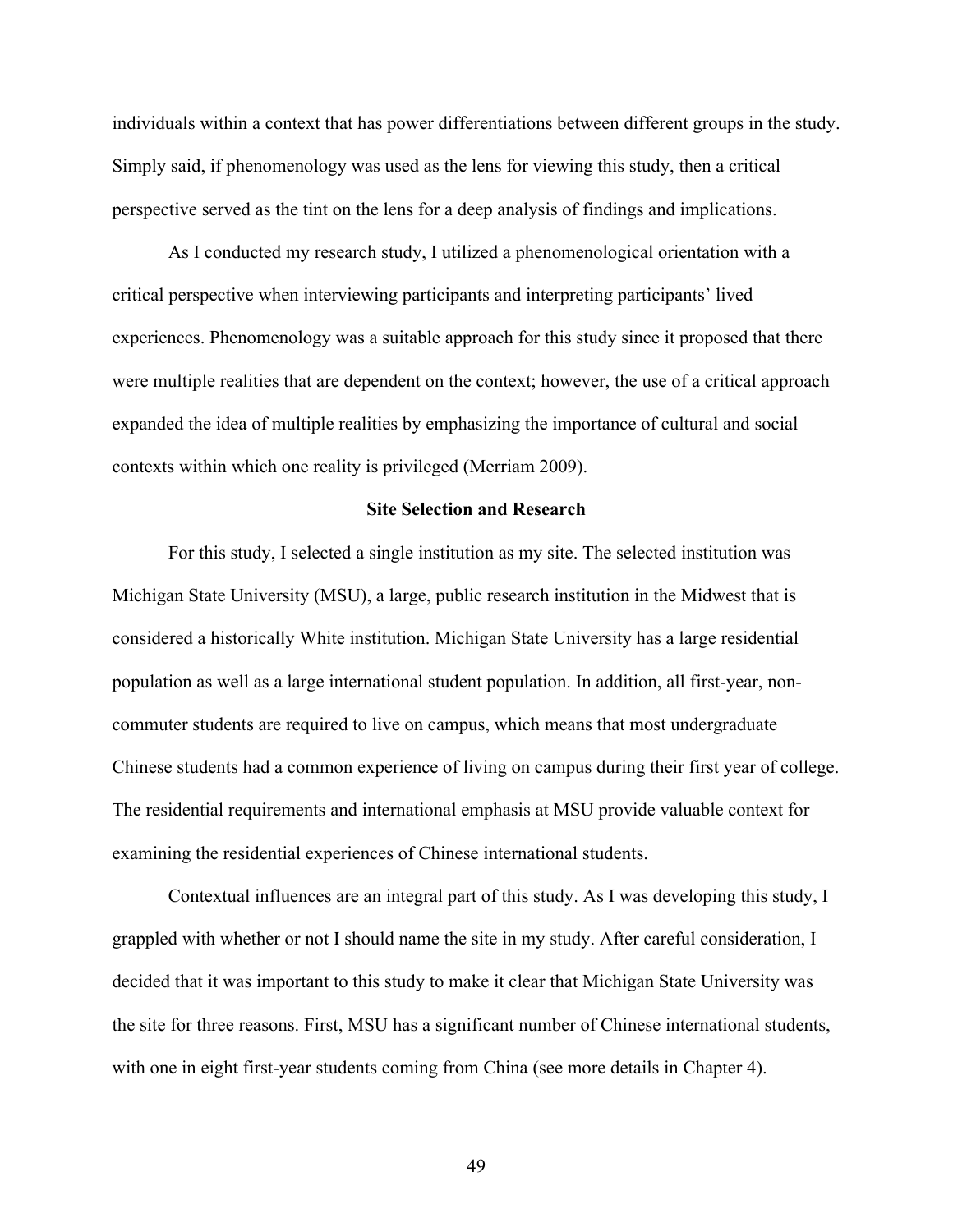individuals within a context that has power differentiations between different groups in the study. Simply said, if phenomenology was used as the lens for viewing this study, then a critical perspective served as the tint on the lens for a deep analysis of findings and implications.

As I conducted my research study, I utilized a phenomenological orientation with a critical perspective when interviewing participants and interpreting participants' lived experiences. Phenomenology was a suitable approach for this study since it proposed that there were multiple realities that are dependent on the context; however, the use of a critical approach expanded the idea of multiple realities by emphasizing the importance of cultural and social contexts within which one reality is privileged (Merriam 2009).

### Site Selection and Research

For this study, I selected a single institution as my site. The selected institution was Michigan State University (MSU), a large, public research institution in the Midwest that is considered a historically White institution. Michigan State University has a large residential population as well as a large international student population. In addition, all first-year, non-commuter students are required to live on campus, which means that most undergraduate Chinese students had a common experience of living on campus during their first year of college. The residential requirements and international emphasis at MSU provide valuable context for examining the residential experiences of Chinese international students.

Contextual influences are an integral part of this study. As I was developing this study, I grappled with whether or not I should name the site in my study. After careful consideration, I decided that it was important to this study to make it clear that Michigan State University was the site for three reasons. First, MSU has a significant number of Chinese international students, with one in eight first-year students coming from China (see more details in Chapter 4).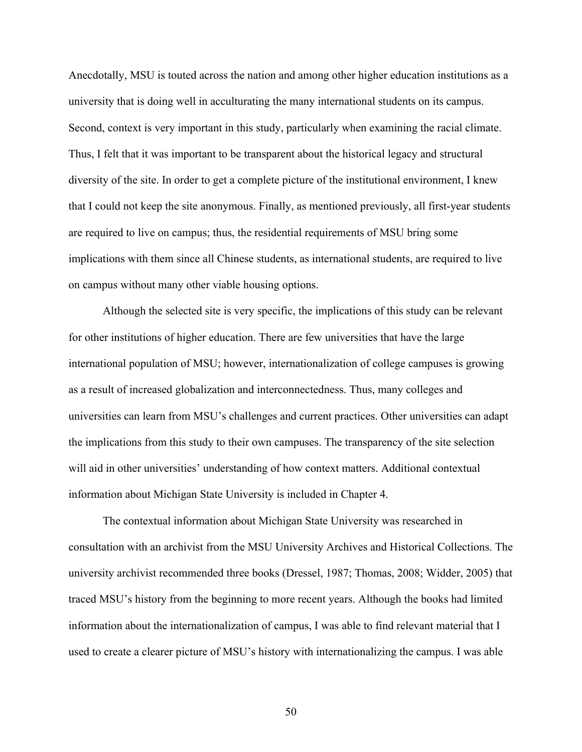Anecdotally, MSU is touted across the nation and among other higher education institutions as a university that is doing well in acculturating the many international students on its campus. Second, context is very important in this study, particularly when examining the racial climate. Thus, I felt that it was important to be transparent about the historical legacy and structural diversity of the site. In order to get a complete picture of the institutional environment, I knew that I could not keep the site anonymous. Finally, as mentioned previously, all first-year students are required to live on campus; thus, the residential requirements of MSU bring some implications with them since all Chinese students, as international students, are required to live on campus without many other viable housing options.

Although the selected site is very specific, the implications of this study can be relevant for other institutions of higher education. There are few universities that have the large international population of MSU; however, internationalization of college campuses is growing as a result of increased globalization and interconnectedness. Thus, many colleges and universities can learn from MSU's challenges and current practices. Other universities can adapt the implications from this study to their own campuses. The transparency of the site selection will aid in other universities' understanding of how context matters. Additional contextual information about Michigan State University is included in Chapter 4.

The contextual information about Michigan State University was researched in consultation with an archivist from the MSU University Archives and Historical Collections. The university archivist recommended three books (Dressel, 1987; Thomas, 2008; Widder, 2005) that traced MSU's history from the beginning to more recent years. Although the books had limited information about the internationalization of campus, I was able to find relevant material that I used to create a clearer picture of MSU's history with internationalizing the campus. I was able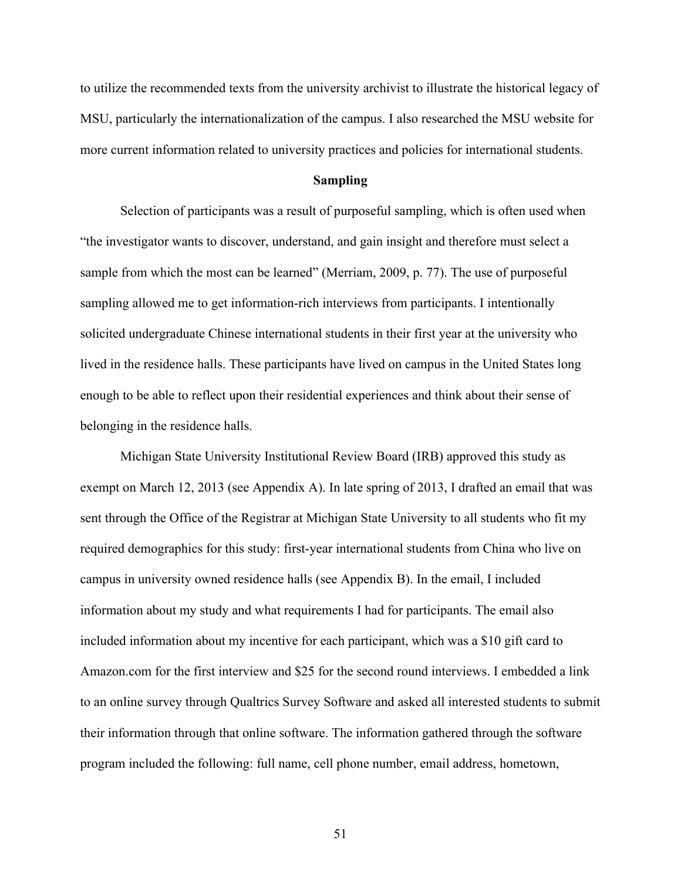to utilize the recommended texts from the university archivist to illustrate the historical legacy of MSU, particularly the internationalization of the campus. I also researched the MSU website for more current information related to university practices and policies for international students.

## Sampling

Selection of participants was a result of purposeful sampling, which is often used when "the investigator wants to discover, understand, and gain insight and therefore must select a sample from which the most can be learned" (Merriam, 2009, p. 77). The use of purposeful sampling allowed me to get information-rich interviews from participants. I intentionally solicited undergraduate Chinese international students in their first year at the university who lived in the residence halls. These participants have lived on campus in the United States long enough to be able to reflect upon their residential experiences and think about their sense of belonging in the residence halls.

Michigan State University Institutional Review Board (IRB) approved this study as exempt on March 12, 2013 (see Appendix A). In late spring of 2013, I drafted an email that was sent through the Office of the Registrar at Michigan State University to all students who fit my required demographics for this study: first-year international students from China who live on campus in university owned residence halls (see Appendix B). In the email, I included information about my study and what requirements I had for participants. The email also included information about my incentive for each participant, which was a $10 gift card to Amazon.com for the first interview and $25 for the second round interviews. I embedded a link to an online survey through Qualtrics Survey Software and asked all interested students to submit their information through that online software. The information gathered through the software program included the following: full name, cell phone number, email address, hometown,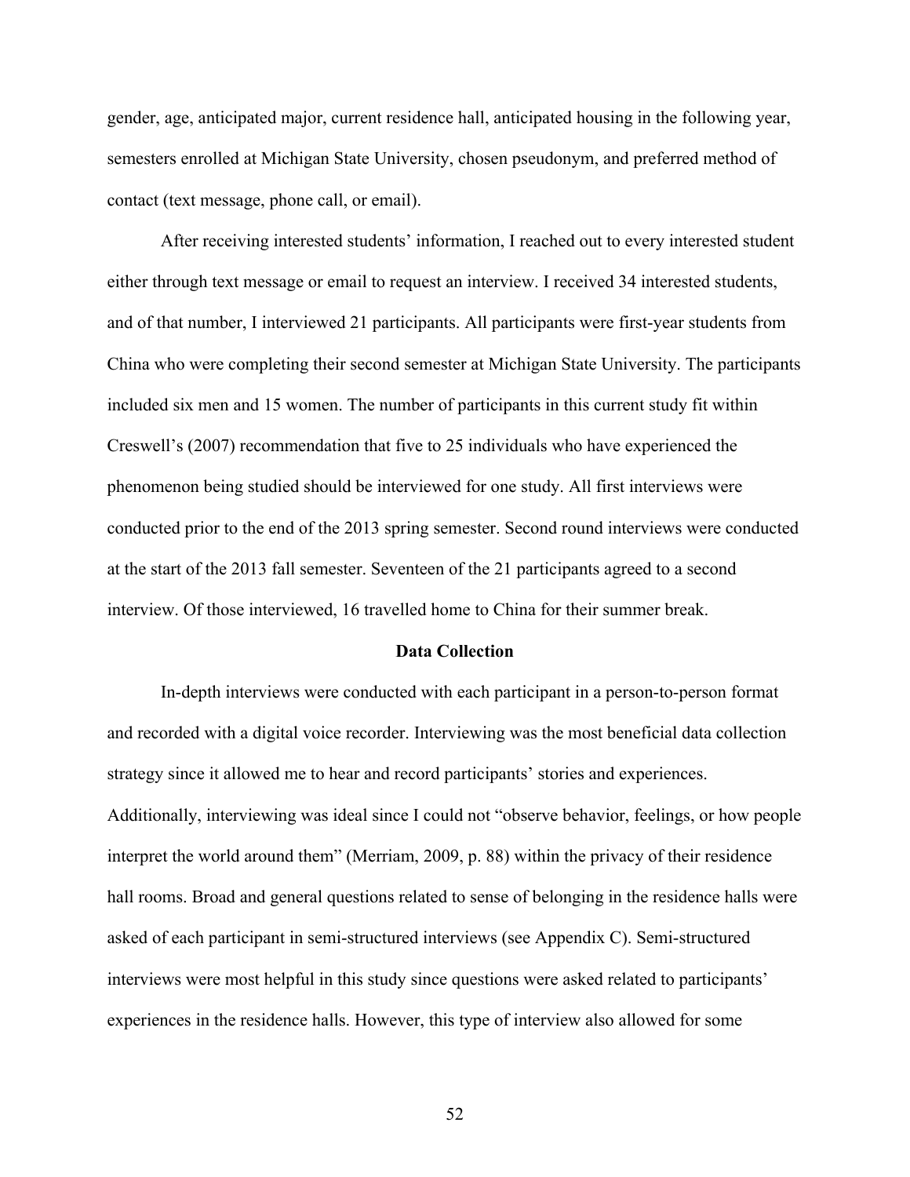gender, age, anticipated major, current residence hall, anticipated housing in the following year, semesters enrolled at Michigan State University, chosen pseudonym, and preferred method of contact (text message, phone call, or email).

After receiving interested students' information, I reached out to every interested student either through text message or email to request an interview. I received 34 interested students, and of that number, I interviewed 21 participants. All participants were first-year students from China who were completing their second semester at Michigan State University. The participants included six men and 15 women. The number of participants in this current study fit within Creswell's (2007) recommendation that five to 25 individuals who have experienced the phenomenon being studied should be interviewed for one study. All first interviews were conducted prior to the end of the 2013 spring semester. Second round interviews were conducted at the start of the 2013 fall semester. Seventeen of the 21 participants agreed to a second interview. Of those interviewed, 16 travelled home to China for their summer break.

## Data Collection

In-depth interviews were conducted with each participant in a person-to-person format and recorded with a digital voice recorder. Interviewing was the most beneficial data collection strategy since it allowed me to hear and record participants' stories and experiences. Additionally, interviewing was ideal since I could not "observe behavior, feelings, or how people interpret the world around them" (Merriam, 2009, p. 88) within the privacy of their residence hall rooms. Broad and general questions related to sense of belonging in the residence halls were asked of each participant in semi-structured interviews (see Appendix C). Semi-structured interviews were most helpful in this study since questions were asked related to participants' experiences in the residence halls. However, this type of interview also allowed for some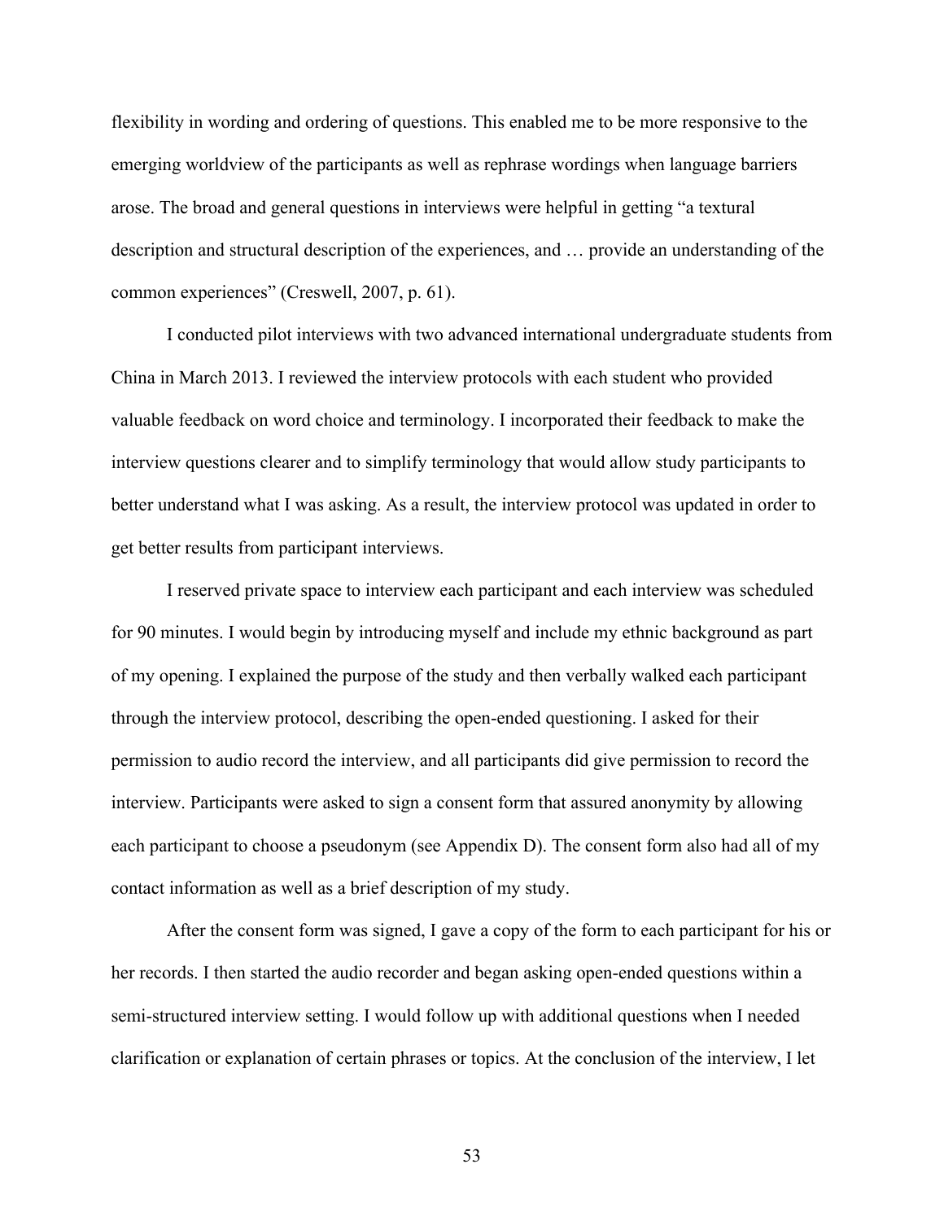flexibility in wording and ordering of questions. This enabled me to be more responsive to the emerging worldview of the participants as well as rephrase wordings when language barriers arose. The broad and general questions in interviews were helpful in getting "a textural description and structural description of the experiences, and … provide an understanding of the common experiences" (Creswell, 2007, p. 61).

I conducted pilot interviews with two advanced international undergraduate students from China in March 2013. I reviewed the interview protocols with each student who provided valuable feedback on word choice and terminology. I incorporated their feedback to make the interview questions clearer and to simplify terminology that would allow study participants to better understand what I was asking. As a result, the interview protocol was updated in order to get better results from participant interviews.

I reserved private space to interview each participant and each interview was scheduled for 90 minutes. I would begin by introducing myself and include my ethnic background as part of my opening. I explained the purpose of the study and then verbally walked each participant through the interview protocol, describing the open-ended questioning. I asked for their permission to audio record the interview, and all participants did give permission to record the interview. Participants were asked to sign a consent form that assured anonymity by allowing each participant to choose a pseudonym (see Appendix D). The consent form also had all of my contact information as well as a brief description of my study.

After the consent form was signed, I gave a copy of the form to each participant for his or her records. I then started the audio recorder and began asking open-ended questions within a semi-structured interview setting. I would follow up with additional questions when I needed clarification or explanation of certain phrases or topics. At the conclusion of the interview, I let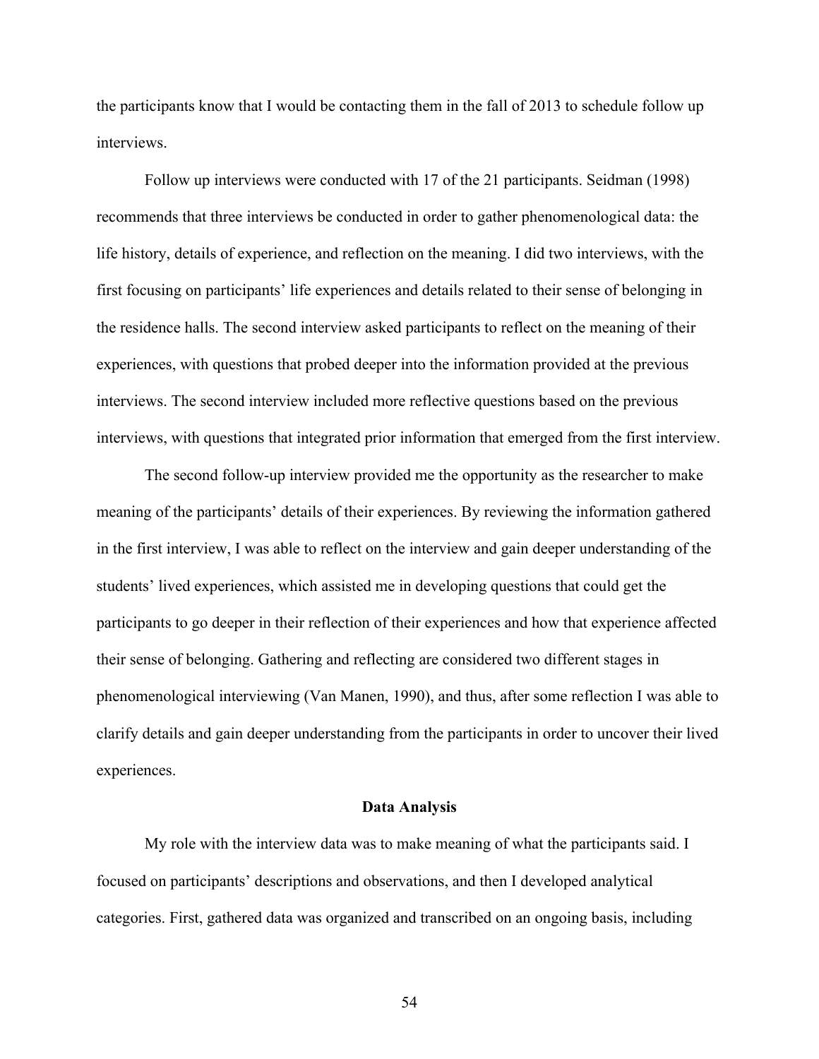the participants know that I would be contacting them in the fall of 2013 to schedule follow up interviews.

Follow up interviews were conducted with 17 of the 21 participants. Seidman (1998) recommends that three interviews be conducted in order to gather phenomenological data: the life history, details of experience, and reflection on the meaning. I did two interviews, with the first focusing on participants' life experiences and details related to their sense of belonging in the residence halls. The second interview asked participants to reflect on the meaning of their experiences, with questions that probed deeper into the information provided at the previous interviews. The second interview included more reflective questions based on the previous interviews, with questions that integrated prior information that emerged from the first interview.

The second follow-up interview provided me the opportunity as the researcher to make meaning of the participants' details of their experiences. By reviewing the information gathered in the first interview, I was able to reflect on the interview and gain deeper understanding of the students' lived experiences, which assisted me in developing questions that could get the participants to go deeper in their reflection of their experiences and how that experience affected their sense of belonging. Gathering and reflecting are considered two different stages in phenomenological interviewing (Van Manen, 1990), and thus, after some reflection I was able to clarify details and gain deeper understanding from the participants in order to uncover their lived experiences.

## Data Analysis

My role with the interview data was to make meaning of what the participants said. I focused on participants' descriptions and observations, and then I developed analytical categories. First, gathered data was organized and transcribed on an ongoing basis, including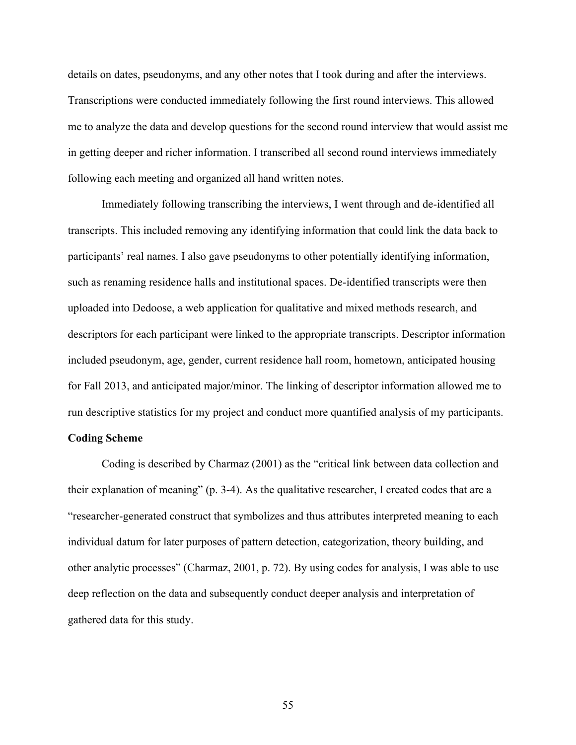details on dates, pseudonyms, and any other notes that I took during and after the interviews. Transcriptions were conducted immediately following the first round interviews. This allowed me to analyze the data and develop questions for the second round interview that would assist me in getting deeper and richer information. I transcribed all second round interviews immediately following each meeting and organized all hand written notes.

Immediately following transcribing the interviews, I went through and de-identified all transcripts. This included removing any identifying information that could link the data back to participants' real names. I also gave pseudonyms to other potentially identifying information, such as renaming residence halls and institutional spaces. De-identified transcripts were then uploaded into Dedoose, a web application for qualitative and mixed methods research, and descriptors for each participant were linked to the appropriate transcripts. Descriptor information included pseudonym, age, gender, current residence hall room, hometown, anticipated housing for Fall 2013, and anticipated major/minor. The linking of descriptor information allowed me to run descriptive statistics for my project and conduct more quantified analysis of my participants.

**Coding Scheme**

Coding is described by Charmaz (2001) as the "critical link between data collection and their explanation of meaning" (p. 3-4). As the qualitative researcher, I created codes that are a "researcher-generated construct that symbolizes and thus attributes interpreted meaning to each individual datum for later purposes of pattern detection, categorization, theory building, and other analytic processes" (Charmaz, 2001, p. 72). By using codes for analysis, I was able to use deep reflection on the data and subsequently conduct deeper analysis and interpretation of gathered data for this study.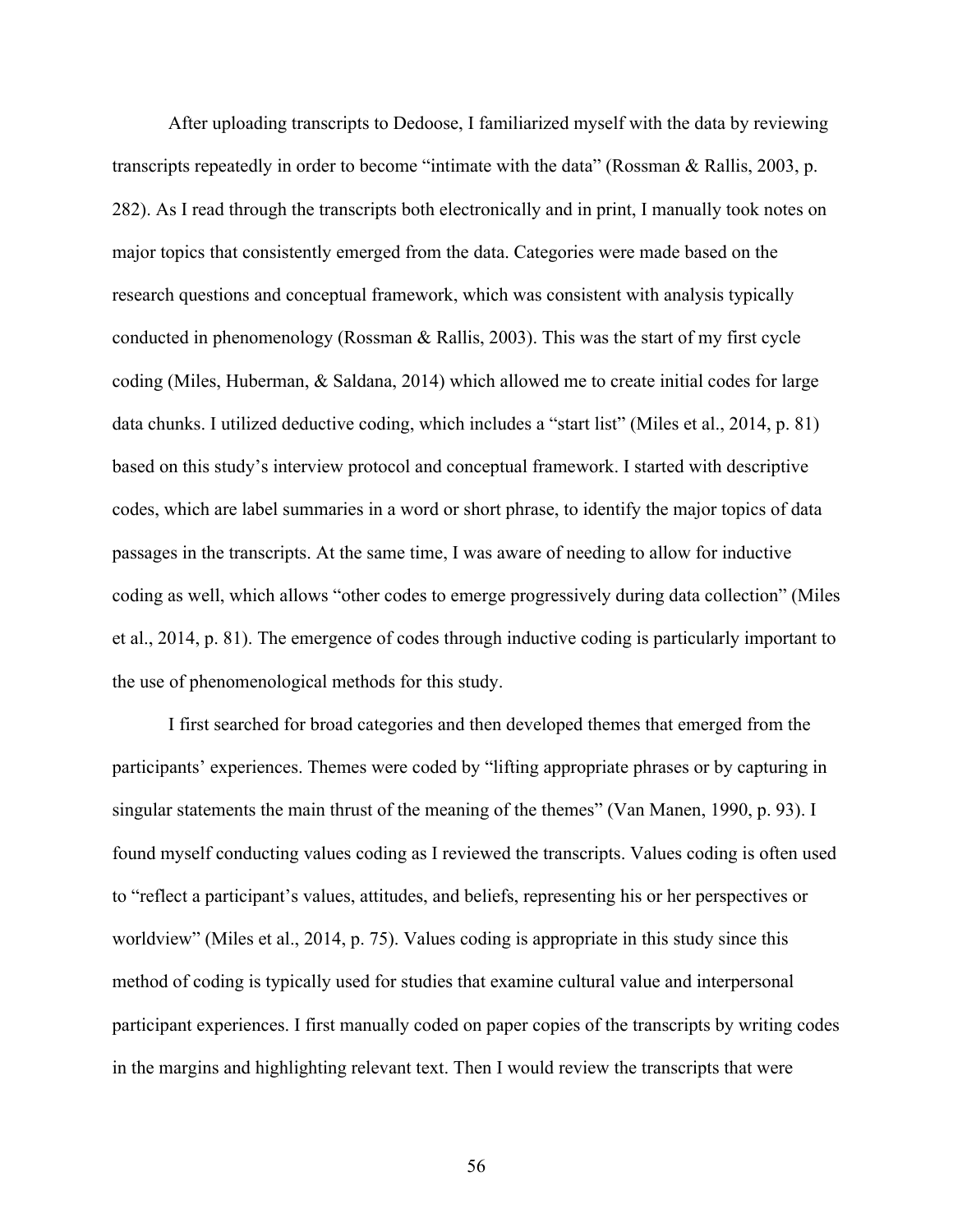After uploading transcripts to Dedoose, I familiarized myself with the data by reviewing transcripts repeatedly in order to become "intimate with the data" (Rossman & Rallis, 2003, p. 282). As I read through the transcripts both electronically and in print, I manually took notes on major topics that consistently emerged from the data. Categories were made based on the research questions and conceptual framework, which was consistent with analysis typically conducted in phenomenology (Rossman & Rallis, 2003). This was the start of my first cycle coding (Miles, Huberman, & Saldana, 2014) which allowed me to create initial codes for large data chunks. I utilized deductive coding, which includes a "start list" (Miles et al., 2014, p. 81) based on this study's interview protocol and conceptual framework. I started with descriptive codes, which are label summaries in a word or short phrase, to identify the major topics of data passages in the transcripts. At the same time, I was aware of needing to allow for inductive coding as well, which allows "other codes to emerge progressively during data collection" (Miles et al., 2014, p. 81). The emergence of codes through inductive coding is particularly important to the use of phenomenological methods for this study.

I first searched for broad categories and then developed themes that emerged from the participants' experiences. Themes were coded by "lifting appropriate phrases or by capturing in singular statements the main thrust of the meaning of the themes" (Van Manen, 1990, p. 93). I found myself conducting values coding as I reviewed the transcripts. Values coding is often used to "reflect a participant's values, attitudes, and beliefs, representing his or her perspectives or worldview" (Miles et al., 2014, p. 75). Values coding is appropriate in this study since this method of coding is typically used for studies that examine cultural value and interpersonal participant experiences. I first manually coded on paper copies of the transcripts by writing codes in the margins and highlighting relevant text. Then I would review the transcripts that were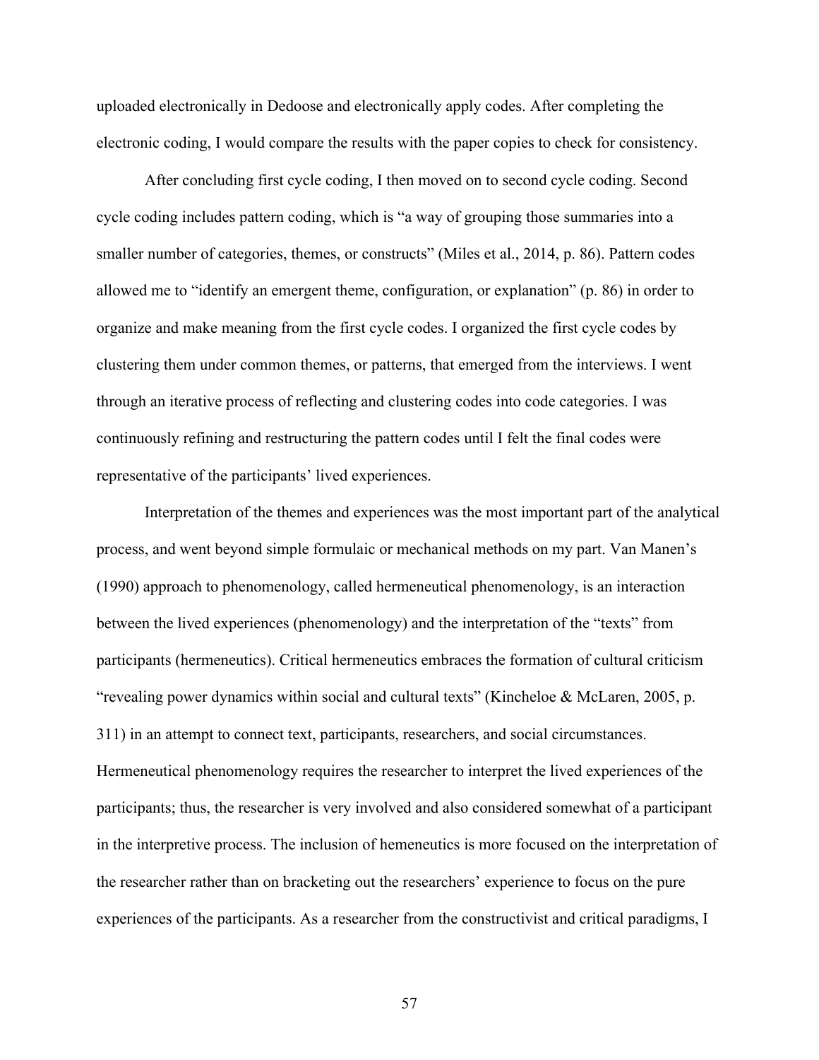uploaded electronically in Dedoose and electronically apply codes. After completing the electronic coding, I would compare the results with the paper copies to check for consistency.

After concluding first cycle coding, I then moved on to second cycle coding. Second cycle coding includes pattern coding, which is "a way of grouping those summaries into a smaller number of categories, themes, or constructs" (Miles et al., 2014, p. 86). Pattern codes allowed me to "identify an emergent theme, configuration, or explanation" (p. 86) in order to organize and make meaning from the first cycle codes. I organized the first cycle codes by clustering them under common themes, or patterns, that emerged from the interviews. I went through an iterative process of reflecting and clustering codes into code categories. I was continuously refining and restructuring the pattern codes until I felt the final codes were representative of the participants' lived experiences.

Interpretation of the themes and experiences was the most important part of the analytical process, and went beyond simple formulaic or mechanical methods on my part. Van Manen's (1990) approach to phenomenology, called hermeneutical phenomenology, is an interaction between the lived experiences (phenomenology) and the interpretation of the "texts" from participants (hermeneutics). Critical hermeneutics embraces the formation of cultural criticism "revealing power dynamics within social and cultural texts" (Kincheloe & McLaren, 2005, p. 311) in an attempt to connect text, participants, researchers, and social circumstances. Hermeneutical phenomenology requires the researcher to interpret the lived experiences of the participants; thus, the researcher is very involved and also considered somewhat of a participant in the interpretive process. The inclusion of hemeneutics is more focused on the interpretation of the researcher rather than on bracketing out the researchers' experience to focus on the pure experiences of the participants. As a researcher from the constructivist and critical paradigms, I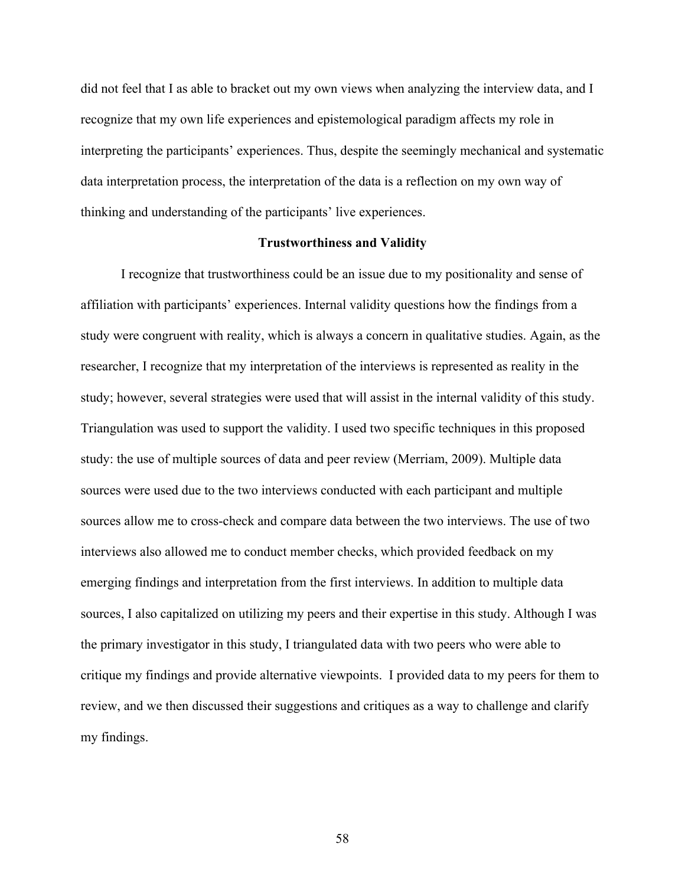did not feel that I as able to bracket out my own views when analyzing the interview data, and I recognize that my own life experiences and epistemological paradigm affects my role in interpreting the participants' experiences. Thus, despite the seemingly mechanical and systematic data interpretation process, the interpretation of the data is a reflection on my own way of thinking and understanding of the participants' live experiences.

## Trustworthiness and Validity

I recognize that trustworthiness could be an issue due to my positionality and sense of affiliation with participants' experiences. Internal validity questions how the findings from a study were congruent with reality, which is always a concern in qualitative studies. Again, as the researcher, I recognize that my interpretation of the interviews is represented as reality in the study; however, several strategies were used that will assist in the internal validity of this study. Triangulation was used to support the validity. I used two specific techniques in this proposed study: the use of multiple sources of data and peer review (Merriam, 2009). Multiple data sources were used due to the two interviews conducted with each participant and multiple sources allow me to cross-check and compare data between the two interviews. The use of two interviews also allowed me to conduct member checks, which provided feedback on my emerging findings and interpretation from the first interviews. In addition to multiple data sources, I also capitalized on utilizing my peers and their expertise in this study. Although I was the primary investigator in this study, I triangulated data with two peers who were able to critique my findings and provide alternative viewpoints. I provided data to my peers for them to review, and we then discussed their suggestions and critiques as a way to challenge and clarify my findings.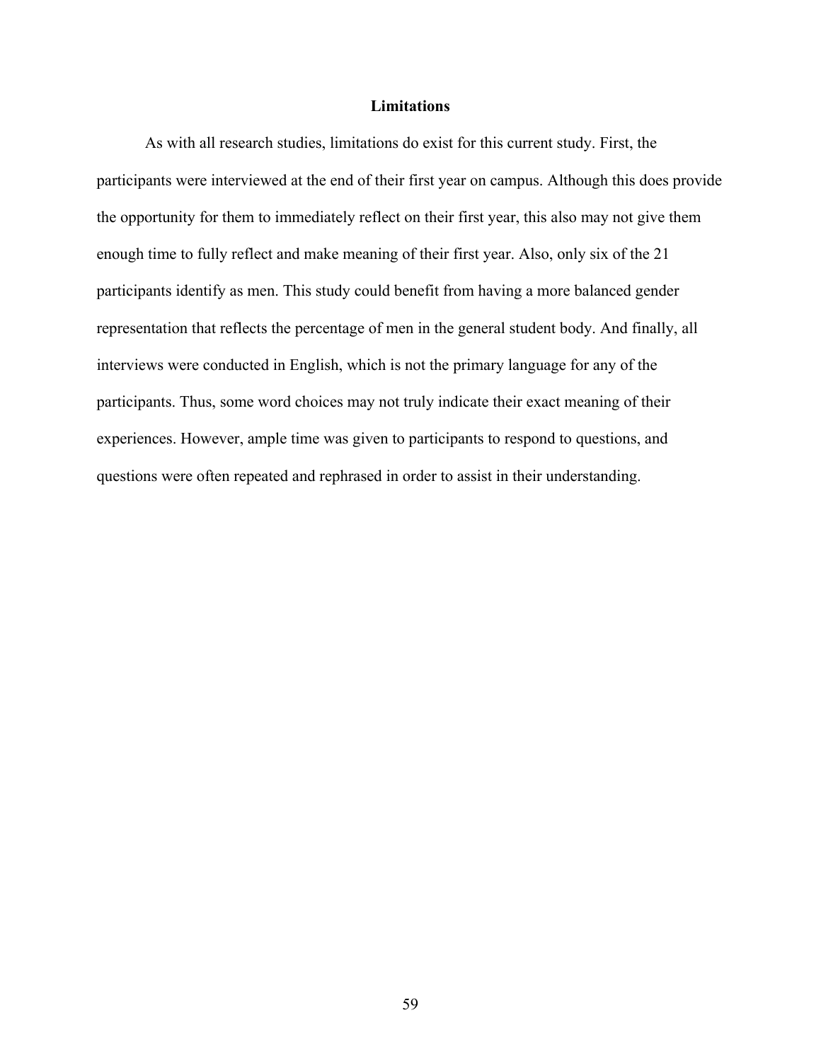## Limitations

As with all research studies, limitations do exist for this current study. First, the participants were interviewed at the end of their first year on campus. Although this does provide the opportunity for them to immediately reflect on their first year, this also may not give them enough time to fully reflect and make meaning of their first year. Also, only six of the 21 participants identify as men. This study could benefit from having a more balanced gender representation that reflects the percentage of men in the general student body. And finally, all interviews were conducted in English, which is not the primary language for any of the participants. Thus, some word choices may not truly indicate their exact meaning of their experiences. However, ample time was given to participants to respond to questions, and questions were often repeated and rephrased in order to assist in their understanding.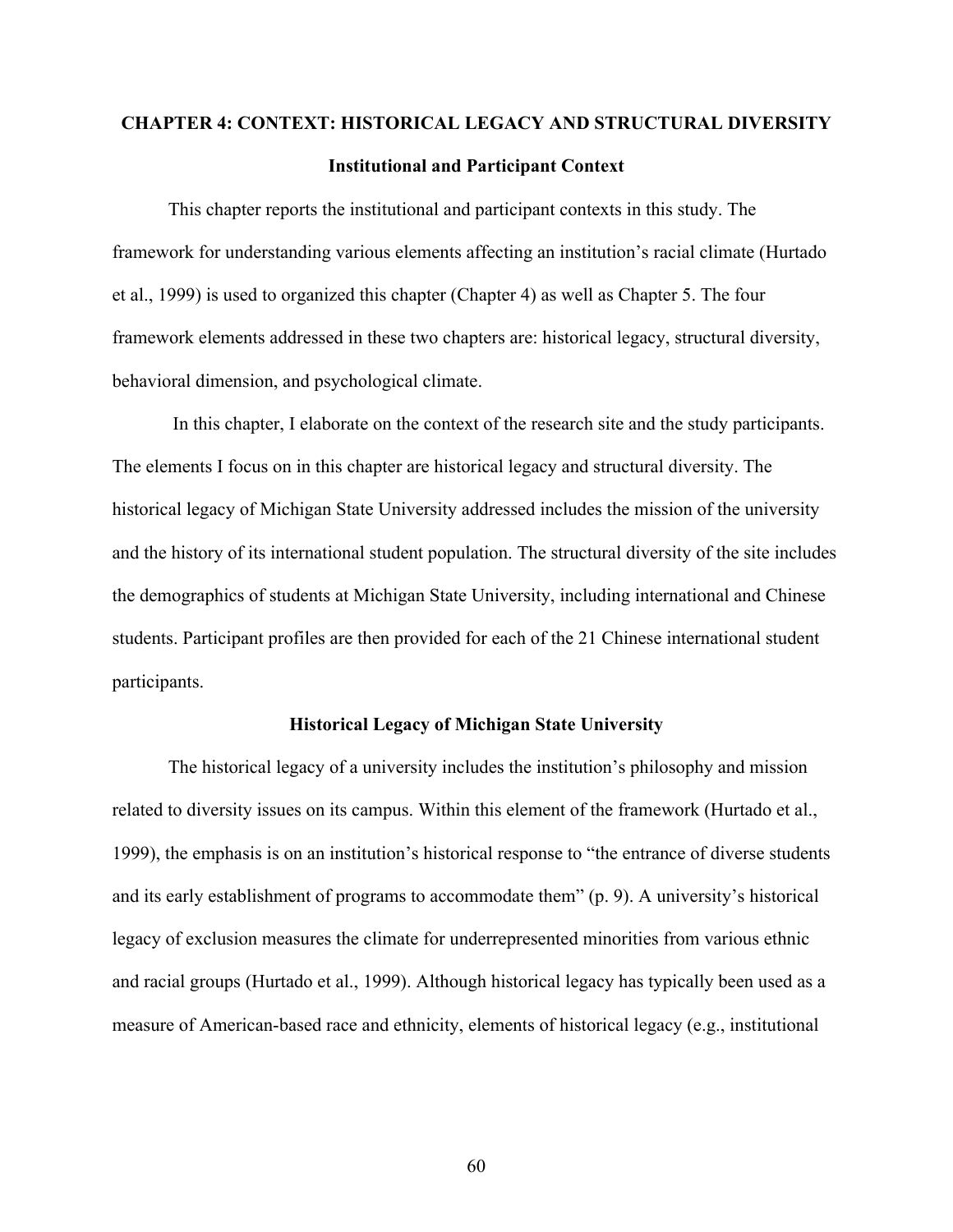# CHAPTER 4: CONTEXT: HISTORICAL LEGACY AND STRUCTURAL DIVERSITY

## Institutional and Participant Context

This chapter reports the institutional and participant contexts in this study. The framework for understanding various elements affecting an institution's racial climate (Hurtado et al., 1999) is used to organized this chapter (Chapter 4) as well as Chapter 5. The four framework elements addressed in these two chapters are: historical legacy, structural diversity, behavioral dimension, and psychological climate.

In this chapter, I elaborate on the context of the research site and the study participants. The elements I focus on in this chapter are historical legacy and structural diversity. The historical legacy of Michigan State University addressed includes the mission of the university and the history of its international student population. The structural diversity of the site includes the demographics of students at Michigan State University, including international and Chinese students. Participant profiles are then provided for each of the 21 Chinese international student participants.

## Historical Legacy of Michigan State University

The historical legacy of a university includes the institution's philosophy and mission related to diversity issues on its campus. Within this element of the framework (Hurtado et al., 1999), the emphasis is on an institution's historical response to "the entrance of diverse students and its early establishment of programs to accommodate them" (p. 9). A university's historical legacy of exclusion measures the climate for underrepresented minorities from various ethnic and racial groups (Hurtado et al., 1999). Although historical legacy has typically been used as a measure of American-based race and ethnicity, elements of historical legacy (e.g., institutional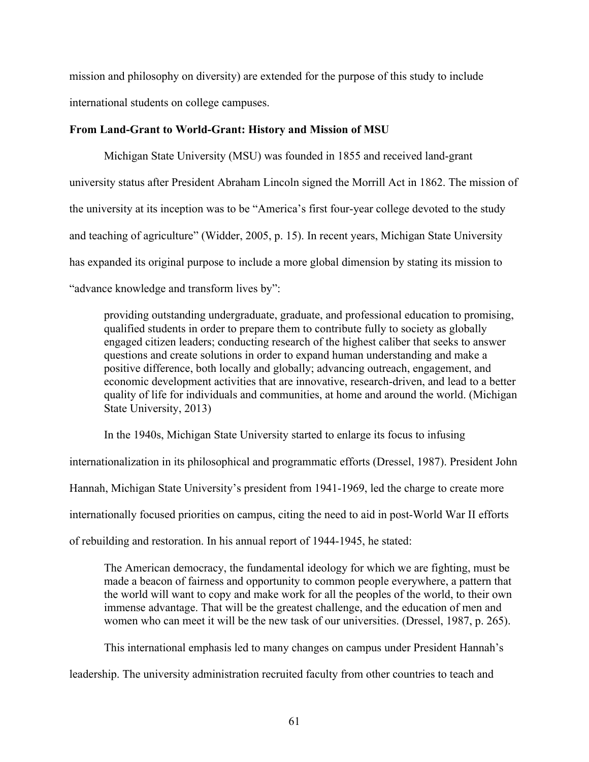mission and philosophy on diversity) are extended for the purpose of this study to include international students on college campuses.

**From Land-Grant to World-Grant: History and Mission of MSU**

Michigan State University (MSU) was founded in 1855 and received land-grant university status after President Abraham Lincoln signed the Morrill Act in 1862. The mission of the university at its inception was to be "America's first four-year college devoted to the study and teaching of agriculture" (Widder, 2005, p. 15). In recent years, Michigan State University has expanded its original purpose to include a more global dimension by stating its mission to "advance knowledge and transform lives by":

> providing outstanding undergraduate, graduate, and professional education to promising, qualified students in order to prepare them to contribute fully to society as globally engaged citizen leaders; conducting research of the highest caliber that seeks to answer questions and create solutions in order to expand human understanding and make a positive difference, both locally and globally; advancing outreach, engagement, and economic development activities that are innovative, research-driven, and lead to a better quality of life for individuals and communities, at home and around the world. (Michigan State University, 2013)

In the 1940s, Michigan State University started to enlarge its focus to infusing internationalization in its philosophical and programmatic efforts (Dressel, 1987). President John Hannah, Michigan State University's president from 1941-1969, led the charge to create more internationally focused priorities on campus, citing the need to aid in post-World War II efforts of rebuilding and restoration. In his annual report of 1944-1945, he stated:

> The American democracy, the fundamental ideology for which we are fighting, must be made a beacon of fairness and opportunity to common people everywhere, a pattern that the world will want to copy and make work for all the peoples of the world, to their own immense advantage. That will be the greatest challenge, and the education of men and women who can meet it will be the new task of our universities. (Dressel, 1987, p. 265).

This international emphasis led to many changes on campus under President Hannah's leadership. The university administration recruited faculty from other countries to teach and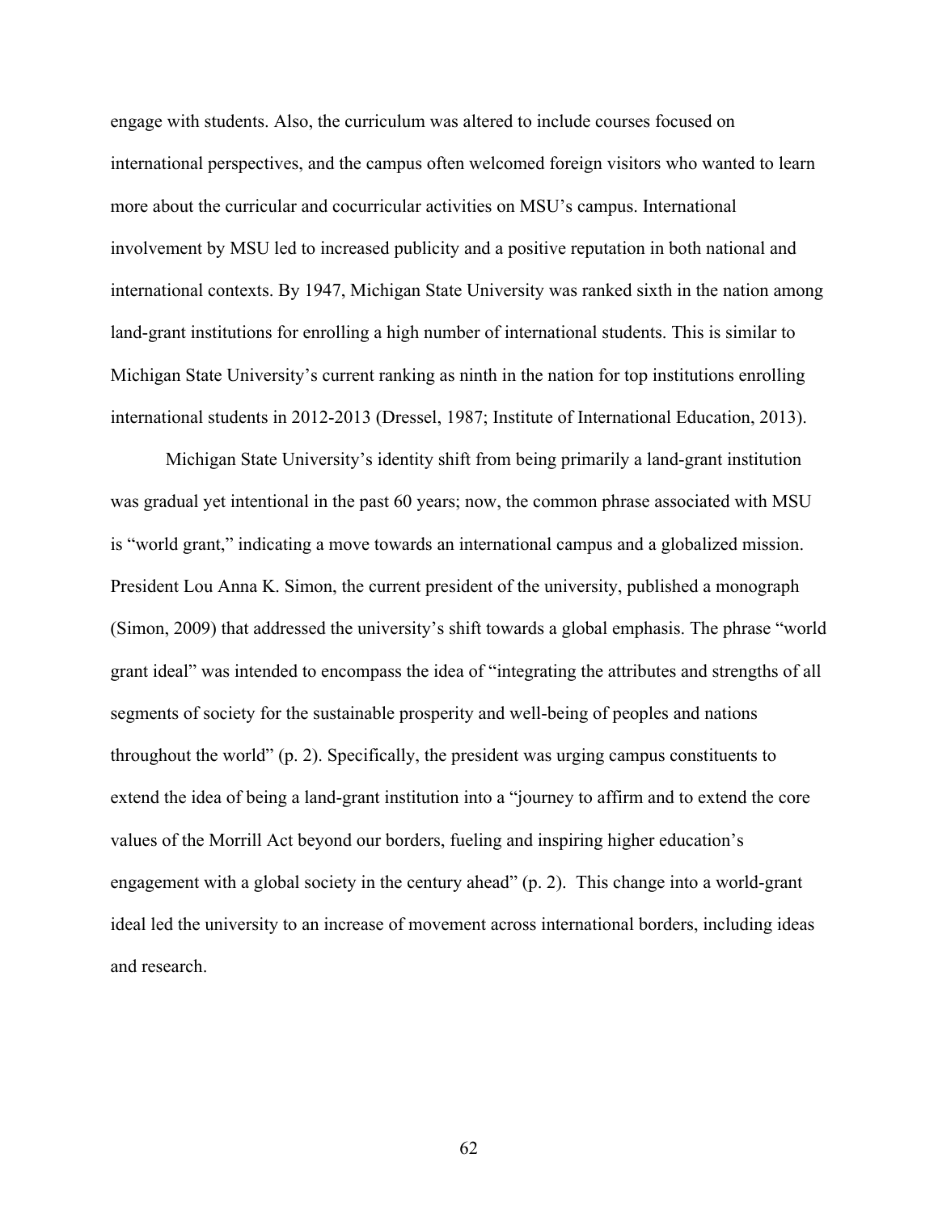engage with students. Also, the curriculum was altered to include courses focused on international perspectives, and the campus often welcomed foreign visitors who wanted to learn more about the curricular and cocurricular activities on MSU's campus. International involvement by MSU led to increased publicity and a positive reputation in both national and international contexts. By 1947, Michigan State University was ranked sixth in the nation among land-grant institutions for enrolling a high number of international students. This is similar to Michigan State University's current ranking as ninth in the nation for top institutions enrolling international students in 2012-2013 (Dressel, 1987; Institute of International Education, 2013).

Michigan State University's identity shift from being primarily a land-grant institution was gradual yet intentional in the past 60 years; now, the common phrase associated with MSU is "world grant," indicating a move towards an international campus and a globalized mission. President Lou Anna K. Simon, the current president of the university, published a monograph (Simon, 2009) that addressed the university's shift towards a global emphasis. The phrase "world grant ideal" was intended to encompass the idea of "integrating the attributes and strengths of all segments of society for the sustainable prosperity and well-being of peoples and nations throughout the world" (p. 2). Specifically, the president was urging campus constituents to extend the idea of being a land-grant institution into a "journey to affirm and to extend the core values of the Morrill Act beyond our borders, fueling and inspiring higher education's engagement with a global society in the century ahead" (p. 2). This change into a world-grant ideal led the university to an increase of movement across international borders, including ideas and research.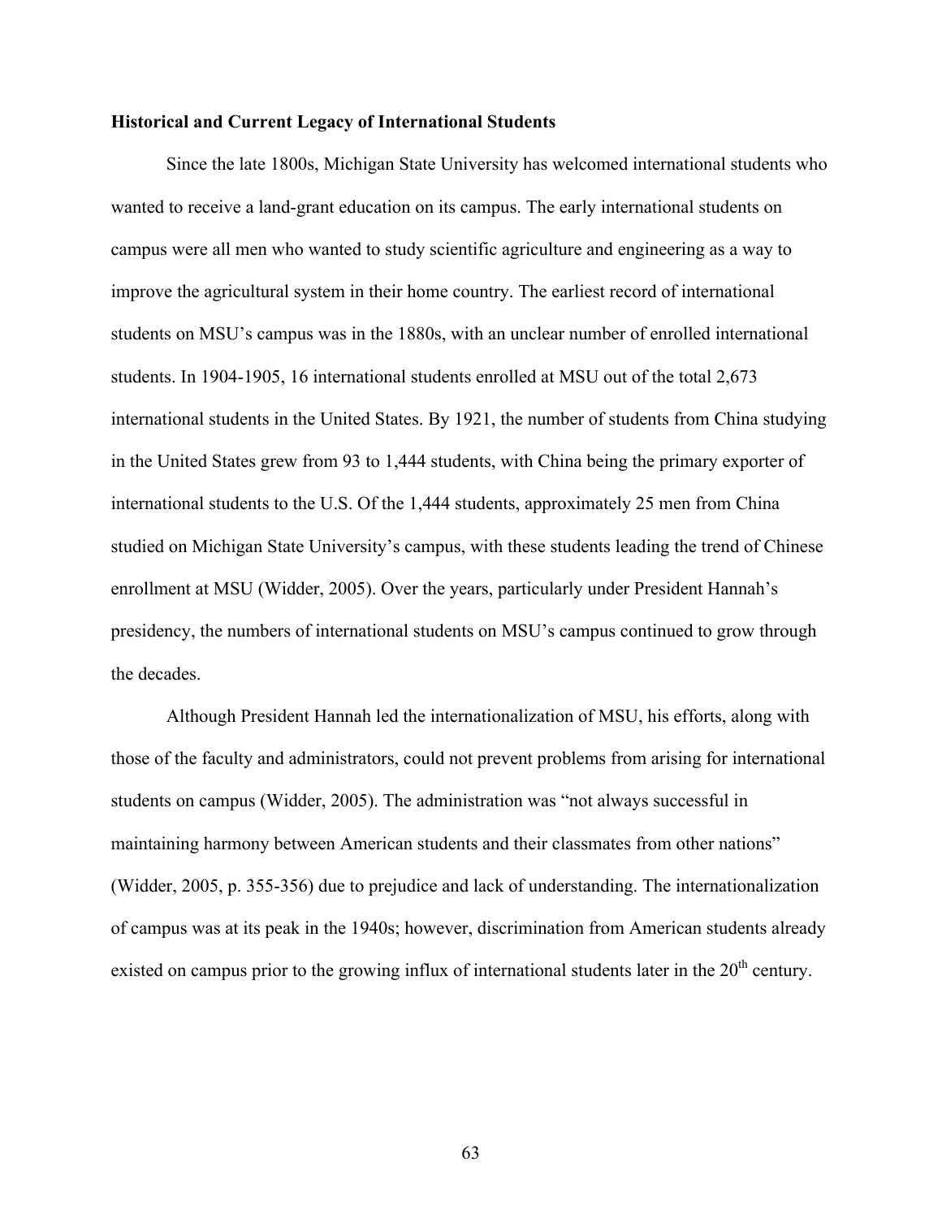**Historical and Current Legacy of International Students**

Since the late 1800s, Michigan State University has welcomed international students who wanted to receive a land-grant education on its campus. The early international students on campus were all men who wanted to study scientific agriculture and engineering as a way to improve the agricultural system in their home country. The earliest record of international students on MSU's campus was in the 1880s, with an unclear number of enrolled international students. In 1904-1905, 16 international students enrolled at MSU out of the total 2,673 international students in the United States. By 1921, the number of students from China studying in the United States grew from 93 to 1,444 students, with China being the primary exporter of international students to the U.S. Of the 1,444 students, approximately 25 men from China studied on Michigan State University's campus, with these students leading the trend of Chinese enrollment at MSU (Widder, 2005). Over the years, particularly under President Hannah's presidency, the numbers of international students on MSU's campus continued to grow through the decades.

Although President Hannah led the internationalization of MSU, his efforts, along with those of the faculty and administrators, could not prevent problems from arising for international students on campus (Widder, 2005). The administration was "not always successful in maintaining harmony between American students and their classmates from other nations" (Widder, 2005, p. 355-356) due to prejudice and lack of understanding. The internationalization of campus was at its peak in the 1940s; however, discrimination from American students already existed on campus prior to the growing influx of international students later in the 20th century.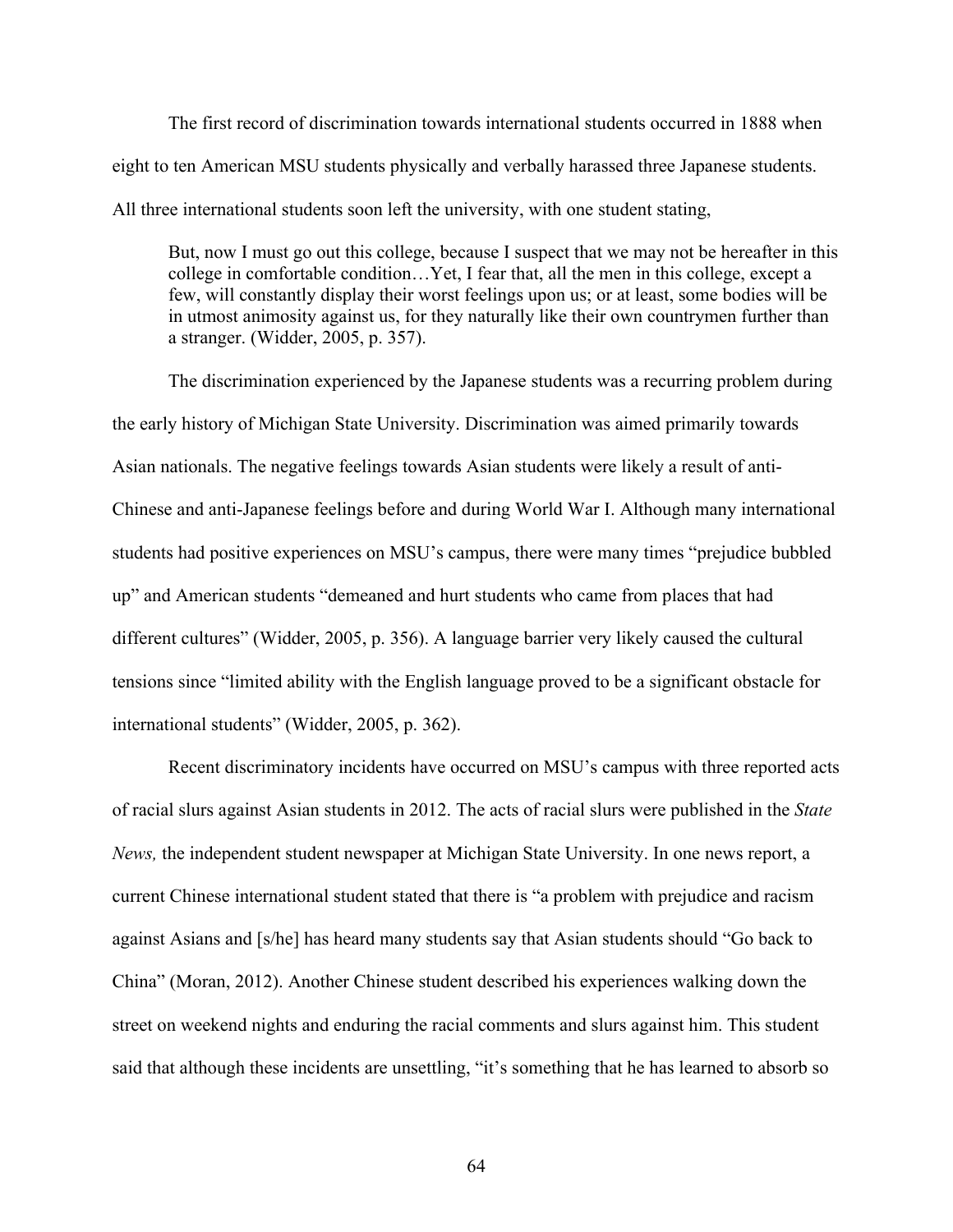The first record of discrimination towards international students occurred in 1888 when eight to ten American MSU students physically and verbally harassed three Japanese students. All three international students soon left the university, with one student stating,

> But, now I must go out this college, because I suspect that we may not be hereafter in this college in comfortable condition…Yet, I fear that, all the men in this college, except a few, will constantly display their worst feelings upon us; or at least, some bodies will be in utmost animosity against us, for they naturally like their own countrymen further than a stranger. (Widder, 2005, p. 357).

The discrimination experienced by the Japanese students was a recurring problem during the early history of Michigan State University. Discrimination was aimed primarily towards Asian nationals. The negative feelings towards Asian students were likely a result of anti-Chinese and anti-Japanese feelings before and during World War I. Although many international students had positive experiences on MSU's campus, there were many times "prejudice bubbled up" and American students "demeaned and hurt students who came from places that had different cultures" (Widder, 2005, p. 356). A language barrier very likely caused the cultural tensions since "limited ability with the English language proved to be a significant obstacle for international students" (Widder, 2005, p. 362).

Recent discriminatory incidents have occurred on MSU's campus with three reported acts of racial slurs against Asian students in 2012. The acts of racial slurs were published in the *State News,* the independent student newspaper at Michigan State University. In one news report, a current Chinese international student stated that there is "a problem with prejudice and racism against Asians and [s/he] has heard many students say that Asian students should "Go back to China" (Moran, 2012). Another Chinese student described his experiences walking down the street on weekend nights and enduring the racial comments and slurs against him. This student said that although these incidents are unsettling, "it's something that he has learned to absorb so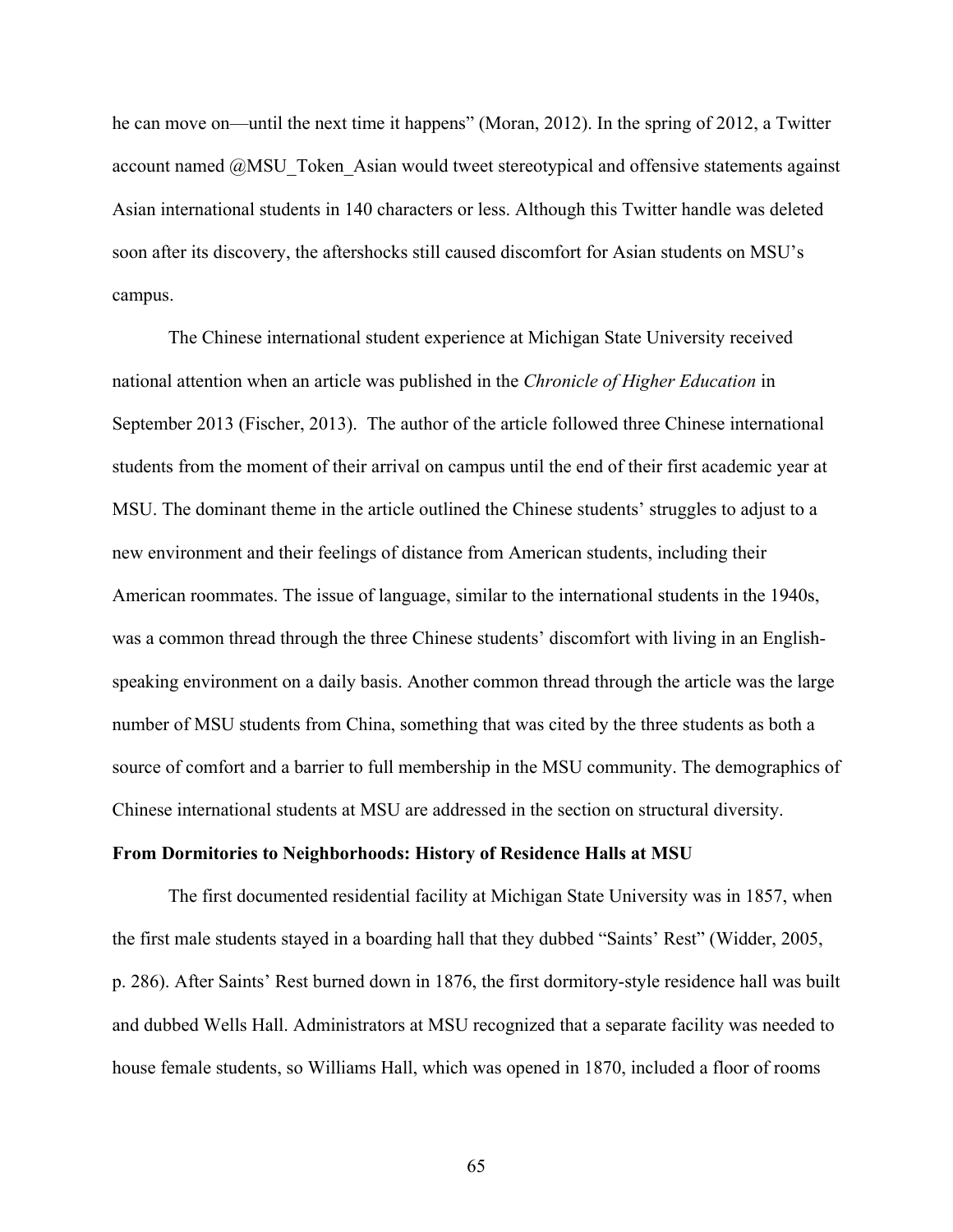he can move on—until the next time it happens" (Moran, 2012). In the spring of 2012, a Twitter account named @MSU_Token_Asian would tweet stereotypical and offensive statements against Asian international students in 140 characters or less. Although this Twitter handle was deleted soon after its discovery, the aftershocks still caused discomfort for Asian students on MSU's campus.

The Chinese international student experience at Michigan State University received national attention when an article was published in the *Chronicle of Higher Education* in September 2013 (Fischer, 2013). The author of the article followed three Chinese international students from the moment of their arrival on campus until the end of their first academic year at MSU. The dominant theme in the article outlined the Chinese students' struggles to adjust to a new environment and their feelings of distance from American students, including their American roommates. The issue of language, similar to the international students in the 1940s, was a common thread through the three Chinese students' discomfort with living in an English-speaking environment on a daily basis. Another common thread through the article was the large number of MSU students from China, something that was cited by the three students as both a source of comfort and a barrier to full membership in the MSU community. The demographics of Chinese international students at MSU are addressed in the section on structural diversity.

**From Dormitories to Neighborhoods: History of Residence Halls at MSU**

The first documented residential facility at Michigan State University was in 1857, when the first male students stayed in a boarding hall that they dubbed "Saints' Rest" (Widder, 2005, p. 286). After Saints' Rest burned down in 1876, the first dormitory-style residence hall was built and dubbed Wells Hall. Administrators at MSU recognized that a separate facility was needed to house female students, so Williams Hall, which was opened in 1870, included a floor of rooms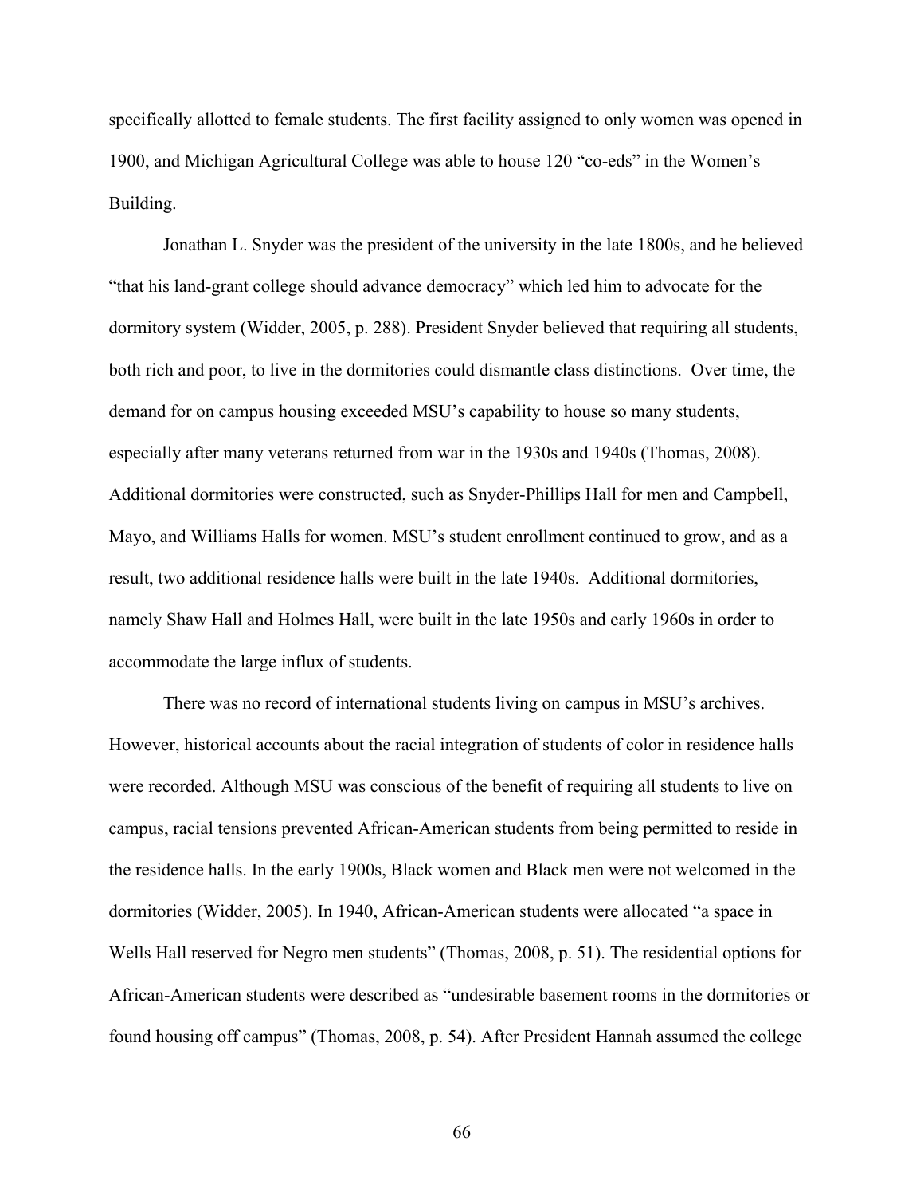specifically allotted to female students. The first facility assigned to only women was opened in 1900, and Michigan Agricultural College was able to house 120 "co-eds" in the Women's Building.

Jonathan L. Snyder was the president of the university in the late 1800s, and he believed "that his land-grant college should advance democracy" which led him to advocate for the dormitory system (Widder, 2005, p. 288). President Snyder believed that requiring all students, both rich and poor, to live in the dormitories could dismantle class distinctions. Over time, the demand for on campus housing exceeded MSU's capability to house so many students, especially after many veterans returned from war in the 1930s and 1940s (Thomas, 2008). Additional dormitories were constructed, such as Snyder-Phillips Hall for men and Campbell, Mayo, and Williams Halls for women. MSU's student enrollment continued to grow, and as a result, two additional residence halls were built in the late 1940s. Additional dormitories, namely Shaw Hall and Holmes Hall, were built in the late 1950s and early 1960s in order to accommodate the large influx of students.

There was no record of international students living on campus in MSU's archives. However, historical accounts about the racial integration of students of color in residence halls were recorded. Although MSU was conscious of the benefit of requiring all students to live on campus, racial tensions prevented African-American students from being permitted to reside in the residence halls. In the early 1900s, Black women and Black men were not welcomed in the dormitories (Widder, 2005). In 1940, African-American students were allocated "a space in Wells Hall reserved for Negro men students" (Thomas, 2008, p. 51). The residential options for African-American students were described as "undesirable basement rooms in the dormitories or found housing off campus" (Thomas, 2008, p. 54). After President Hannah assumed the college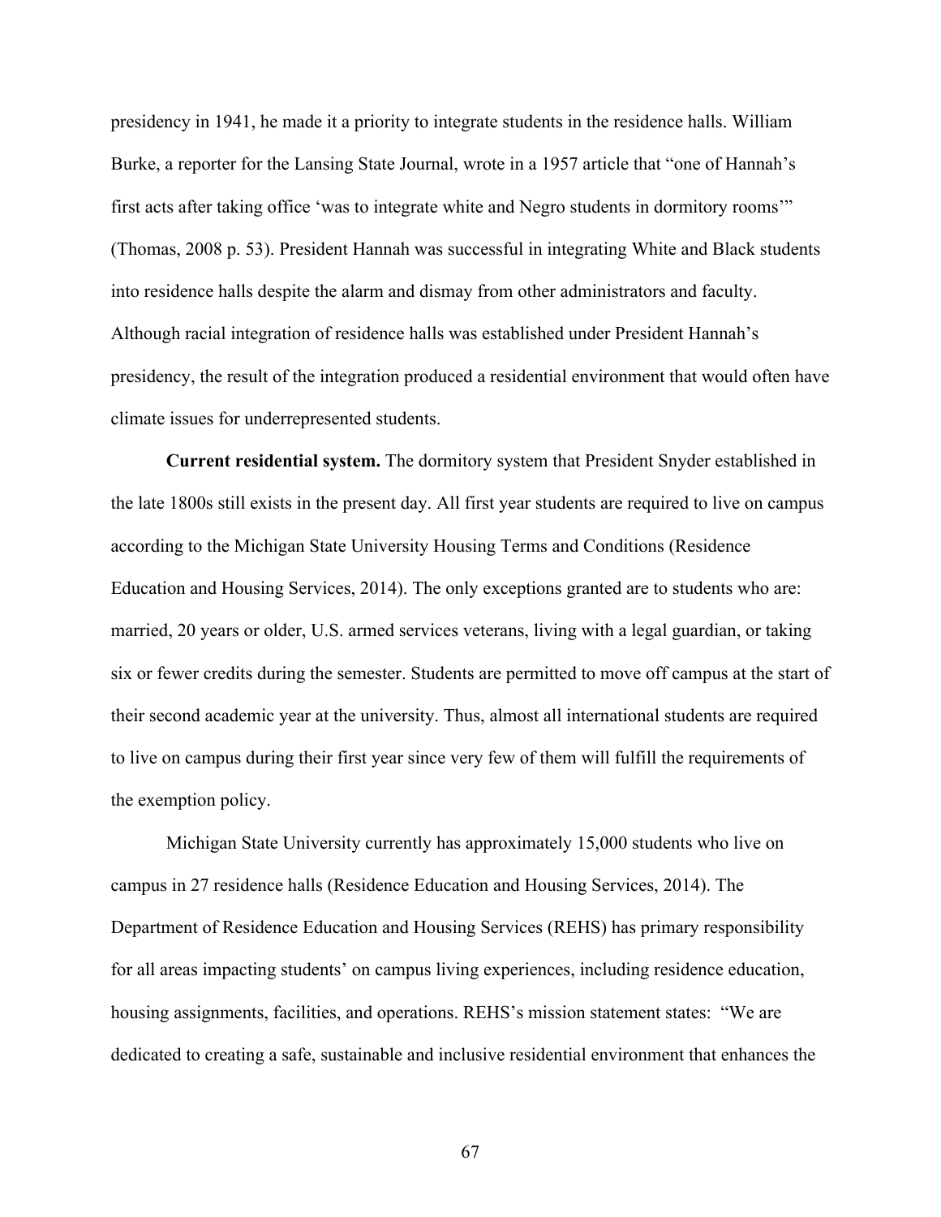presidency in 1941, he made it a priority to integrate students in the residence halls. William Burke, a reporter for the Lansing State Journal, wrote in a 1957 article that "one of Hannah's first acts after taking office 'was to integrate white and Negro students in dormitory rooms'" (Thomas, 2008 p. 53). President Hannah was successful in integrating White and Black students into residence halls despite the alarm and dismay from other administrators and faculty. Although racial integration of residence halls was established under President Hannah's presidency, the result of the integration produced a residential environment that would often have climate issues for underrepresented students.

**Current residential system.** The dormitory system that President Snyder established in the late 1800s still exists in the present day. All first year students are required to live on campus according to the Michigan State University Housing Terms and Conditions (Residence Education and Housing Services, 2014). The only exceptions granted are to students who are: married, 20 years or older, U.S. armed services veterans, living with a legal guardian, or taking six or fewer credits during the semester. Students are permitted to move off campus at the start of their second academic year at the university. Thus, almost all international students are required to live on campus during their first year since very few of them will fulfill the requirements of the exemption policy.

Michigan State University currently has approximately 15,000 students who live on campus in 27 residence halls (Residence Education and Housing Services, 2014). The Department of Residence Education and Housing Services (REHS) has primary responsibility for all areas impacting students' on campus living experiences, including residence education, housing assignments, facilities, and operations. REHS's mission statement states: "We are dedicated to creating a safe, sustainable and inclusive residential environment that enhances the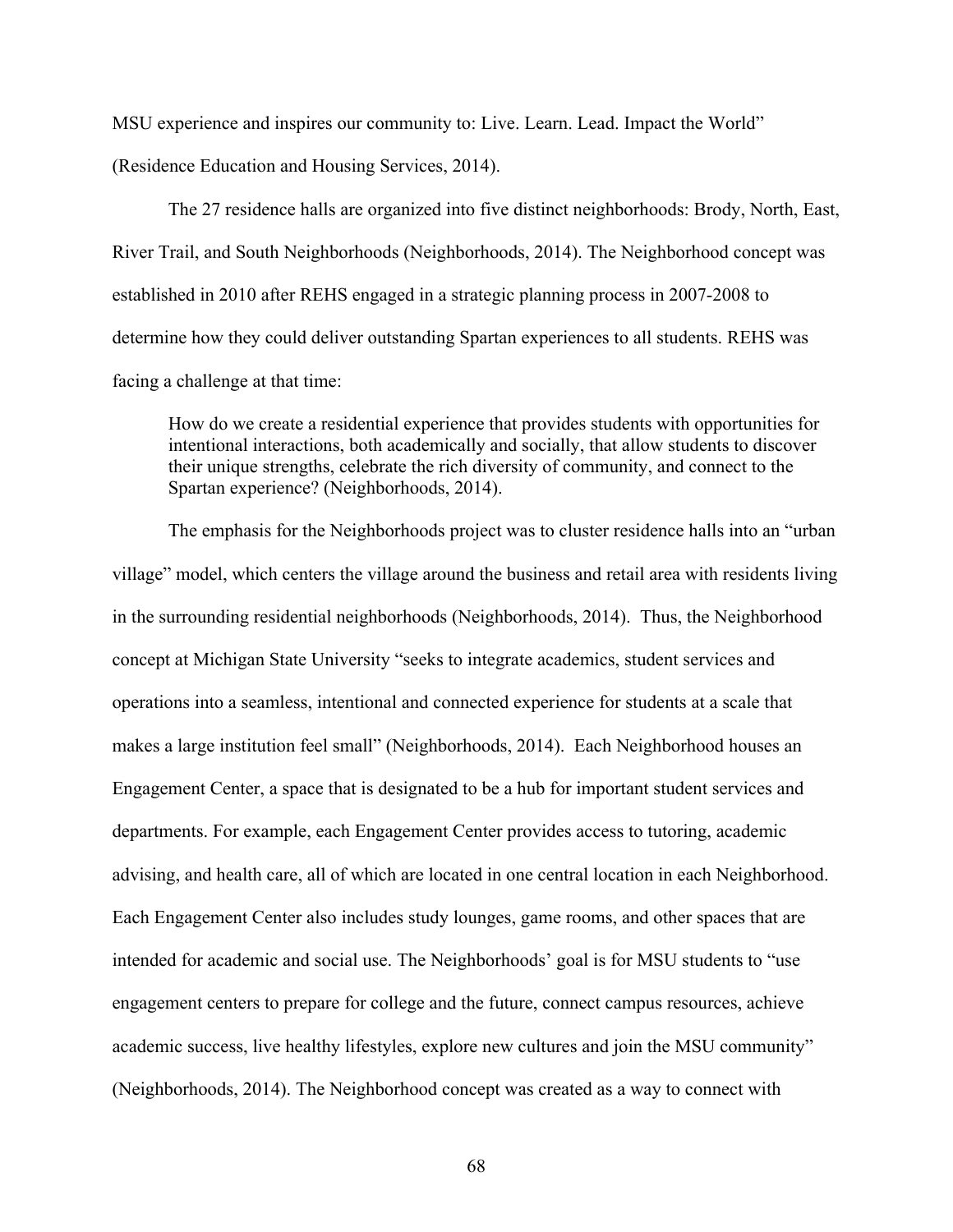MSU experience and inspires our community to: Live. Learn. Lead. Impact the World" (Residence Education and Housing Services, 2014).

The 27 residence halls are organized into five distinct neighborhoods: Brody, North, East, River Trail, and South Neighborhoods (Neighborhoods, 2014). The Neighborhood concept was established in 2010 after REHS engaged in a strategic planning process in 2007-2008 to determine how they could deliver outstanding Spartan experiences to all students. REHS was facing a challenge at that time:

> How do we create a residential experience that provides students with opportunities for intentional interactions, both academically and socially, that allow students to discover their unique strengths, celebrate the rich diversity of community, and connect to the Spartan experience? (Neighborhoods, 2014).

The emphasis for the Neighborhoods project was to cluster residence halls into an "urban village" model, which centers the village around the business and retail area with residents living in the surrounding residential neighborhoods (Neighborhoods, 2014). Thus, the Neighborhood concept at Michigan State University "seeks to integrate academics, student services and operations into a seamless, intentional and connected experience for students at a scale that makes a large institution feel small" (Neighborhoods, 2014). Each Neighborhood houses an Engagement Center, a space that is designated to be a hub for important student services and departments. For example, each Engagement Center provides access to tutoring, academic advising, and health care, all of which are located in one central location in each Neighborhood. Each Engagement Center also includes study lounges, game rooms, and other spaces that are intended for academic and social use. The Neighborhoods' goal is for MSU students to "use engagement centers to prepare for college and the future, connect campus resources, achieve academic success, live healthy lifestyles, explore new cultures and join the MSU community" (Neighborhoods, 2014). The Neighborhood concept was created as a way to connect with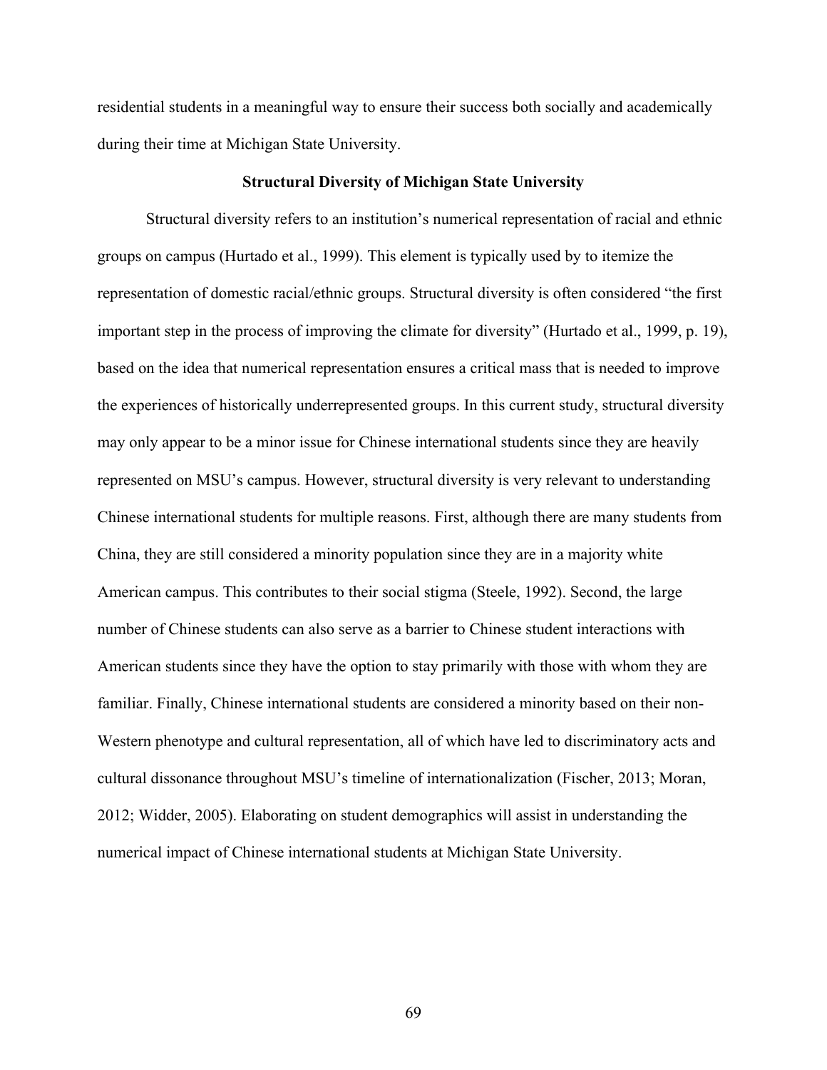residential students in a meaningful way to ensure their success both socially and academically during their time at Michigan State University.

## Structural Diversity of Michigan State University

Structural diversity refers to an institution's numerical representation of racial and ethnic groups on campus (Hurtado et al., 1999). This element is typically used by to itemize the representation of domestic racial/ethnic groups. Structural diversity is often considered "the first important step in the process of improving the climate for diversity" (Hurtado et al., 1999, p. 19), based on the idea that numerical representation ensures a critical mass that is needed to improve the experiences of historically underrepresented groups. In this current study, structural diversity may only appear to be a minor issue for Chinese international students since they are heavily represented on MSU's campus. However, structural diversity is very relevant to understanding Chinese international students for multiple reasons. First, although there are many students from China, they are still considered a minority population since they are in a majority white American campus. This contributes to their social stigma (Steele, 1992). Second, the large number of Chinese students can also serve as a barrier to Chinese student interactions with American students since they have the option to stay primarily with those with whom they are familiar. Finally, Chinese international students are considered a minority based on their non-Western phenotype and cultural representation, all of which have led to discriminatory acts and cultural dissonance throughout MSU's timeline of internationalization (Fischer, 2013; Moran, 2012; Widder, 2005). Elaborating on student demographics will assist in understanding the numerical impact of Chinese international students at Michigan State University.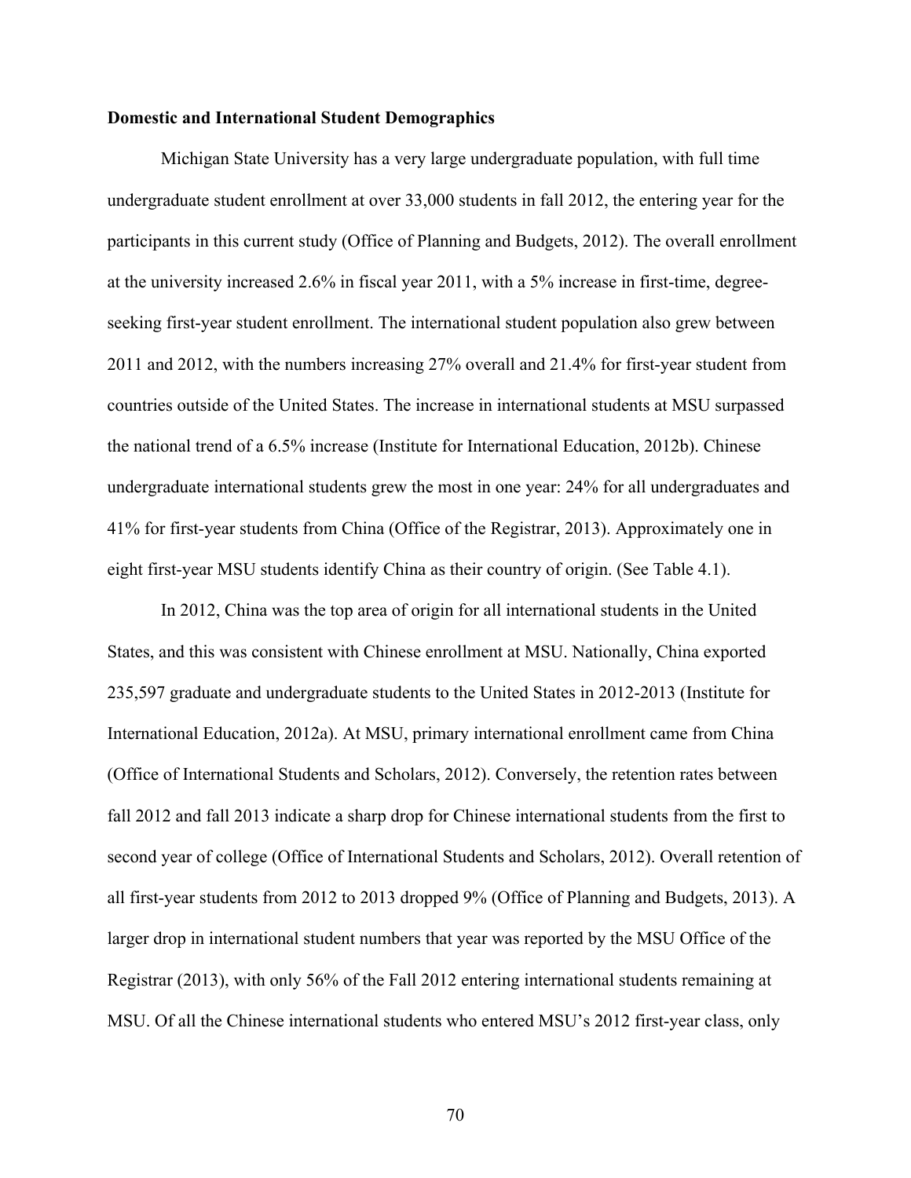**Domestic and International Student Demographics**

Michigan State University has a very large undergraduate population, with full time undergraduate student enrollment at over 33,000 students in fall 2012, the entering year for the participants in this current study (Office of Planning and Budgets, 2012). The overall enrollment at the university increased 2.6% in fiscal year 2011, with a 5% increase in first-time, degree-seeking first-year student enrollment. The international student population also grew between 2011 and 2012, with the numbers increasing 27% overall and 21.4% for first-year student from countries outside of the United States. The increase in international students at MSU surpassed the national trend of a 6.5% increase (Institute for International Education, 2012b). Chinese undergraduate international students grew the most in one year: 24% for all undergraduates and 41% for first-year students from China (Office of the Registrar, 2013). Approximately one in eight first-year MSU students identify China as their country of origin. (See Table 4.1).

In 2012, China was the top area of origin for all international students in the United States, and this was consistent with Chinese enrollment at MSU. Nationally, China exported 235,597 graduate and undergraduate students to the United States in 2012-2013 (Institute for International Education, 2012a). At MSU, primary international enrollment came from China (Office of International Students and Scholars, 2012). Conversely, the retention rates between fall 2012 and fall 2013 indicate a sharp drop for Chinese international students from the first to second year of college (Office of International Students and Scholars, 2012). Overall retention of all first-year students from 2012 to 2013 dropped 9% (Office of Planning and Budgets, 2013). A larger drop in international student numbers that year was reported by the MSU Office of the Registrar (2013), with only 56% of the Fall 2012 entering international students remaining at MSU. Of all the Chinese international students who entered MSU's 2012 first-year class, only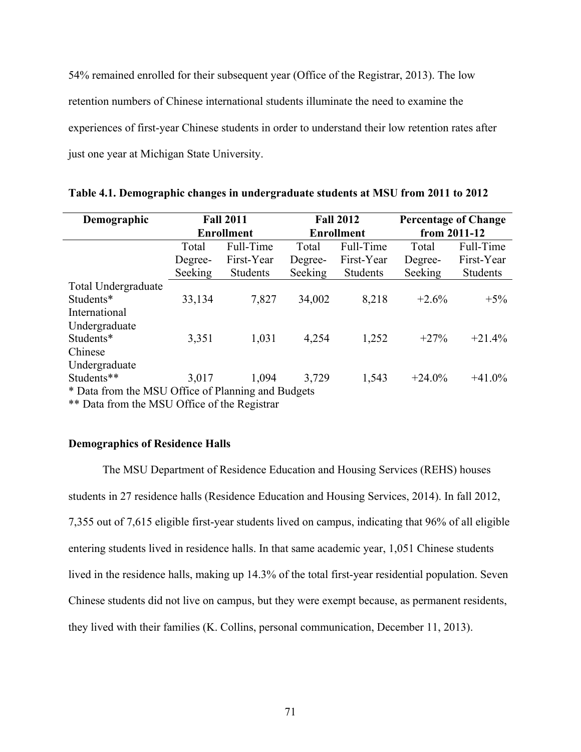54% remained enrolled for their subsequent year (Office of the Registrar, 2013). The low retention numbers of Chinese international students illuminate the need to examine the experiences of first-year Chinese students in order to understand their low retention rates after just one year at Michigan State University.

**Table 4.1. Demographic changes in undergraduate students at MSU from 2011 to 2012**

| Demographic | Fall 2011 Enrollment | | Fall 2012 Enrollment | | Percentage of Change from 2011-12 | |
|---|---|---|---|---|---|---|
| | Total Degree-Seeking | Full-Time First-Year Students | Total Degree-Seeking | Full-Time First-Year Students | Total Degree-Seeking | Full-Time First-Year Students |
| Total Undergraduate Students* | 33,134 | 7,827 | 34,002 | 8,218 | +2.6% | +5% |
| International Undergraduate Students* | 3,351 | 1,031 | 4,254 | 1,252 | +27% | +21.4% |
| Chinese Undergraduate Students** | 3,017 | 1,094 | 3,729 | 1,543 | +24.0% | +41.0% |

\* Data from the MSU Office of Planning and Budgets

** Data from the MSU Office of the Registrar

**Demographics of Residence Halls**

The MSU Department of Residence Education and Housing Services (REHS) houses students in 27 residence halls (Residence Education and Housing Services, 2014). In fall 2012, 7,355 out of 7,615 eligible first-year students lived on campus, indicating that 96% of all eligible entering students lived in residence halls. In that same academic year, 1,051 Chinese students lived in the residence halls, making up 14.3% of the total first-year residential population. Seven Chinese students did not live on campus, but they were exempt because, as permanent residents, they lived with their families (K. Collins, personal communication, December 11, 2013).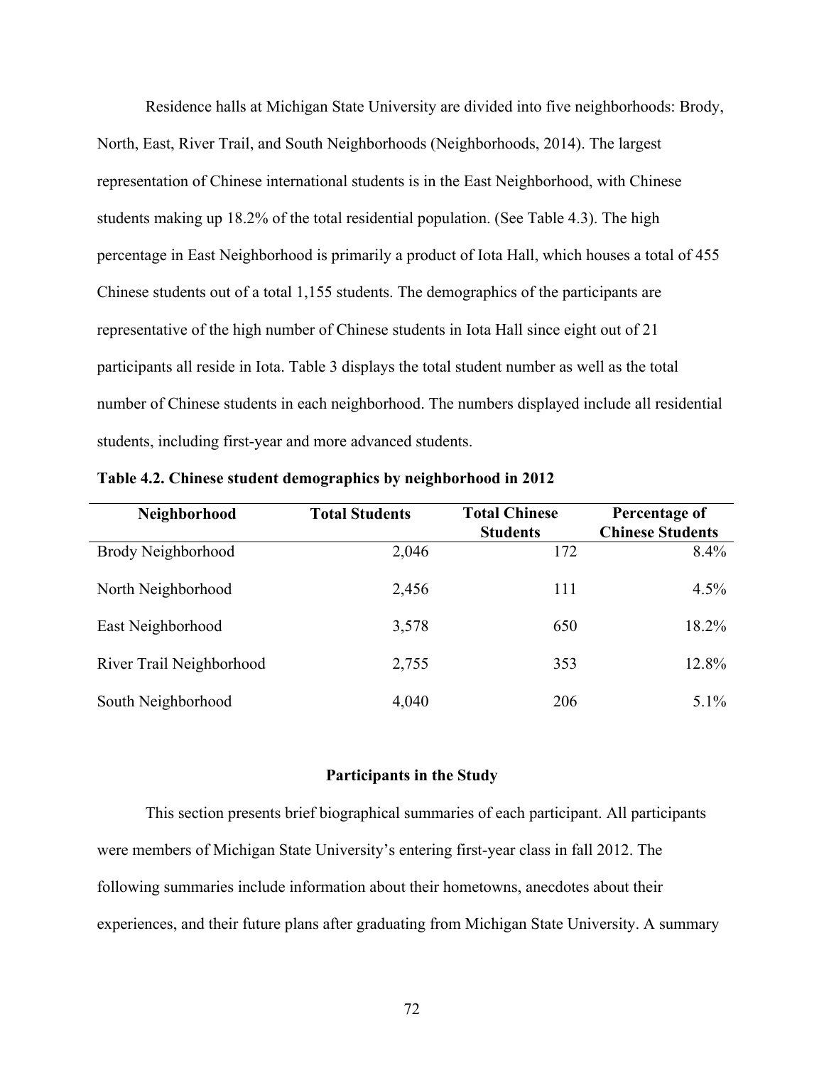Residence halls at Michigan State University are divided into five neighborhoods: Brody, North, East, River Trail, and South Neighborhoods (Neighborhoods, 2014). The largest representation of Chinese international students is in the East Neighborhood, with Chinese students making up 18.2% of the total residential population. (See Table 4.3). The high percentage in East Neighborhood is primarily a product of Iota Hall, which houses a total of 455 Chinese students out of a total 1,155 students. The demographics of the participants are representative of the high number of Chinese students in Iota Hall since eight out of 21 participants all reside in Iota. Table 3 displays the total student number as well as the total number of Chinese students in each neighborhood. The numbers displayed include all residential students, including first-year and more advanced students.

**Table 4.2. Chinese student demographics by neighborhood in 2012**

| Neighborhood | Total Students | Total Chinese Students | Percentage of Chinese Students |
|---|---:|---:|---:|
| Brody Neighborhood | 2,046 | 172 | 8.4% |
| North Neighborhood | 2,456 | 111 | 4.5% |
| East Neighborhood | 3,578 | 650 | 18.2% |
| River Trail Neighborhood | 2,755 | 353 | 12.8% |
| South Neighborhood | 4,040 | 206 | 5.1% |

## Participants in the Study

This section presents brief biographical summaries of each participant. All participants were members of Michigan State University's entering first-year class in fall 2012. The following summaries include information about their hometowns, anecdotes about their experiences, and their future plans after graduating from Michigan State University. A summary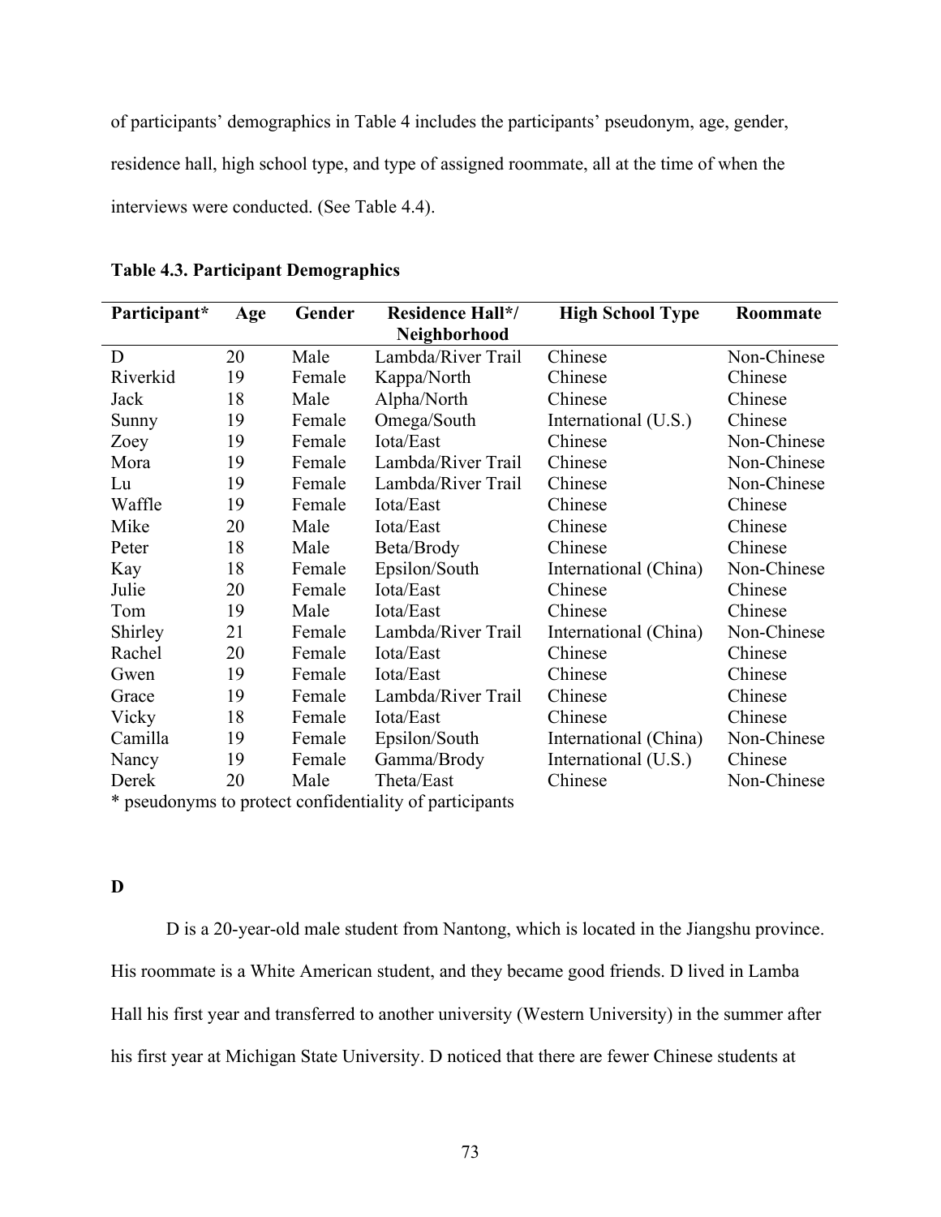of participants' demographics in Table 4 includes the participants' pseudonym, age, gender, residence hall, high school type, and type of assigned roommate, all at the time of when the interviews were conducted. (See Table 4.4).

**Table 4.3. Participant Demographics**

| Participant* | Age | Gender | Residence Hall*/ Neighborhood | High School Type | Roommate |
|---|---|---|---|---|---|
| D | 20 | Male | Lambda/River Trail | Chinese | Non-Chinese |
| Riverkid | 19 | Female | Kappa/North | Chinese | Chinese |
| Jack | 18 | Male | Alpha/North | Chinese | Chinese |
| Sunny | 19 | Female | Omega/South | International (U.S.) | Chinese |
| Zoey | 19 | Female | Iota/East | Chinese | Non-Chinese |
| Mora | 19 | Female | Lambda/River Trail | Chinese | Non-Chinese |
| Lu | 19 | Female | Lambda/River Trail | Chinese | Non-Chinese |
| Waffle | 19 | Female | Iota/East | Chinese | Chinese |
| Mike | 20 | Male | Iota/East | Chinese | Chinese |
| Peter | 18 | Male | Beta/Brody | Chinese | Chinese |
| Kay | 18 | Female | Epsilon/South | International (China) | Non-Chinese |
| Julie | 20 | Female | Iota/East | Chinese | Chinese |
| Tom | 19 | Male | Iota/East | Chinese | Chinese |
| Shirley | 21 | Female | Lambda/River Trail | International (China) | Non-Chinese |
| Rachel | 20 | Female | Iota/East | Chinese | Chinese |
| Gwen | 19 | Female | Iota/East | Chinese | Chinese |
| Grace | 19 | Female | Lambda/River Trail | Chinese | Chinese |
| Vicky | 18 | Female | Iota/East | Chinese | Chinese |
| Camilla | 19 | Female | Epsilon/South | International (China) | Non-Chinese |
| Nancy | 19 | Female | Gamma/Brody | International (U.S.) | Chinese |
| Derek | 20 | Male | Theta/East | Chinese | Non-Chinese |

* pseudonyms to protect confidentiality of participants

**D**

D is a 20-year-old male student from Nantong, which is located in the Jiangshu province. His roommate is a White American student, and they became good friends. D lived in Lamba Hall his first year and transferred to another university (Western University) in the summer after his first year at Michigan State University. D noticed that there are fewer Chinese students at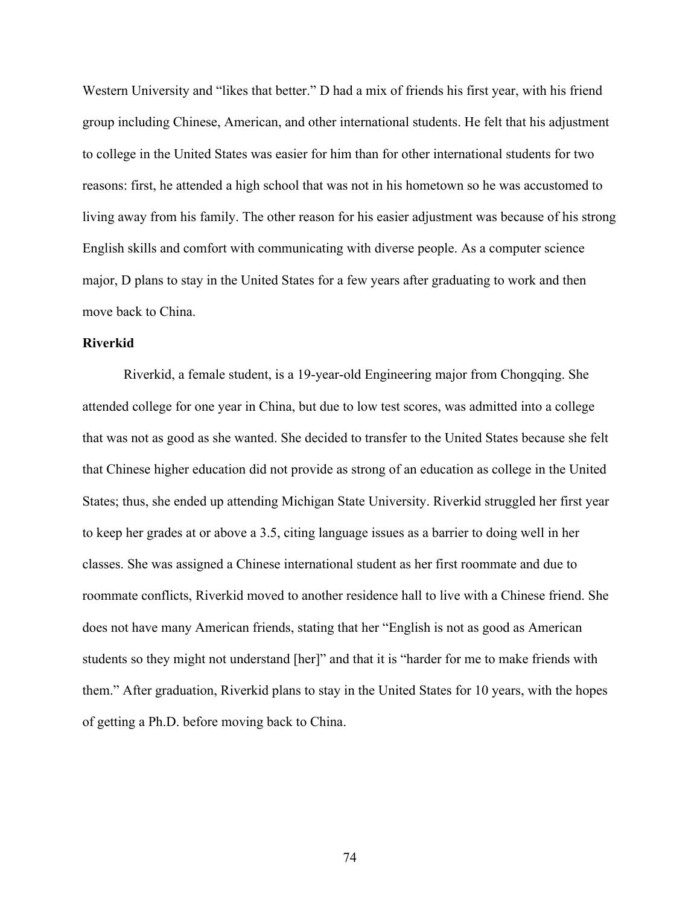Western University and "likes that better." D had a mix of friends his first year, with his friend group including Chinese, American, and other international students. He felt that his adjustment to college in the United States was easier for him than for other international students for two reasons: first, he attended a high school that was not in his hometown so he was accustomed to living away from his family. The other reason for his easier adjustment was because of his strong English skills and comfort with communicating with diverse people. As a computer science major, D plans to stay in the United States for a few years after graduating to work and then move back to China.

**Riverkid**

Riverkid, a female student, is a 19-year-old Engineering major from Chongqing. She attended college for one year in China, but due to low test scores, was admitted into a college that was not as good as she wanted. She decided to transfer to the United States because she felt that Chinese higher education did not provide as strong of an education as college in the United States; thus, she ended up attending Michigan State University. Riverkid struggled her first year to keep her grades at or above a 3.5, citing language issues as a barrier to doing well in her classes. She was assigned a Chinese international student as her first roommate and due to roommate conflicts, Riverkid moved to another residence hall to live with a Chinese friend. She does not have many American friends, stating that her "English is not as good as American students so they might not understand [her]" and that it is "harder for me to make friends with them." After graduation, Riverkid plans to stay in the United States for 10 years, with the hopes of getting a Ph.D. before moving back to China.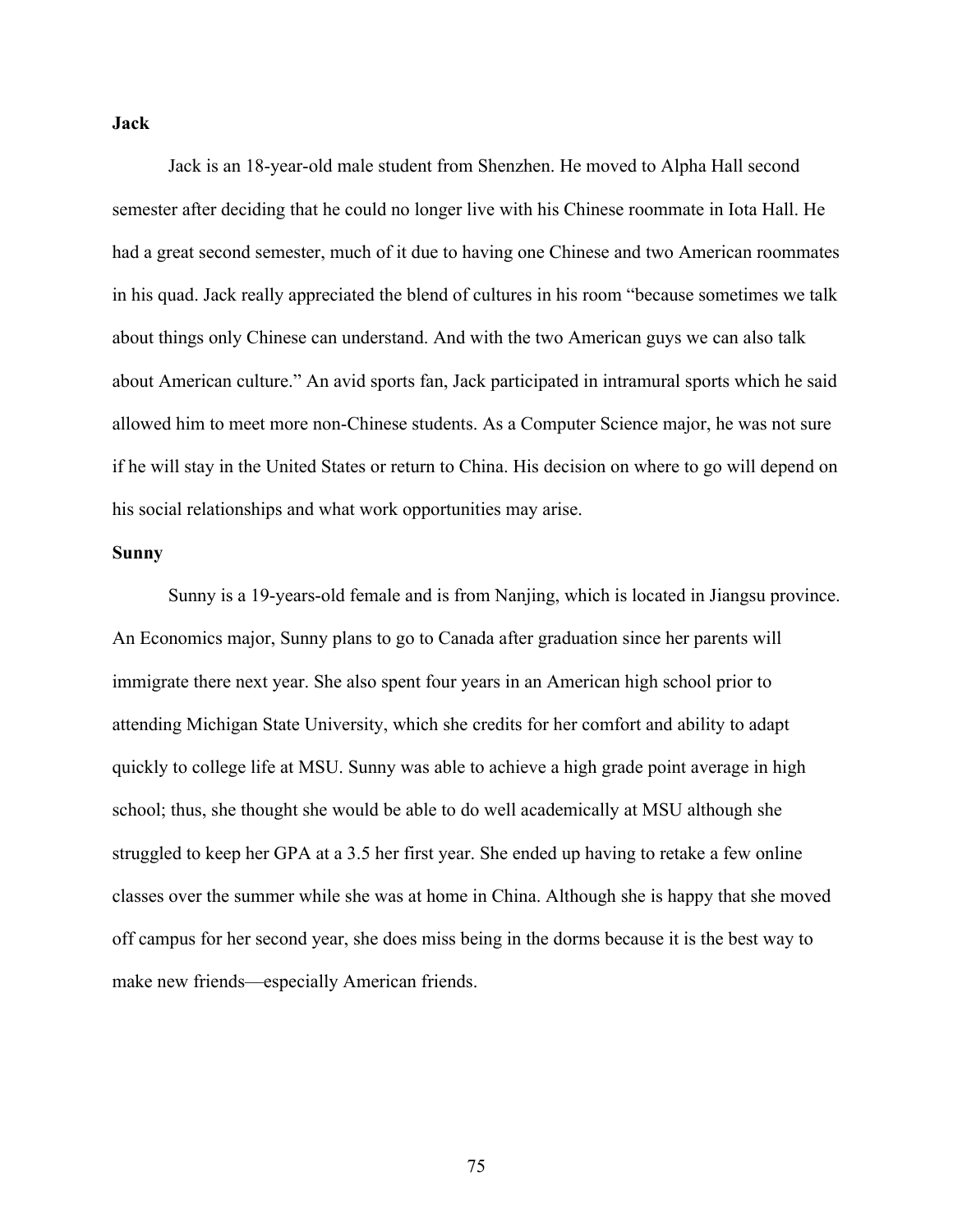**Jack**

Jack is an 18-year-old male student from Shenzhen. He moved to Alpha Hall second semester after deciding that he could no longer live with his Chinese roommate in Iota Hall. He had a great second semester, much of it due to having one Chinese and two American roommates in his quad. Jack really appreciated the blend of cultures in his room "because sometimes we talk about things only Chinese can understand. And with the two American guys we can also talk about American culture." An avid sports fan, Jack participated in intramural sports which he said allowed him to meet more non-Chinese students. As a Computer Science major, he was not sure if he will stay in the United States or return to China. His decision on where to go will depend on his social relationships and what work opportunities may arise.

**Sunny**

Sunny is a 19-years-old female and is from Nanjing, which is located in Jiangsu province. An Economics major, Sunny plans to go to Canada after graduation since her parents will immigrate there next year. She also spent four years in an American high school prior to attending Michigan State University, which she credits for her comfort and ability to adapt quickly to college life at MSU. Sunny was able to achieve a high grade point average in high school; thus, she thought she would be able to do well academically at MSU although she struggled to keep her GPA at a 3.5 her first year. She ended up having to retake a few online classes over the summer while she was at home in China. Although she is happy that she moved off campus for her second year, she does miss being in the dorms because it is the best way to make new friends—especially American friends.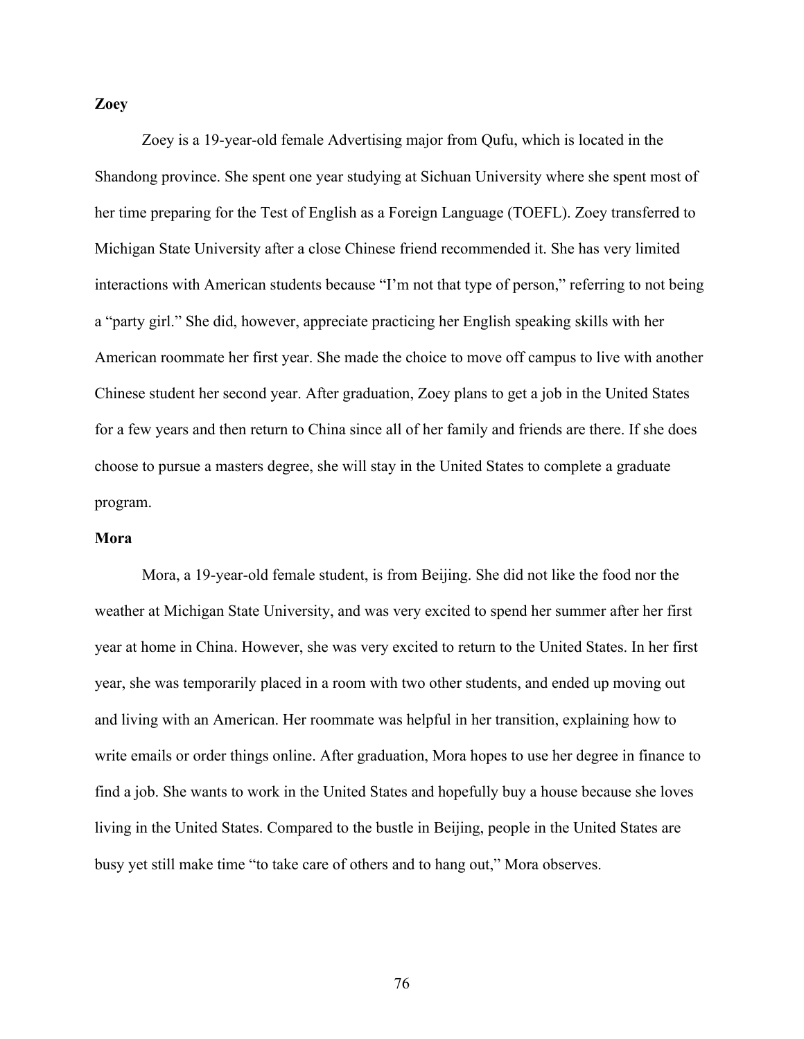**Zoey**

Zoey is a 19-year-old female Advertising major from Qufu, which is located in the Shandong province. She spent one year studying at Sichuan University where she spent most of her time preparing for the Test of English as a Foreign Language (TOEFL). Zoey transferred to Michigan State University after a close Chinese friend recommended it. She has very limited interactions with American students because "I'm not that type of person," referring to not being a "party girl." She did, however, appreciate practicing her English speaking skills with her American roommate her first year. She made the choice to move off campus to live with another Chinese student her second year. After graduation, Zoey plans to get a job in the United States for a few years and then return to China since all of her family and friends are there. If she does choose to pursue a masters degree, she will stay in the United States to complete a graduate program.

**Mora**

Mora, a 19-year-old female student, is from Beijing. She did not like the food nor the weather at Michigan State University, and was very excited to spend her summer after her first year at home in China. However, she was very excited to return to the United States. In her first year, she was temporarily placed in a room with two other students, and ended up moving out and living with an American. Her roommate was helpful in her transition, explaining how to write emails or order things online. After graduation, Mora hopes to use her degree in finance to find a job. She wants to work in the United States and hopefully buy a house because she loves living in the United States. Compared to the bustle in Beijing, people in the United States are busy yet still make time "to take care of others and to hang out," Mora observes.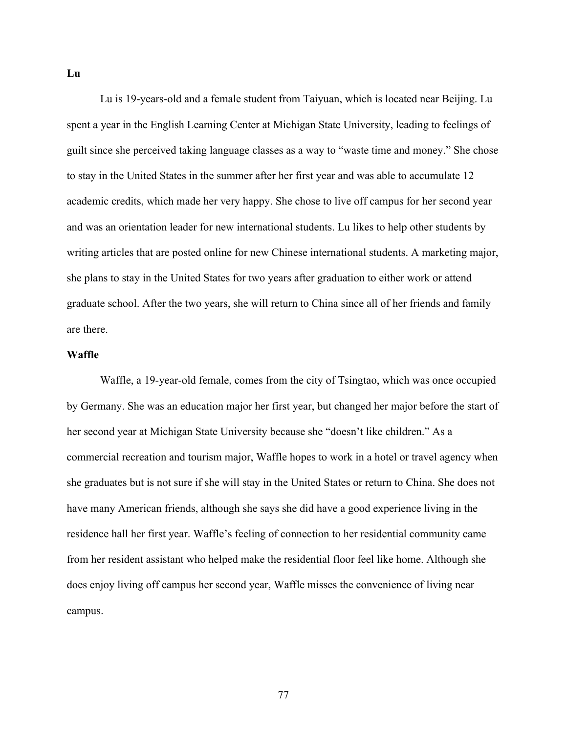**Lu**

Lu is 19-years-old and a female student from Taiyuan, which is located near Beijing. Lu spent a year in the English Learning Center at Michigan State University, leading to feelings of guilt since she perceived taking language classes as a way to "waste time and money." She chose to stay in the United States in the summer after her first year and was able to accumulate 12 academic credits, which made her very happy. She chose to live off campus for her second year and was an orientation leader for new international students. Lu likes to help other students by writing articles that are posted online for new Chinese international students. A marketing major, she plans to stay in the United States for two years after graduation to either work or attend graduate school. After the two years, she will return to China since all of her friends and family are there.

**Waffle**

Waffle, a 19-year-old female, comes from the city of Tsingtao, which was once occupied by Germany. She was an education major her first year, but changed her major before the start of her second year at Michigan State University because she "doesn't like children." As a commercial recreation and tourism major, Waffle hopes to work in a hotel or travel agency when she graduates but is not sure if she will stay in the United States or return to China. She does not have many American friends, although she says she did have a good experience living in the residence hall her first year. Waffle's feeling of connection to her residential community came from her resident assistant who helped make the residential floor feel like home. Although she does enjoy living off campus her second year, Waffle misses the convenience of living near campus.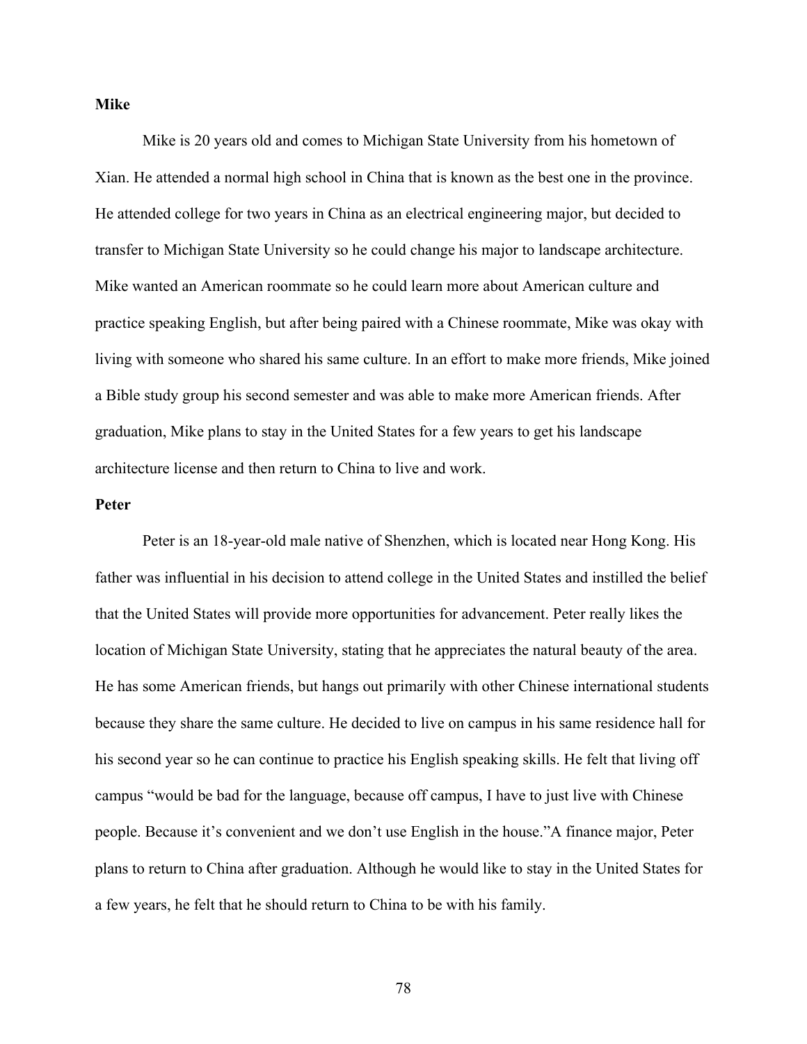**Mike**

Mike is 20 years old and comes to Michigan State University from his hometown of Xian. He attended a normal high school in China that is known as the best one in the province. He attended college for two years in China as an electrical engineering major, but decided to transfer to Michigan State University so he could change his major to landscape architecture. Mike wanted an American roommate so he could learn more about American culture and practice speaking English, but after being paired with a Chinese roommate, Mike was okay with living with someone who shared his same culture. In an effort to make more friends, Mike joined a Bible study group his second semester and was able to make more American friends. After graduation, Mike plans to stay in the United States for a few years to get his landscape architecture license and then return to China to live and work.

**Peter**

Peter is an 18-year-old male native of Shenzhen, which is located near Hong Kong. His father was influential in his decision to attend college in the United States and instilled the belief that the United States will provide more opportunities for advancement. Peter really likes the location of Michigan State University, stating that he appreciates the natural beauty of the area. He has some American friends, but hangs out primarily with other Chinese international students because they share the same culture. He decided to live on campus in his same residence hall for his second year so he can continue to practice his English speaking skills. He felt that living off campus "would be bad for the language, because off campus, I have to just live with Chinese people. Because it's convenient and we don't use English in the house."A finance major, Peter plans to return to China after graduation. Although he would like to stay in the United States for a few years, he felt that he should return to China to be with his family.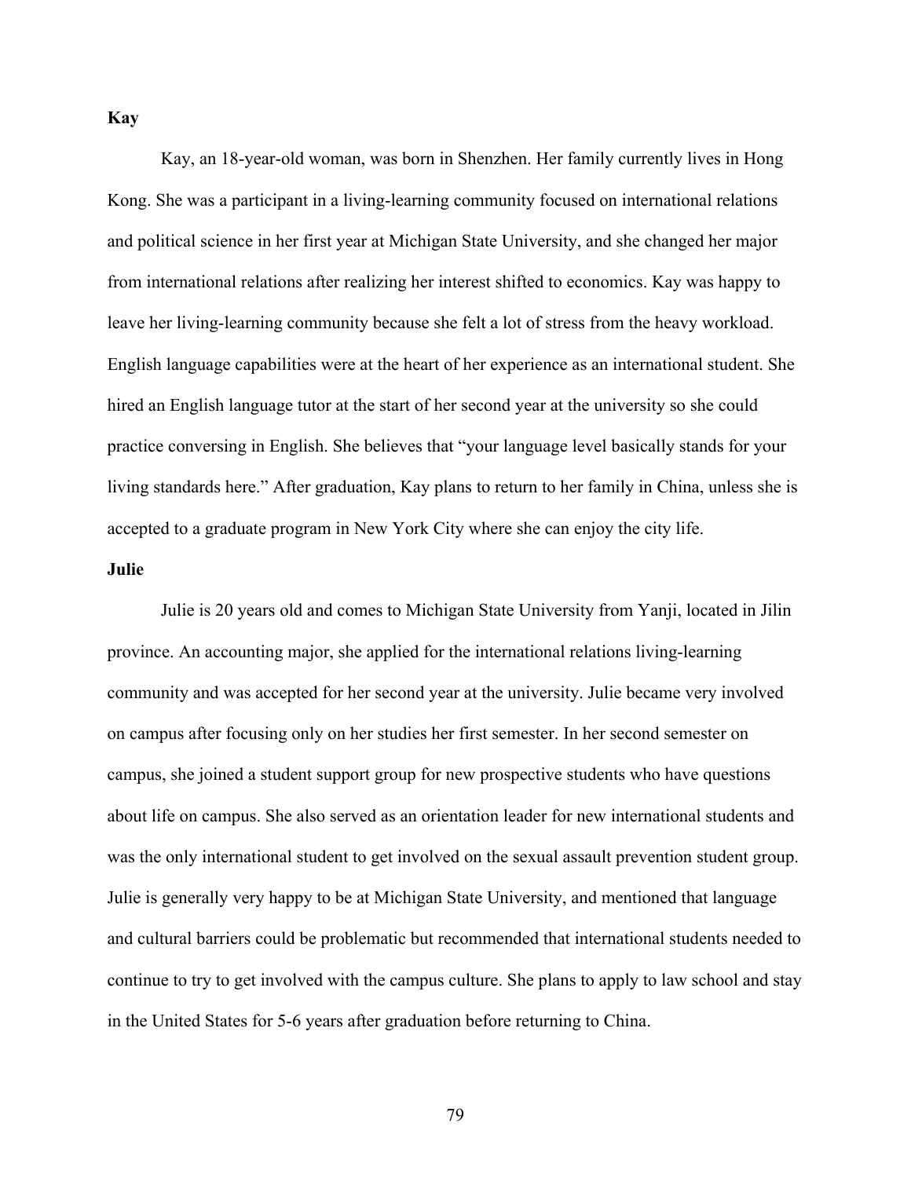**Kay**

Kay, an 18-year-old woman, was born in Shenzhen. Her family currently lives in Hong Kong. She was a participant in a living-learning community focused on international relations and political science in her first year at Michigan State University, and she changed her major from international relations after realizing her interest shifted to economics. Kay was happy to leave her living-learning community because she felt a lot of stress from the heavy workload. English language capabilities were at the heart of her experience as an international student. She hired an English language tutor at the start of her second year at the university so she could practice conversing in English. She believes that "your language level basically stands for your living standards here." After graduation, Kay plans to return to her family in China, unless she is accepted to a graduate program in New York City where she can enjoy the city life.

**Julie**

Julie is 20 years old and comes to Michigan State University from Yanji, located in Jilin province. An accounting major, she applied for the international relations living-learning community and was accepted for her second year at the university. Julie became very involved on campus after focusing only on her studies her first semester. In her second semester on campus, she joined a student support group for new prospective students who have questions about life on campus. She also served as an orientation leader for new international students and was the only international student to get involved on the sexual assault prevention student group. Julie is generally very happy to be at Michigan State University, and mentioned that language and cultural barriers could be problematic but recommended that international students needed to continue to try to get involved with the campus culture. She plans to apply to law school and stay in the United States for 5-6 years after graduation before returning to China.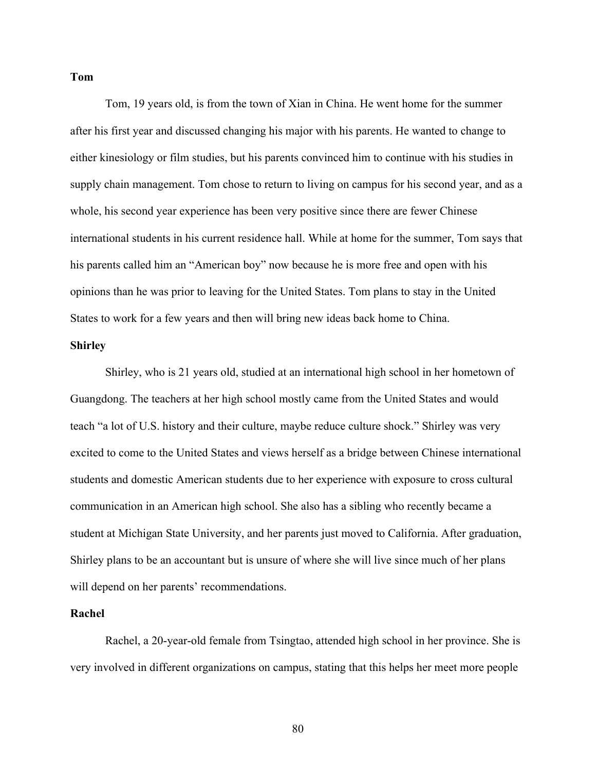### Tom

Tom, 19 years old, is from the town of Xian in China. He went home for the summer after his first year and discussed changing his major with his parents. He wanted to change to either kinesiology or film studies, but his parents convinced him to continue with his studies in supply chain management. Tom chose to return to living on campus for his second year, and as a whole, his second year experience has been very positive since there are fewer Chinese international students in his current residence hall. While at home for the summer, Tom says that his parents called him an "American boy" now because he is more free and open with his opinions than he was prior to leaving for the United States. Tom plans to stay in the United States to work for a few years and then will bring new ideas back home to China.

### Shirley

Shirley, who is 21 years old, studied at an international high school in her hometown of Guangdong. The teachers at her high school mostly came from the United States and would teach "a lot of U.S. history and their culture, maybe reduce culture shock." Shirley was very excited to come to the United States and views herself as a bridge between Chinese international students and domestic American students due to her experience with exposure to cross cultural communication in an American high school. She also has a sibling who recently became a student at Michigan State University, and her parents just moved to California. After graduation, Shirley plans to be an accountant but is unsure of where she will live since much of her plans will depend on her parents' recommendations.

### Rachel

Rachel, a 20-year-old female from Tsingtao, attended high school in her province. She is very involved in different organizations on campus, stating that this helps her meet more people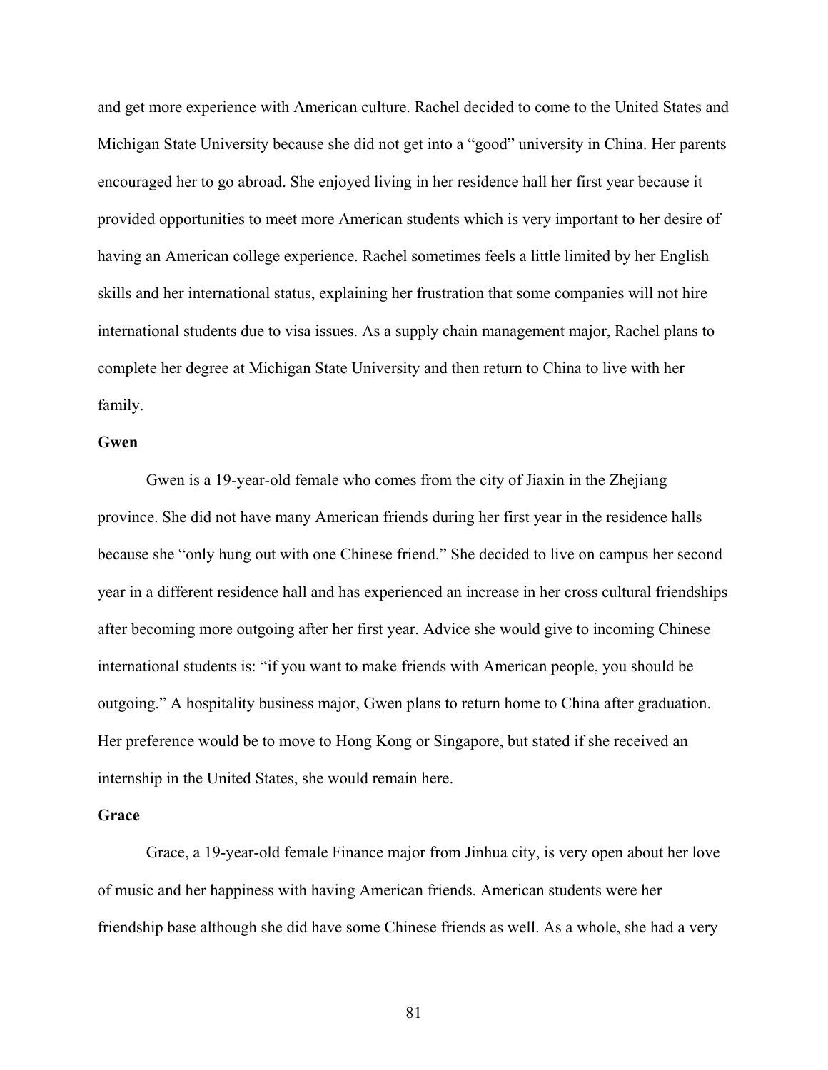and get more experience with American culture. Rachel decided to come to the United States and Michigan State University because she did not get into a "good" university in China. Her parents encouraged her to go abroad. She enjoyed living in her residence hall her first year because it provided opportunities to meet more American students which is very important to her desire of having an American college experience. Rachel sometimes feels a little limited by her English skills and her international status, explaining her frustration that some companies will not hire international students due to visa issues. As a supply chain management major, Rachel plans to complete her degree at Michigan State University and then return to China to live with her family.

**Gwen**

Gwen is a 19-year-old female who comes from the city of Jiaxin in the Zhejiang province. She did not have many American friends during her first year in the residence halls because she "only hung out with one Chinese friend." She decided to live on campus her second year in a different residence hall and has experienced an increase in her cross cultural friendships after becoming more outgoing after her first year. Advice she would give to incoming Chinese international students is: "if you want to make friends with American people, you should be outgoing." A hospitality business major, Gwen plans to return home to China after graduation. Her preference would be to move to Hong Kong or Singapore, but stated if she received an internship in the United States, she would remain here.

**Grace**

Grace, a 19-year-old female Finance major from Jinhua city, is very open about her love of music and her happiness with having American friends. American students were her friendship base although she did have some Chinese friends as well. As a whole, she had a very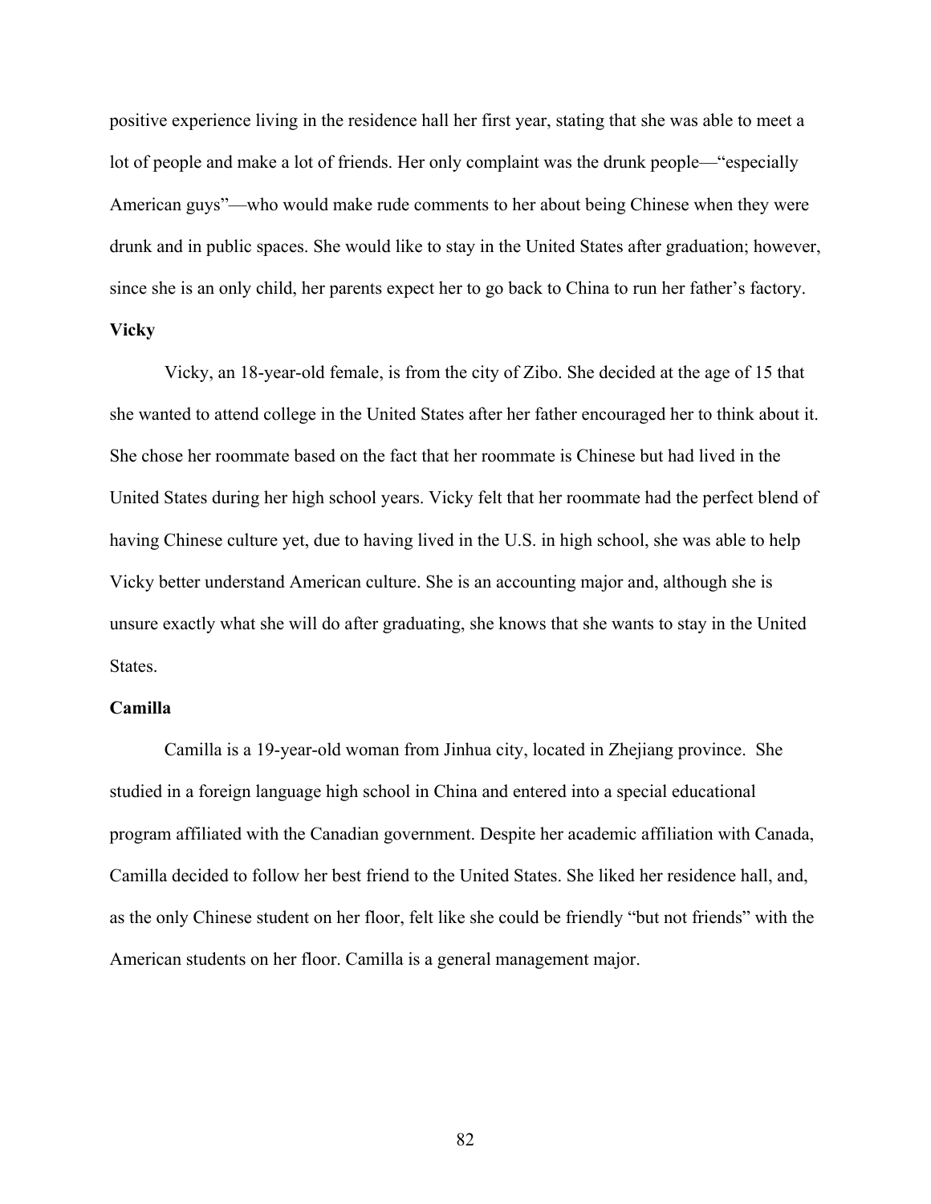positive experience living in the residence hall her first year, stating that she was able to meet a lot of people and make a lot of friends. Her only complaint was the drunk people—"especially American guys"—who would make rude comments to her about being Chinese when they were drunk and in public spaces. She would like to stay in the United States after graduation; however, since she is an only child, her parents expect her to go back to China to run her father's factory.

**Vicky**

Vicky, an 18-year-old female, is from the city of Zibo. She decided at the age of 15 that she wanted to attend college in the United States after her father encouraged her to think about it. She chose her roommate based on the fact that her roommate is Chinese but had lived in the United States during her high school years. Vicky felt that her roommate had the perfect blend of having Chinese culture yet, due to having lived in the U.S. in high school, she was able to help Vicky better understand American culture. She is an accounting major and, although she is unsure exactly what she will do after graduating, she knows that she wants to stay in the United States.

**Camilla**

Camilla is a 19-year-old woman from Jinhua city, located in Zhejiang province. She studied in a foreign language high school in China and entered into a special educational program affiliated with the Canadian government. Despite her academic affiliation with Canada, Camilla decided to follow her best friend to the United States. She liked her residence hall, and, as the only Chinese student on her floor, felt like she could be friendly "but not friends" with the American students on her floor. Camilla is a general management major.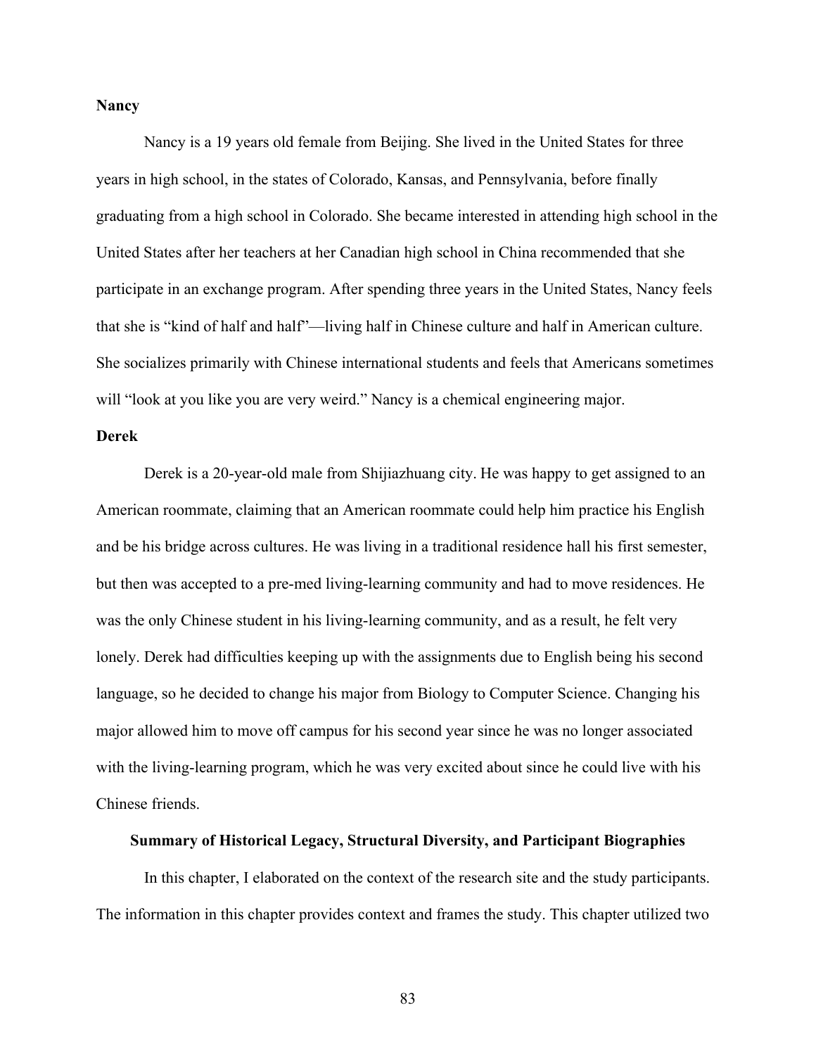### Nancy

Nancy is a 19 years old female from Beijing. She lived in the United States for three years in high school, in the states of Colorado, Kansas, and Pennsylvania, before finally graduating from a high school in Colorado. She became interested in attending high school in the United States after her teachers at her Canadian high school in China recommended that she participate in an exchange program. After spending three years in the United States, Nancy feels that she is "kind of half and half"—living half in Chinese culture and half in American culture. She socializes primarily with Chinese international students and feels that Americans sometimes will "look at you like you are very weird." Nancy is a chemical engineering major.

### Derek

Derek is a 20-year-old male from Shijiazhuang city. He was happy to get assigned to an American roommate, claiming that an American roommate could help him practice his English and be his bridge across cultures. He was living in a traditional residence hall his first semester, but then was accepted to a pre-med living-learning community and had to move residences. He was the only Chinese student in his living-learning community, and as a result, he felt very lonely. Derek had difficulties keeping up with the assignments due to English being his second language, so he decided to change his major from Biology to Computer Science. Changing his major allowed him to move off campus for his second year since he was no longer associated with the living-learning program, which he was very excited about since he could live with his Chinese friends.

## Summary of Historical Legacy, Structural Diversity, and Participant Biographies

In this chapter, I elaborated on the context of the research site and the study participants. The information in this chapter provides context and frames the study. This chapter utilized two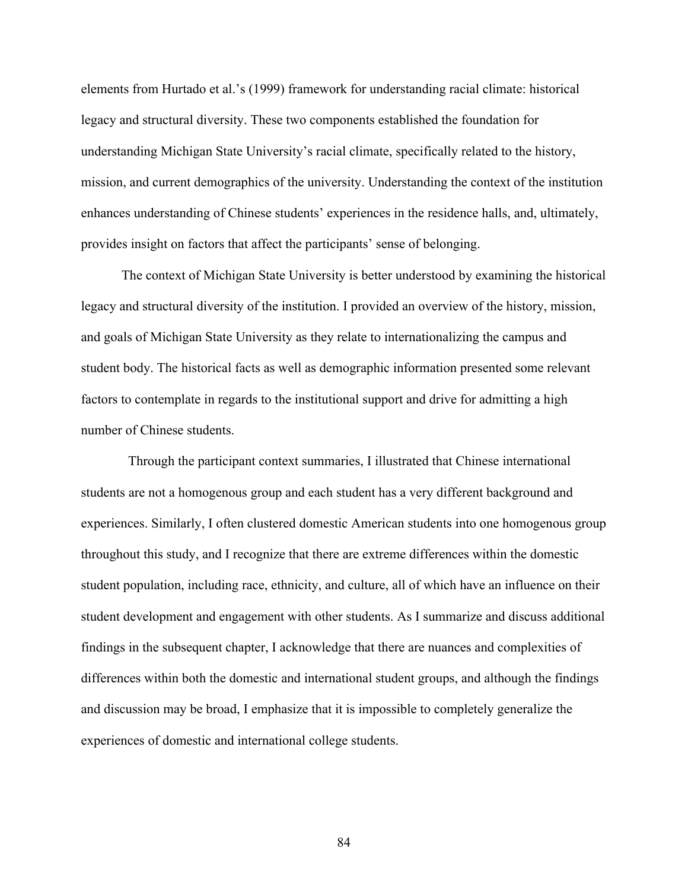elements from Hurtado et al.'s (1999) framework for understanding racial climate: historical legacy and structural diversity. These two components established the foundation for understanding Michigan State University's racial climate, specifically related to the history, mission, and current demographics of the university. Understanding the context of the institution enhances understanding of Chinese students' experiences in the residence halls, and, ultimately, provides insight on factors that affect the participants' sense of belonging.

The context of Michigan State University is better understood by examining the historical legacy and structural diversity of the institution. I provided an overview of the history, mission, and goals of Michigan State University as they relate to internationalizing the campus and student body. The historical facts as well as demographic information presented some relevant factors to contemplate in regards to the institutional support and drive for admitting a high number of Chinese students.

Through the participant context summaries, I illustrated that Chinese international students are not a homogenous group and each student has a very different background and experiences. Similarly, I often clustered domestic American students into one homogenous group throughout this study, and I recognize that there are extreme differences within the domestic student population, including race, ethnicity, and culture, all of which have an influence on their student development and engagement with other students. As I summarize and discuss additional findings in the subsequent chapter, I acknowledge that there are nuances and complexities of differences within both the domestic and international student groups, and although the findings and discussion may be broad, I emphasize that it is impossible to completely generalize the experiences of domestic and international college students.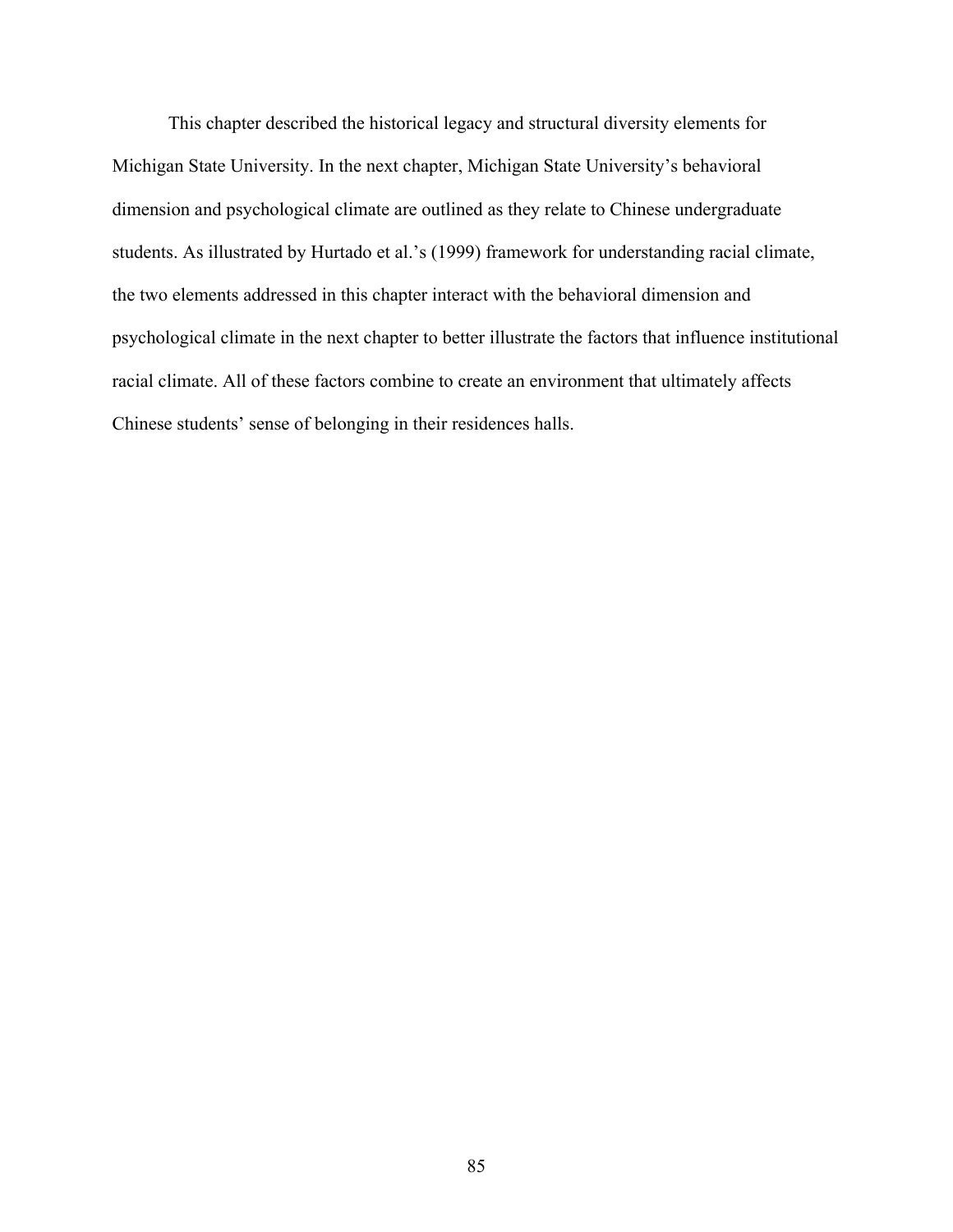This chapter described the historical legacy and structural diversity elements for Michigan State University. In the next chapter, Michigan State University's behavioral dimension and psychological climate are outlined as they relate to Chinese undergraduate students. As illustrated by Hurtado et al.'s (1999) framework for understanding racial climate, the two elements addressed in this chapter interact with the behavioral dimension and psychological climate in the next chapter to better illustrate the factors that influence institutional racial climate. All of these factors combine to create an environment that ultimately affects Chinese students' sense of belonging in their residences halls.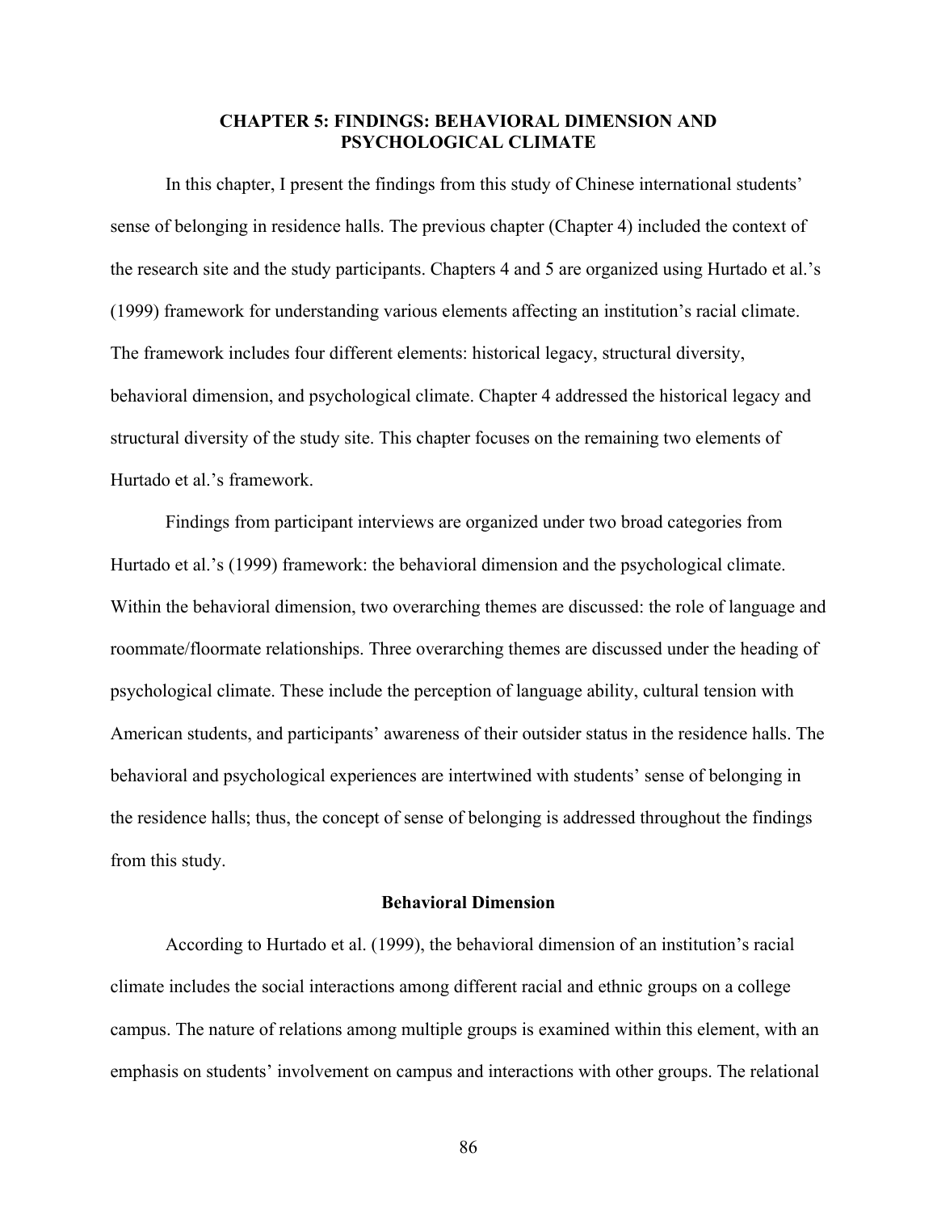# CHAPTER 5: FINDINGS: BEHAVIORAL DIMENSION AND PSYCHOLOGICAL CLIMATE

In this chapter, I present the findings from this study of Chinese international students' sense of belonging in residence halls. The previous chapter (Chapter 4) included the context of the research site and the study participants. Chapters 4 and 5 are organized using Hurtado et al.'s (1999) framework for understanding various elements affecting an institution's racial climate. The framework includes four different elements: historical legacy, structural diversity, behavioral dimension, and psychological climate. Chapter 4 addressed the historical legacy and structural diversity of the study site. This chapter focuses on the remaining two elements of Hurtado et al.'s framework.

Findings from participant interviews are organized under two broad categories from Hurtado et al.'s (1999) framework: the behavioral dimension and the psychological climate. Within the behavioral dimension, two overarching themes are discussed: the role of language and roommate/floormate relationships. Three overarching themes are discussed under the heading of psychological climate. These include the perception of language ability, cultural tension with American students, and participants' awareness of their outsider status in the residence halls. The behavioral and psychological experiences are intertwined with students' sense of belonging in the residence halls; thus, the concept of sense of belonging is addressed throughout the findings from this study.

## Behavioral Dimension

According to Hurtado et al. (1999), the behavioral dimension of an institution's racial climate includes the social interactions among different racial and ethnic groups on a college campus. The nature of relations among multiple groups is examined within this element, with an emphasis on students' involvement on campus and interactions with other groups. The relational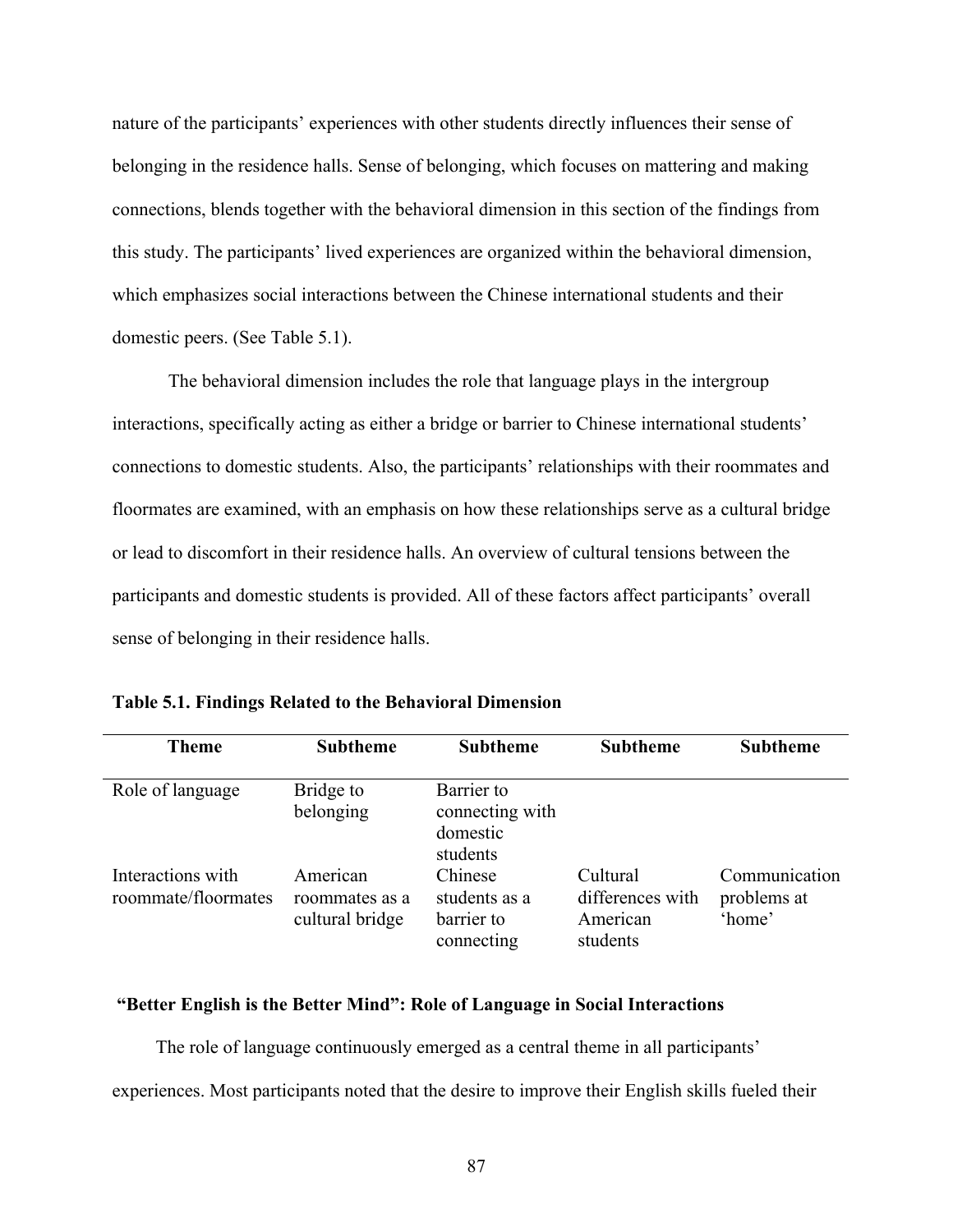nature of the participants' experiences with other students directly influences their sense of belonging in the residence halls. Sense of belonging, which focuses on mattering and making connections, blends together with the behavioral dimension in this section of the findings from this study. The participants' lived experiences are organized within the behavioral dimension, which emphasizes social interactions between the Chinese international students and their domestic peers. (See Table 5.1).

The behavioral dimension includes the role that language plays in the intergroup interactions, specifically acting as either a bridge or barrier to Chinese international students' connections to domestic students. Also, the participants' relationships with their roommates and floormates are examined, with an emphasis on how these relationships serve as a cultural bridge or lead to discomfort in their residence halls. An overview of cultural tensions between the participants and domestic students is provided. All of these factors affect participants' overall sense of belonging in their residence halls.

**Table 5.1. Findings Related to the Behavioral Dimension**

| Theme | Subtheme | Subtheme | Subtheme | Subtheme |
|---|---|---|---|---|
| Role of language | Bridge to belonging | Barrier to connecting with domestic students | | |
| Interactions with roommate/floormates | American roommates as a cultural bridge | Chinese students as a barrier to connecting | Cultural differences with American students | Communication problems at 'home' |

### "Better English is the Better Mind": Role of Language in Social Interactions

The role of language continuously emerged as a central theme in all participants' experiences. Most participants noted that the desire to improve their English skills fueled their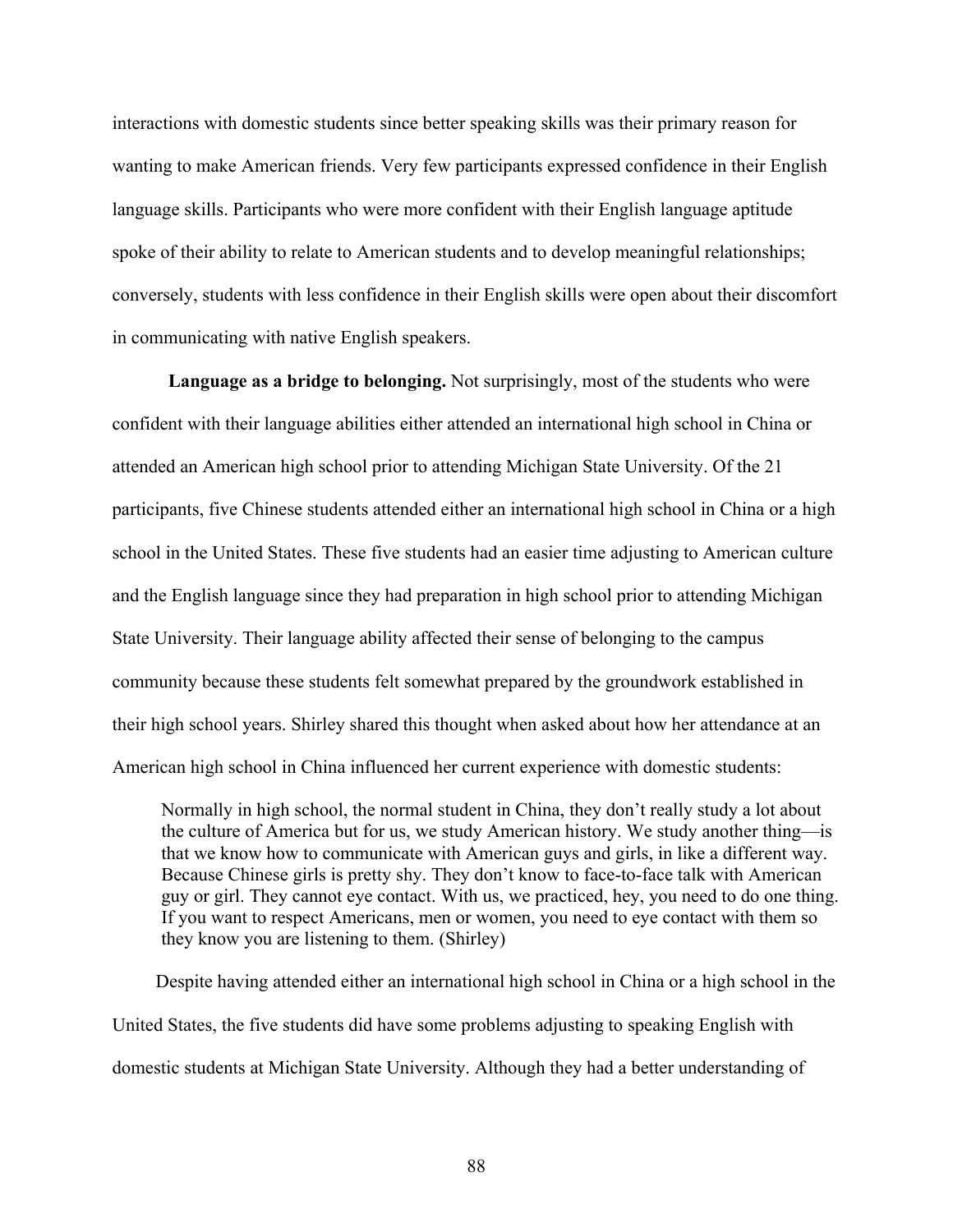interactions with domestic students since better speaking skills was their primary reason for wanting to make American friends. Very few participants expressed confidence in their English language skills. Participants who were more confident with their English language aptitude spoke of their ability to relate to American students and to develop meaningful relationships; conversely, students with less confidence in their English skills were open about their discomfort in communicating with native English speakers.

**Language as a bridge to belonging.** Not surprisingly, most of the students who were confident with their language abilities either attended an international high school in China or attended an American high school prior to attending Michigan State University. Of the 21 participants, five Chinese students attended either an international high school in China or a high school in the United States. These five students had an easier time adjusting to American culture and the English language since they had preparation in high school prior to attending Michigan State University. Their language ability affected their sense of belonging to the campus community because these students felt somewhat prepared by the groundwork established in their high school years. Shirley shared this thought when asked about how her attendance at an American high school in China influenced her current experience with domestic students:

> Normally in high school, the normal student in China, they don't really study a lot about the culture of America but for us, we study American history. We study another thing—is that we know how to communicate with American guys and girls, in like a different way. Because Chinese girls is pretty shy. They don't know to face-to-face talk with American guy or girl. They cannot eye contact. With us, we practiced, hey, you need to do one thing. If you want to respect Americans, men or women, you need to eye contact with them so they know you are listening to them. (Shirley)

Despite having attended either an international high school in China or a high school in the United States, the five students did have some problems adjusting to speaking English with domestic students at Michigan State University. Although they had a better understanding of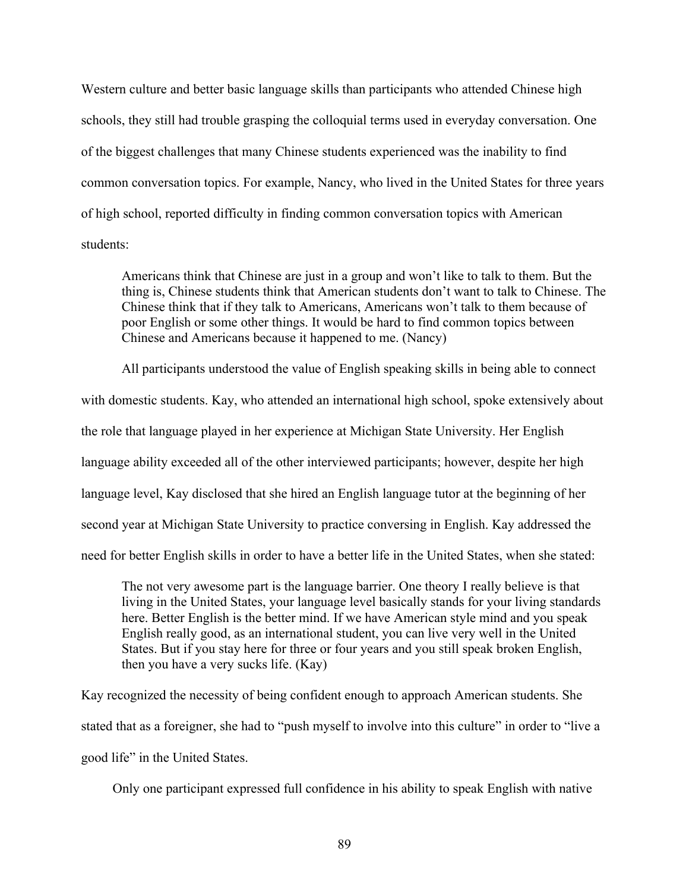Western culture and better basic language skills than participants who attended Chinese high schools, they still had trouble grasping the colloquial terms used in everyday conversation. One of the biggest challenges that many Chinese students experienced was the inability to find common conversation topics. For example, Nancy, who lived in the United States for three years of high school, reported difficulty in finding common conversation topics with American students:

> Americans think that Chinese are just in a group and won't like to talk to them. But the thing is, Chinese students think that American students don't want to talk to Chinese. The Chinese think that if they talk to Americans, Americans won't talk to them because of poor English or some other things. It would be hard to find common topics between Chinese and Americans because it happened to me. (Nancy)

All participants understood the value of English speaking skills in being able to connect with domestic students. Kay, who attended an international high school, spoke extensively about the role that language played in her experience at Michigan State University. Her English language ability exceeded all of the other interviewed participants; however, despite her high language level, Kay disclosed that she hired an English language tutor at the beginning of her second year at Michigan State University to practice conversing in English. Kay addressed the need for better English skills in order to have a better life in the United States, when she stated:

> The not very awesome part is the language barrier. One theory I really believe is that living in the United States, your language level basically stands for your living standards here. Better English is the better mind. If we have American style mind and you speak English really good, as an international student, you can live very well in the United States. But if you stay here for three or four years and you still speak broken English, then you have a very sucks life. (Kay)

Kay recognized the necessity of being confident enough to approach American students. She stated that as a foreigner, she had to "push myself to involve into this culture" in order to "live a good life" in the United States.

Only one participant expressed full confidence in his ability to speak English with native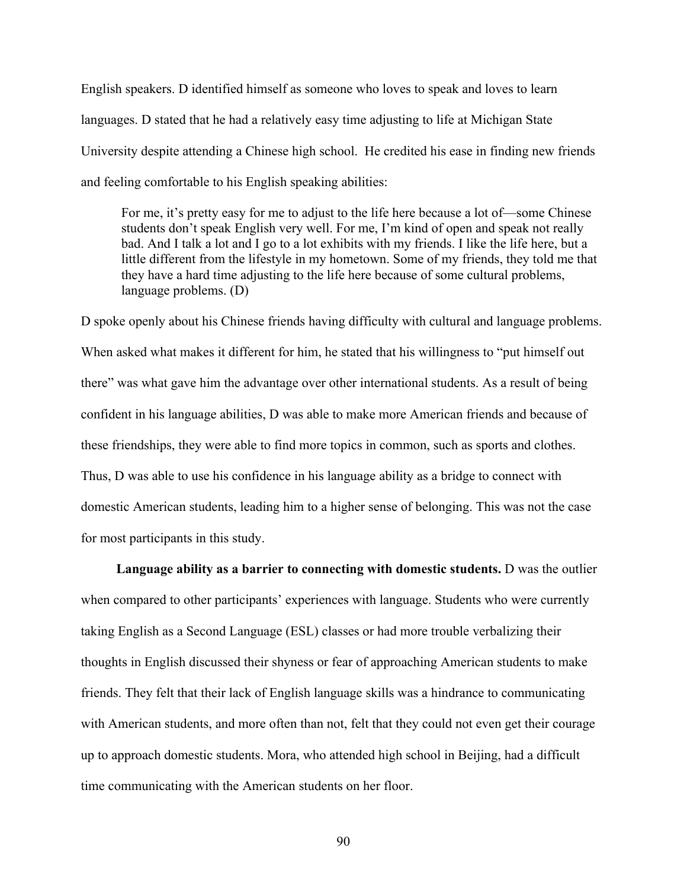English speakers. D identified himself as someone who loves to speak and loves to learn languages. D stated that he had a relatively easy time adjusting to life at Michigan State University despite attending a Chinese high school. He credited his ease in finding new friends and feeling comfortable to his English speaking abilities:

> For me, it's pretty easy for me to adjust to the life here because a lot of—some Chinese students don't speak English very well. For me, I'm kind of open and speak not really bad. And I talk a lot and I go to a lot exhibits with my friends. I like the life here, but a little different from the lifestyle in my hometown. Some of my friends, they told me that they have a hard time adjusting to the life here because of some cultural problems, language problems. (D)

D spoke openly about his Chinese friends having difficulty with cultural and language problems. When asked what makes it different for him, he stated that his willingness to "put himself out there" was what gave him the advantage over other international students. As a result of being confident in his language abilities, D was able to make more American friends and because of these friendships, they were able to find more topics in common, such as sports and clothes. Thus, D was able to use his confidence in his language ability as a bridge to connect with domestic American students, leading him to a higher sense of belonging. This was not the case for most participants in this study.

**Language ability as a barrier to connecting with domestic students.** D was the outlier when compared to other participants' experiences with language. Students who were currently taking English as a Second Language (ESL) classes or had more trouble verbalizing their thoughts in English discussed their shyness or fear of approaching American students to make friends. They felt that their lack of English language skills was a hindrance to communicating with American students, and more often than not, felt that they could not even get their courage up to approach domestic students. Mora, who attended high school in Beijing, had a difficult time communicating with the American students on her floor.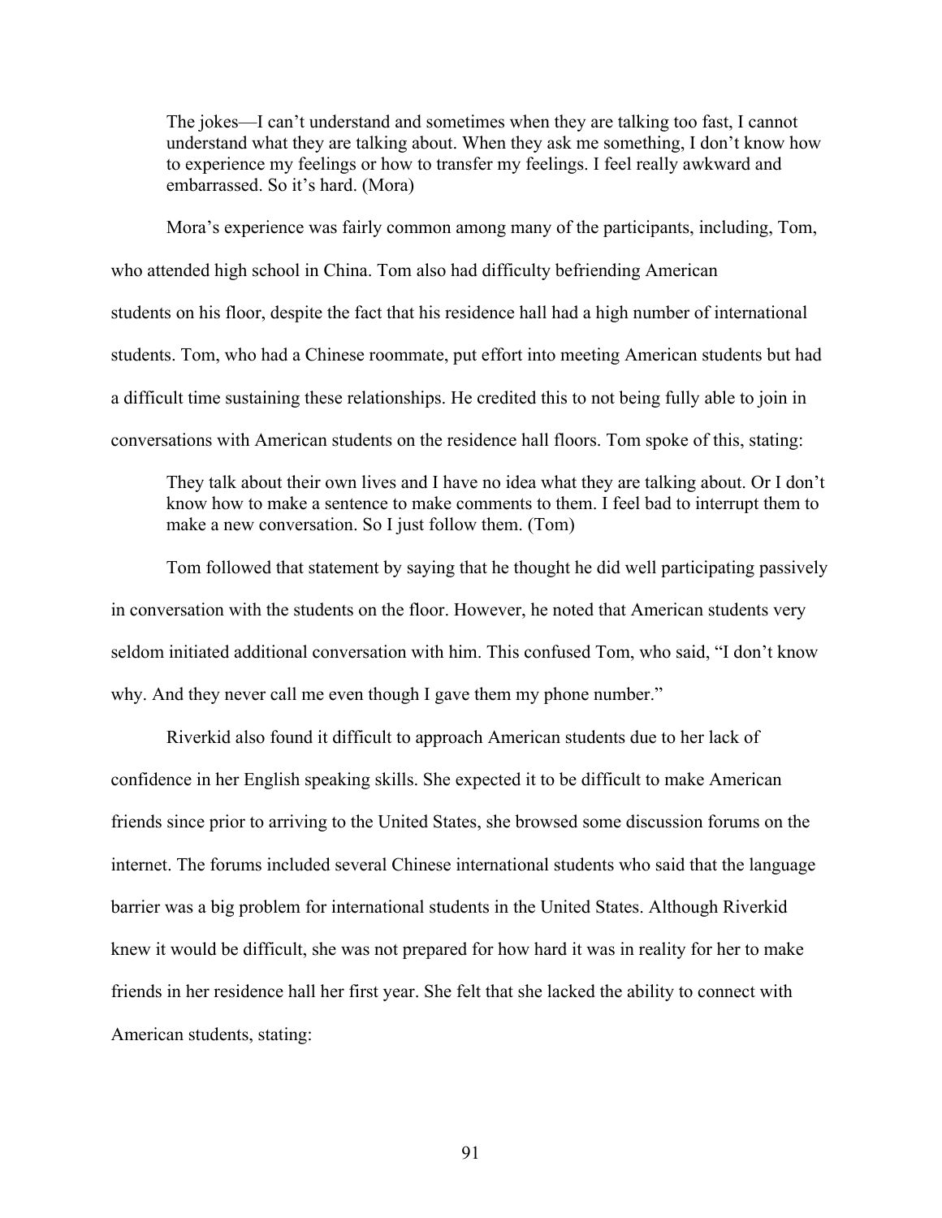> The jokes—I can't understand and sometimes when they are talking too fast, I cannot understand what they are talking about. When they ask me something, I don't know how to experience my feelings or how to transfer my feelings. I feel really awkward and embarrassed. So it's hard. (Mora)

Mora's experience was fairly common among many of the participants, including, Tom, who attended high school in China. Tom also had difficulty befriending American students on his floor, despite the fact that his residence hall had a high number of international students. Tom, who had a Chinese roommate, put effort into meeting American students but had a difficult time sustaining these relationships. He credited this to not being fully able to join in conversations with American students on the residence hall floors. Tom spoke of this, stating:

> They talk about their own lives and I have no idea what they are talking about. Or I don't know how to make a sentence to make comments to them. I feel bad to interrupt them to make a new conversation. So I just follow them. (Tom)

Tom followed that statement by saying that he thought he did well participating passively in conversation with the students on the floor. However, he noted that American students very seldom initiated additional conversation with him. This confused Tom, who said, "I don't know why. And they never call me even though I gave them my phone number."

Riverkid also found it difficult to approach American students due to her lack of confidence in her English speaking skills. She expected it to be difficult to make American friends since prior to arriving to the United States, she browsed some discussion forums on the internet. The forums included several Chinese international students who said that the language barrier was a big problem for international students in the United States. Although Riverkid knew it would be difficult, she was not prepared for how hard it was in reality for her to make friends in her residence hall her first year. She felt that she lacked the ability to connect with American students, stating: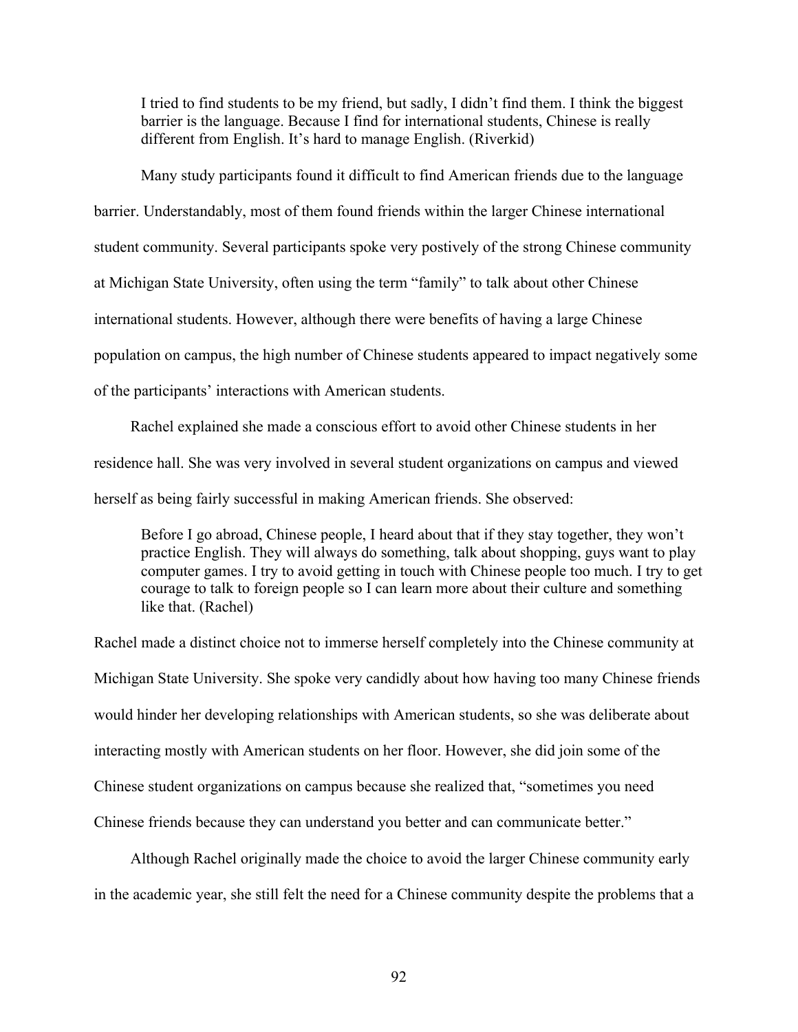> I tried to find students to be my friend, but sadly, I didn't find them. I think the biggest barrier is the language. Because I find for international students, Chinese is really different from English. It's hard to manage English. (Riverkid)

Many study participants found it difficult to find American friends due to the language barrier. Understandably, most of them found friends within the larger Chinese international student community. Several participants spoke very postively of the strong Chinese community at Michigan State University, often using the term "family" to talk about other Chinese international students. However, although there were benefits of having a large Chinese population on campus, the high number of Chinese students appeared to impact negatively some of the participants' interactions with American students.

Rachel explained she made a conscious effort to avoid other Chinese students in her residence hall. She was very involved in several student organizations on campus and viewed herself as being fairly successful in making American friends. She observed:

> Before I go abroad, Chinese people, I heard about that if they stay together, they won't practice English. They will always do something, talk about shopping, guys want to play computer games. I try to avoid getting in touch with Chinese people too much. I try to get courage to talk to foreign people so I can learn more about their culture and something like that. (Rachel)

Rachel made a distinct choice not to immerse herself completely into the Chinese community at Michigan State University. She spoke very candidly about how having too many Chinese friends would hinder her developing relationships with American students, so she was deliberate about interacting mostly with American students on her floor. However, she did join some of the Chinese student organizations on campus because she realized that, "sometimes you need Chinese friends because they can understand you better and can communicate better."

Although Rachel originally made the choice to avoid the larger Chinese community early in the academic year, she still felt the need for a Chinese community despite the problems that a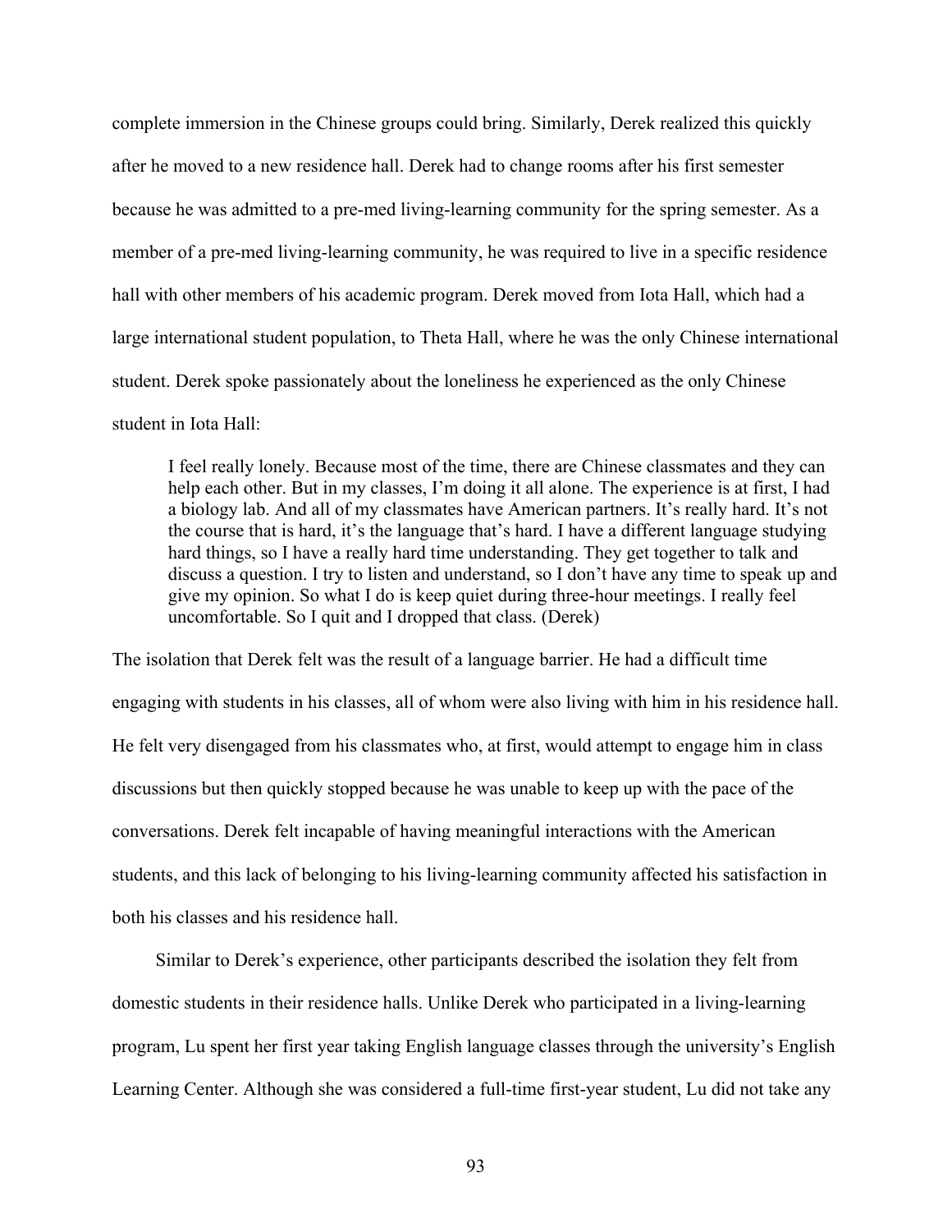complete immersion in the Chinese groups could bring. Similarly, Derek realized this quickly after he moved to a new residence hall. Derek had to change rooms after his first semester because he was admitted to a pre-med living-learning community for the spring semester. As a member of a pre-med living-learning community, he was required to live in a specific residence hall with other members of his academic program. Derek moved from Iota Hall, which had a large international student population, to Theta Hall, where he was the only Chinese international student. Derek spoke passionately about the loneliness he experienced as the only Chinese student in Iota Hall:

> I feel really lonely. Because most of the time, there are Chinese classmates and they can help each other. But in my classes, I'm doing it all alone. The experience is at first, I had a biology lab. And all of my classmates have American partners. It's really hard. It's not the course that is hard, it's the language that's hard. I have a different language studying hard things, so I have a really hard time understanding. They get together to talk and discuss a question. I try to listen and understand, so I don't have any time to speak up and give my opinion. So what I do is keep quiet during three-hour meetings. I really feel uncomfortable. So I quit and I dropped that class. (Derek)

The isolation that Derek felt was the result of a language barrier. He had a difficult time engaging with students in his classes, all of whom were also living with him in his residence hall. He felt very disengaged from his classmates who, at first, would attempt to engage him in class discussions but then quickly stopped because he was unable to keep up with the pace of the conversations. Derek felt incapable of having meaningful interactions with the American students, and this lack of belonging to his living-learning community affected his satisfaction in both his classes and his residence hall.

Similar to Derek's experience, other participants described the isolation they felt from domestic students in their residence halls. Unlike Derek who participated in a living-learning program, Lu spent her first year taking English language classes through the university's English Learning Center. Although she was considered a full-time first-year student, Lu did not take any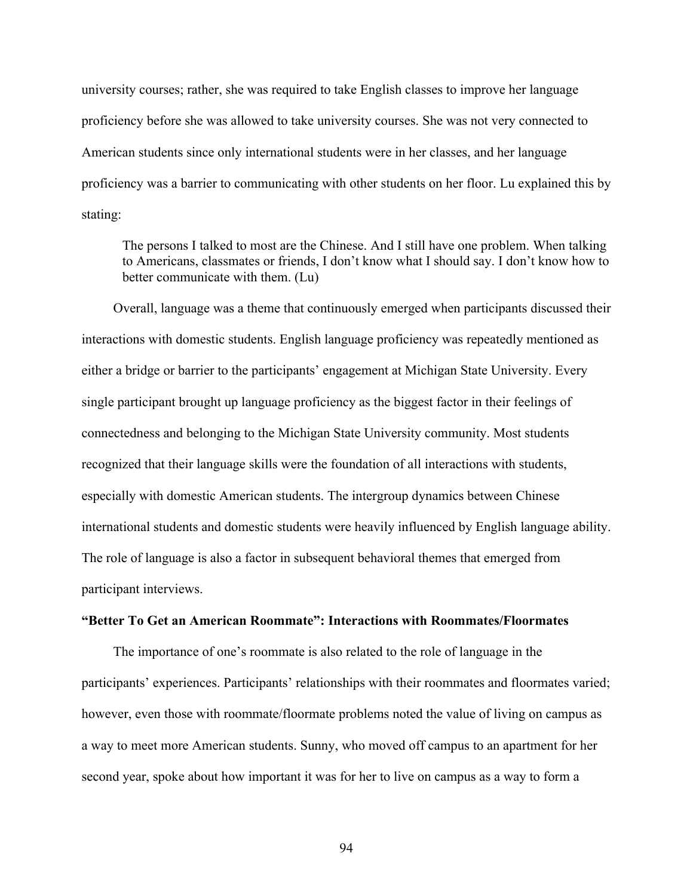university courses; rather, she was required to take English classes to improve her language proficiency before she was allowed to take university courses. She was not very connected to American students since only international students were in her classes, and her language proficiency was a barrier to communicating with other students on her floor. Lu explained this by stating:

> The persons I talked to most are the Chinese. And I still have one problem. When talking to Americans, classmates or friends, I don't know what I should say. I don't know how to better communicate with them. (Lu)

Overall, language was a theme that continuously emerged when participants discussed their interactions with domestic students. English language proficiency was repeatedly mentioned as either a bridge or barrier to the participants' engagement at Michigan State University. Every single participant brought up language proficiency as the biggest factor in their feelings of connectedness and belonging to the Michigan State University community. Most students recognized that their language skills were the foundation of all interactions with students, especially with domestic American students. The intergroup dynamics between Chinese international students and domestic students were heavily influenced by English language ability. The role of language is also a factor in subsequent behavioral themes that emerged from participant interviews.

**"Better To Get an American Roommate": Interactions with Roommates/Floormates**

The importance of one's roommate is also related to the role of language in the participants' experiences. Participants' relationships with their roommates and floormates varied; however, even those with roommate/floormate problems noted the value of living on campus as a way to meet more American students. Sunny, who moved off campus to an apartment for her second year, spoke about how important it was for her to live on campus as a way to form a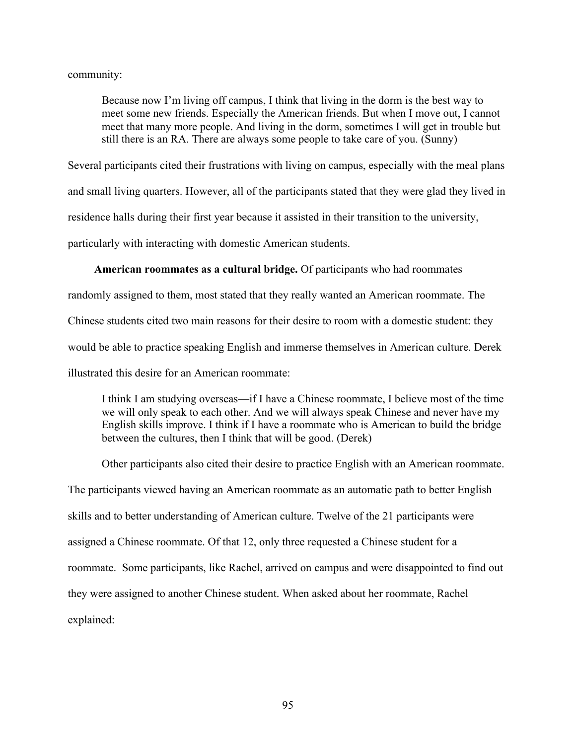community:

> Because now I'm living off campus, I think that living in the dorm is the best way to meet some new friends. Especially the American friends. But when I move out, I cannot meet that many more people. And living in the dorm, sometimes I will get in trouble but still there is an RA. There are always some people to take care of you. (Sunny)

Several participants cited their frustrations with living on campus, especially with the meal plans and small living quarters. However, all of the participants stated that they were glad they lived in residence halls during their first year because it assisted in their transition to the university, particularly with interacting with domestic American students.

**American roommates as a cultural bridge.** Of participants who had roommates randomly assigned to them, most stated that they really wanted an American roommate. The Chinese students cited two main reasons for their desire to room with a domestic student: they would be able to practice speaking English and immerse themselves in American culture. Derek illustrated this desire for an American roommate:

> I think I am studying overseas—if I have a Chinese roommate, I believe most of the time we will only speak to each other. And we will always speak Chinese and never have my English skills improve. I think if I have a roommate who is American to build the bridge between the cultures, then I think that will be good. (Derek)

Other participants also cited their desire to practice English with an American roommate. The participants viewed having an American roommate as an automatic path to better English skills and to better understanding of American culture. Twelve of the 21 participants were assigned a Chinese roommate. Of that 12, only three requested a Chinese student for a roommate. Some participants, like Rachel, arrived on campus and were disappointed to find out they were assigned to another Chinese student. When asked about her roommate, Rachel explained: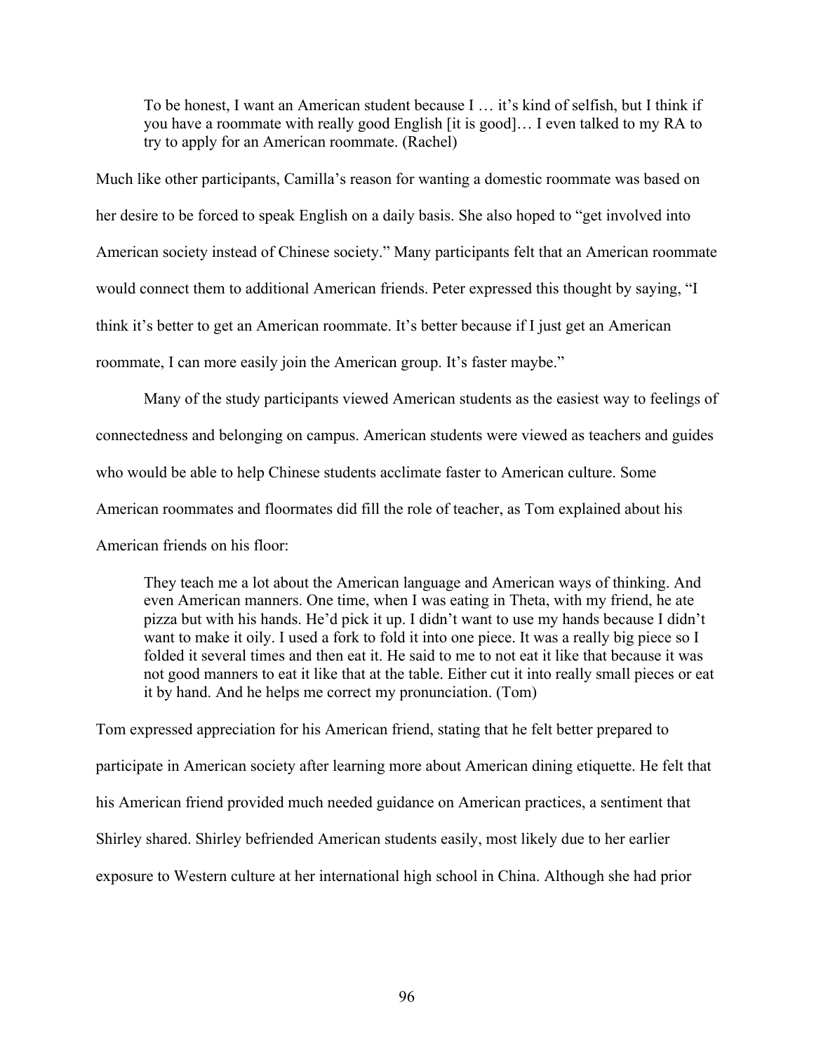> To be honest, I want an American student because I … it's kind of selfish, but I think if you have a roommate with really good English [it is good]… I even talked to my RA to try to apply for an American roommate. (Rachel)

Much like other participants, Camilla's reason for wanting a domestic roommate was based on her desire to be forced to speak English on a daily basis. She also hoped to "get involved into American society instead of Chinese society." Many participants felt that an American roommate would connect them to additional American friends. Peter expressed this thought by saying, "I think it's better to get an American roommate. It's better because if I just get an American roommate, I can more easily join the American group. It's faster maybe."

Many of the study participants viewed American students as the easiest way to feelings of connectedness and belonging on campus. American students were viewed as teachers and guides who would be able to help Chinese students acclimate faster to American culture. Some American roommates and floormates did fill the role of teacher, as Tom explained about his American friends on his floor:

> They teach me a lot about the American language and American ways of thinking. And even American manners. One time, when I was eating in Theta, with my friend, he ate pizza but with his hands. He'd pick it up. I didn't want to use my hands because I didn't want to make it oily. I used a fork to fold it into one piece. It was a really big piece so I folded it several times and then eat it. He said to me to not eat it like that because it was not good manners to eat it like that at the table. Either cut it into really small pieces or eat it by hand. And he helps me correct my pronunciation. (Tom)

Tom expressed appreciation for his American friend, stating that he felt better prepared to participate in American society after learning more about American dining etiquette. He felt that his American friend provided much needed guidance on American practices, a sentiment that Shirley shared. Shirley befriended American students easily, most likely due to her earlier exposure to Western culture at her international high school in China. Although she had prior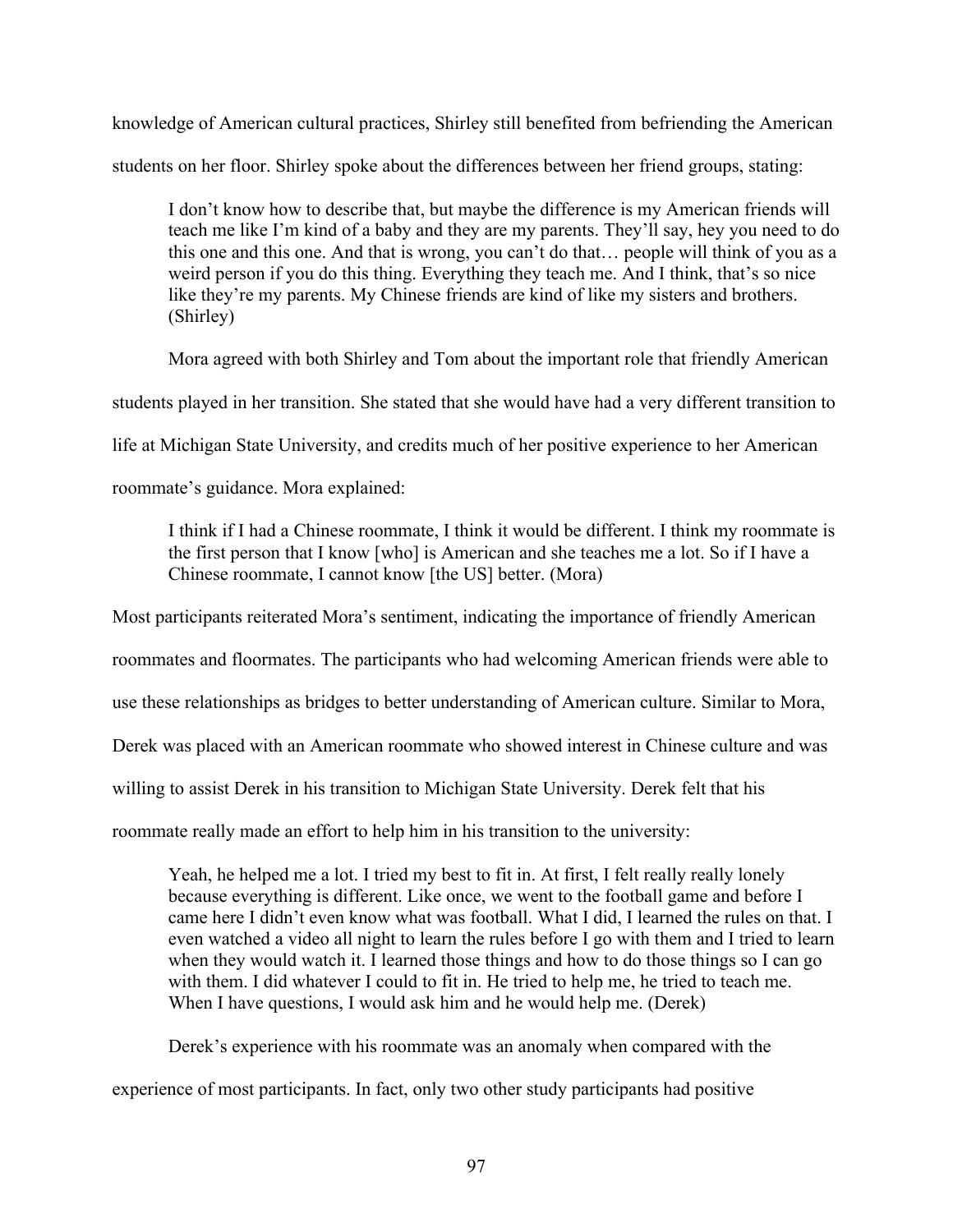knowledge of American cultural practices, Shirley still benefited from befriending the American students on her floor. Shirley spoke about the differences between her friend groups, stating:

> I don't know how to describe that, but maybe the difference is my American friends will teach me like I'm kind of a baby and they are my parents. They'll say, hey you need to do this one and this one. And that is wrong, you can't do that… people will think of you as a weird person if you do this thing. Everything they teach me. And I think, that's so nice like they're my parents. My Chinese friends are kind of like my sisters and brothers. (Shirley)

Mora agreed with both Shirley and Tom about the important role that friendly American students played in her transition. She stated that she would have had a very different transition to life at Michigan State University, and credits much of her positive experience to her American roommate's guidance. Mora explained:

> I think if I had a Chinese roommate, I think it would be different. I think my roommate is the first person that I know [who] is American and she teaches me a lot. So if I have a Chinese roommate, I cannot know [the US] better. (Mora)

Most participants reiterated Mora's sentiment, indicating the importance of friendly American roommates and floormates. The participants who had welcoming American friends were able to use these relationships as bridges to better understanding of American culture. Similar to Mora, Derek was placed with an American roommate who showed interest in Chinese culture and was willing to assist Derek in his transition to Michigan State University. Derek felt that his roommate really made an effort to help him in his transition to the university:

> Yeah, he helped me a lot. I tried my best to fit in. At first, I felt really really lonely because everything is different. Like once, we went to the football game and before I came here I didn't even know what was football. What I did, I learned the rules on that. I even watched a video all night to learn the rules before I go with them and I tried to learn when they would watch it. I learned those things and how to do those things so I can go with them. I did whatever I could to fit in. He tried to help me, he tried to teach me. When I have questions, I would ask him and he would help me. (Derek)

Derek's experience with his roommate was an anomaly when compared with the experience of most participants. In fact, only two other study participants had positive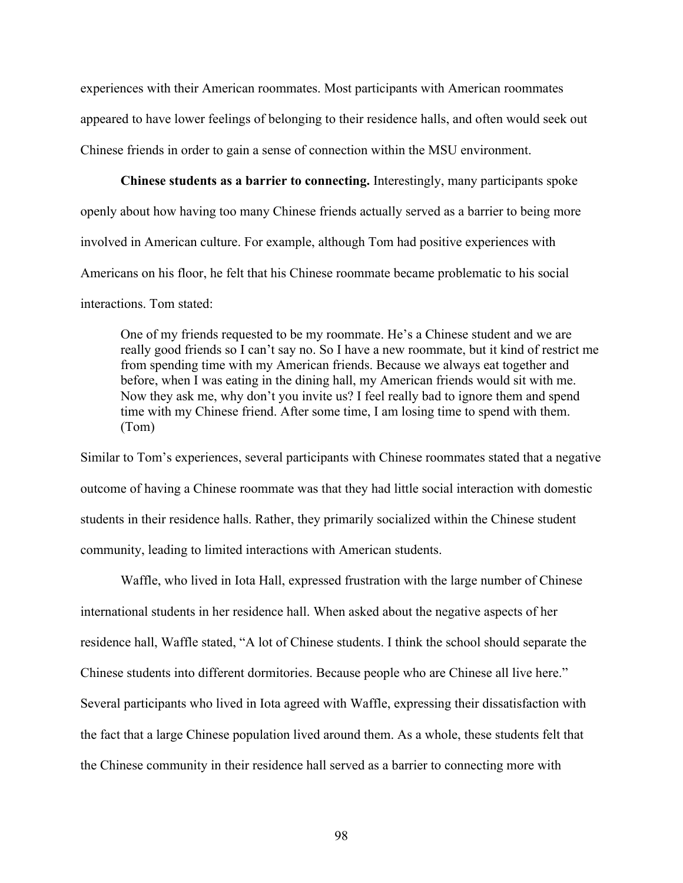experiences with their American roommates. Most participants with American roommates appeared to have lower feelings of belonging to their residence halls, and often would seek out Chinese friends in order to gain a sense of connection within the MSU environment.

**Chinese students as a barrier to connecting.** Interestingly, many participants spoke openly about how having too many Chinese friends actually served as a barrier to being more involved in American culture. For example, although Tom had positive experiences with Americans on his floor, he felt that his Chinese roommate became problematic to his social interactions. Tom stated:

> One of my friends requested to be my roommate. He's a Chinese student and we are really good friends so I can't say no. So I have a new roommate, but it kind of restrict me from spending time with my American friends. Because we always eat together and before, when I was eating in the dining hall, my American friends would sit with me. Now they ask me, why don't you invite us? I feel really bad to ignore them and spend time with my Chinese friend. After some time, I am losing time to spend with them. (Tom)

Similar to Tom's experiences, several participants with Chinese roommates stated that a negative outcome of having a Chinese roommate was that they had little social interaction with domestic students in their residence halls. Rather, they primarily socialized within the Chinese student community, leading to limited interactions with American students.

Waffle, who lived in Iota Hall, expressed frustration with the large number of Chinese international students in her residence hall. When asked about the negative aspects of her residence hall, Waffle stated, "A lot of Chinese students. I think the school should separate the Chinese students into different dormitories. Because people who are Chinese all live here." Several participants who lived in Iota agreed with Waffle, expressing their dissatisfaction with the fact that a large Chinese population lived around them. As a whole, these students felt that the Chinese community in their residence hall served as a barrier to connecting more with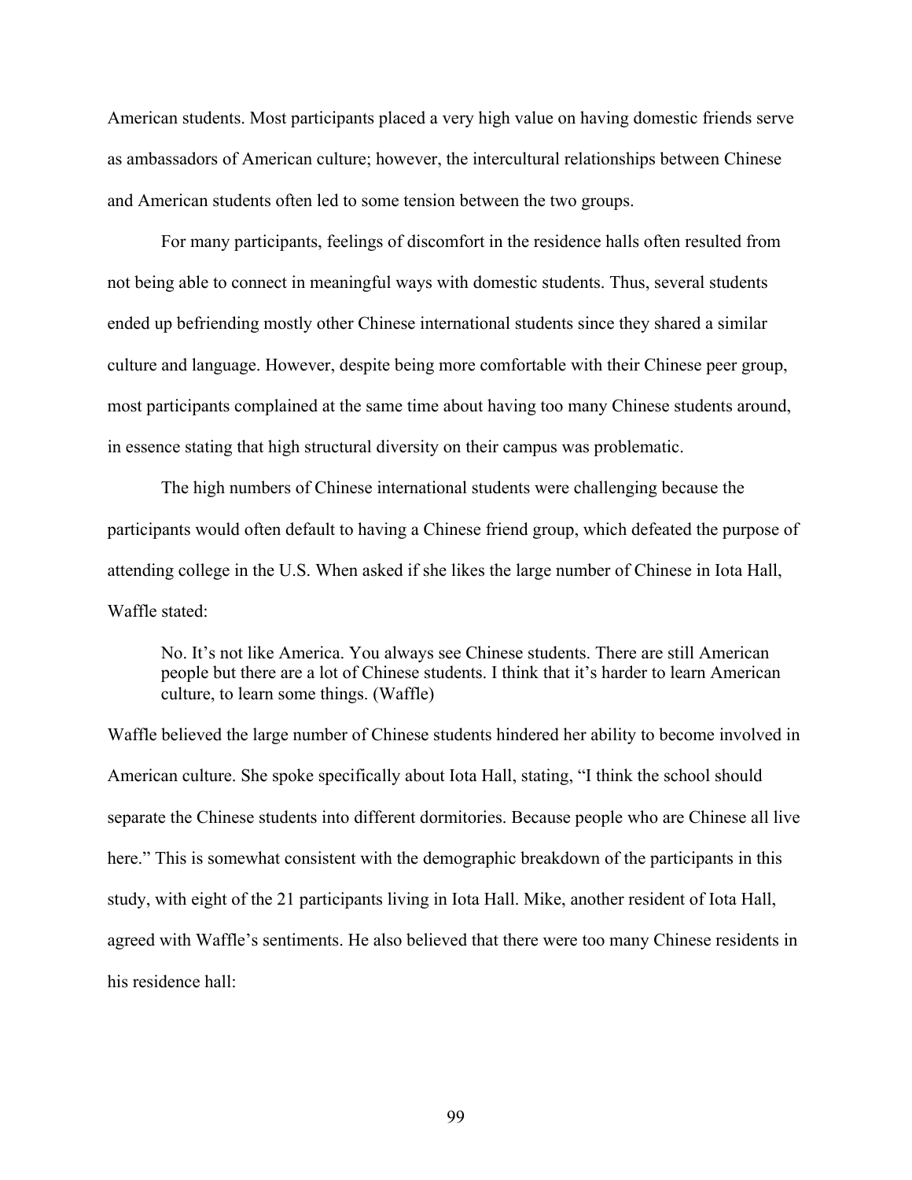American students. Most participants placed a very high value on having domestic friends serve as ambassadors of American culture; however, the intercultural relationships between Chinese and American students often led to some tension between the two groups.

For many participants, feelings of discomfort in the residence halls often resulted from not being able to connect in meaningful ways with domestic students. Thus, several students ended up befriending mostly other Chinese international students since they shared a similar culture and language. However, despite being more comfortable with their Chinese peer group, most participants complained at the same time about having too many Chinese students around, in essence stating that high structural diversity on their campus was problematic.

The high numbers of Chinese international students were challenging because the participants would often default to having a Chinese friend group, which defeated the purpose of attending college in the U.S. When asked if she likes the large number of Chinese in Iota Hall, Waffle stated:

> No. It's not like America. You always see Chinese students. There are still American people but there are a lot of Chinese students. I think that it's harder to learn American culture, to learn some things. (Waffle)

Waffle believed the large number of Chinese students hindered her ability to become involved in American culture. She spoke specifically about Iota Hall, stating, "I think the school should separate the Chinese students into different dormitories. Because people who are Chinese all live here." This is somewhat consistent with the demographic breakdown of the participants in this study, with eight of the 21 participants living in Iota Hall. Mike, another resident of Iota Hall, agreed with Waffle's sentiments. He also believed that there were too many Chinese residents in his residence hall: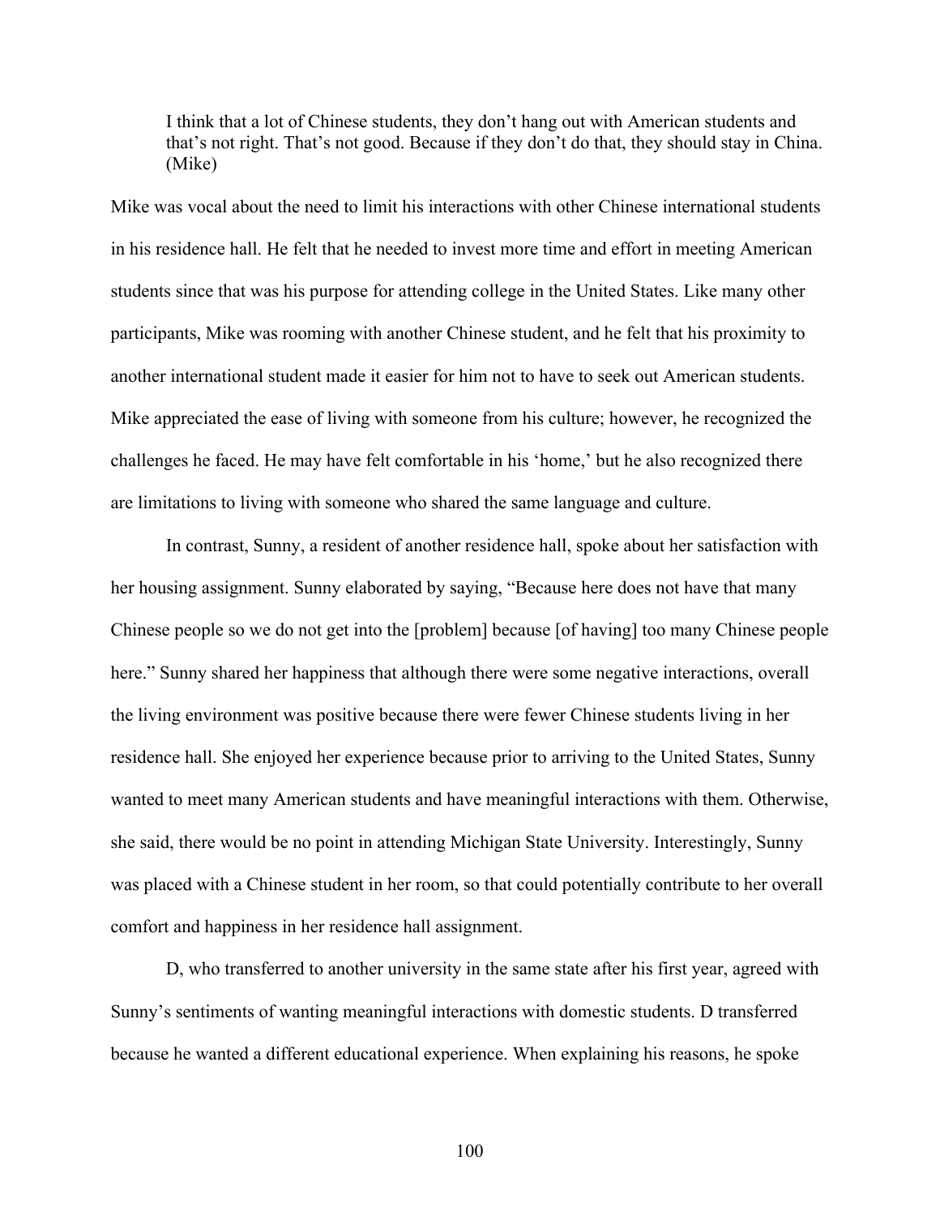> I think that a lot of Chinese students, they don't hang out with American students and that's not right. That's not good. Because if they don't do that, they should stay in China. (Mike)

Mike was vocal about the need to limit his interactions with other Chinese international students in his residence hall. He felt that he needed to invest more time and effort in meeting American students since that was his purpose for attending college in the United States. Like many other participants, Mike was rooming with another Chinese student, and he felt that his proximity to another international student made it easier for him not to have to seek out American students. Mike appreciated the ease of living with someone from his culture; however, he recognized the challenges he faced. He may have felt comfortable in his 'home,' but he also recognized there are limitations to living with someone who shared the same language and culture.

In contrast, Sunny, a resident of another residence hall, spoke about her satisfaction with her housing assignment. Sunny elaborated by saying, "Because here does not have that many Chinese people so we do not get into the [problem] because [of having] too many Chinese people here." Sunny shared her happiness that although there were some negative interactions, overall the living environment was positive because there were fewer Chinese students living in her residence hall. She enjoyed her experience because prior to arriving to the United States, Sunny wanted to meet many American students and have meaningful interactions with them. Otherwise, she said, there would be no point in attending Michigan State University. Interestingly, Sunny was placed with a Chinese student in her room, so that could potentially contribute to her overall comfort and happiness in her residence hall assignment.

D, who transferred to another university in the same state after his first year, agreed with Sunny's sentiments of wanting meaningful interactions with domestic students. D transferred because he wanted a different educational experience. When explaining his reasons, he spoke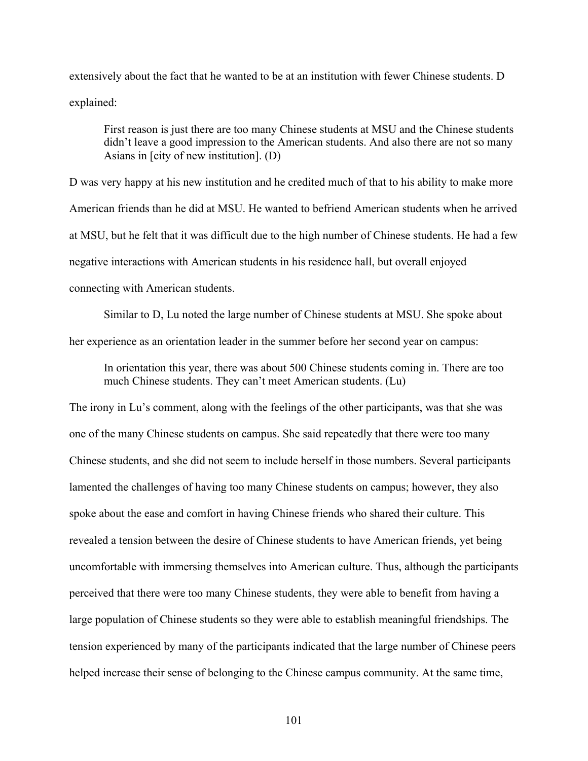extensively about the fact that he wanted to be at an institution with fewer Chinese students. D explained:

> First reason is just there are too many Chinese students at MSU and the Chinese students didn't leave a good impression to the American students. And also there are not so many Asians in [city of new institution]. (D)

D was very happy at his new institution and he credited much of that to his ability to make more American friends than he did at MSU. He wanted to befriend American students when he arrived at MSU, but he felt that it was difficult due to the high number of Chinese students. He had a few negative interactions with American students in his residence hall, but overall enjoyed connecting with American students.

Similar to D, Lu noted the large number of Chinese students at MSU. She spoke about her experience as an orientation leader in the summer before her second year on campus:

> In orientation this year, there was about 500 Chinese students coming in. There are too much Chinese students. They can't meet American students. (Lu)

The irony in Lu's comment, along with the feelings of the other participants, was that she was one of the many Chinese students on campus. She said repeatedly that there were too many Chinese students, and she did not seem to include herself in those numbers. Several participants lamented the challenges of having too many Chinese students on campus; however, they also spoke about the ease and comfort in having Chinese friends who shared their culture. This revealed a tension between the desire of Chinese students to have American friends, yet being uncomfortable with immersing themselves into American culture. Thus, although the participants perceived that there were too many Chinese students, they were able to benefit from having a large population of Chinese students so they were able to establish meaningful friendships. The tension experienced by many of the participants indicated that the large number of Chinese peers helped increase their sense of belonging to the Chinese campus community. At the same time,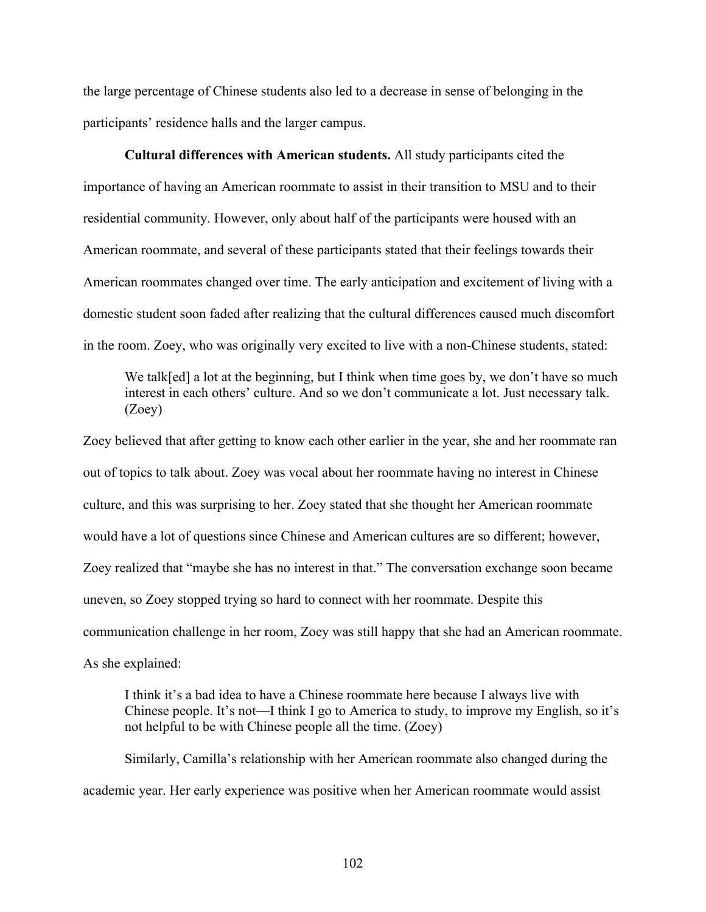the large percentage of Chinese students also led to a decrease in sense of belonging in the participants' residence halls and the larger campus.

**Cultural differences with American students.** All study participants cited the importance of having an American roommate to assist in their transition to MSU and to their residential community. However, only about half of the participants were housed with an American roommate, and several of these participants stated that their feelings towards their American roommates changed over time. The early anticipation and excitement of living with a domestic student soon faded after realizing that the cultural differences caused much discomfort in the room. Zoey, who was originally very excited to live with a non-Chinese students, stated:

> We talk[ed] a lot at the beginning, but I think when time goes by, we don't have so much interest in each others' culture. And so we don't communicate a lot. Just necessary talk. (Zoey)

Zoey believed that after getting to know each other earlier in the year, she and her roommate ran out of topics to talk about. Zoey was vocal about her roommate having no interest in Chinese culture, and this was surprising to her. Zoey stated that she thought her American roommate would have a lot of questions since Chinese and American cultures are so different; however, Zoey realized that "maybe she has no interest in that." The conversation exchange soon became uneven, so Zoey stopped trying so hard to connect with her roommate. Despite this communication challenge in her room, Zoey was still happy that she had an American roommate. As she explained:

> I think it's a bad idea to have a Chinese roommate here because I always live with Chinese people. It's not—I think I go to America to study, to improve my English, so it's not helpful to be with Chinese people all the time. (Zoey)

Similarly, Camilla's relationship with her American roommate also changed during the academic year. Her early experience was positive when her American roommate would assist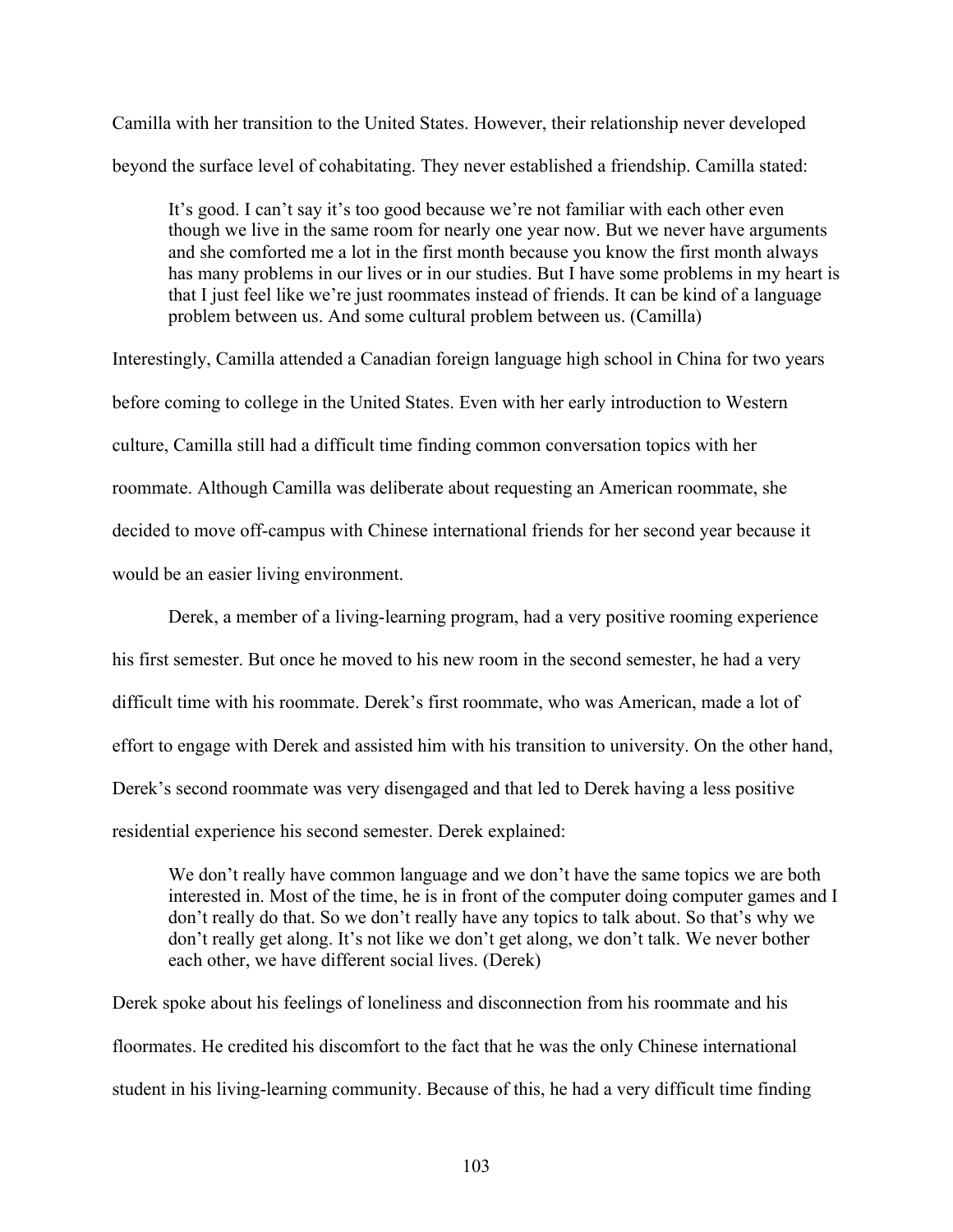Camilla with her transition to the United States. However, their relationship never developed beyond the surface level of cohabitating. They never established a friendship. Camilla stated:

> It's good. I can't say it's too good because we're not familiar with each other even though we live in the same room for nearly one year now. But we never have arguments and she comforted me a lot in the first month because you know the first month always has many problems in our lives or in our studies. But I have some problems in my heart is that I just feel like we're just roommates instead of friends. It can be kind of a language problem between us. And some cultural problem between us. (Camilla)

Interestingly, Camilla attended a Canadian foreign language high school in China for two years before coming to college in the United States. Even with her early introduction to Western culture, Camilla still had a difficult time finding common conversation topics with her roommate. Although Camilla was deliberate about requesting an American roommate, she decided to move off-campus with Chinese international friends for her second year because it would be an easier living environment.

Derek, a member of a living-learning program, had a very positive rooming experience his first semester. But once he moved to his new room in the second semester, he had a very difficult time with his roommate. Derek's first roommate, who was American, made a lot of effort to engage with Derek and assisted him with his transition to university. On the other hand, Derek's second roommate was very disengaged and that led to Derek having a less positive residential experience his second semester. Derek explained:

> We don't really have common language and we don't have the same topics we are both interested in. Most of the time, he is in front of the computer doing computer games and I don't really do that. So we don't really have any topics to talk about. So that's why we don't really get along. It's not like we don't get along, we don't talk. We never bother each other, we have different social lives. (Derek)

Derek spoke about his feelings of loneliness and disconnection from his roommate and his floormates. He credited his discomfort to the fact that he was the only Chinese international student in his living-learning community. Because of this, he had a very difficult time finding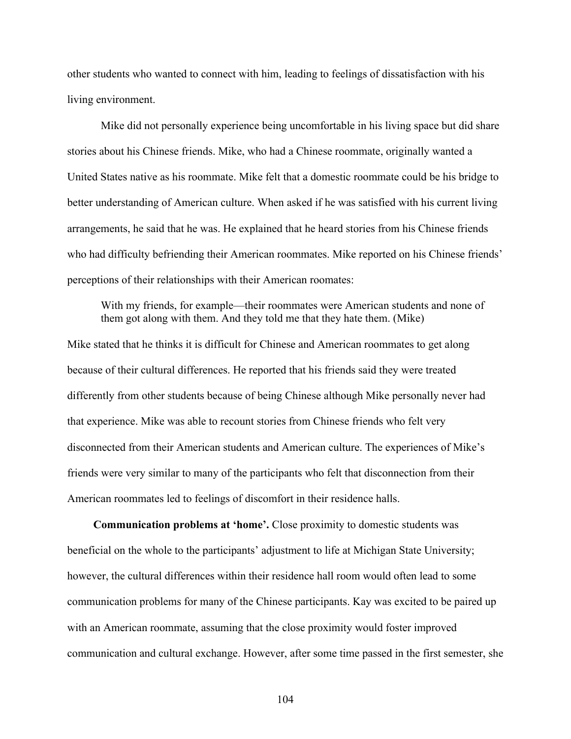other students who wanted to connect with him, leading to feelings of dissatisfaction with his living environment.

Mike did not personally experience being uncomfortable in his living space but did share stories about his Chinese friends. Mike, who had a Chinese roommate, originally wanted a United States native as his roommate. Mike felt that a domestic roommate could be his bridge to better understanding of American culture. When asked if he was satisfied with his current living arrangements, he said that he was. He explained that he heard stories from his Chinese friends who had difficulty befriending their American roommates. Mike reported on his Chinese friends' perceptions of their relationships with their American roomates:

> With my friends, for example—their roommates were American students and none of them got along with them. And they told me that they hate them. (Mike)

Mike stated that he thinks it is difficult for Chinese and American roommates to get along because of their cultural differences. He reported that his friends said they were treated differently from other students because of being Chinese although Mike personally never had that experience. Mike was able to recount stories from Chinese friends who felt very disconnected from their American students and American culture. The experiences of Mike's friends were very similar to many of the participants who felt that disconnection from their American roommates led to feelings of discomfort in their residence halls.

**Communication problems at 'home'.** Close proximity to domestic students was beneficial on the whole to the participants' adjustment to life at Michigan State University; however, the cultural differences within their residence hall room would often lead to some communication problems for many of the Chinese participants. Kay was excited to be paired up with an American roommate, assuming that the close proximity would foster improved communication and cultural exchange. However, after some time passed in the first semester, she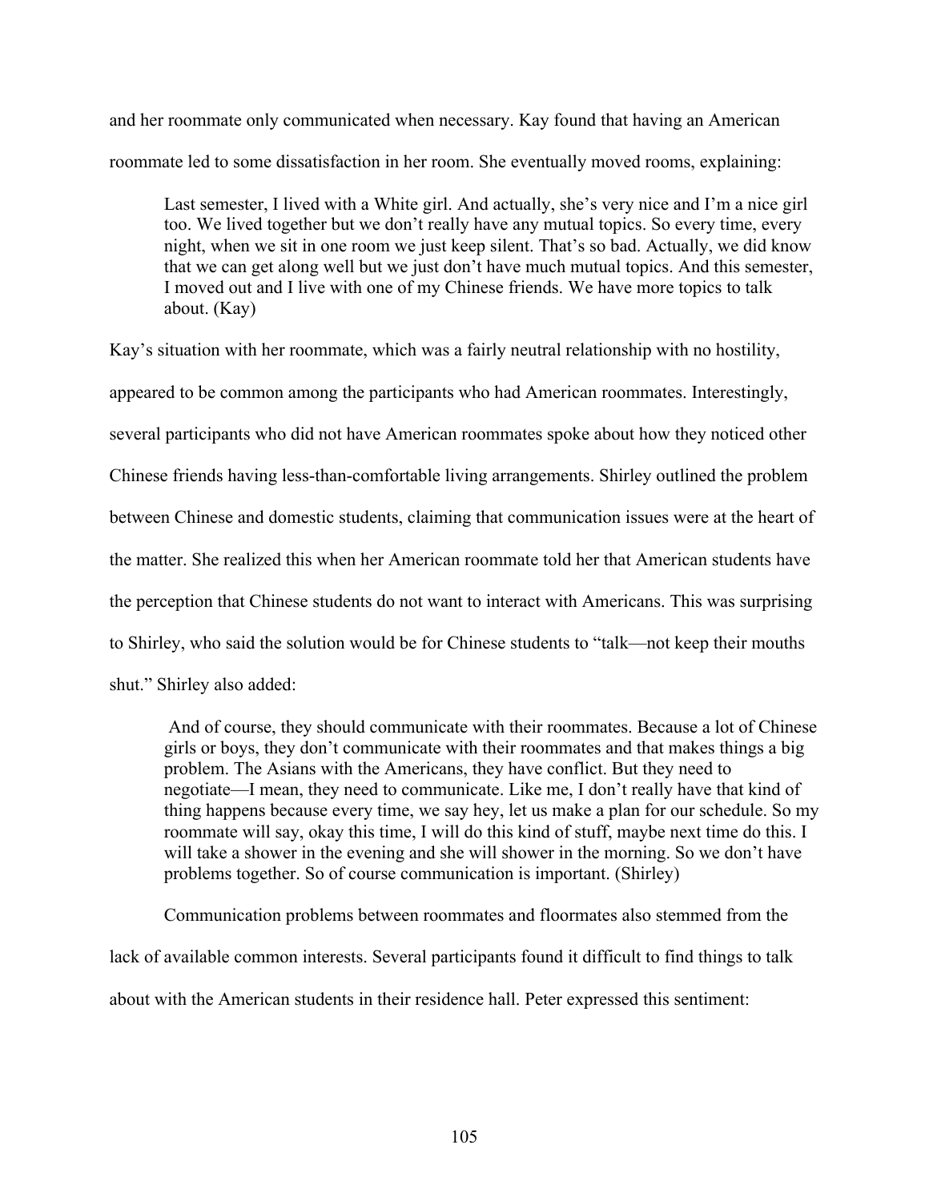and her roommate only communicated when necessary. Kay found that having an American roommate led to some dissatisfaction in her room. She eventually moved rooms, explaining:

> Last semester, I lived with a White girl. And actually, she's very nice and I'm a nice girl too. We lived together but we don't really have any mutual topics. So every time, every night, when we sit in one room we just keep silent. That's so bad. Actually, we did know that we can get along well but we just don't have much mutual topics. And this semester, I moved out and I live with one of my Chinese friends. We have more topics to talk about. (Kay)

Kay's situation with her roommate, which was a fairly neutral relationship with no hostility, appeared to be common among the participants who had American roommates. Interestingly, several participants who did not have American roommates spoke about how they noticed other Chinese friends having less-than-comfortable living arrangements. Shirley outlined the problem between Chinese and domestic students, claiming that communication issues were at the heart of the matter. She realized this when her American roommate told her that American students have the perception that Chinese students do not want to interact with Americans. This was surprising to Shirley, who said the solution would be for Chinese students to "talk—not keep their mouths shut." Shirley also added:

> And of course, they should communicate with their roommates. Because a lot of Chinese girls or boys, they don't communicate with their roommates and that makes things a big problem. The Asians with the Americans, they have conflict. But they need to negotiate—I mean, they need to communicate. Like me, I don't really have that kind of thing happens because every time, we say hey, let us make a plan for our schedule. So my roommate will say, okay this time, I will do this kind of stuff, maybe next time do this. I will take a shower in the evening and she will shower in the morning. So we don't have problems together. So of course communication is important. (Shirley)

Communication problems between roommates and floormates also stemmed from the lack of available common interests. Several participants found it difficult to find things to talk about with the American students in their residence hall. Peter expressed this sentiment: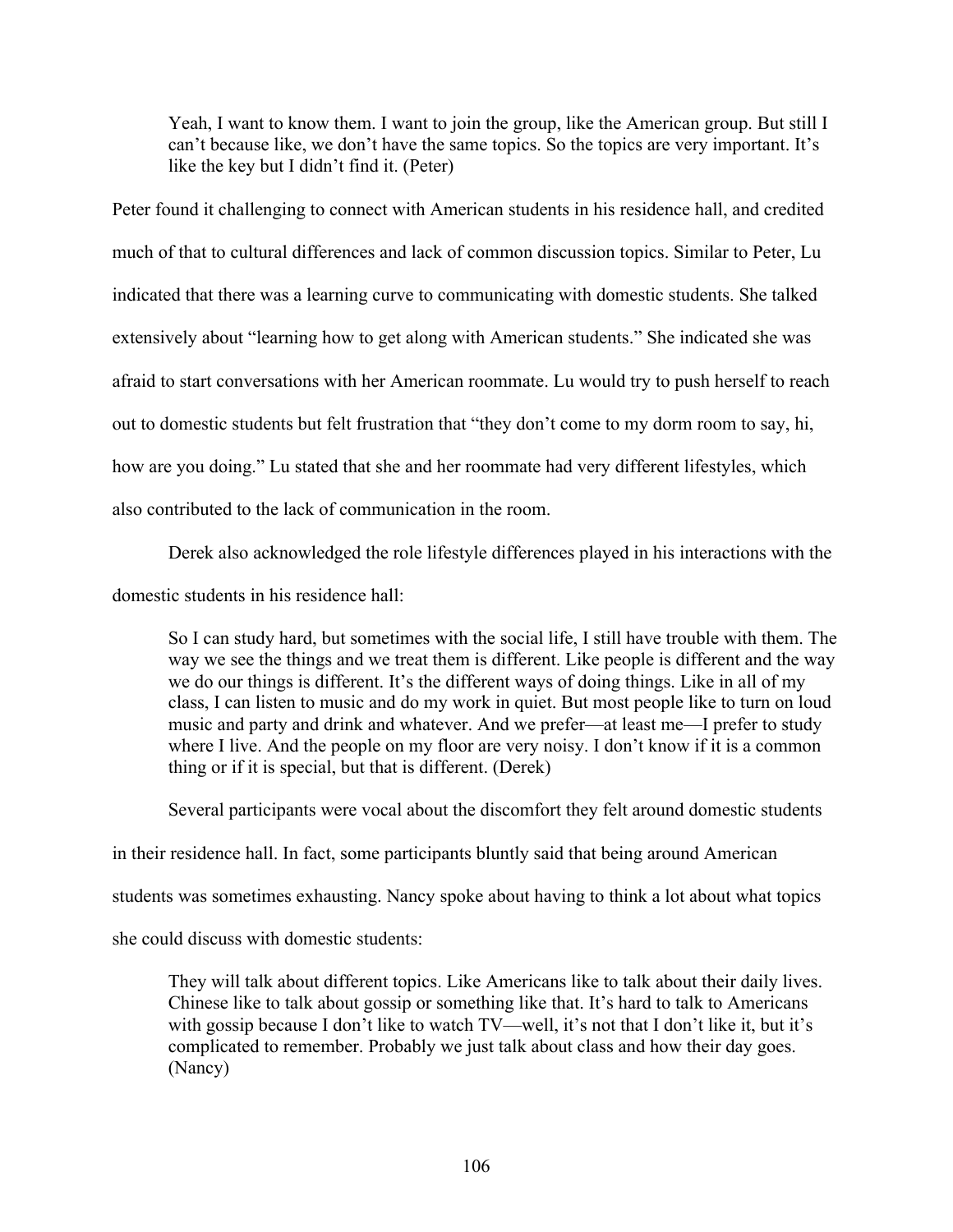> Yeah, I want to know them. I want to join the group, like the American group. But still I can't because like, we don't have the same topics. So the topics are very important. It's like the key but I didn't find it. (Peter)

Peter found it challenging to connect with American students in his residence hall, and credited much of that to cultural differences and lack of common discussion topics. Similar to Peter, Lu indicated that there was a learning curve to communicating with domestic students. She talked extensively about "learning how to get along with American students." She indicated she was afraid to start conversations with her American roommate. Lu would try to push herself to reach out to domestic students but felt frustration that "they don't come to my dorm room to say, hi, how are you doing." Lu stated that she and her roommate had very different lifestyles, which also contributed to the lack of communication in the room.

Derek also acknowledged the role lifestyle differences played in his interactions with the domestic students in his residence hall:

> So I can study hard, but sometimes with the social life, I still have trouble with them. The way we see the things and we treat them is different. Like people is different and the way we do our things is different. It's the different ways of doing things. Like in all of my class, I can listen to music and do my work in quiet. But most people like to turn on loud music and party and drink and whatever. And we prefer—at least me—I prefer to study where I live. And the people on my floor are very noisy. I don't know if it is a common thing or if it is special, but that is different. (Derek)

Several participants were vocal about the discomfort they felt around domestic students in their residence hall. In fact, some participants bluntly said that being around American students was sometimes exhausting. Nancy spoke about having to think a lot about what topics she could discuss with domestic students:

> They will talk about different topics. Like Americans like to talk about their daily lives. Chinese like to talk about gossip or something like that. It's hard to talk to Americans with gossip because I don't like to watch TV—well, it's not that I don't like it, but it's complicated to remember. Probably we just talk about class and how their day goes. (Nancy)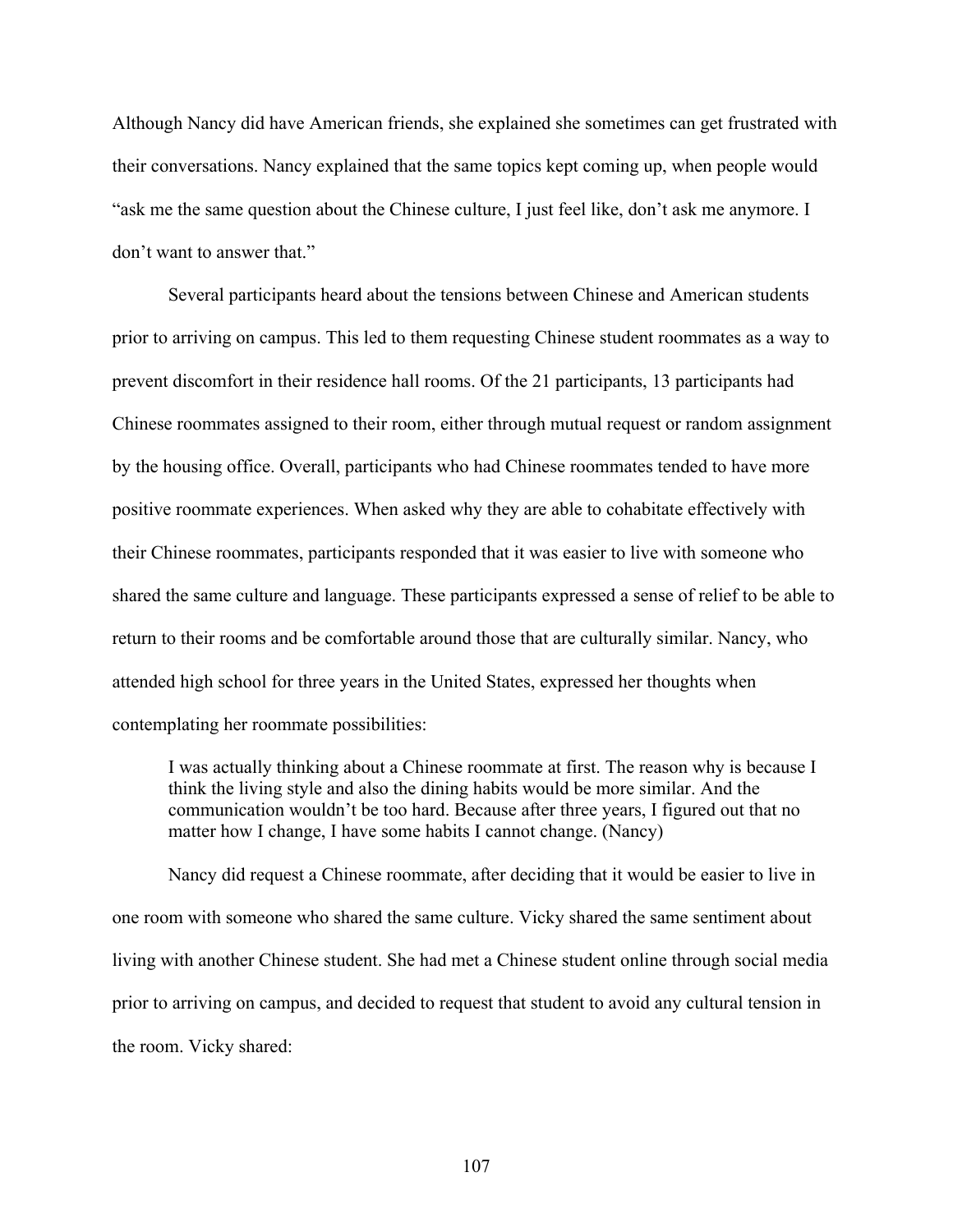Although Nancy did have American friends, she explained she sometimes can get frustrated with their conversations. Nancy explained that the same topics kept coming up, when people would "ask me the same question about the Chinese culture, I just feel like, don't ask me anymore. I don't want to answer that."

Several participants heard about the tensions between Chinese and American students prior to arriving on campus. This led to them requesting Chinese student roommates as a way to prevent discomfort in their residence hall rooms. Of the 21 participants, 13 participants had Chinese roommates assigned to their room, either through mutual request or random assignment by the housing office. Overall, participants who had Chinese roommates tended to have more positive roommate experiences. When asked why they are able to cohabitate effectively with their Chinese roommates, participants responded that it was easier to live with someone who shared the same culture and language. These participants expressed a sense of relief to be able to return to their rooms and be comfortable around those that are culturally similar. Nancy, who attended high school for three years in the United States, expressed her thoughts when contemplating her roommate possibilities:

> I was actually thinking about a Chinese roommate at first. The reason why is because I think the living style and also the dining habits would be more similar. And the communication wouldn't be too hard. Because after three years, I figured out that no matter how I change, I have some habits I cannot change. (Nancy)

Nancy did request a Chinese roommate, after deciding that it would be easier to live in one room with someone who shared the same culture. Vicky shared the same sentiment about living with another Chinese student. She had met a Chinese student online through social media prior to arriving on campus, and decided to request that student to avoid any cultural tension in the room. Vicky shared: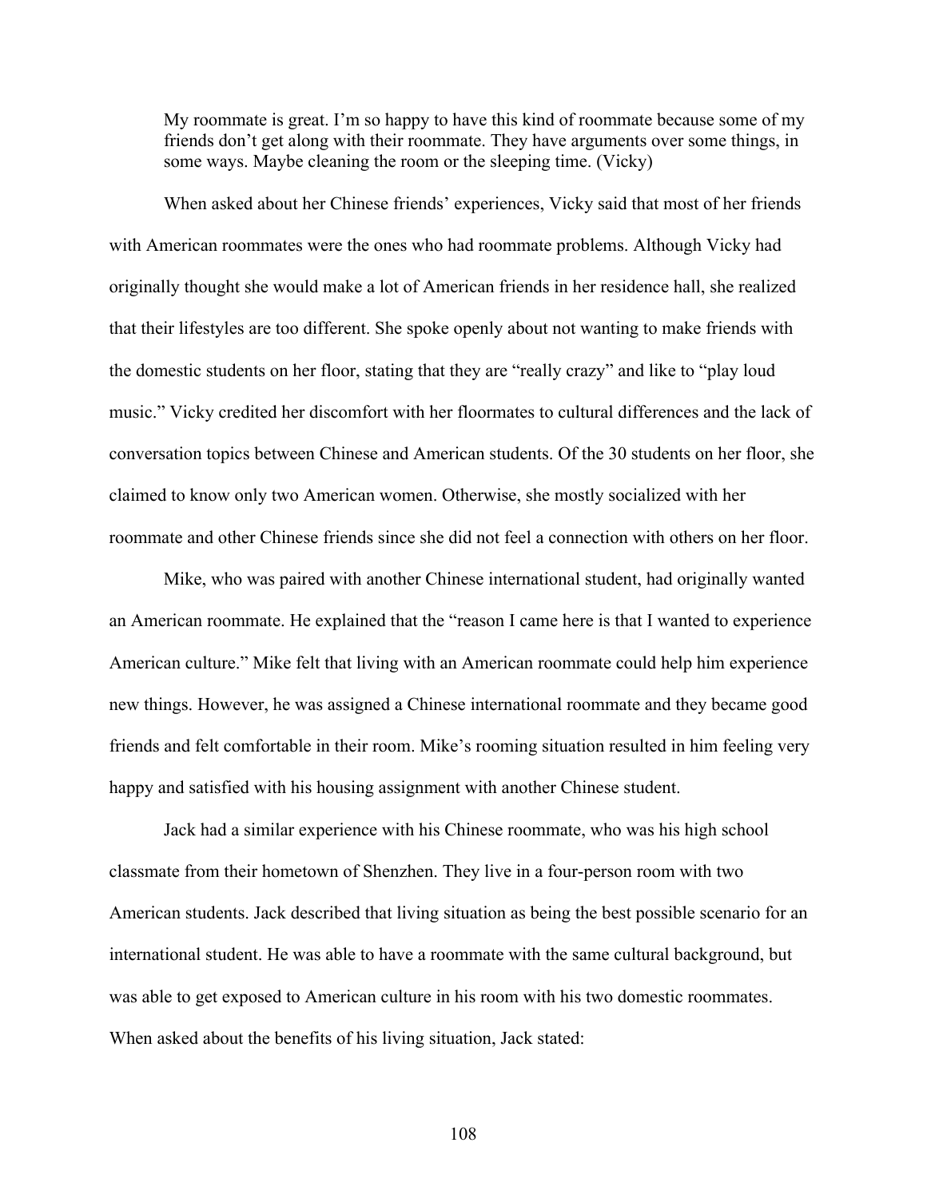> My roommate is great. I'm so happy to have this kind of roommate because some of my friends don't get along with their roommate. They have arguments over some things, in some ways. Maybe cleaning the room or the sleeping time. (Vicky)

When asked about her Chinese friends' experiences, Vicky said that most of her friends with American roommates were the ones who had roommate problems. Although Vicky had originally thought she would make a lot of American friends in her residence hall, she realized that their lifestyles are too different. She spoke openly about not wanting to make friends with the domestic students on her floor, stating that they are "really crazy" and like to "play loud music." Vicky credited her discomfort with her floormates to cultural differences and the lack of conversation topics between Chinese and American students. Of the 30 students on her floor, she claimed to know only two American women. Otherwise, she mostly socialized with her roommate and other Chinese friends since she did not feel a connection with others on her floor.

Mike, who was paired with another Chinese international student, had originally wanted an American roommate. He explained that the "reason I came here is that I wanted to experience American culture." Mike felt that living with an American roommate could help him experience new things. However, he was assigned a Chinese international roommate and they became good friends and felt comfortable in their room. Mike's rooming situation resulted in him feeling very happy and satisfied with his housing assignment with another Chinese student.

Jack had a similar experience with his Chinese roommate, who was his high school classmate from their hometown of Shenzhen. They live in a four-person room with two American students. Jack described that living situation as being the best possible scenario for an international student. He was able to have a roommate with the same cultural background, but was able to get exposed to American culture in his room with his two domestic roommates. When asked about the benefits of his living situation, Jack stated: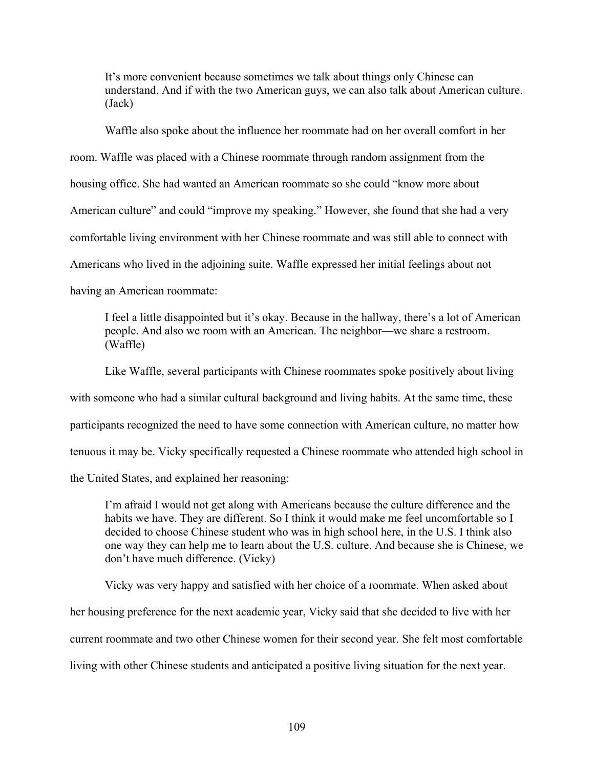> It's more convenient because sometimes we talk about things only Chinese can understand. And if with the two American guys, we can also talk about American culture. (Jack)

Waffle also spoke about the influence her roommate had on her overall comfort in her room. Waffle was placed with a Chinese roommate through random assignment from the housing office. She had wanted an American roommate so she could "know more about American culture" and could "improve my speaking." However, she found that she had a very comfortable living environment with her Chinese roommate and was still able to connect with Americans who lived in the adjoining suite. Waffle expressed her initial feelings about not having an American roommate:

> I feel a little disappointed but it's okay. Because in the hallway, there's a lot of American people. And also we room with an American. The neighbor—we share a restroom. (Waffle)

Like Waffle, several participants with Chinese roommates spoke positively about living with someone who had a similar cultural background and living habits. At the same time, these participants recognized the need to have some connection with American culture, no matter how tenuous it may be. Vicky specifically requested a Chinese roommate who attended high school in the United States, and explained her reasoning:

> I'm afraid I would not get along with Americans because the culture difference and the habits we have. They are different. So I think it would make me feel uncomfortable so I decided to choose Chinese student who was in high school here, in the U.S. I think also one way they can help me to learn about the U.S. culture. And because she is Chinese, we don't have much difference. (Vicky)

Vicky was very happy and satisfied with her choice of a roommate. When asked about her housing preference for the next academic year, Vicky said that she decided to live with her current roommate and two other Chinese women for their second year. She felt most comfortable living with other Chinese students and anticipated a positive living situation for the next year.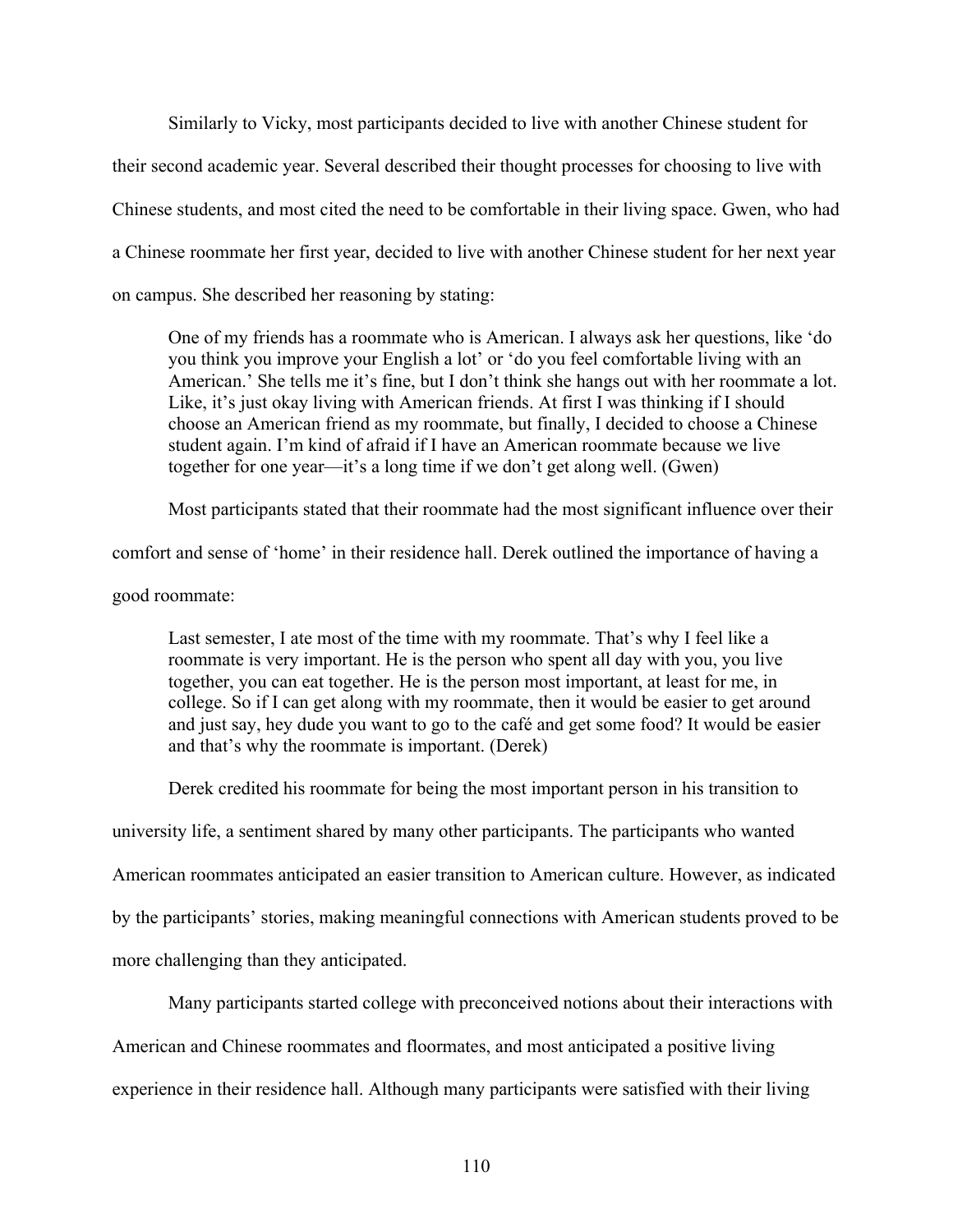Similarly to Vicky, most participants decided to live with another Chinese student for their second academic year. Several described their thought processes for choosing to live with Chinese students, and most cited the need to be comfortable in their living space. Gwen, who had a Chinese roommate her first year, decided to live with another Chinese student for her next year on campus. She described her reasoning by stating:

> One of my friends has a roommate who is American. I always ask her questions, like 'do you think you improve your English a lot' or 'do you feel comfortable living with an American.' She tells me it's fine, but I don't think she hangs out with her roommate a lot. Like, it's just okay living with American friends. At first I was thinking if I should choose an American friend as my roommate, but finally, I decided to choose a Chinese student again. I'm kind of afraid if I have an American roommate because we live together for one year—it's a long time if we don't get along well. (Gwen)

Most participants stated that their roommate had the most significant influence over their comfort and sense of 'home' in their residence hall. Derek outlined the importance of having a good roommate:

> Last semester, I ate most of the time with my roommate. That's why I feel like a roommate is very important. He is the person who spent all day with you, you live together, you can eat together. He is the person most important, at least for me, in college. So if I can get along with my roommate, then it would be easier to get around and just say, hey dude you want to go to the café and get some food? It would be easier and that's why the roommate is important. (Derek)

Derek credited his roommate for being the most important person in his transition to university life, a sentiment shared by many other participants. The participants who wanted American roommates anticipated an easier transition to American culture. However, as indicated by the participants' stories, making meaningful connections with American students proved to be more challenging than they anticipated.

Many participants started college with preconceived notions about their interactions with American and Chinese roommates and floormates, and most anticipated a positive living experience in their residence hall. Although many participants were satisfied with their living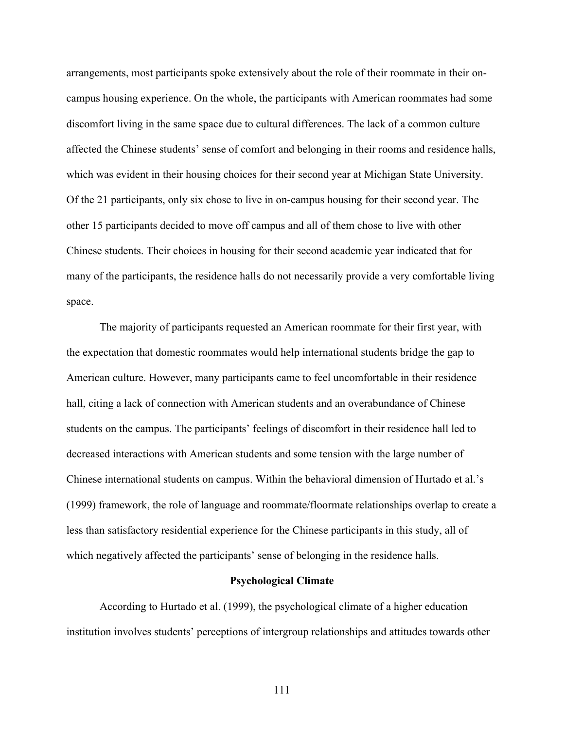arrangements, most participants spoke extensively about the role of their roommate in their on-campus housing experience. On the whole, the participants with American roommates had some discomfort living in the same space due to cultural differences. The lack of a common culture affected the Chinese students' sense of comfort and belonging in their rooms and residence halls, which was evident in their housing choices for their second year at Michigan State University. Of the 21 participants, only six chose to live in on-campus housing for their second year. The other 15 participants decided to move off campus and all of them chose to live with other Chinese students. Their choices in housing for their second academic year indicated that for many of the participants, the residence halls do not necessarily provide a very comfortable living space.

The majority of participants requested an American roommate for their first year, with the expectation that domestic roommates would help international students bridge the gap to American culture. However, many participants came to feel uncomfortable in their residence hall, citing a lack of connection with American students and an overabundance of Chinese students on the campus. The participants' feelings of discomfort in their residence hall led to decreased interactions with American students and some tension with the large number of Chinese international students on campus. Within the behavioral dimension of Hurtado et al.'s (1999) framework, the role of language and roommate/floormate relationships overlap to create a less than satisfactory residential experience for the Chinese participants in this study, all of which negatively affected the participants' sense of belonging in the residence halls.

## Psychological Climate

According to Hurtado et al. (1999), the psychological climate of a higher education institution involves students' perceptions of intergroup relationships and attitudes towards other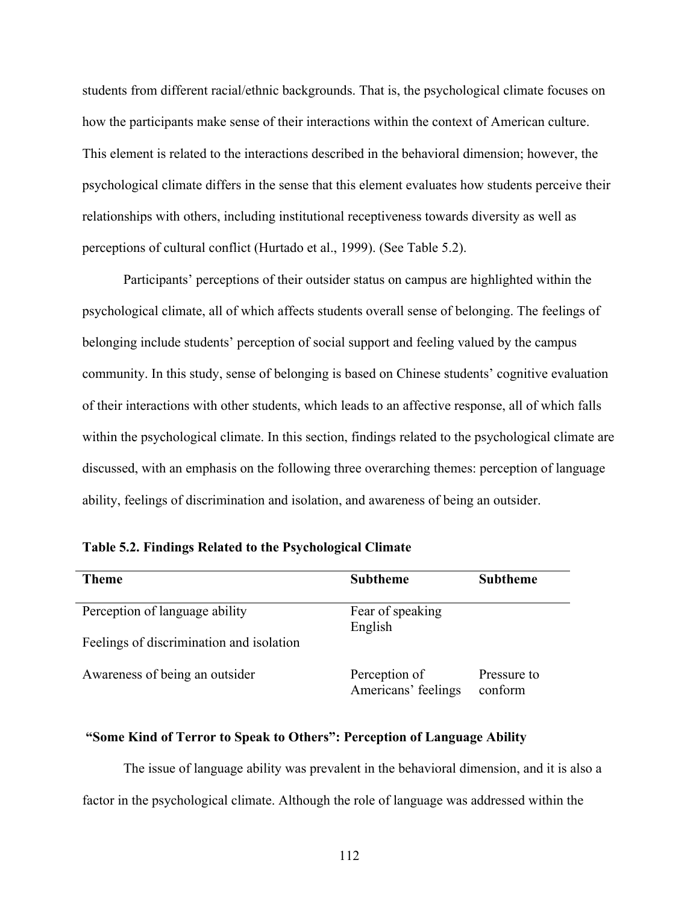students from different racial/ethnic backgrounds. That is, the psychological climate focuses on how the participants make sense of their interactions within the context of American culture. This element is related to the interactions described in the behavioral dimension; however, the psychological climate differs in the sense that this element evaluates how students perceive their relationships with others, including institutional receptiveness towards diversity as well as perceptions of cultural conflict (Hurtado et al., 1999). (See Table 5.2).

Participants' perceptions of their outsider status on campus are highlighted within the psychological climate, all of which affects students overall sense of belonging. The feelings of belonging include students' perception of social support and feeling valued by the campus community. In this study, sense of belonging is based on Chinese students' cognitive evaluation of their interactions with other students, which leads to an affective response, all of which falls within the psychological climate. In this section, findings related to the psychological climate are discussed, with an emphasis on the following three overarching themes: perception of language ability, feelings of discrimination and isolation, and awareness of being an outsider.

**Table 5.2. Findings Related to the Psychological Climate**

| Theme | Subtheme | Subtheme |
|---|---|---|
| Perception of language ability | Fear of speaking English | |
| Feelings of discrimination and isolation | | |
| Awareness of being an outsider | Perception of Americans' feelings | Pressure to conform |

### "Some Kind of Terror to Speak to Others": Perception of Language Ability

The issue of language ability was prevalent in the behavioral dimension, and it is also a factor in the psychological climate. Although the role of language was addressed within the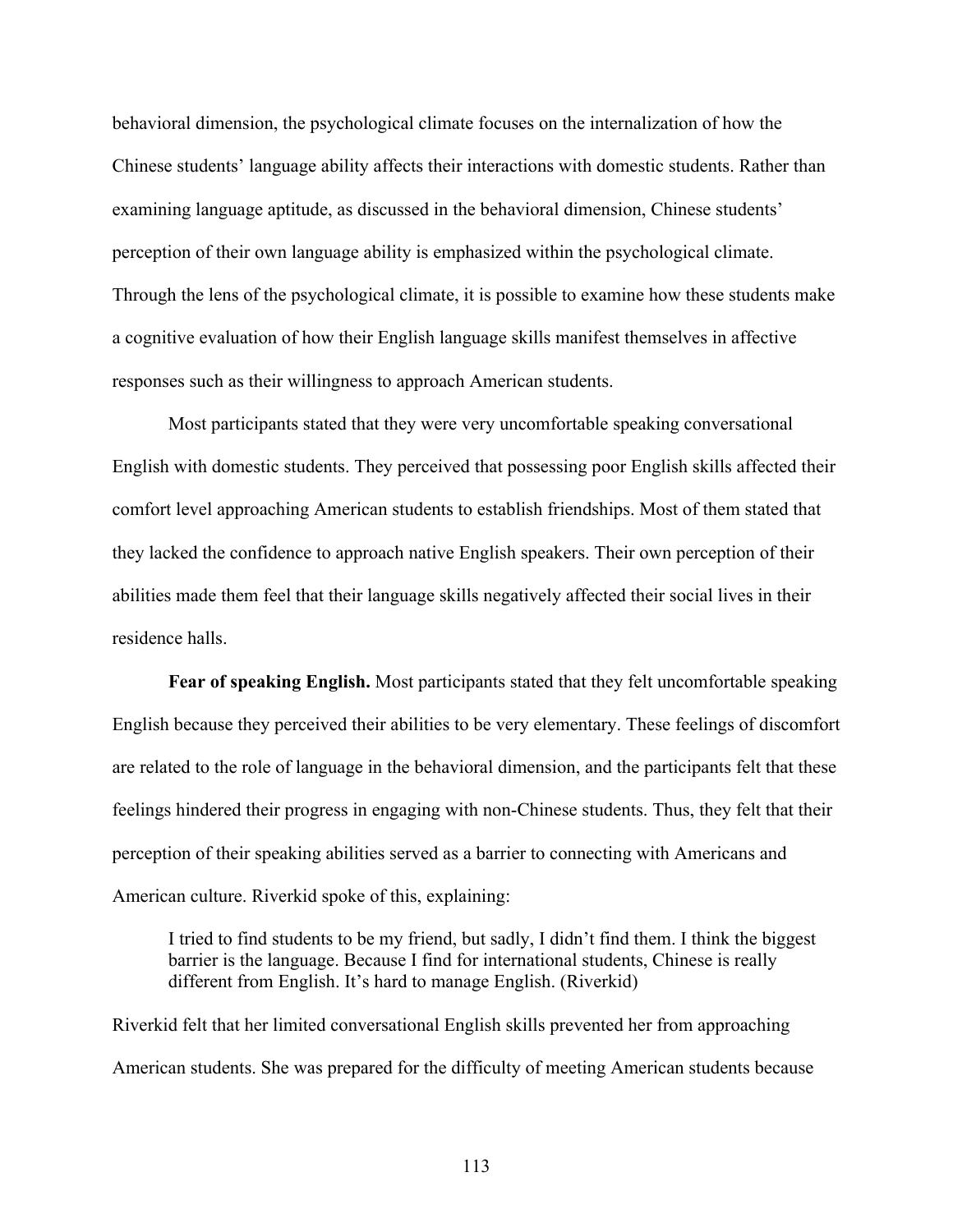behavioral dimension, the psychological climate focuses on the internalization of how the Chinese students' language ability affects their interactions with domestic students. Rather than examining language aptitude, as discussed in the behavioral dimension, Chinese students' perception of their own language ability is emphasized within the psychological climate. Through the lens of the psychological climate, it is possible to examine how these students make a cognitive evaluation of how their English language skills manifest themselves in affective responses such as their willingness to approach American students.

Most participants stated that they were very uncomfortable speaking conversational English with domestic students. They perceived that possessing poor English skills affected their comfort level approaching American students to establish friendships. Most of them stated that they lacked the confidence to approach native English speakers. Their own perception of their abilities made them feel that their language skills negatively affected their social lives in their residence halls.

**Fear of speaking English.** Most participants stated that they felt uncomfortable speaking English because they perceived their abilities to be very elementary. These feelings of discomfort are related to the role of language in the behavioral dimension, and the participants felt that these feelings hindered their progress in engaging with non-Chinese students. Thus, they felt that their perception of their speaking abilities served as a barrier to connecting with Americans and American culture. Riverkid spoke of this, explaining:

> I tried to find students to be my friend, but sadly, I didn't find them. I think the biggest barrier is the language. Because I find for international students, Chinese is really different from English. It's hard to manage English. (Riverkid)

Riverkid felt that her limited conversational English skills prevented her from approaching American students. She was prepared for the difficulty of meeting American students because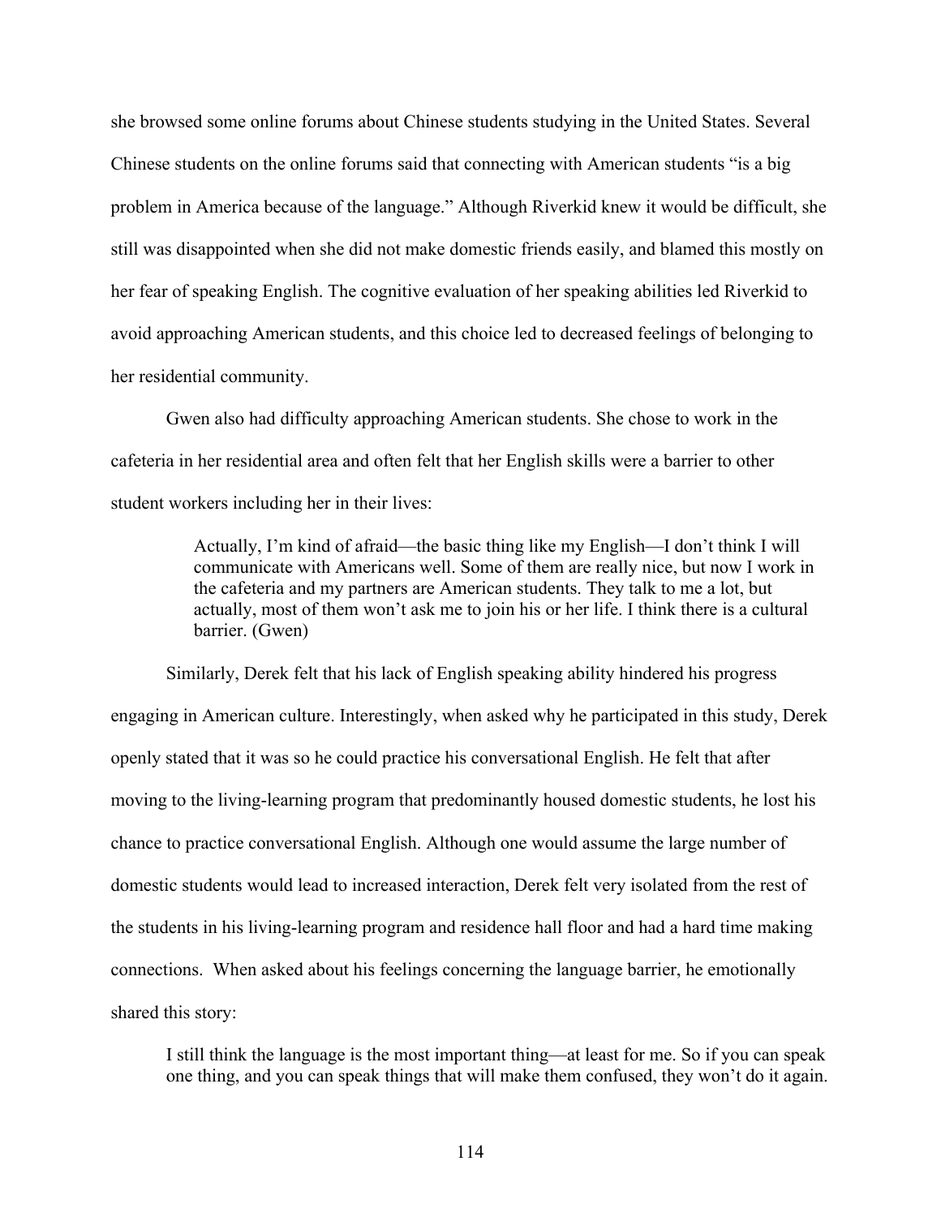she browsed some online forums about Chinese students studying in the United States. Several Chinese students on the online forums said that connecting with American students "is a big problem in America because of the language." Although Riverkid knew it would be difficult, she still was disappointed when she did not make domestic friends easily, and blamed this mostly on her fear of speaking English. The cognitive evaluation of her speaking abilities led Riverkid to avoid approaching American students, and this choice led to decreased feelings of belonging to her residential community.

Gwen also had difficulty approaching American students. She chose to work in the cafeteria in her residential area and often felt that her English skills were a barrier to other student workers including her in their lives:

> Actually, I'm kind of afraid—the basic thing like my English—I don't think I will communicate with Americans well. Some of them are really nice, but now I work in the cafeteria and my partners are American students. They talk to me a lot, but actually, most of them won't ask me to join his or her life. I think there is a cultural barrier. (Gwen)

Similarly, Derek felt that his lack of English speaking ability hindered his progress engaging in American culture. Interestingly, when asked why he participated in this study, Derek openly stated that it was so he could practice his conversational English. He felt that after moving to the living-learning program that predominantly housed domestic students, he lost his chance to practice conversational English. Although one would assume the large number of domestic students would lead to increased interaction, Derek felt very isolated from the rest of the students in his living-learning program and residence hall floor and had a hard time making connections. When asked about his feelings concerning the language barrier, he emotionally shared this story:

> I still think the language is the most important thing—at least for me. So if you can speak one thing, and you can speak things that will make them confused, they won't do it again.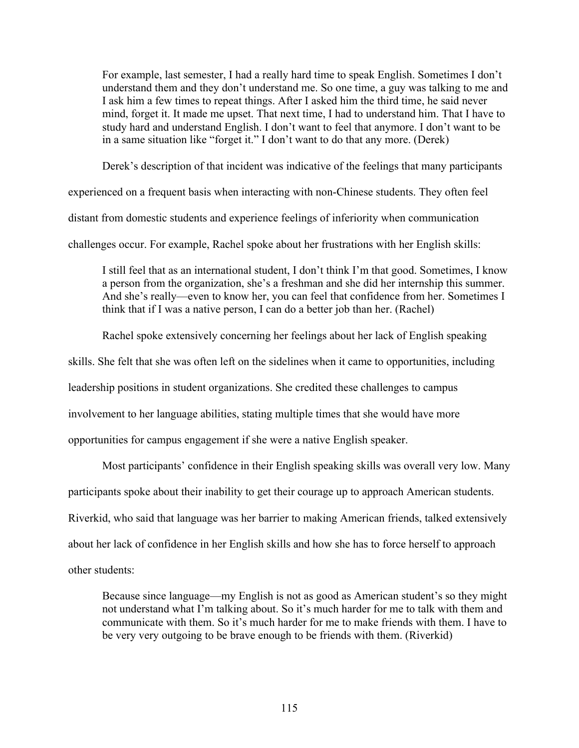> For example, last semester, I had a really hard time to speak English. Sometimes I don't understand them and they don't understand me. So one time, a guy was talking to me and I ask him a few times to repeat things. After I asked him the third time, he said never mind, forget it. It made me upset. That next time, I had to understand him. That I have to study hard and understand English. I don't want to feel that anymore. I don't want to be in a same situation like "forget it." I don't want to do that any more. (Derek)

Derek's description of that incident was indicative of the feelings that many participants experienced on a frequent basis when interacting with non-Chinese students. They often feel distant from domestic students and experience feelings of inferiority when communication challenges occur. For example, Rachel spoke about her frustrations with her English skills:

> I still feel that as an international student, I don't think I'm that good. Sometimes, I know a person from the organization, she's a freshman and she did her internship this summer. And she's really—even to know her, you can feel that confidence from her. Sometimes I think that if I was a native person, I can do a better job than her. (Rachel)

Rachel spoke extensively concerning her feelings about her lack of English speaking skills. She felt that she was often left on the sidelines when it came to opportunities, including leadership positions in student organizations. She credited these challenges to campus involvement to her language abilities, stating multiple times that she would have more opportunities for campus engagement if she were a native English speaker.

Most participants' confidence in their English speaking skills was overall very low. Many participants spoke about their inability to get their courage up to approach American students. Riverkid, who said that language was her barrier to making American friends, talked extensively about her lack of confidence in her English skills and how she has to force herself to approach other students:

> Because since language—my English is not as good as American student's so they might not understand what I'm talking about. So it's much harder for me to talk with them and communicate with them. So it's much harder for me to make friends with them. I have to be very very outgoing to be brave enough to be friends with them. (Riverkid)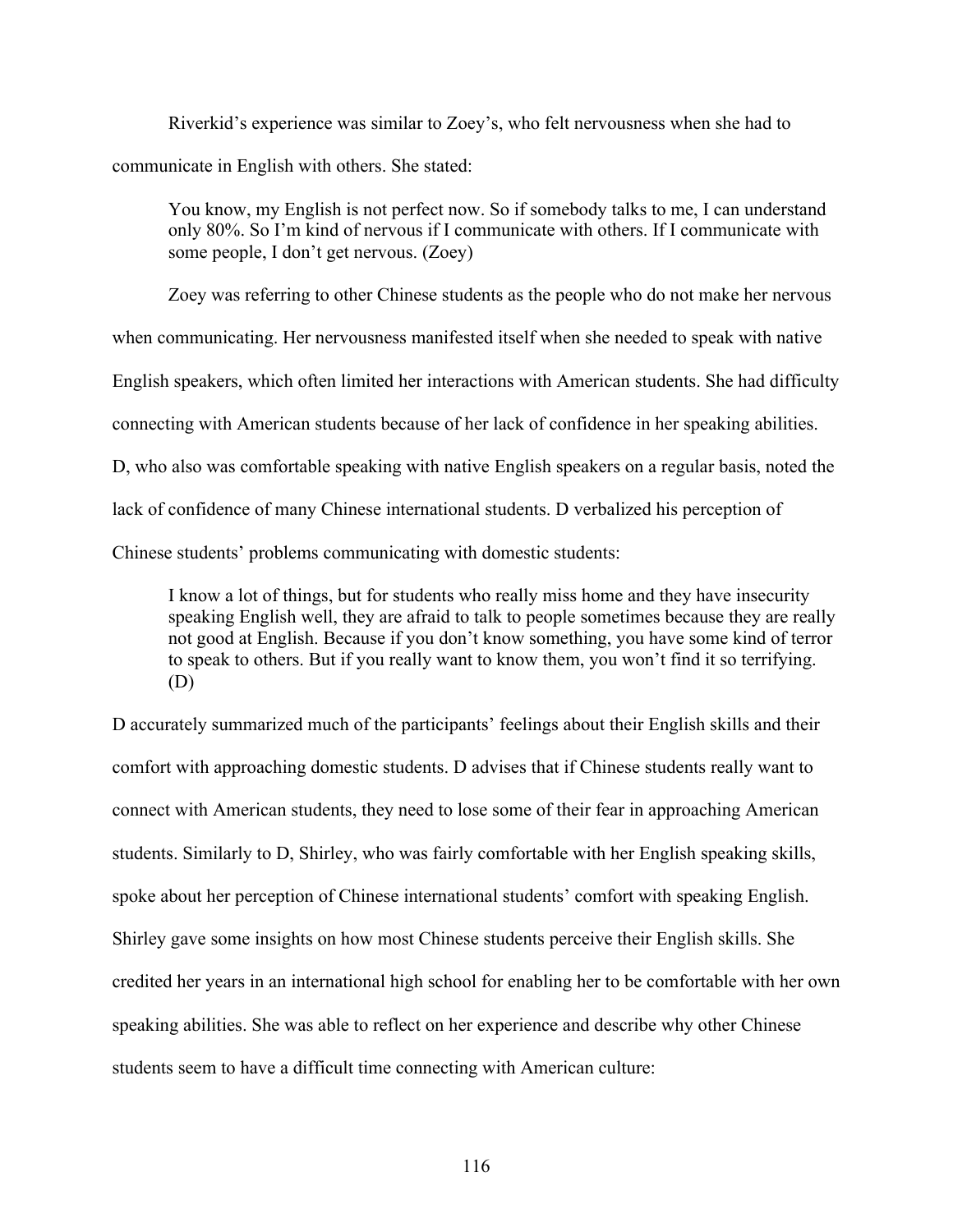Riverkid's experience was similar to Zoey's, who felt nervousness when she had to communicate in English with others. She stated:

> You know, my English is not perfect now. So if somebody talks to me, I can understand only 80%. So I'm kind of nervous if I communicate with others. If I communicate with some people, I don't get nervous. (Zoey)

Zoey was referring to other Chinese students as the people who do not make her nervous when communicating. Her nervousness manifested itself when she needed to speak with native English speakers, which often limited her interactions with American students. She had difficulty connecting with American students because of her lack of confidence in her speaking abilities. D, who also was comfortable speaking with native English speakers on a regular basis, noted the lack of confidence of many Chinese international students. D verbalized his perception of Chinese students' problems communicating with domestic students:

> I know a lot of things, but for students who really miss home and they have insecurity speaking English well, they are afraid to talk to people sometimes because they are really not good at English. Because if you don't know something, you have some kind of terror to speak to others. But if you really want to know them, you won't find it so terrifying. (D)

D accurately summarized much of the participants' feelings about their English skills and their comfort with approaching domestic students. D advises that if Chinese students really want to connect with American students, they need to lose some of their fear in approaching American students. Similarly to D, Shirley, who was fairly comfortable with her English speaking skills, spoke about her perception of Chinese international students' comfort with speaking English. Shirley gave some insights on how most Chinese students perceive their English skills. She credited her years in an international high school for enabling her to be comfortable with her own speaking abilities. She was able to reflect on her experience and describe why other Chinese students seem to have a difficult time connecting with American culture: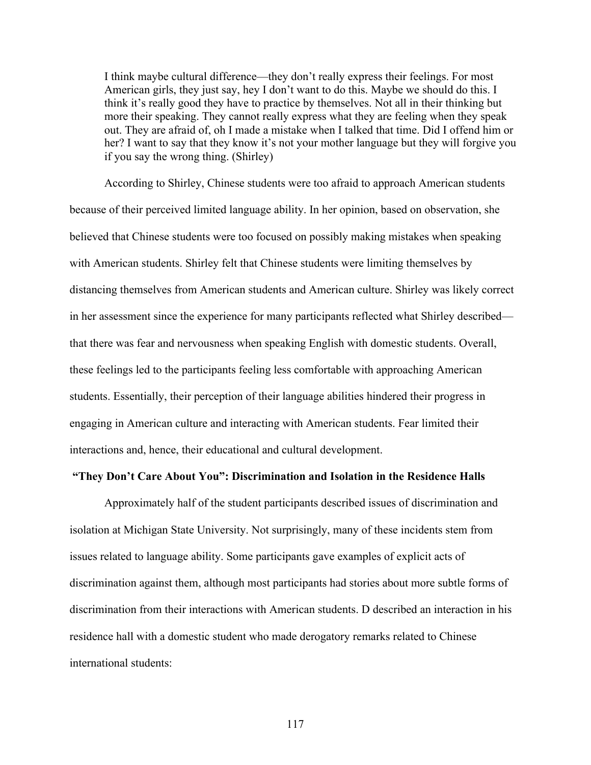> I think maybe cultural difference—they don't really express their feelings. For most American girls, they just say, hey I don't want to do this. Maybe we should do this. I think it's really good they have to practice by themselves. Not all in their thinking but more their speaking. They cannot really express what they are feeling when they speak out. They are afraid of, oh I made a mistake when I talked that time. Did I offend him or her? I want to say that they know it's not your mother language but they will forgive you if you say the wrong thing. (Shirley)

According to Shirley, Chinese students were too afraid to approach American students because of their perceived limited language ability. In her opinion, based on observation, she believed that Chinese students were too focused on possibly making mistakes when speaking with American students. Shirley felt that Chinese students were limiting themselves by distancing themselves from American students and American culture. Shirley was likely correct in her assessment since the experience for many participants reflected what Shirley described—that there was fear and nervousness when speaking English with domestic students. Overall, these feelings led to the participants feeling less comfortable with approaching American students. Essentially, their perception of their language abilities hindered their progress in engaging in American culture and interacting with American students. Fear limited their interactions and, hence, their educational and cultural development.

**"They Don't Care About You": Discrimination and Isolation in the Residence Halls**

Approximately half of the student participants described issues of discrimination and isolation at Michigan State University. Not surprisingly, many of these incidents stem from issues related to language ability. Some participants gave examples of explicit acts of discrimination against them, although most participants had stories about more subtle forms of discrimination from their interactions with American students. D described an interaction in his residence hall with a domestic student who made derogatory remarks related to Chinese international students: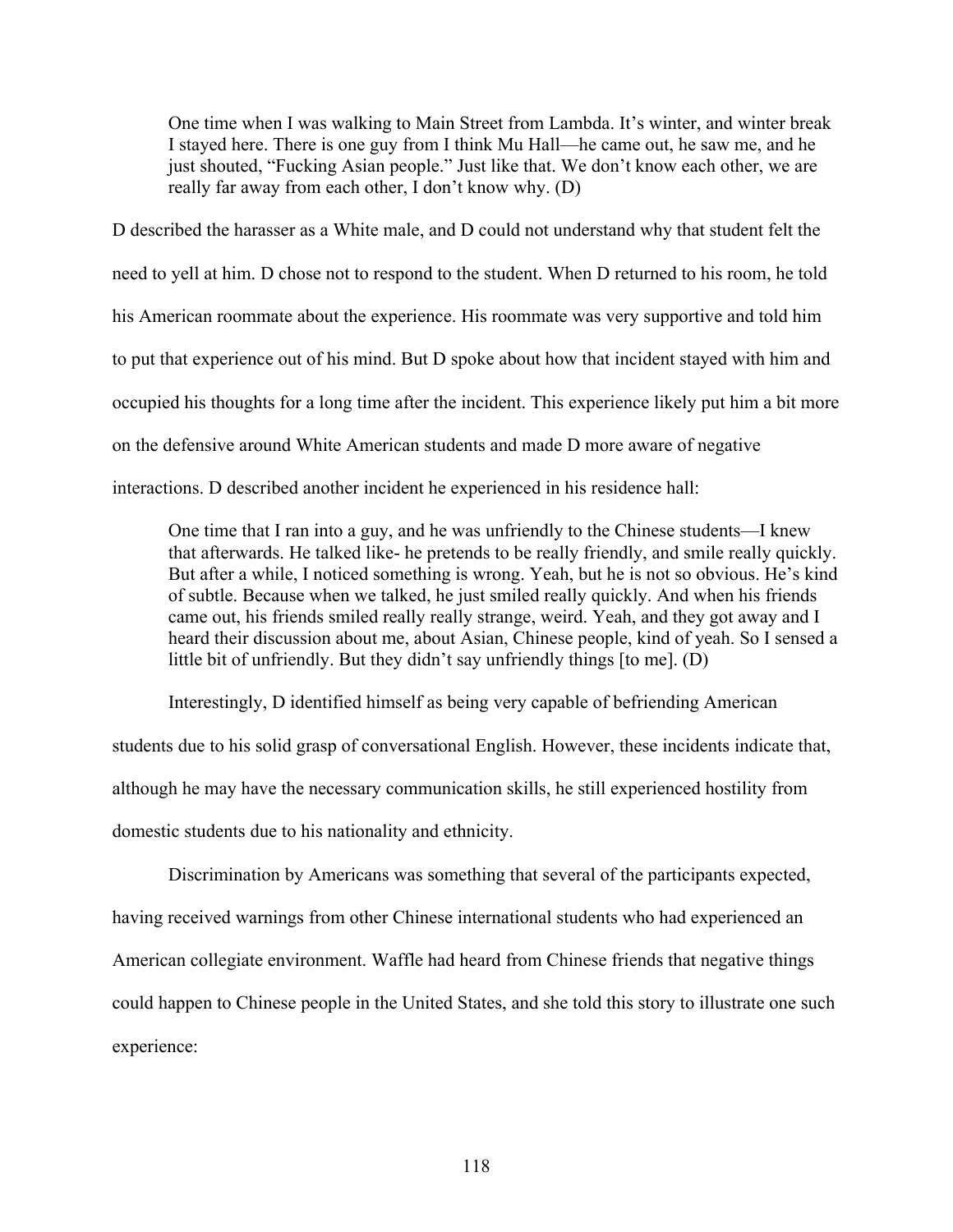> One time when I was walking to Main Street from Lambda. It's winter, and winter break I stayed here. There is one guy from I think Mu Hall—he came out, he saw me, and he just shouted, "Fucking Asian people." Just like that. We don't know each other, we are really far away from each other, I don't know why. (D)

D described the harasser as a White male, and D could not understand why that student felt the need to yell at him. D chose not to respond to the student. When D returned to his room, he told his American roommate about the experience. His roommate was very supportive and told him to put that experience out of his mind. But D spoke about how that incident stayed with him and occupied his thoughts for a long time after the incident. This experience likely put him a bit more on the defensive around White American students and made D more aware of negative interactions. D described another incident he experienced in his residence hall:

> One time that I ran into a guy, and he was unfriendly to the Chinese students—I knew that afterwards. He talked like- he pretends to be really friendly, and smile really quickly. But after a while, I noticed something is wrong. Yeah, but he is not so obvious. He's kind of subtle. Because when we talked, he just smiled really quickly. And when his friends came out, his friends smiled really really strange, weird. Yeah, and they got away and I heard their discussion about me, about Asian, Chinese people, kind of yeah. So I sensed a little bit of unfriendly. But they didn't say unfriendly things [to me]. (D)

Interestingly, D identified himself as being very capable of befriending American students due to his solid grasp of conversational English. However, these incidents indicate that, although he may have the necessary communication skills, he still experienced hostility from domestic students due to his nationality and ethnicity.

Discrimination by Americans was something that several of the participants expected, having received warnings from other Chinese international students who had experienced an American collegiate environment. Waffle had heard from Chinese friends that negative things could happen to Chinese people in the United States, and she told this story to illustrate one such experience: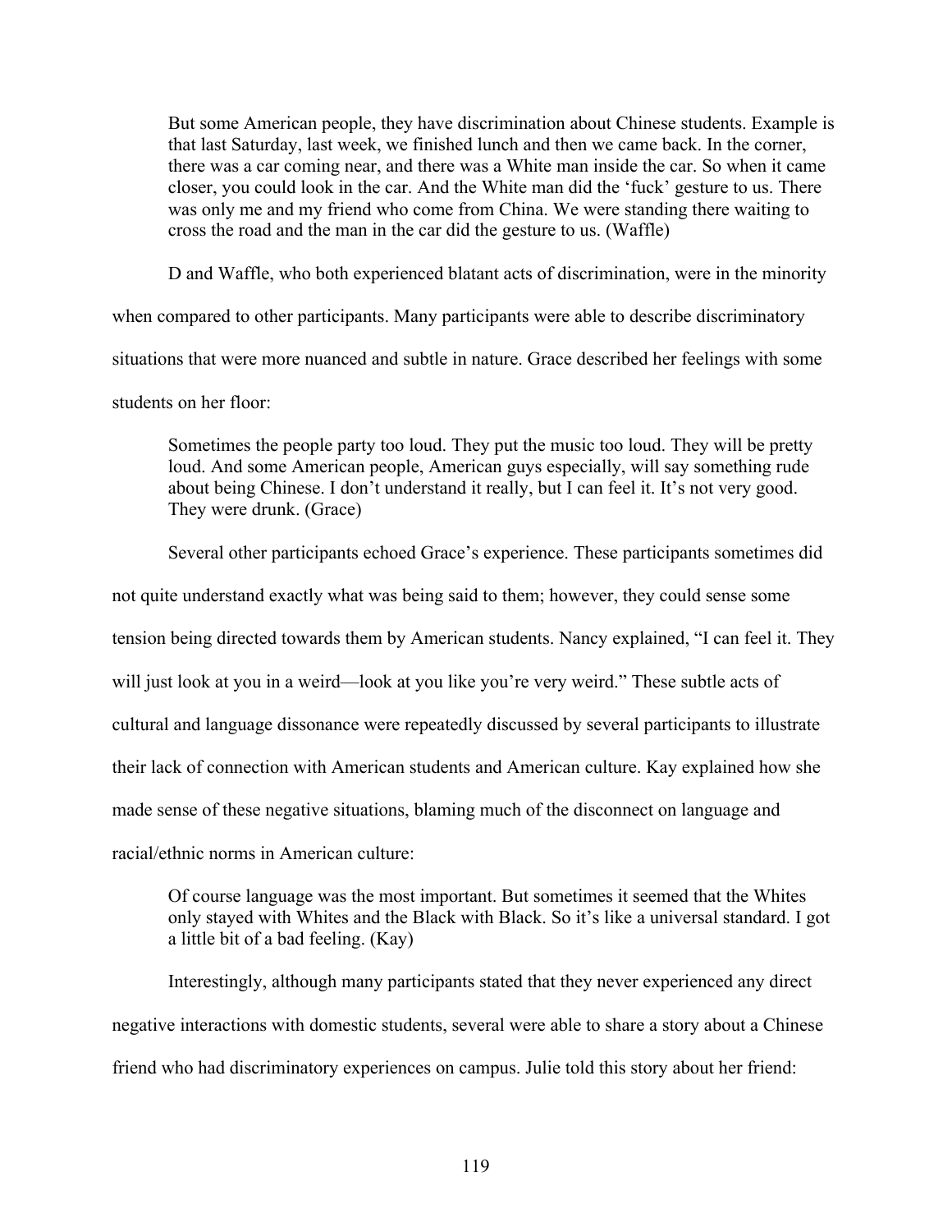> But some American people, they have discrimination about Chinese students. Example is that last Saturday, last week, we finished lunch and then we came back. In the corner, there was a car coming near, and there was a White man inside the car. So when it came closer, you could look in the car. And the White man did the 'fuck' gesture to us. There was only me and my friend who come from China. We were standing there waiting to cross the road and the man in the car did the gesture to us. (Waffle)

D and Waffle, who both experienced blatant acts of discrimination, were in the minority when compared to other participants. Many participants were able to describe discriminatory situations that were more nuanced and subtle in nature. Grace described her feelings with some students on her floor:

> Sometimes the people party too loud. They put the music too loud. They will be pretty loud. And some American people, American guys especially, will say something rude about being Chinese. I don't understand it really, but I can feel it. It's not very good. They were drunk. (Grace)

Several other participants echoed Grace's experience. These participants sometimes did not quite understand exactly what was being said to them; however, they could sense some tension being directed towards them by American students. Nancy explained, "I can feel it. They will just look at you in a weird—look at you like you're very weird." These subtle acts of cultural and language dissonance were repeatedly discussed by several participants to illustrate their lack of connection with American students and American culture. Kay explained how she made sense of these negative situations, blaming much of the disconnect on language and racial/ethnic norms in American culture:

> Of course language was the most important. But sometimes it seemed that the Whites only stayed with Whites and the Black with Black. So it's like a universal standard. I got a little bit of a bad feeling. (Kay)

Interestingly, although many participants stated that they never experienced any direct negative interactions with domestic students, several were able to share a story about a Chinese friend who had discriminatory experiences on campus. Julie told this story about her friend: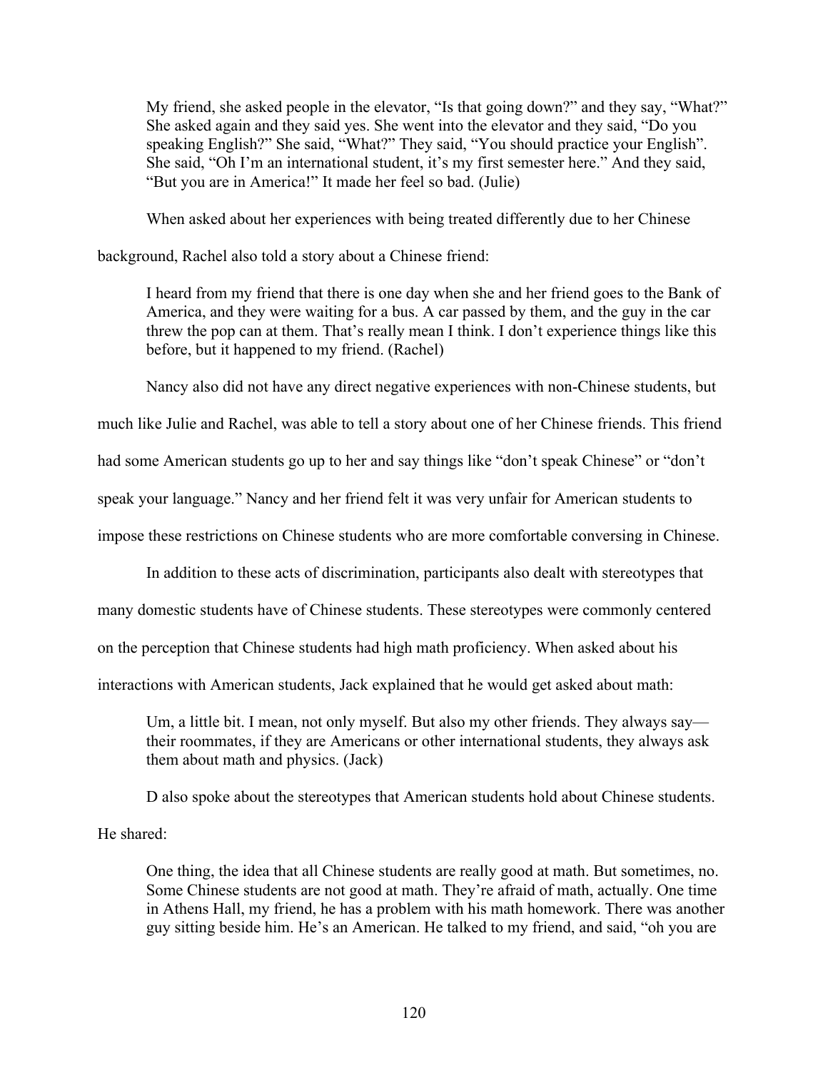> My friend, she asked people in the elevator, "Is that going down?" and they say, "What?" She asked again and they said yes. She went into the elevator and they said, "Do you speaking English?" She said, "What?" They said, "You should practice your English". She said, "Oh I'm an international student, it's my first semester here." And they said, "But you are in America!" It made her feel so bad. (Julie)

When asked about her experiences with being treated differently due to her Chinese background, Rachel also told a story about a Chinese friend:

> I heard from my friend that there is one day when she and her friend goes to the Bank of America, and they were waiting for a bus. A car passed by them, and the guy in the car threw the pop can at them. That's really mean I think. I don't experience things like this before, but it happened to my friend. (Rachel)

Nancy also did not have any direct negative experiences with non-Chinese students, but much like Julie and Rachel, was able to tell a story about one of her Chinese friends. This friend had some American students go up to her and say things like "don't speak Chinese" or "don't speak your language." Nancy and her friend felt it was very unfair for American students to impose these restrictions on Chinese students who are more comfortable conversing in Chinese.

In addition to these acts of discrimination, participants also dealt with stereotypes that many domestic students have of Chinese students. These stereotypes were commonly centered on the perception that Chinese students had high math proficiency. When asked about his interactions with American students, Jack explained that he would get asked about math:

> Um, a little bit. I mean, not only myself. But also my other friends. They always say—their roommates, if they are Americans or other international students, they always ask them about math and physics. (Jack)

D also spoke about the stereotypes that American students hold about Chinese students. He shared:

> One thing, the idea that all Chinese students are really good at math. But sometimes, no. Some Chinese students are not good at math. They're afraid of math, actually. One time in Athens Hall, my friend, he has a problem with his math homework. There was another guy sitting beside him. He's an American. He talked to my friend, and said, "oh you are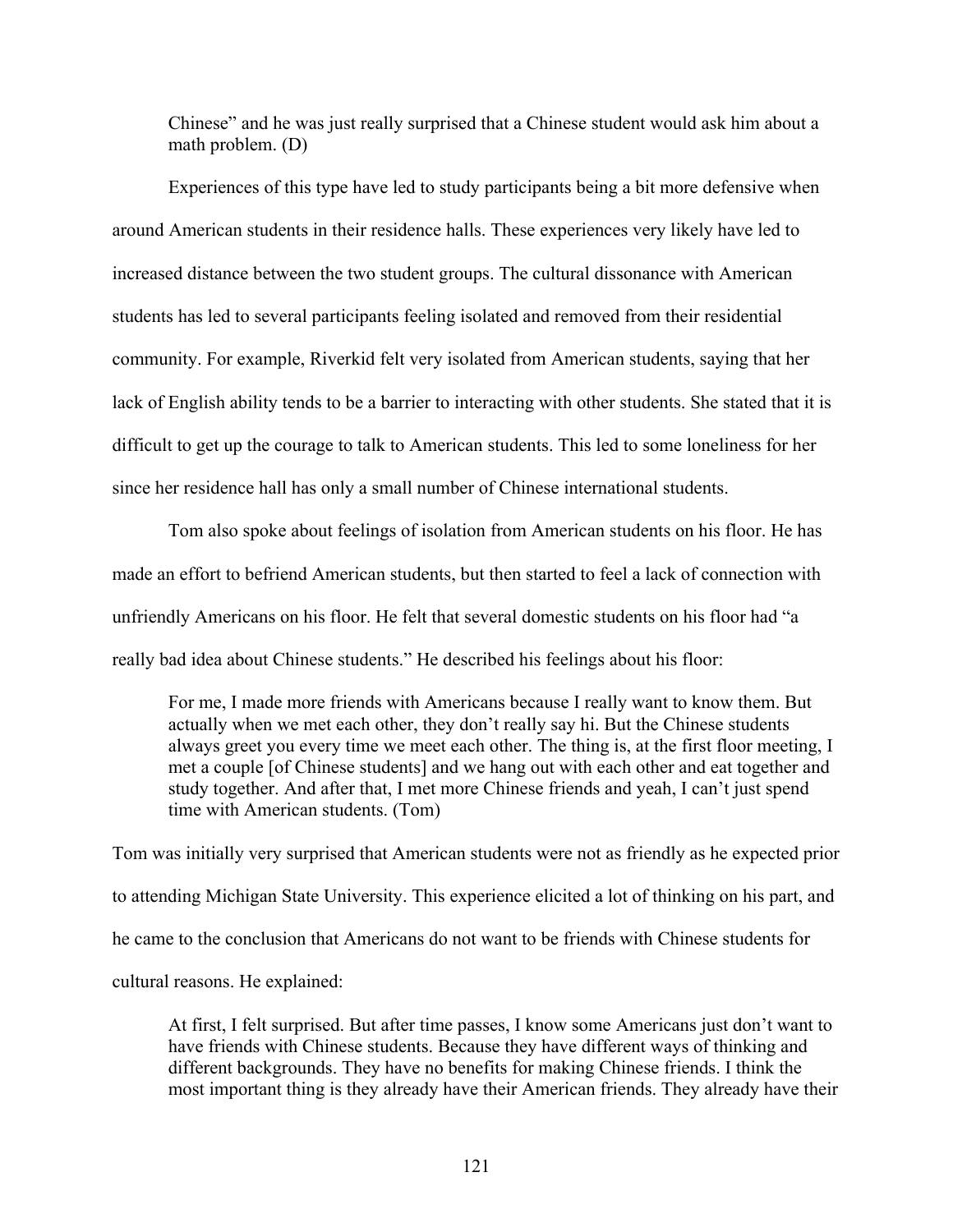> Chinese" and he was just really surprised that a Chinese student would ask him about a math problem. (D)

Experiences of this type have led to study participants being a bit more defensive when around American students in their residence halls. These experiences very likely have led to increased distance between the two student groups. The cultural dissonance with American students has led to several participants feeling isolated and removed from their residential community. For example, Riverkid felt very isolated from American students, saying that her lack of English ability tends to be a barrier to interacting with other students. She stated that it is difficult to get up the courage to talk to American students. This led to some loneliness for her since her residence hall has only a small number of Chinese international students.

Tom also spoke about feelings of isolation from American students on his floor. He has made an effort to befriend American students, but then started to feel a lack of connection with unfriendly Americans on his floor. He felt that several domestic students on his floor had "a really bad idea about Chinese students." He described his feelings about his floor:

> For me, I made more friends with Americans because I really want to know them. But actually when we met each other, they don't really say hi. But the Chinese students always greet you every time we meet each other. The thing is, at the first floor meeting, I met a couple [of Chinese students] and we hang out with each other and eat together and study together. And after that, I met more Chinese friends and yeah, I can't just spend time with American students. (Tom)

Tom was initially very surprised that American students were not as friendly as he expected prior to attending Michigan State University. This experience elicited a lot of thinking on his part, and he came to the conclusion that Americans do not want to be friends with Chinese students for cultural reasons. He explained:

> At first, I felt surprised. But after time passes, I know some Americans just don't want to have friends with Chinese students. Because they have different ways of thinking and different backgrounds. They have no benefits for making Chinese friends. I think the most important thing is they already have their American friends. They already have their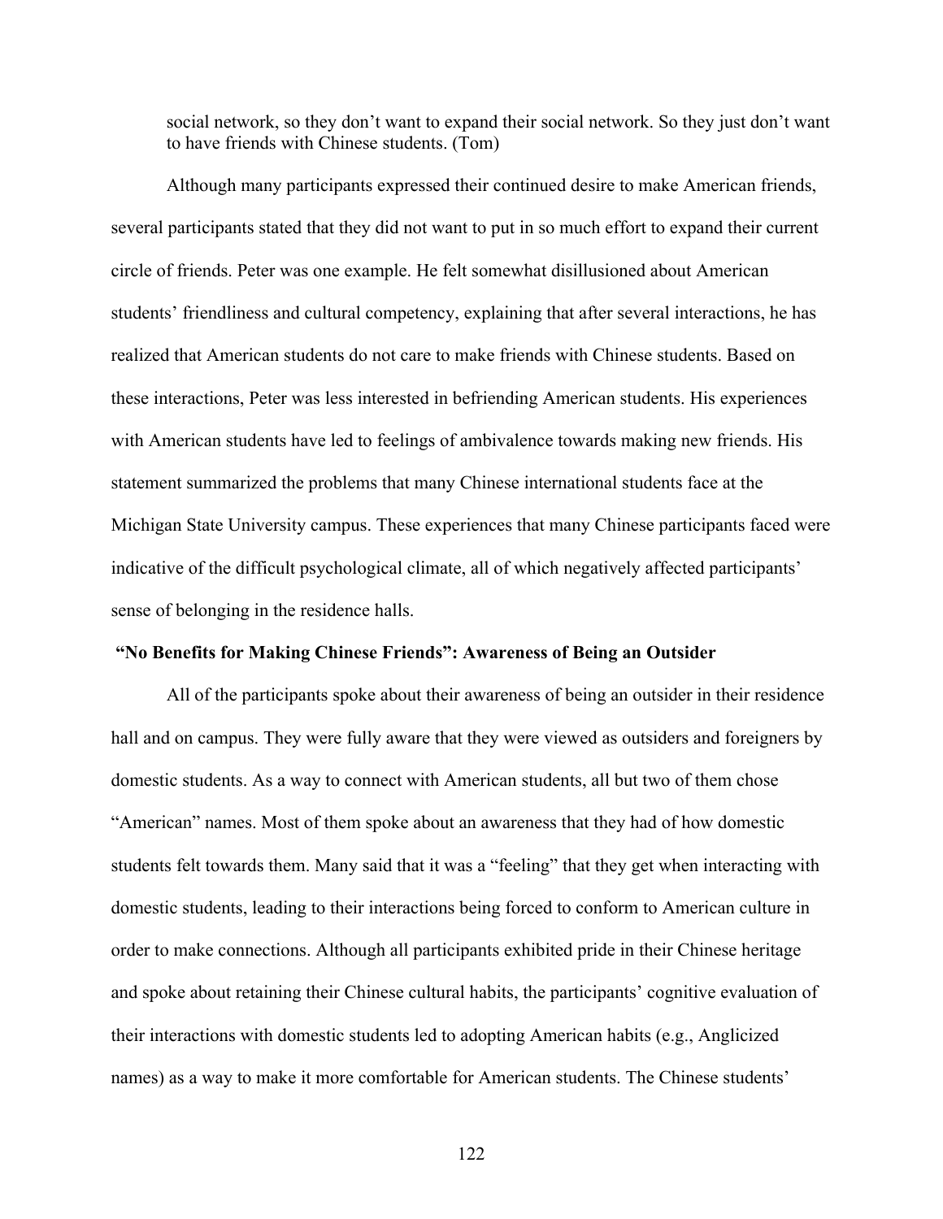> social network, so they don't want to expand their social network. So they just don't want to have friends with Chinese students. (Tom)

Although many participants expressed their continued desire to make American friends, several participants stated that they did not want to put in so much effort to expand their current circle of friends. Peter was one example. He felt somewhat disillusioned about American students' friendliness and cultural competency, explaining that after several interactions, he has realized that American students do not care to make friends with Chinese students. Based on these interactions, Peter was less interested in befriending American students. His experiences with American students have led to feelings of ambivalence towards making new friends. His statement summarized the problems that many Chinese international students face at the Michigan State University campus. These experiences that many Chinese participants faced were indicative of the difficult psychological climate, all of which negatively affected participants' sense of belonging in the residence halls.

**"No Benefits for Making Chinese Friends": Awareness of Being an Outsider**

All of the participants spoke about their awareness of being an outsider in their residence hall and on campus. They were fully aware that they were viewed as outsiders and foreigners by domestic students. As a way to connect with American students, all but two of them chose "American" names. Most of them spoke about an awareness that they had of how domestic students felt towards them. Many said that it was a "feeling" that they get when interacting with domestic students, leading to their interactions being forced to conform to American culture in order to make connections. Although all participants exhibited pride in their Chinese heritage and spoke about retaining their Chinese cultural habits, the participants' cognitive evaluation of their interactions with domestic students led to adopting American habits (e.g., Anglicized names) as a way to make it more comfortable for American students. The Chinese students'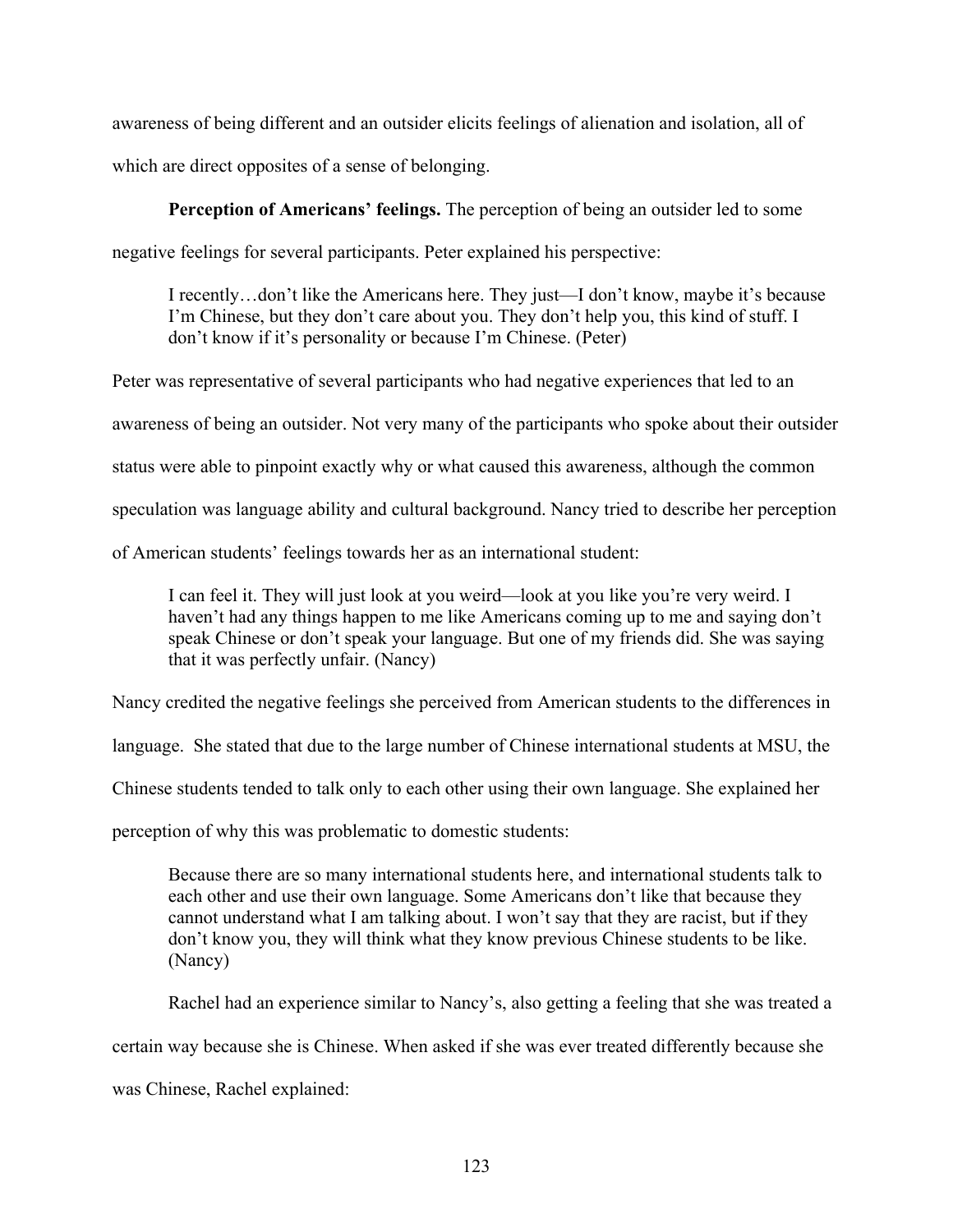awareness of being different and an outsider elicits feelings of alienation and isolation, all of which are direct opposites of a sense of belonging.

**Perception of Americans' feelings.** The perception of being an outsider led to some negative feelings for several participants. Peter explained his perspective:

> I recently…don't like the Americans here. They just—I don't know, maybe it's because I'm Chinese, but they don't care about you. They don't help you, this kind of stuff. I don't know if it's personality or because I'm Chinese. (Peter)

Peter was representative of several participants who had negative experiences that led to an awareness of being an outsider. Not very many of the participants who spoke about their outsider status were able to pinpoint exactly why or what caused this awareness, although the common speculation was language ability and cultural background. Nancy tried to describe her perception of American students' feelings towards her as an international student:

> I can feel it. They will just look at you weird—look at you like you're very weird. I haven't had any things happen to me like Americans coming up to me and saying don't speak Chinese or don't speak your language. But one of my friends did. She was saying that it was perfectly unfair. (Nancy)

Nancy credited the negative feelings she perceived from American students to the differences in language. She stated that due to the large number of Chinese international students at MSU, the Chinese students tended to talk only to each other using their own language. She explained her perception of why this was problematic to domestic students:

> Because there are so many international students here, and international students talk to each other and use their own language. Some Americans don't like that because they cannot understand what I am talking about. I won't say that they are racist, but if they don't know you, they will think what they know previous Chinese students to be like. (Nancy)

Rachel had an experience similar to Nancy's, also getting a feeling that she was treated a certain way because she is Chinese. When asked if she was ever treated differently because she was Chinese, Rachel explained: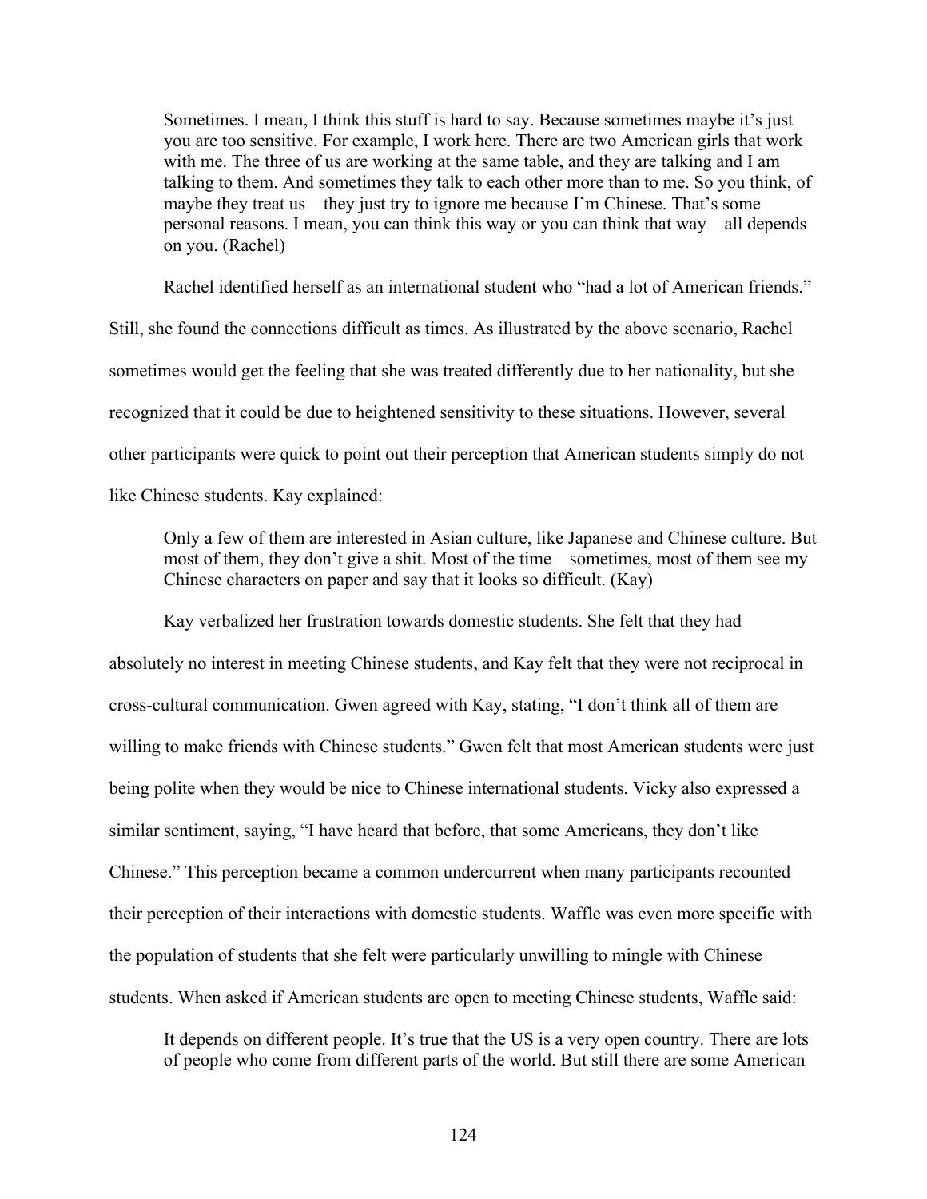> Sometimes. I mean, I think this stuff is hard to say. Because sometimes maybe it's just you are too sensitive. For example, I work here. There are two American girls that work with me. The three of us are working at the same table, and they are talking and I am talking to them. And sometimes they talk to each other more than to me. So you think, of maybe they treat us—they just try to ignore me because I'm Chinese. That's some personal reasons. I mean, you can think this way or you can think that way—all depends on you. (Rachel)

Rachel identified herself as an international student who "had a lot of American friends." Still, she found the connections difficult as times. As illustrated by the above scenario, Rachel sometimes would get the feeling that she was treated differently due to her nationality, but she recognized that it could be due to heightened sensitivity to these situations. However, several other participants were quick to point out their perception that American students simply do not like Chinese students. Kay explained:

> Only a few of them are interested in Asian culture, like Japanese and Chinese culture. But most of them, they don't give a shit. Most of the time—sometimes, most of them see my Chinese characters on paper and say that it looks so difficult. (Kay)

Kay verbalized her frustration towards domestic students. She felt that they had absolutely no interest in meeting Chinese students, and Kay felt that they were not reciprocal in cross-cultural communication. Gwen agreed with Kay, stating, "I don't think all of them are willing to make friends with Chinese students." Gwen felt that most American students were just being polite when they would be nice to Chinese international students. Vicky also expressed a similar sentiment, saying, "I have heard that before, that some Americans, they don't like Chinese." This perception became a common undercurrent when many participants recounted their perception of their interactions with domestic students. Waffle was even more specific with the population of students that she felt were particularly unwilling to mingle with Chinese students. When asked if American students are open to meeting Chinese students, Waffle said:

> It depends on different people. It's true that the US is a very open country. There are lots of people who come from different parts of the world. But still there are some American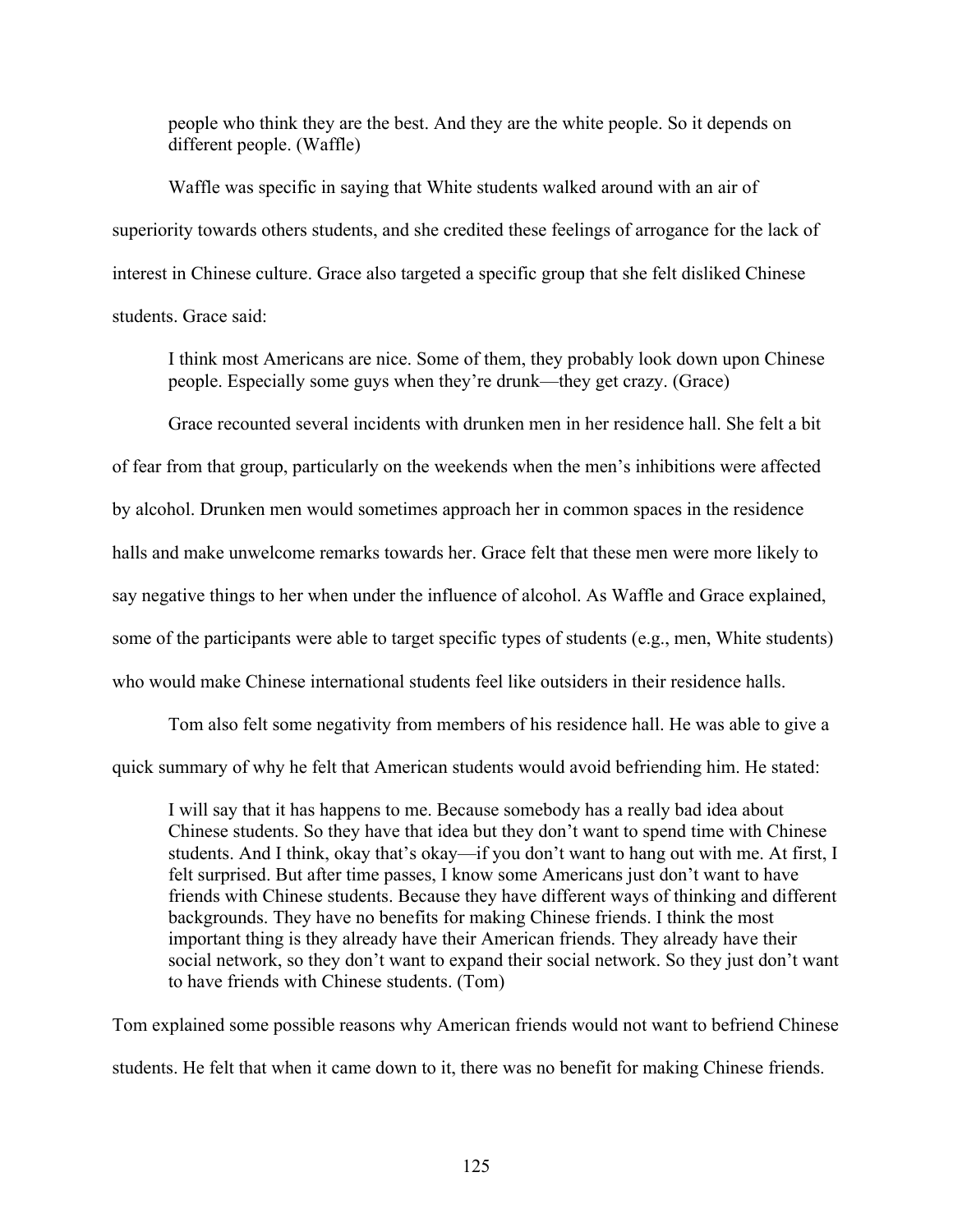> people who think they are the best. And they are the white people. So it depends on different people. (Waffle)

Waffle was specific in saying that White students walked around with an air of superiority towards others students, and she credited these feelings of arrogance for the lack of interest in Chinese culture. Grace also targeted a specific group that she felt disliked Chinese students. Grace said:

> I think most Americans are nice. Some of them, they probably look down upon Chinese people. Especially some guys when they're drunk—they get crazy. (Grace)

Grace recounted several incidents with drunken men in her residence hall. She felt a bit of fear from that group, particularly on the weekends when the men's inhibitions were affected by alcohol. Drunken men would sometimes approach her in common spaces in the residence halls and make unwelcome remarks towards her. Grace felt that these men were more likely to say negative things to her when under the influence of alcohol. As Waffle and Grace explained, some of the participants were able to target specific types of students (e.g., men, White students) who would make Chinese international students feel like outsiders in their residence halls.

Tom also felt some negativity from members of his residence hall. He was able to give a quick summary of why he felt that American students would avoid befriending him. He stated:

> I will say that it has happens to me. Because somebody has a really bad idea about Chinese students. So they have that idea but they don't want to spend time with Chinese students. And I think, okay that's okay—if you don't want to hang out with me. At first, I felt surprised. But after time passes, I know some Americans just don't want to have friends with Chinese students. Because they have different ways of thinking and different backgrounds. They have no benefits for making Chinese friends. I think the most important thing is they already have their American friends. They already have their social network, so they don't want to expand their social network. So they just don't want to have friends with Chinese students. (Tom)

Tom explained some possible reasons why American friends would not want to befriend Chinese students. He felt that when it came down to it, there was no benefit for making Chinese friends.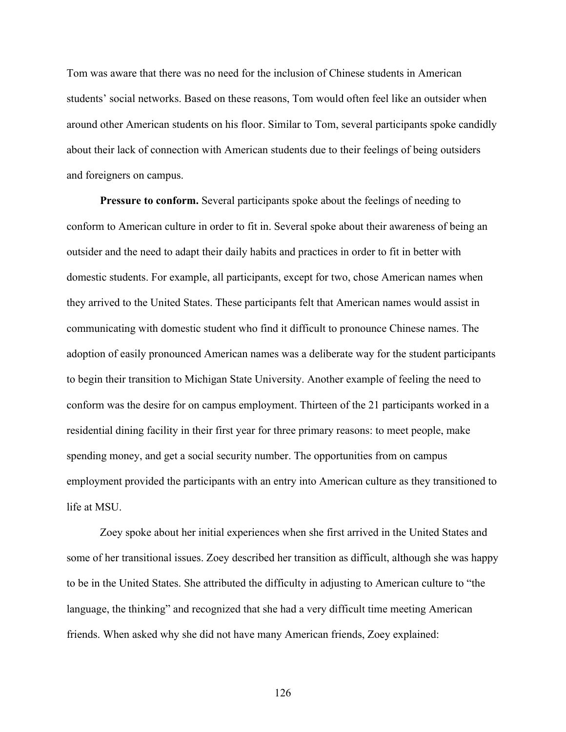Tom was aware that there was no need for the inclusion of Chinese students in American students' social networks. Based on these reasons, Tom would often feel like an outsider when around other American students on his floor. Similar to Tom, several participants spoke candidly about their lack of connection with American students due to their feelings of being outsiders and foreigners on campus.

**Pressure to conform.** Several participants spoke about the feelings of needing to conform to American culture in order to fit in. Several spoke about their awareness of being an outsider and the need to adapt their daily habits and practices in order to fit in better with domestic students. For example, all participants, except for two, chose American names when they arrived to the United States. These participants felt that American names would assist in communicating with domestic student who find it difficult to pronounce Chinese names. The adoption of easily pronounced American names was a deliberate way for the student participants to begin their transition to Michigan State University. Another example of feeling the need to conform was the desire for on campus employment. Thirteen of the 21 participants worked in a residential dining facility in their first year for three primary reasons: to meet people, make spending money, and get a social security number. The opportunities from on campus employment provided the participants with an entry into American culture as they transitioned to life at MSU.

Zoey spoke about her initial experiences when she first arrived in the United States and some of her transitional issues. Zoey described her transition as difficult, although she was happy to be in the United States. She attributed the difficulty in adjusting to American culture to "the language, the thinking" and recognized that she had a very difficult time meeting American friends. When asked why she did not have many American friends, Zoey explained: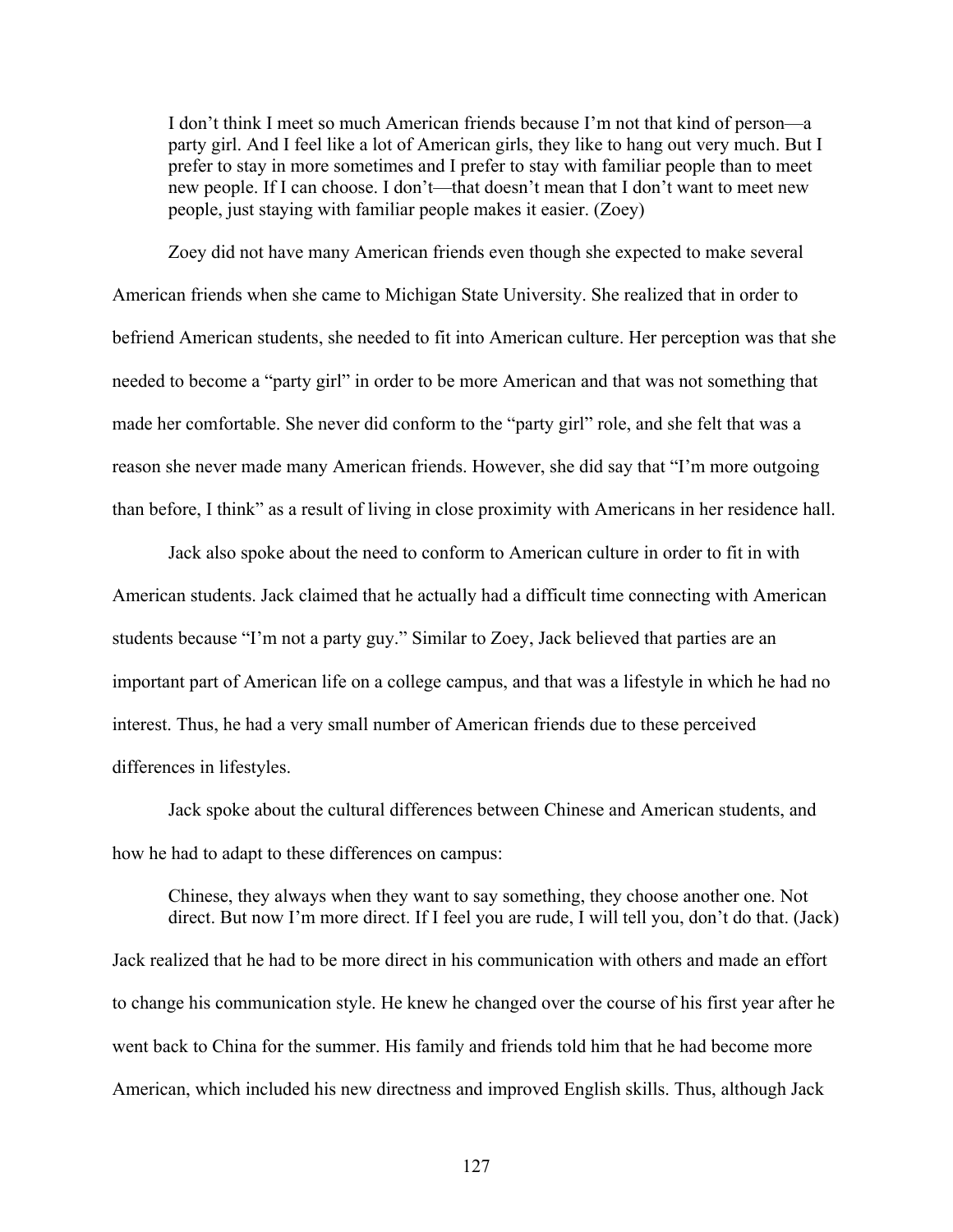> I don't think I meet so much American friends because I'm not that kind of person—a party girl. And I feel like a lot of American girls, they like to hang out very much. But I prefer to stay in more sometimes and I prefer to stay with familiar people than to meet new people. If I can choose. I don't—that doesn't mean that I don't want to meet new people, just staying with familiar people makes it easier. (Zoey)

Zoey did not have many American friends even though she expected to make several American friends when she came to Michigan State University. She realized that in order to befriend American students, she needed to fit into American culture. Her perception was that she needed to become a "party girl" in order to be more American and that was not something that made her comfortable. She never did conform to the "party girl" role, and she felt that was a reason she never made many American friends. However, she did say that "I'm more outgoing than before, I think" as a result of living in close proximity with Americans in her residence hall.

Jack also spoke about the need to conform to American culture in order to fit in with American students. Jack claimed that he actually had a difficult time connecting with American students because "I'm not a party guy." Similar to Zoey, Jack believed that parties are an important part of American life on a college campus, and that was a lifestyle in which he had no interest. Thus, he had a very small number of American friends due to these perceived differences in lifestyles.

Jack spoke about the cultural differences between Chinese and American students, and how he had to adapt to these differences on campus:

> Chinese, they always when they want to say something, they choose another one. Not direct. But now I'm more direct. If I feel you are rude, I will tell you, don't do that. (Jack)

Jack realized that he had to be more direct in his communication with others and made an effort to change his communication style. He knew he changed over the course of his first year after he went back to China for the summer. His family and friends told him that he had become more American, which included his new directness and improved English skills. Thus, although Jack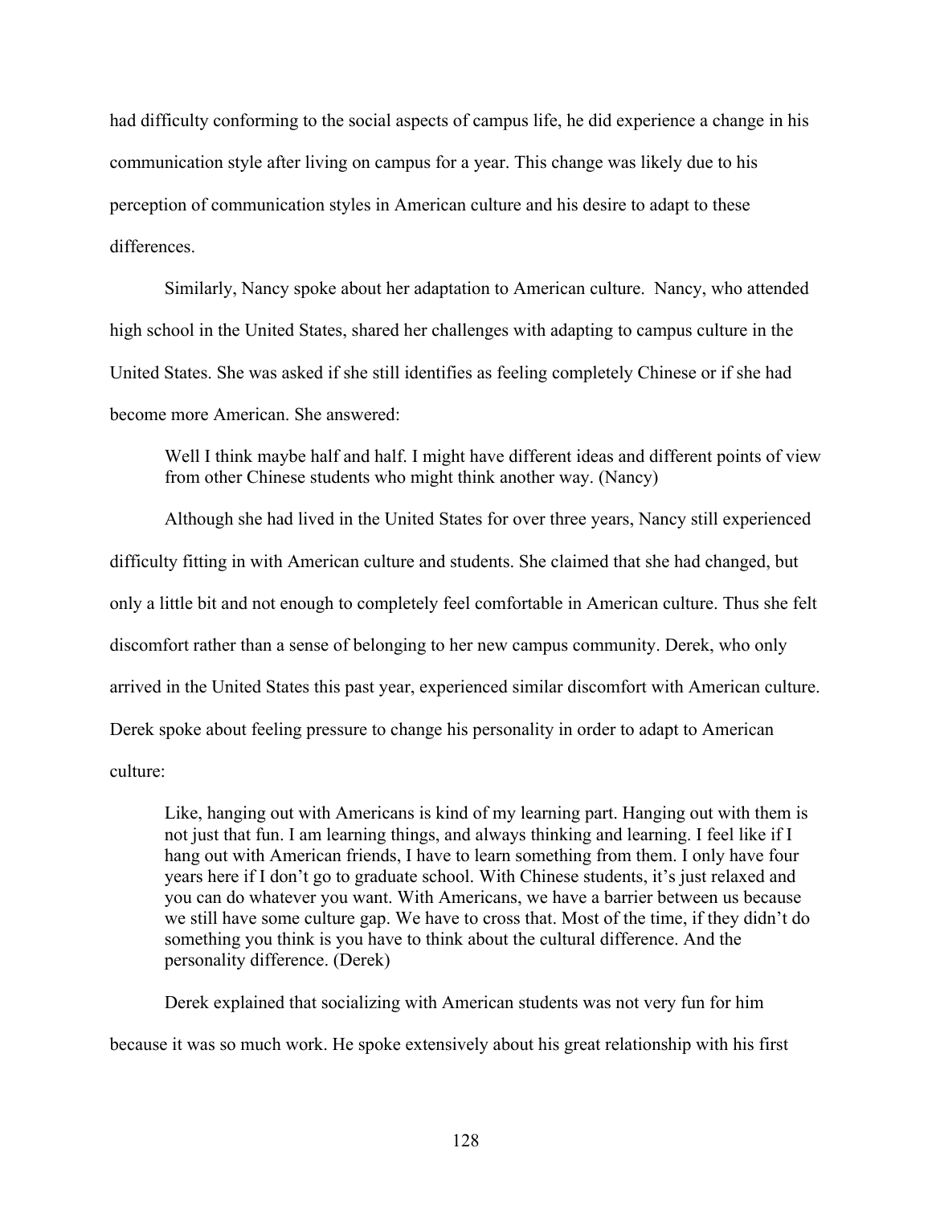had difficulty conforming to the social aspects of campus life, he did experience a change in his communication style after living on campus for a year. This change was likely due to his perception of communication styles in American culture and his desire to adapt to these differences.

Similarly, Nancy spoke about her adaptation to American culture. Nancy, who attended high school in the United States, shared her challenges with adapting to campus culture in the United States. She was asked if she still identifies as feeling completely Chinese or if she had become more American. She answered:

> Well I think maybe half and half. I might have different ideas and different points of view from other Chinese students who might think another way. (Nancy)

Although she had lived in the United States for over three years, Nancy still experienced difficulty fitting in with American culture and students. She claimed that she had changed, but only a little bit and not enough to completely feel comfortable in American culture. Thus she felt discomfort rather than a sense of belonging to her new campus community. Derek, who only arrived in the United States this past year, experienced similar discomfort with American culture. Derek spoke about feeling pressure to change his personality in order to adapt to American culture:

> Like, hanging out with Americans is kind of my learning part. Hanging out with them is not just that fun. I am learning things, and always thinking and learning. I feel like if I hang out with American friends, I have to learn something from them. I only have four years here if I don't go to graduate school. With Chinese students, it's just relaxed and you can do whatever you want. With Americans, we have a barrier between us because we still have some culture gap. We have to cross that. Most of the time, if they didn't do something you think is you have to think about the cultural difference. And the personality difference. (Derek)

Derek explained that socializing with American students was not very fun for him because it was so much work. He spoke extensively about his great relationship with his first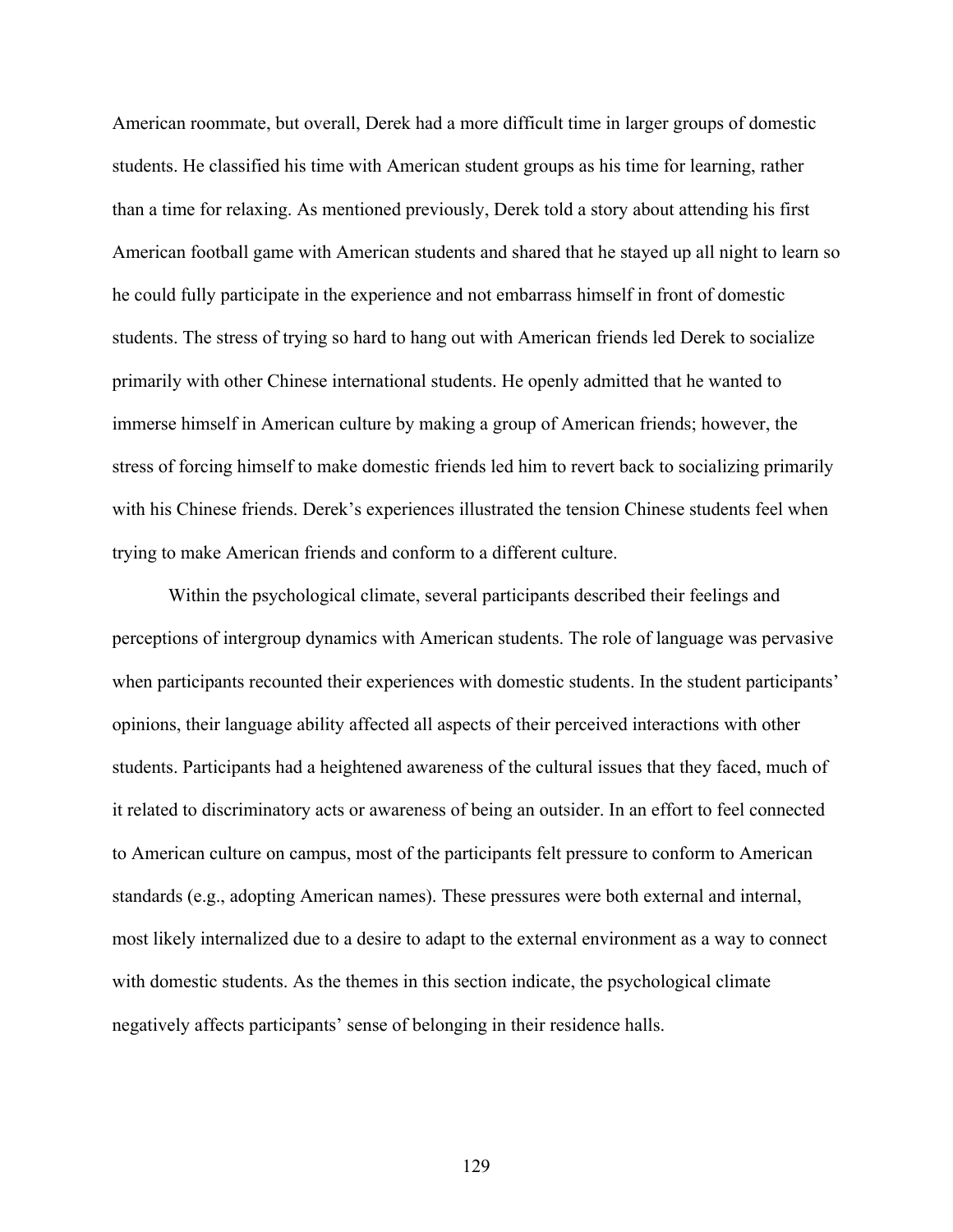American roommate, but overall, Derek had a more difficult time in larger groups of domestic students. He classified his time with American student groups as his time for learning, rather than a time for relaxing. As mentioned previously, Derek told a story about attending his first American football game with American students and shared that he stayed up all night to learn so he could fully participate in the experience and not embarrass himself in front of domestic students. The stress of trying so hard to hang out with American friends led Derek to socialize primarily with other Chinese international students. He openly admitted that he wanted to immerse himself in American culture by making a group of American friends; however, the stress of forcing himself to make domestic friends led him to revert back to socializing primarily with his Chinese friends. Derek's experiences illustrated the tension Chinese students feel when trying to make American friends and conform to a different culture.

Within the psychological climate, several participants described their feelings and perceptions of intergroup dynamics with American students. The role of language was pervasive when participants recounted their experiences with domestic students. In the student participants' opinions, their language ability affected all aspects of their perceived interactions with other students. Participants had a heightened awareness of the cultural issues that they faced, much of it related to discriminatory acts or awareness of being an outsider. In an effort to feel connected to American culture on campus, most of the participants felt pressure to conform to American standards (e.g., adopting American names). These pressures were both external and internal, most likely internalized due to a desire to adapt to the external environment as a way to connect with domestic students. As the themes in this section indicate, the psychological climate negatively affects participants' sense of belonging in their residence halls.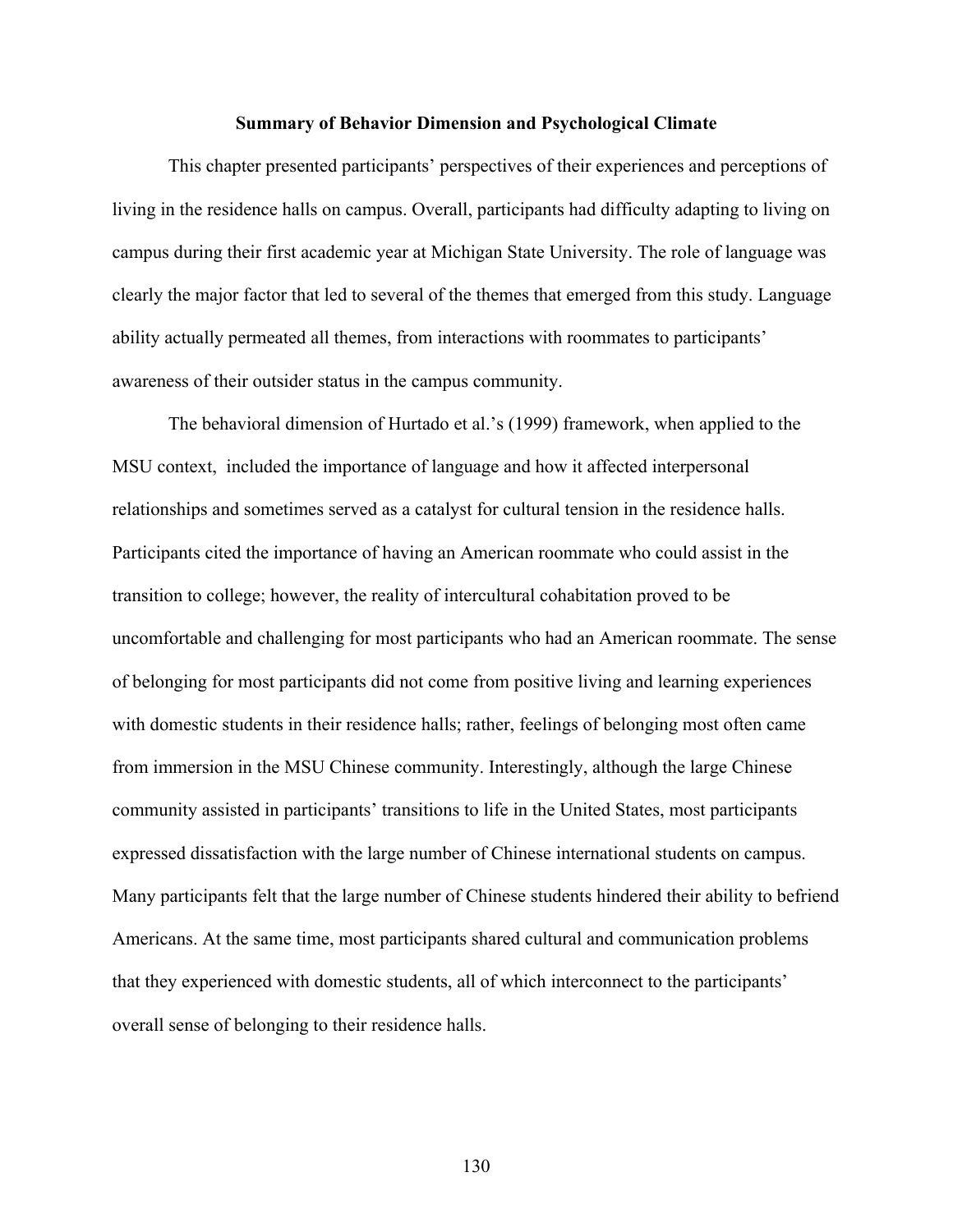## Summary of Behavior Dimension and Psychological Climate

This chapter presented participants' perspectives of their experiences and perceptions of living in the residence halls on campus. Overall, participants had difficulty adapting to living on campus during their first academic year at Michigan State University. The role of language was clearly the major factor that led to several of the themes that emerged from this study. Language ability actually permeated all themes, from interactions with roommates to participants' awareness of their outsider status in the campus community.

The behavioral dimension of Hurtado et al.'s (1999) framework, when applied to the MSU context, included the importance of language and how it affected interpersonal relationships and sometimes served as a catalyst for cultural tension in the residence halls. Participants cited the importance of having an American roommate who could assist in the transition to college; however, the reality of intercultural cohabitation proved to be uncomfortable and challenging for most participants who had an American roommate. The sense of belonging for most participants did not come from positive living and learning experiences with domestic students in their residence halls; rather, feelings of belonging most often came from immersion in the MSU Chinese community. Interestingly, although the large Chinese community assisted in participants' transitions to life in the United States, most participants expressed dissatisfaction with the large number of Chinese international students on campus. Many participants felt that the large number of Chinese students hindered their ability to befriend Americans. At the same time, most participants shared cultural and communication problems that they experienced with domestic students, all of which interconnect to the participants' overall sense of belonging to their residence halls.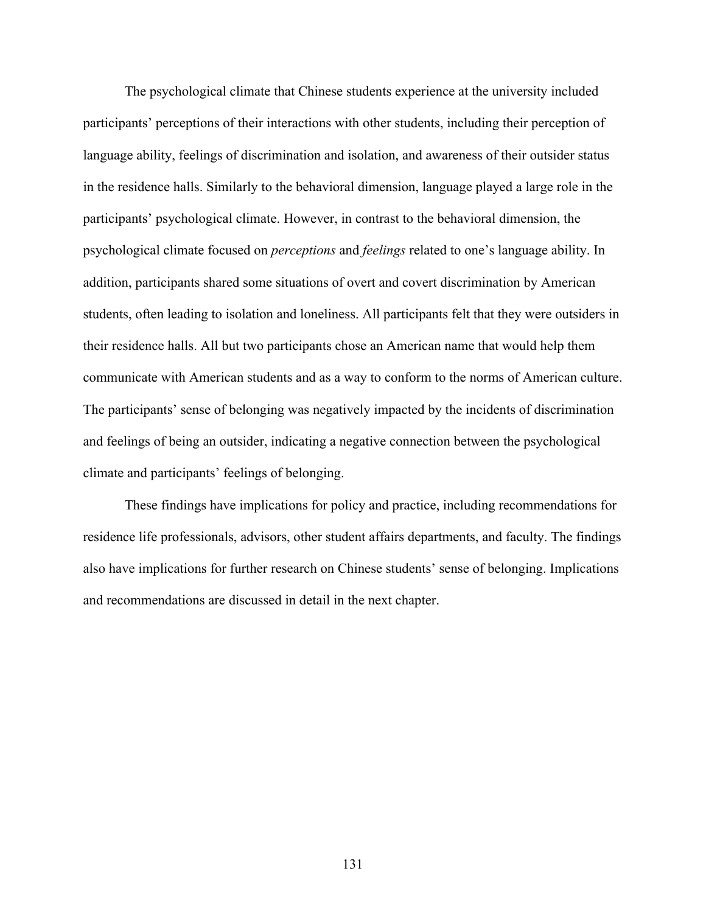The psychological climate that Chinese students experience at the university included participants' perceptions of their interactions with other students, including their perception of language ability, feelings of discrimination and isolation, and awareness of their outsider status in the residence halls. Similarly to the behavioral dimension, language played a large role in the participants' psychological climate. However, in contrast to the behavioral dimension, the psychological climate focused on *perceptions* and *feelings* related to one's language ability. In addition, participants shared some situations of overt and covert discrimination by American students, often leading to isolation and loneliness. All participants felt that they were outsiders in their residence halls. All but two participants chose an American name that would help them communicate with American students and as a way to conform to the norms of American culture. The participants' sense of belonging was negatively impacted by the incidents of discrimination and feelings of being an outsider, indicating a negative connection between the psychological climate and participants' feelings of belonging.

These findings have implications for policy and practice, including recommendations for residence life professionals, advisors, other student affairs departments, and faculty. The findings also have implications for further research on Chinese students' sense of belonging. Implications and recommendations are discussed in detail in the next chapter.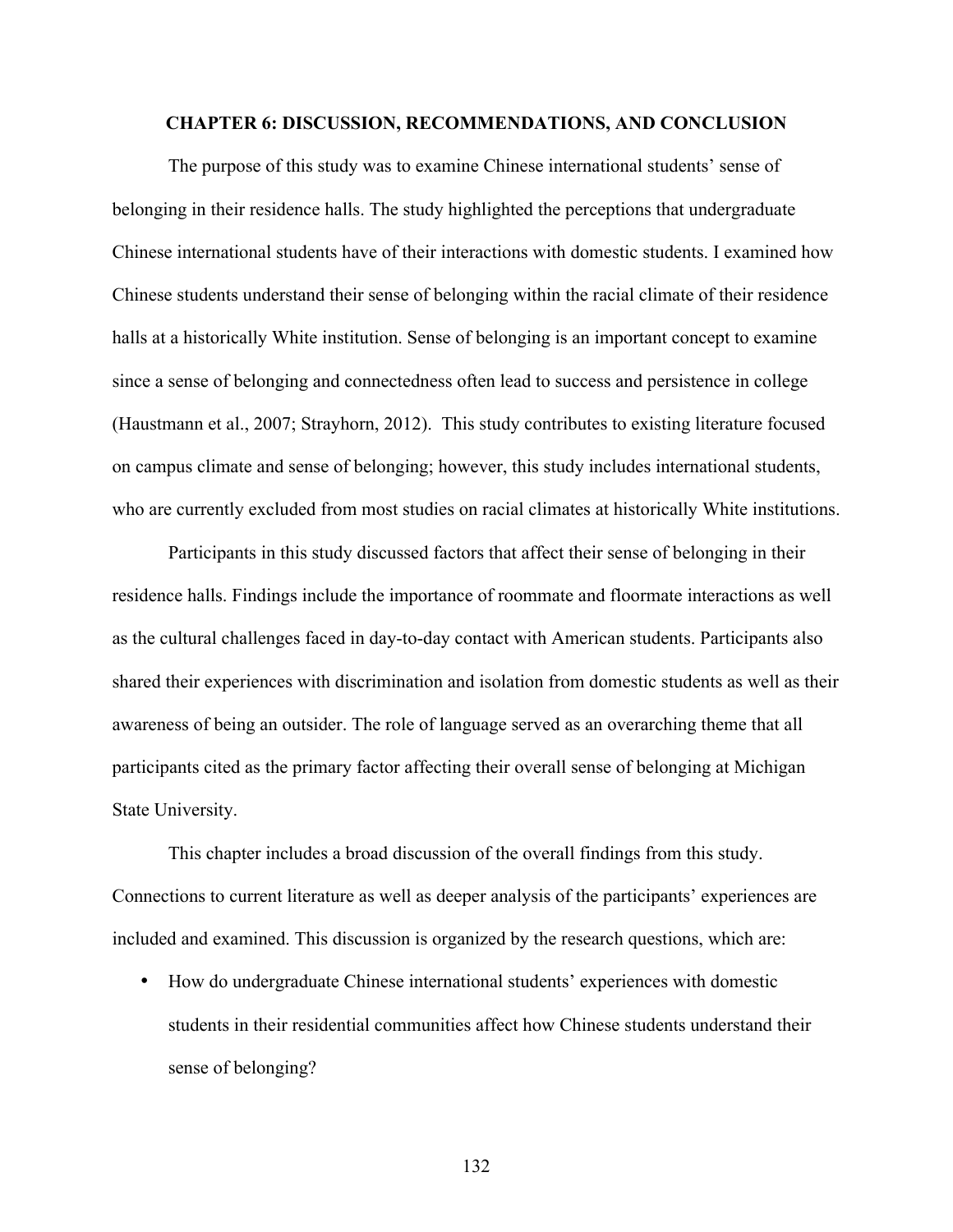# CHAPTER 6: DISCUSSION, RECOMMENDATIONS, AND CONCLUSION

The purpose of this study was to examine Chinese international students' sense of belonging in their residence halls. The study highlighted the perceptions that undergraduate Chinese international students have of their interactions with domestic students. I examined how Chinese students understand their sense of belonging within the racial climate of their residence halls at a historically White institution. Sense of belonging is an important concept to examine since a sense of belonging and connectedness often lead to success and persistence in college (Haustmann et al., 2007; Strayhorn, 2012). This study contributes to existing literature focused on campus climate and sense of belonging; however, this study includes international students, who are currently excluded from most studies on racial climates at historically White institutions.

Participants in this study discussed factors that affect their sense of belonging in their residence halls. Findings include the importance of roommate and floormate interactions as well as the cultural challenges faced in day-to-day contact with American students. Participants also shared their experiences with discrimination and isolation from domestic students as well as their awareness of being an outsider. The role of language served as an overarching theme that all participants cited as the primary factor affecting their overall sense of belonging at Michigan State University.

This chapter includes a broad discussion of the overall findings from this study. Connections to current literature as well as deeper analysis of the participants' experiences are included and examined. This discussion is organized by the research questions, which are:

- How do undergraduate Chinese international students' experiences with domestic students in their residential communities affect how Chinese students understand their sense of belonging?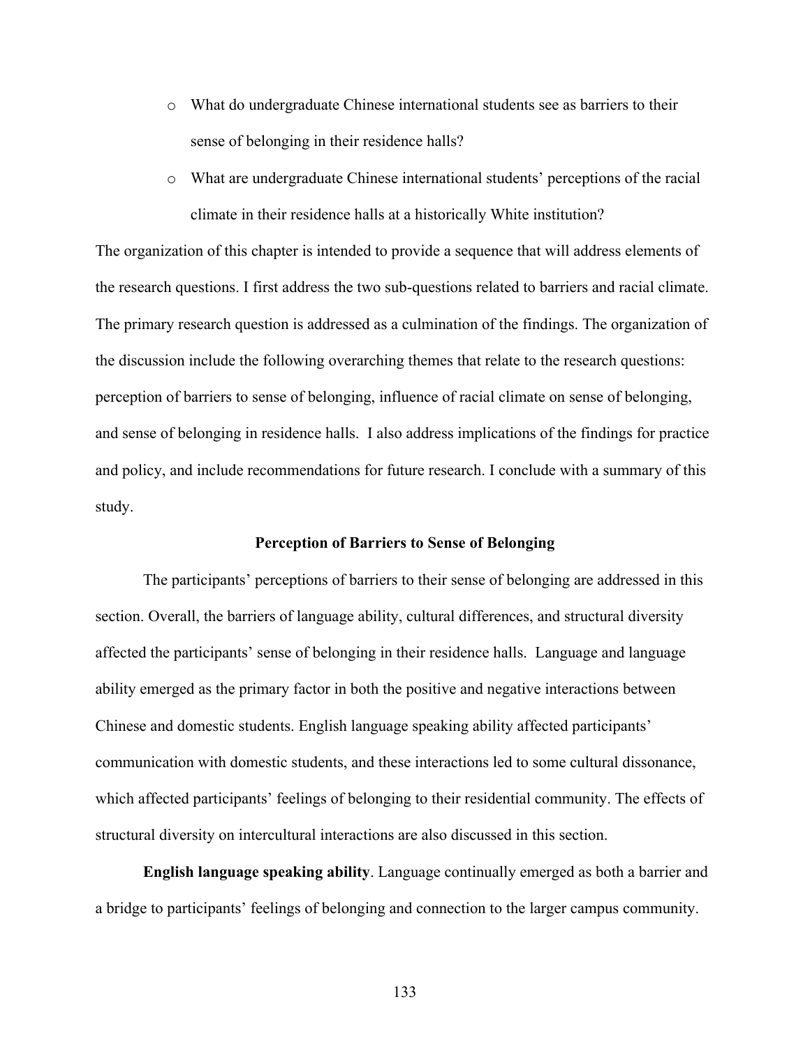- What do undergraduate Chinese international students see as barriers to their sense of belonging in their residence halls?
- What are undergraduate Chinese international students' perceptions of the racial climate in their residence halls at a historically White institution?

The organization of this chapter is intended to provide a sequence that will address elements of the research questions. I first address the two sub-questions related to barriers and racial climate. The primary research question is addressed as a culmination of the findings. The organization of the discussion include the following overarching themes that relate to the research questions: perception of barriers to sense of belonging, influence of racial climate on sense of belonging, and sense of belonging in residence halls. I also address implications of the findings for practice and policy, and include recommendations for future research. I conclude with a summary of this study.

### Perception of Barriers to Sense of Belonging

The participants' perceptions of barriers to their sense of belonging are addressed in this section. Overall, the barriers of language ability, cultural differences, and structural diversity affected the participants' sense of belonging in their residence halls. Language and language ability emerged as the primary factor in both the positive and negative interactions between Chinese and domestic students. English language speaking ability affected participants' communication with domestic students, and these interactions led to some cultural dissonance, which affected participants' feelings of belonging to their residential community. The effects of structural diversity on intercultural interactions are also discussed in this section.

**English language speaking ability**. Language continually emerged as both a barrier and a bridge to participants' feelings of belonging and connection to the larger campus community.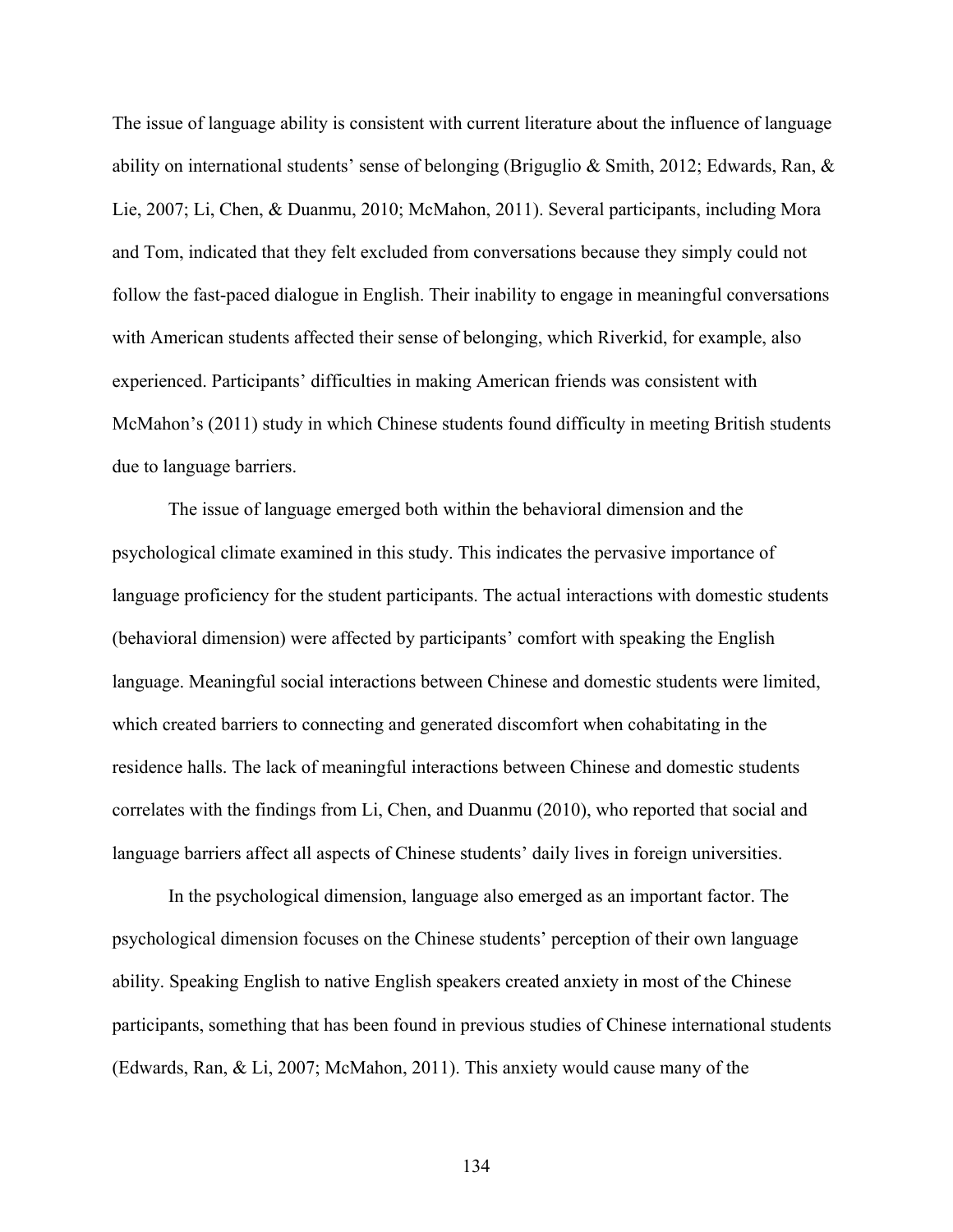The issue of language ability is consistent with current literature about the influence of language ability on international students' sense of belonging (Briguglio & Smith, 2012; Edwards, Ran, & Lie, 2007; Li, Chen, & Duanmu, 2010; McMahon, 2011). Several participants, including Mora and Tom, indicated that they felt excluded from conversations because they simply could not follow the fast-paced dialogue in English. Their inability to engage in meaningful conversations with American students affected their sense of belonging, which Riverkid, for example, also experienced. Participants' difficulties in making American friends was consistent with McMahon's (2011) study in which Chinese students found difficulty in meeting British students due to language barriers.

The issue of language emerged both within the behavioral dimension and the psychological climate examined in this study. This indicates the pervasive importance of language proficiency for the student participants. The actual interactions with domestic students (behavioral dimension) were affected by participants' comfort with speaking the English language. Meaningful social interactions between Chinese and domestic students were limited, which created barriers to connecting and generated discomfort when cohabitating in the residence halls. The lack of meaningful interactions between Chinese and domestic students correlates with the findings from Li, Chen, and Duanmu (2010), who reported that social and language barriers affect all aspects of Chinese students' daily lives in foreign universities.

In the psychological dimension, language also emerged as an important factor. The psychological dimension focuses on the Chinese students' perception of their own language ability. Speaking English to native English speakers created anxiety in most of the Chinese participants, something that has been found in previous studies of Chinese international students (Edwards, Ran, & Li, 2007; McMahon, 2011). This anxiety would cause many of the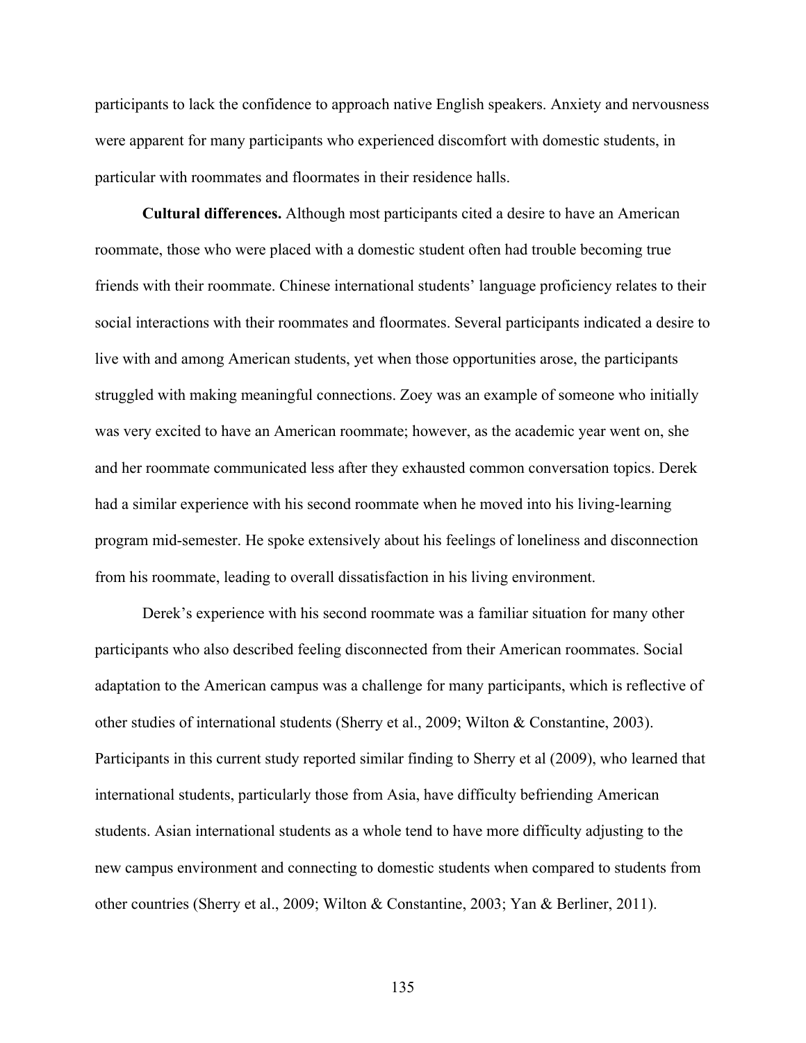participants to lack the confidence to approach native English speakers. Anxiety and nervousness were apparent for many participants who experienced discomfort with domestic students, in particular with roommates and floormates in their residence halls.

**Cultural differences.** Although most participants cited a desire to have an American roommate, those who were placed with a domestic student often had trouble becoming true friends with their roommate. Chinese international students' language proficiency relates to their social interactions with their roommates and floormates. Several participants indicated a desire to live with and among American students, yet when those opportunities arose, the participants struggled with making meaningful connections. Zoey was an example of someone who initially was very excited to have an American roommate; however, as the academic year went on, she and her roommate communicated less after they exhausted common conversation topics. Derek had a similar experience with his second roommate when he moved into his living-learning program mid-semester. He spoke extensively about his feelings of loneliness and disconnection from his roommate, leading to overall dissatisfaction in his living environment.

Derek's experience with his second roommate was a familiar situation for many other participants who also described feeling disconnected from their American roommates. Social adaptation to the American campus was a challenge for many participants, which is reflective of other studies of international students (Sherry et al., 2009; Wilton & Constantine, 2003). Participants in this current study reported similar finding to Sherry et al (2009), who learned that international students, particularly those from Asia, have difficulty befriending American students. Asian international students as a whole tend to have more difficulty adjusting to the new campus environment and connecting to domestic students when compared to students from other countries (Sherry et al., 2009; Wilton & Constantine, 2003; Yan & Berliner, 2011).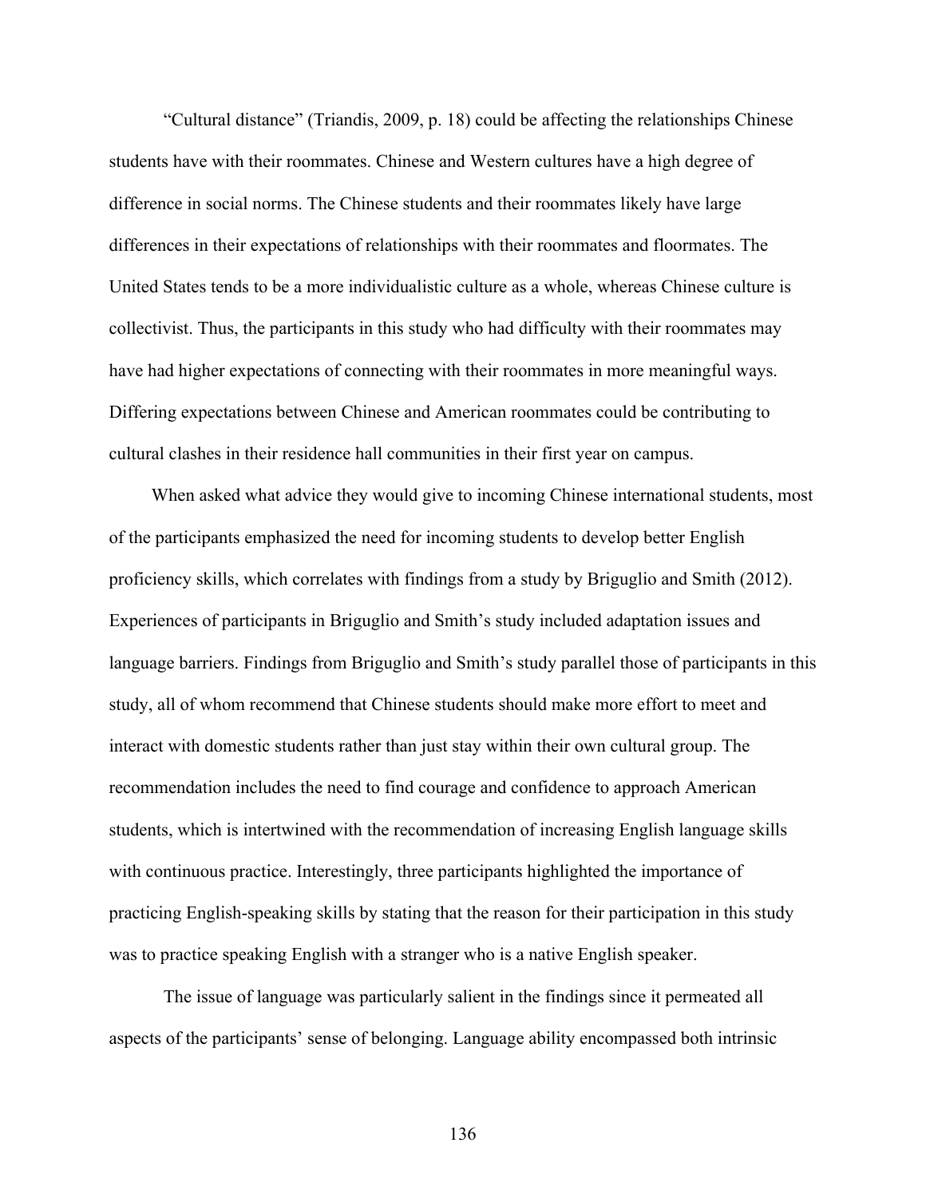"Cultural distance" (Triandis, 2009, p. 18) could be affecting the relationships Chinese students have with their roommates. Chinese and Western cultures have a high degree of difference in social norms. The Chinese students and their roommates likely have large differences in their expectations of relationships with their roommates and floormates. The United States tends to be a more individualistic culture as a whole, whereas Chinese culture is collectivist. Thus, the participants in this study who had difficulty with their roommates may have had higher expectations of connecting with their roommates in more meaningful ways. Differing expectations between Chinese and American roommates could be contributing to cultural clashes in their residence hall communities in their first year on campus.

When asked what advice they would give to incoming Chinese international students, most of the participants emphasized the need for incoming students to develop better English proficiency skills, which correlates with findings from a study by Briguglio and Smith (2012). Experiences of participants in Briguglio and Smith's study included adaptation issues and language barriers. Findings from Briguglio and Smith's study parallel those of participants in this study, all of whom recommend that Chinese students should make more effort to meet and interact with domestic students rather than just stay within their own cultural group. The recommendation includes the need to find courage and confidence to approach American students, which is intertwined with the recommendation of increasing English language skills with continuous practice. Interestingly, three participants highlighted the importance of practicing English-speaking skills by stating that the reason for their participation in this study was to practice speaking English with a stranger who is a native English speaker.

The issue of language was particularly salient in the findings since it permeated all aspects of the participants' sense of belonging. Language ability encompassed both intrinsic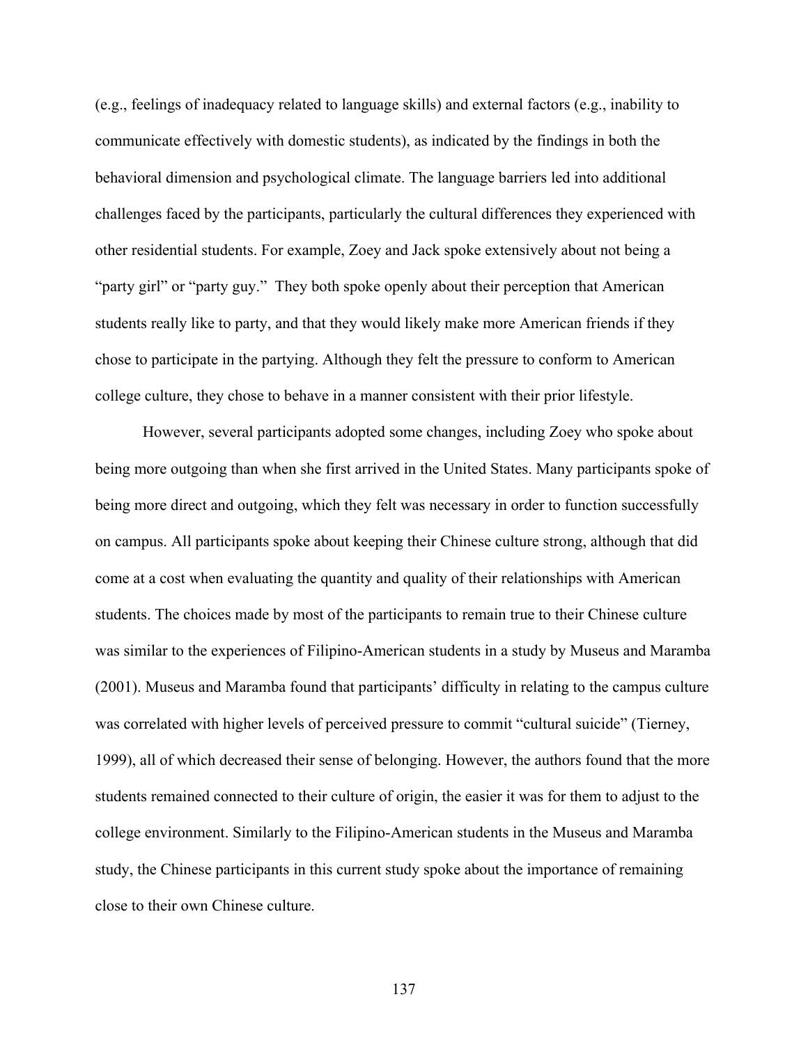(e.g., feelings of inadequacy related to language skills) and external factors (e.g., inability to communicate effectively with domestic students), as indicated by the findings in both the behavioral dimension and psychological climate. The language barriers led into additional challenges faced by the participants, particularly the cultural differences they experienced with other residential students. For example, Zoey and Jack spoke extensively about not being a "party girl" or "party guy." They both spoke openly about their perception that American students really like to party, and that they would likely make more American friends if they chose to participate in the partying. Although they felt the pressure to conform to American college culture, they chose to behave in a manner consistent with their prior lifestyle.

However, several participants adopted some changes, including Zoey who spoke about being more outgoing than when she first arrived in the United States. Many participants spoke of being more direct and outgoing, which they felt was necessary in order to function successfully on campus. All participants spoke about keeping their Chinese culture strong, although that did come at a cost when evaluating the quantity and quality of their relationships with American students. The choices made by most of the participants to remain true to their Chinese culture was similar to the experiences of Filipino-American students in a study by Museus and Maramba (2001). Museus and Maramba found that participants' difficulty in relating to the campus culture was correlated with higher levels of perceived pressure to commit "cultural suicide" (Tierney, 1999), all of which decreased their sense of belonging. However, the authors found that the more students remained connected to their culture of origin, the easier it was for them to adjust to the college environment. Similarly to the Filipino-American students in the Museus and Maramba study, the Chinese participants in this current study spoke about the importance of remaining close to their own Chinese culture.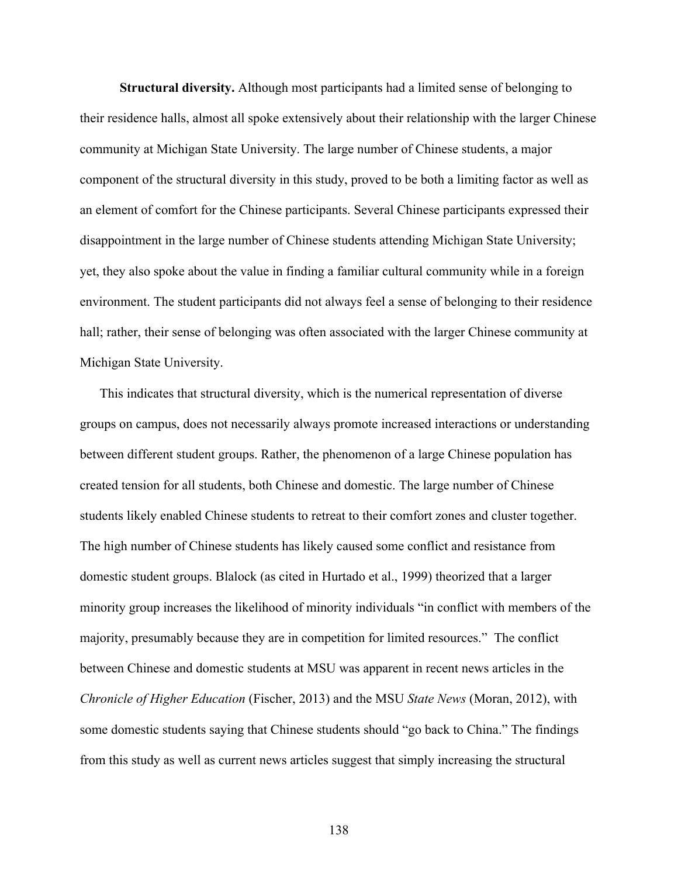**Structural diversity.** Although most participants had a limited sense of belonging to their residence halls, almost all spoke extensively about their relationship with the larger Chinese community at Michigan State University. The large number of Chinese students, a major component of the structural diversity in this study, proved to be both a limiting factor as well as an element of comfort for the Chinese participants. Several Chinese participants expressed their disappointment in the large number of Chinese students attending Michigan State University; yet, they also spoke about the value in finding a familiar cultural community while in a foreign environment. The student participants did not always feel a sense of belonging to their residence hall; rather, their sense of belonging was often associated with the larger Chinese community at Michigan State University.

This indicates that structural diversity, which is the numerical representation of diverse groups on campus, does not necessarily always promote increased interactions or understanding between different student groups. Rather, the phenomenon of a large Chinese population has created tension for all students, both Chinese and domestic. The large number of Chinese students likely enabled Chinese students to retreat to their comfort zones and cluster together. The high number of Chinese students has likely caused some conflict and resistance from domestic student groups. Blalock (as cited in Hurtado et al., 1999) theorized that a larger minority group increases the likelihood of minority individuals "in conflict with members of the majority, presumably because they are in competition for limited resources." The conflict between Chinese and domestic students at MSU was apparent in recent news articles in the *Chronicle of Higher Education* (Fischer, 2013) and the MSU *State News* (Moran, 2012), with some domestic students saying that Chinese students should "go back to China." The findings from this study as well as current news articles suggest that simply increasing the structural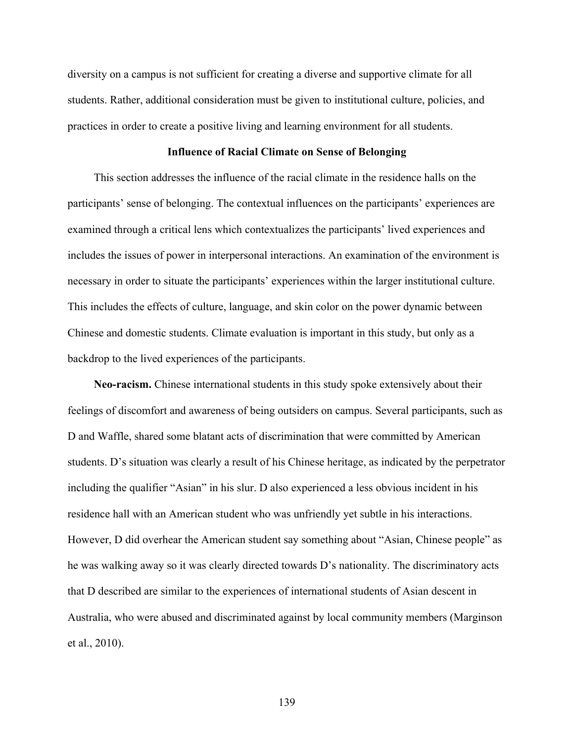diversity on a campus is not sufficient for creating a diverse and supportive climate for all students. Rather, additional consideration must be given to institutional culture, policies, and practices in order to create a positive living and learning environment for all students.

## Influence of Racial Climate on Sense of Belonging

This section addresses the influence of the racial climate in the residence halls on the participants' sense of belonging. The contextual influences on the participants' experiences are examined through a critical lens which contextualizes the participants' lived experiences and includes the issues of power in interpersonal interactions. An examination of the environment is necessary in order to situate the participants' experiences within the larger institutional culture. This includes the effects of culture, language, and skin color on the power dynamic between Chinese and domestic students. Climate evaluation is important in this study, but only as a backdrop to the lived experiences of the participants.

**Neo-racism.** Chinese international students in this study spoke extensively about their feelings of discomfort and awareness of being outsiders on campus. Several participants, such as D and Waffle, shared some blatant acts of discrimination that were committed by American students. D's situation was clearly a result of his Chinese heritage, as indicated by the perpetrator including the qualifier "Asian" in his slur. D also experienced a less obvious incident in his residence hall with an American student who was unfriendly yet subtle in his interactions. However, D did overhear the American student say something about "Asian, Chinese people" as he was walking away so it was clearly directed towards D's nationality. The discriminatory acts that D described are similar to the experiences of international students of Asian descent in Australia, who were abused and discriminated against by local community members (Marginson et al., 2010).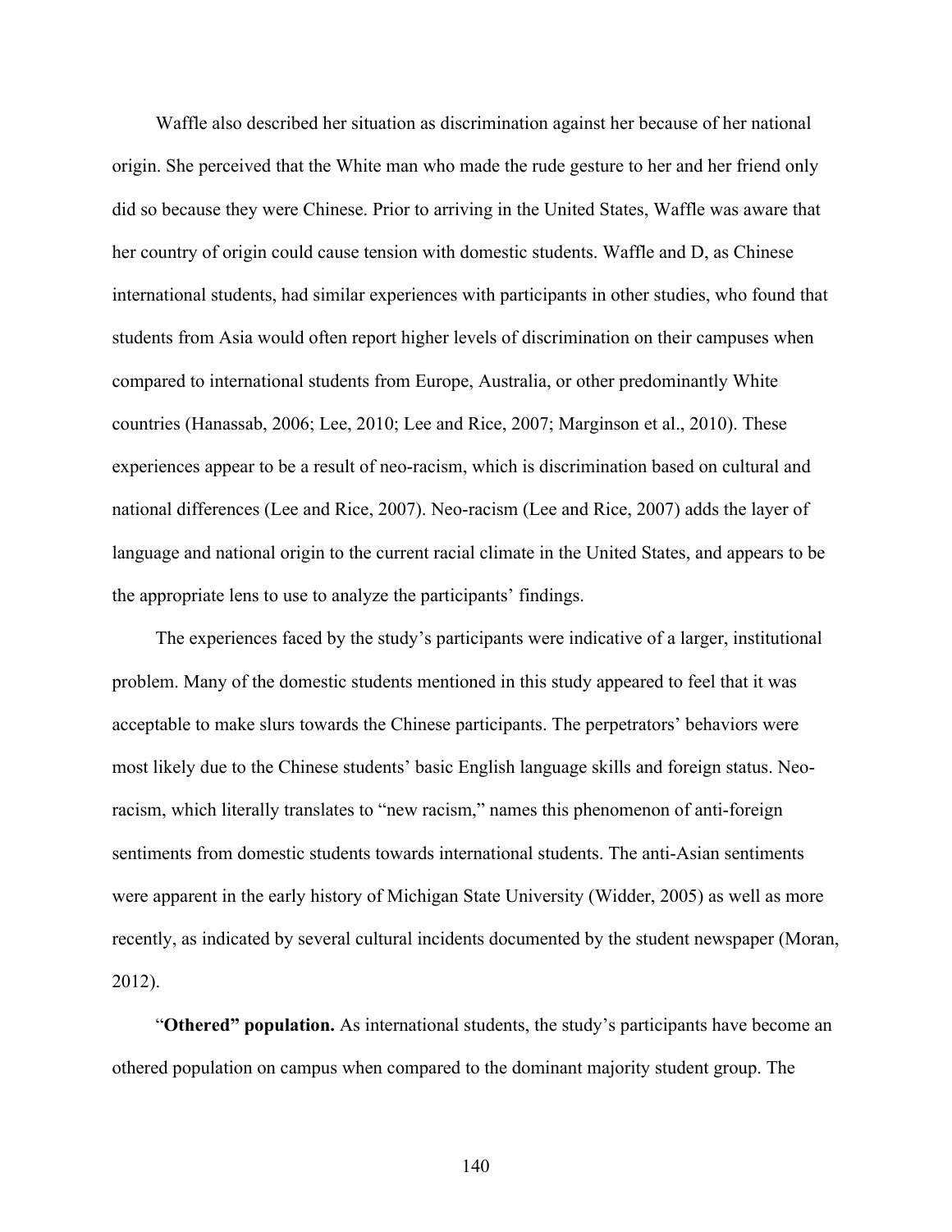Waffle also described her situation as discrimination against her because of her national origin. She perceived that the White man who made the rude gesture to her and her friend only did so because they were Chinese. Prior to arriving in the United States, Waffle was aware that her country of origin could cause tension with domestic students. Waffle and D, as Chinese international students, had similar experiences with participants in other studies, who found that students from Asia would often report higher levels of discrimination on their campuses when compared to international students from Europe, Australia, or other predominantly White countries (Hanassab, 2006; Lee, 2010; Lee and Rice, 2007; Marginson et al., 2010). These experiences appear to be a result of neo-racism, which is discrimination based on cultural and national differences (Lee and Rice, 2007). Neo-racism (Lee and Rice, 2007) adds the layer of language and national origin to the current racial climate in the United States, and appears to be the appropriate lens to use to analyze the participants' findings.

The experiences faced by the study's participants were indicative of a larger, institutional problem. Many of the domestic students mentioned in this study appeared to feel that it was acceptable to make slurs towards the Chinese participants. The perpetrators' behaviors were most likely due to the Chinese students' basic English language skills and foreign status. Neo-racism, which literally translates to "new racism," names this phenomenon of anti-foreign sentiments from domestic students towards international students. The anti-Asian sentiments were apparent in the early history of Michigan State University (Widder, 2005) as well as more recently, as indicated by several cultural incidents documented by the student newspaper (Moran, 2012).

"**Othered" population.** As international students, the study's participants have become an othered population on campus when compared to the dominant majority student group. The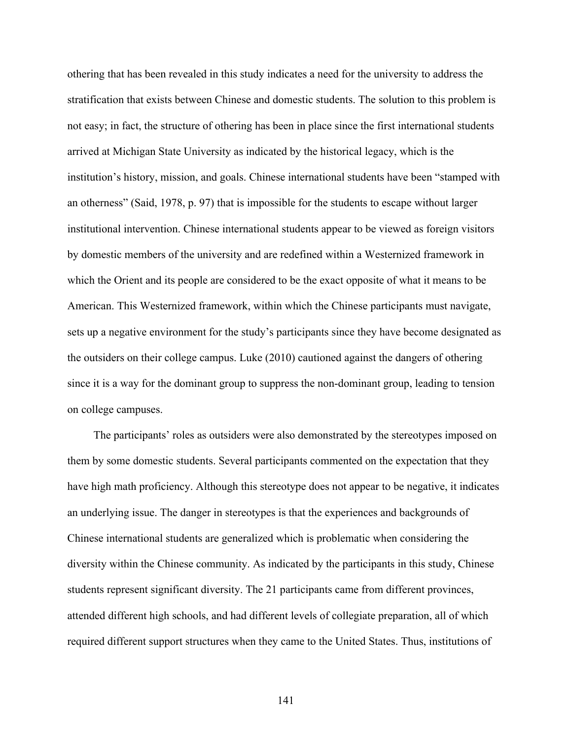othering that has been revealed in this study indicates a need for the university to address the stratification that exists between Chinese and domestic students. The solution to this problem is not easy; in fact, the structure of othering has been in place since the first international students arrived at Michigan State University as indicated by the historical legacy, which is the institution's history, mission, and goals. Chinese international students have been "stamped with an otherness" (Said, 1978, p. 97) that is impossible for the students to escape without larger institutional intervention. Chinese international students appear to be viewed as foreign visitors by domestic members of the university and are redefined within a Westernized framework in which the Orient and its people are considered to be the exact opposite of what it means to be American. This Westernized framework, within which the Chinese participants must navigate, sets up a negative environment for the study's participants since they have become designated as the outsiders on their college campus. Luke (2010) cautioned against the dangers of othering since it is a way for the dominant group to suppress the non-dominant group, leading to tension on college campuses.

The participants' roles as outsiders were also demonstrated by the stereotypes imposed on them by some domestic students. Several participants commented on the expectation that they have high math proficiency. Although this stereotype does not appear to be negative, it indicates an underlying issue. The danger in stereotypes is that the experiences and backgrounds of Chinese international students are generalized which is problematic when considering the diversity within the Chinese community. As indicated by the participants in this study, Chinese students represent significant diversity. The 21 participants came from different provinces, attended different high schools, and had different levels of collegiate preparation, all of which required different support structures when they came to the United States. Thus, institutions of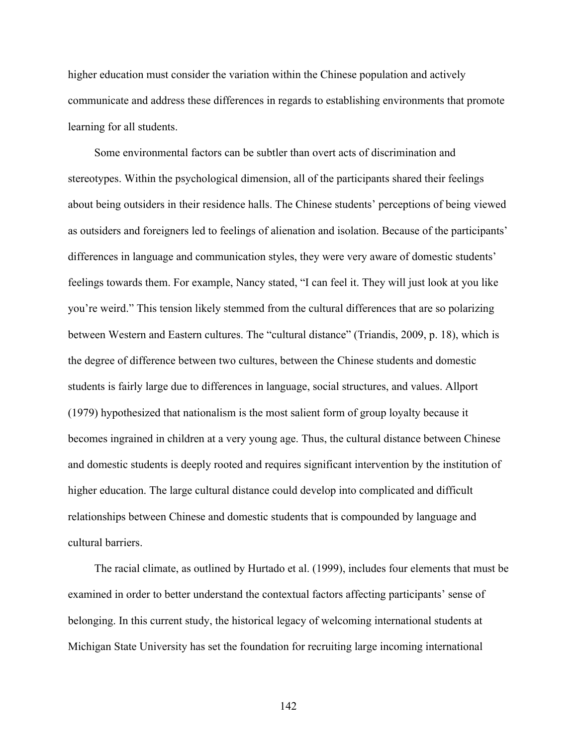higher education must consider the variation within the Chinese population and actively communicate and address these differences in regards to establishing environments that promote learning for all students.

Some environmental factors can be subtler than overt acts of discrimination and stereotypes. Within the psychological dimension, all of the participants shared their feelings about being outsiders in their residence halls. The Chinese students' perceptions of being viewed as outsiders and foreigners led to feelings of alienation and isolation. Because of the participants' differences in language and communication styles, they were very aware of domestic students' feelings towards them. For example, Nancy stated, "I can feel it. They will just look at you like you're weird." This tension likely stemmed from the cultural differences that are so polarizing between Western and Eastern cultures. The "cultural distance" (Triandis, 2009, p. 18), which is the degree of difference between two cultures, between the Chinese students and domestic students is fairly large due to differences in language, social structures, and values. Allport (1979) hypothesized that nationalism is the most salient form of group loyalty because it becomes ingrained in children at a very young age. Thus, the cultural distance between Chinese and domestic students is deeply rooted and requires significant intervention by the institution of higher education. The large cultural distance could develop into complicated and difficult relationships between Chinese and domestic students that is compounded by language and cultural barriers.

The racial climate, as outlined by Hurtado et al. (1999), includes four elements that must be examined in order to better understand the contextual factors affecting participants' sense of belonging. In this current study, the historical legacy of welcoming international students at Michigan State University has set the foundation for recruiting large incoming international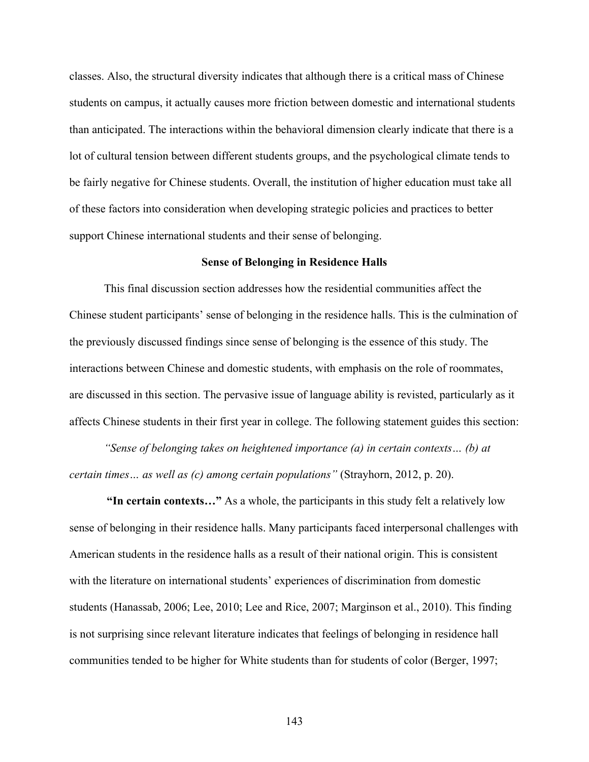classes. Also, the structural diversity indicates that although there is a critical mass of Chinese students on campus, it actually causes more friction between domestic and international students than anticipated. The interactions within the behavioral dimension clearly indicate that there is a lot of cultural tension between different students groups, and the psychological climate tends to be fairly negative for Chinese students. Overall, the institution of higher education must take all of these factors into consideration when developing strategic policies and practices to better support Chinese international students and their sense of belonging.

## Sense of Belonging in Residence Halls

This final discussion section addresses how the residential communities affect the Chinese student participants' sense of belonging in the residence halls. This is the culmination of the previously discussed findings since sense of belonging is the essence of this study. The interactions between Chinese and domestic students, with emphasis on the role of roommates, are discussed in this section. The pervasive issue of language ability is revisted, particularly as it affects Chinese students in their first year in college. The following statement guides this section:

*"Sense of belonging takes on heightened importance (a) in certain contexts… (b) at certain times… as well as (c) among certain populations"* (Strayhorn, 2012, p. 20).

**"In certain contexts…"** As a whole, the participants in this study felt a relatively low sense of belonging in their residence halls. Many participants faced interpersonal challenges with American students in the residence halls as a result of their national origin. This is consistent with the literature on international students' experiences of discrimination from domestic students (Hanassab, 2006; Lee, 2010; Lee and Rice, 2007; Marginson et al., 2010). This finding is not surprising since relevant literature indicates that feelings of belonging in residence hall communities tended to be higher for White students than for students of color (Berger, 1997;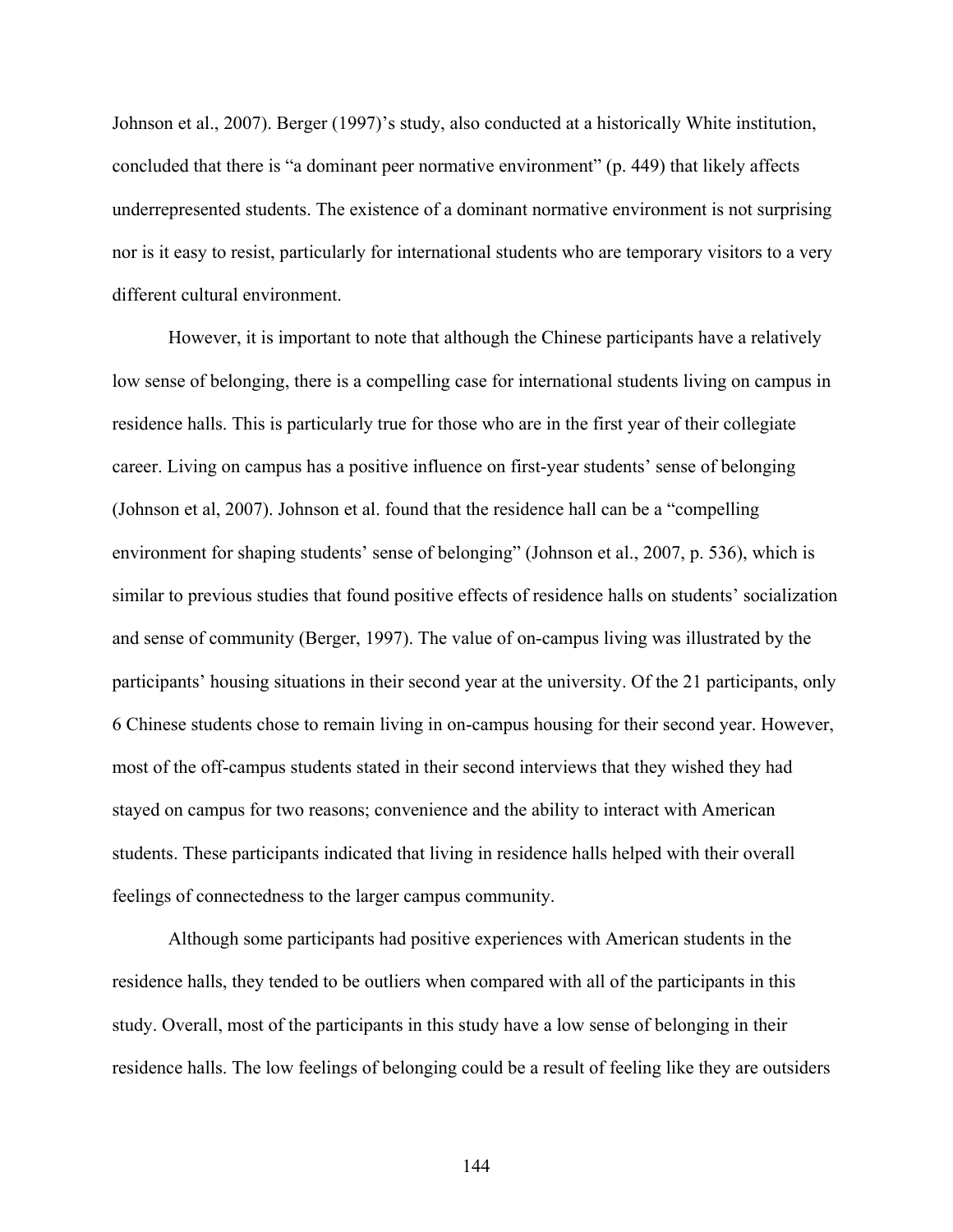Johnson et al., 2007). Berger (1997)'s study, also conducted at a historically White institution, concluded that there is "a dominant peer normative environment" (p. 449) that likely affects underrepresented students. The existence of a dominant normative environment is not surprising nor is it easy to resist, particularly for international students who are temporary visitors to a very different cultural environment.

However, it is important to note that although the Chinese participants have a relatively low sense of belonging, there is a compelling case for international students living on campus in residence halls. This is particularly true for those who are in the first year of their collegiate career. Living on campus has a positive influence on first-year students' sense of belonging (Johnson et al, 2007). Johnson et al. found that the residence hall can be a "compelling environment for shaping students' sense of belonging" (Johnson et al., 2007, p. 536), which is similar to previous studies that found positive effects of residence halls on students' socialization and sense of community (Berger, 1997). The value of on-campus living was illustrated by the participants' housing situations in their second year at the university. Of the 21 participants, only 6 Chinese students chose to remain living in on-campus housing for their second year. However, most of the off-campus students stated in their second interviews that they wished they had stayed on campus for two reasons; convenience and the ability to interact with American students. These participants indicated that living in residence halls helped with their overall feelings of connectedness to the larger campus community.

Although some participants had positive experiences with American students in the residence halls, they tended to be outliers when compared with all of the participants in this study. Overall, most of the participants in this study have a low sense of belonging in their residence halls. The low feelings of belonging could be a result of feeling like they are outsiders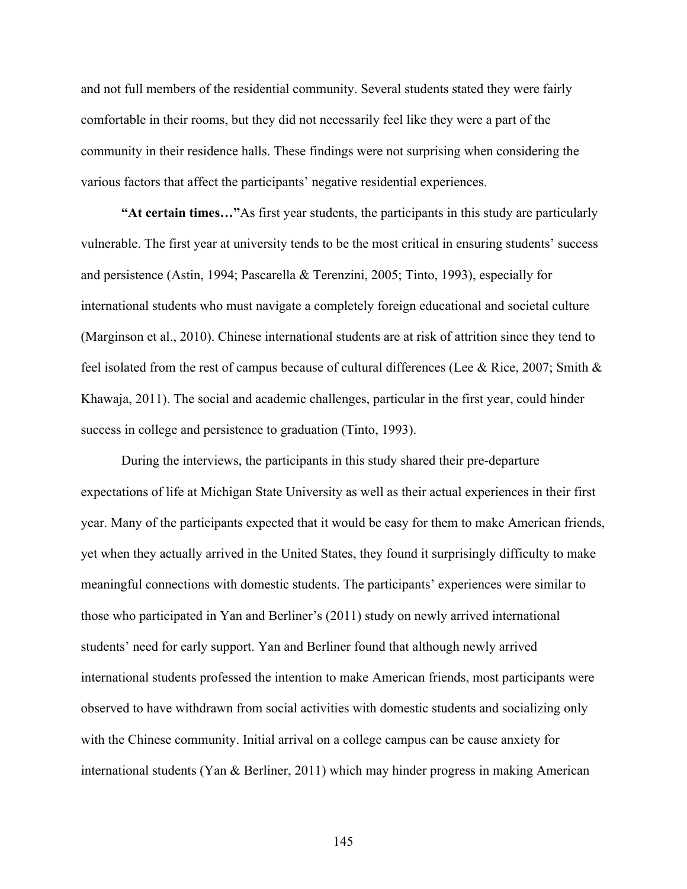and not full members of the residential community. Several students stated they were fairly comfortable in their rooms, but they did not necessarily feel like they were a part of the community in their residence halls. These findings were not surprising when considering the various factors that affect the participants' negative residential experiences.

**"At certain times…"**As first year students, the participants in this study are particularly vulnerable. The first year at university tends to be the most critical in ensuring students' success and persistence (Astin, 1994; Pascarella & Terenzini, 2005; Tinto, 1993), especially for international students who must navigate a completely foreign educational and societal culture (Marginson et al., 2010). Chinese international students are at risk of attrition since they tend to feel isolated from the rest of campus because of cultural differences (Lee & Rice, 2007; Smith & Khawaja, 2011). The social and academic challenges, particular in the first year, could hinder success in college and persistence to graduation (Tinto, 1993).

During the interviews, the participants in this study shared their pre-departure expectations of life at Michigan State University as well as their actual experiences in their first year. Many of the participants expected that it would be easy for them to make American friends, yet when they actually arrived in the United States, they found it surprisingly difficulty to make meaningful connections with domestic students. The participants' experiences were similar to those who participated in Yan and Berliner's (2011) study on newly arrived international students' need for early support. Yan and Berliner found that although newly arrived international students professed the intention to make American friends, most participants were observed to have withdrawn from social activities with domestic students and socializing only with the Chinese community. Initial arrival on a college campus can be cause anxiety for international students (Yan & Berliner, 2011) which may hinder progress in making American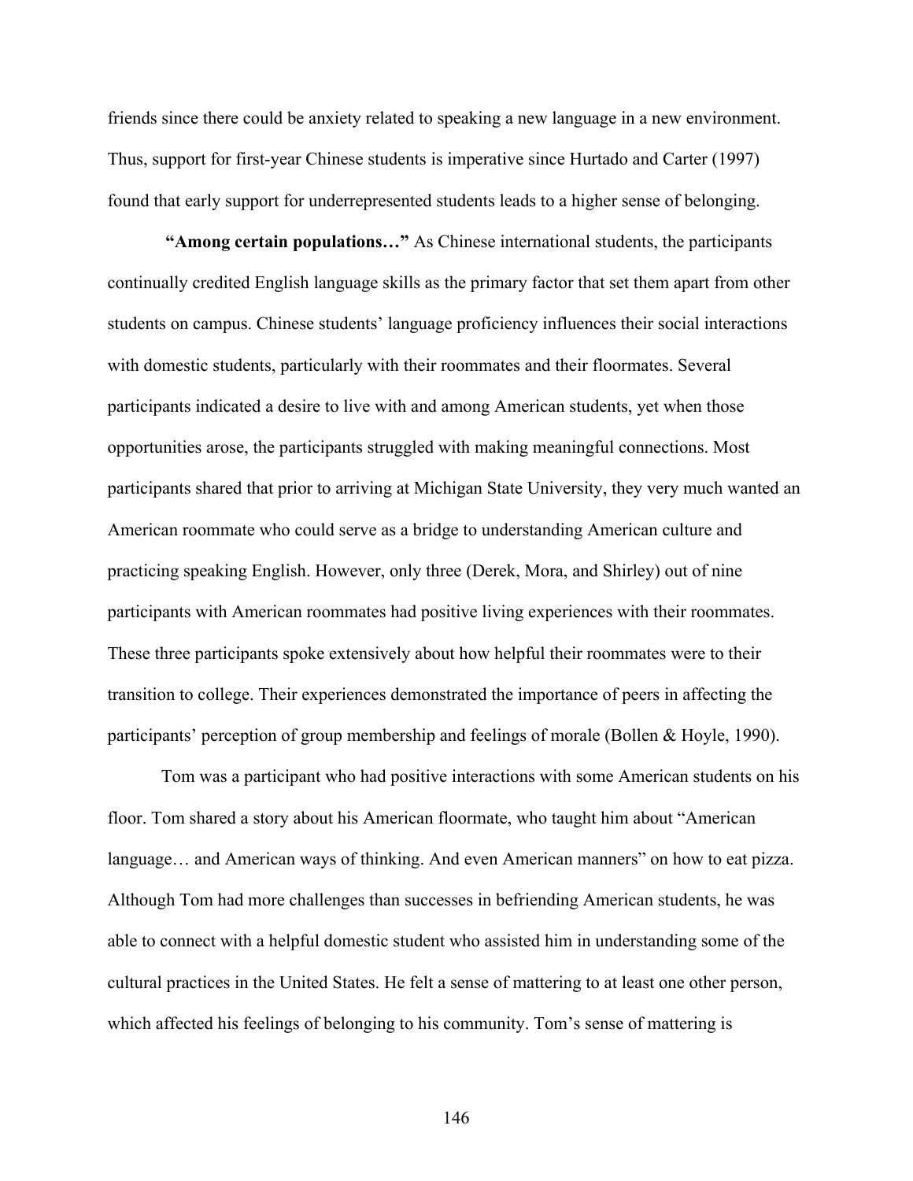friends since there could be anxiety related to speaking a new language in a new environment. Thus, support for first-year Chinese students is imperative since Hurtado and Carter (1997) found that early support for underrepresented students leads to a higher sense of belonging.

**"Among certain populations…"** As Chinese international students, the participants continually credited English language skills as the primary factor that set them apart from other students on campus. Chinese students' language proficiency influences their social interactions with domestic students, particularly with their roommates and their floormates. Several participants indicated a desire to live with and among American students, yet when those opportunities arose, the participants struggled with making meaningful connections. Most participants shared that prior to arriving at Michigan State University, they very much wanted an American roommate who could serve as a bridge to understanding American culture and practicing speaking English. However, only three (Derek, Mora, and Shirley) out of nine participants with American roommates had positive living experiences with their roommates. These three participants spoke extensively about how helpful their roommates were to their transition to college. Their experiences demonstrated the importance of peers in affecting the participants' perception of group membership and feelings of morale (Bollen & Hoyle, 1990).

Tom was a participant who had positive interactions with some American students on his floor. Tom shared a story about his American floormate, who taught him about "American language… and American ways of thinking. And even American manners" on how to eat pizza. Although Tom had more challenges than successes in befriending American students, he was able to connect with a helpful domestic student who assisted him in understanding some of the cultural practices in the United States. He felt a sense of mattering to at least one other person, which affected his feelings of belonging to his community. Tom's sense of mattering is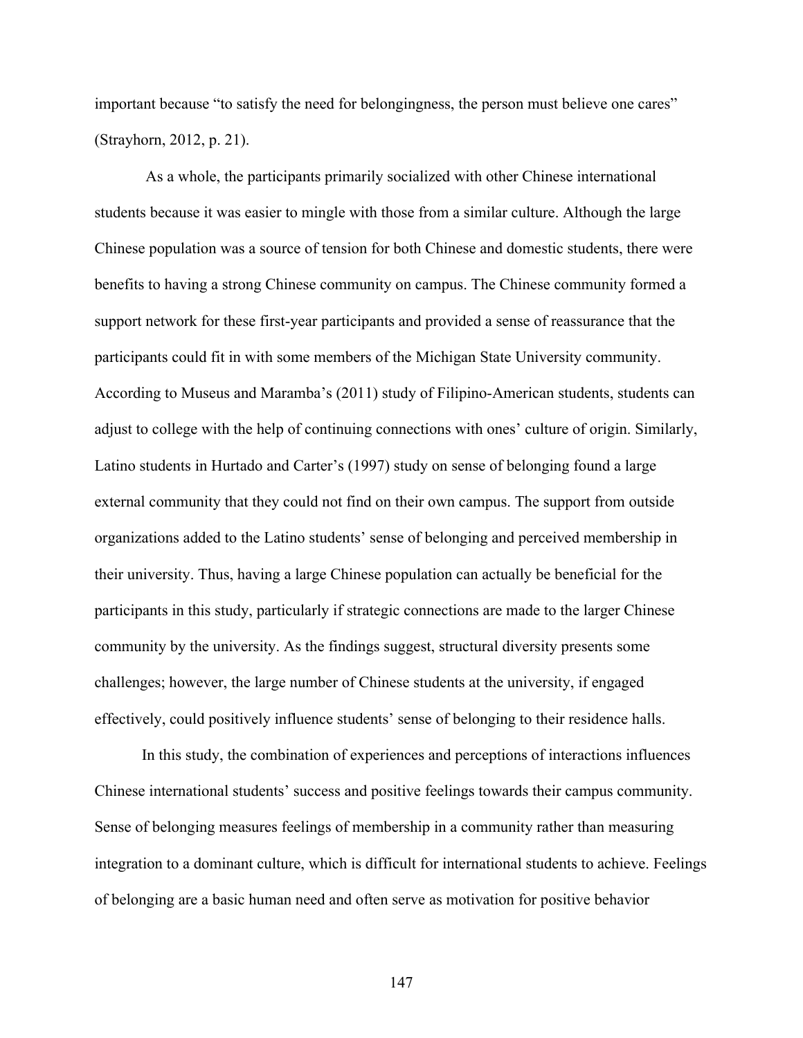important because "to satisfy the need for belongingness, the person must believe one cares" (Strayhorn, 2012, p. 21).

As a whole, the participants primarily socialized with other Chinese international students because it was easier to mingle with those from a similar culture. Although the large Chinese population was a source of tension for both Chinese and domestic students, there were benefits to having a strong Chinese community on campus. The Chinese community formed a support network for these first-year participants and provided a sense of reassurance that the participants could fit in with some members of the Michigan State University community. According to Museus and Maramba's (2011) study of Filipino-American students, students can adjust to college with the help of continuing connections with ones' culture of origin. Similarly, Latino students in Hurtado and Carter's (1997) study on sense of belonging found a large external community that they could not find on their own campus. The support from outside organizations added to the Latino students' sense of belonging and perceived membership in their university. Thus, having a large Chinese population can actually be beneficial for the participants in this study, particularly if strategic connections are made to the larger Chinese community by the university. As the findings suggest, structural diversity presents some challenges; however, the large number of Chinese students at the university, if engaged effectively, could positively influence students' sense of belonging to their residence halls.

In this study, the combination of experiences and perceptions of interactions influences Chinese international students' success and positive feelings towards their campus community. Sense of belonging measures feelings of membership in a community rather than measuring integration to a dominant culture, which is difficult for international students to achieve. Feelings of belonging are a basic human need and often serve as motivation for positive behavior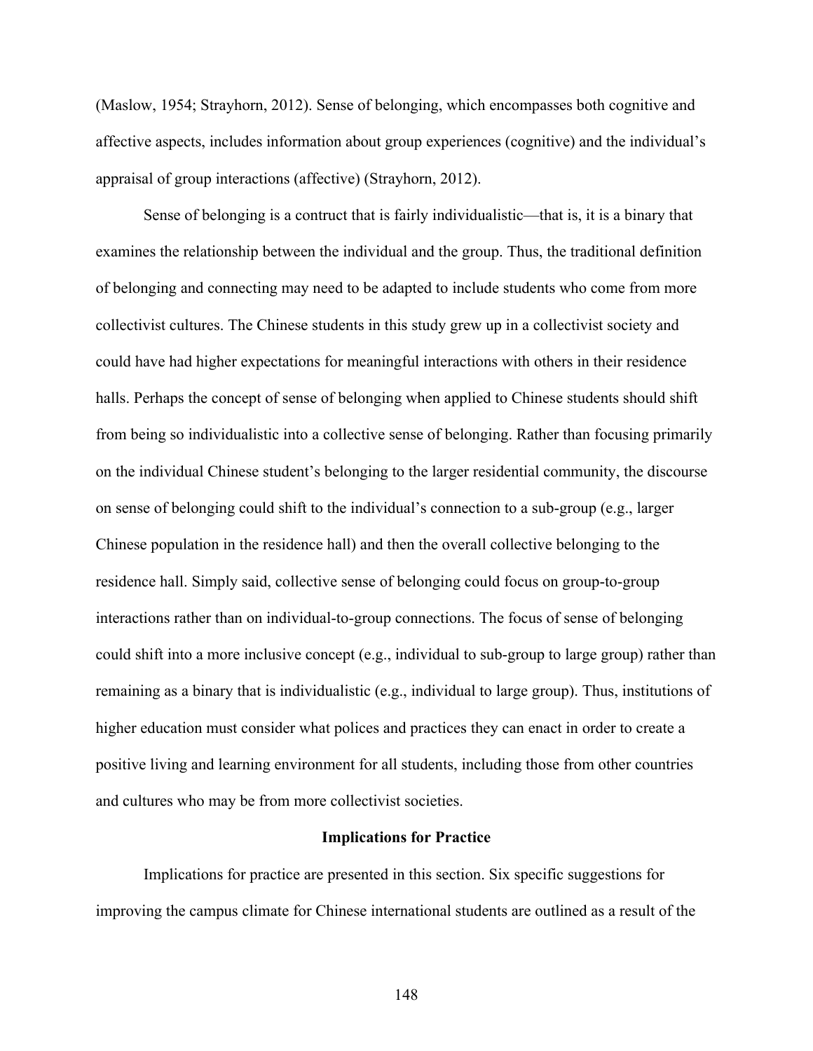(Maslow, 1954; Strayhorn, 2012). Sense of belonging, which encompasses both cognitive and affective aspects, includes information about group experiences (cognitive) and the individual's appraisal of group interactions (affective) (Strayhorn, 2012).

Sense of belonging is a contruct that is fairly individualistic—that is, it is a binary that examines the relationship between the individual and the group. Thus, the traditional definition of belonging and connecting may need to be adapted to include students who come from more collectivist cultures. The Chinese students in this study grew up in a collectivist society and could have had higher expectations for meaningful interactions with others in their residence halls. Perhaps the concept of sense of belonging when applied to Chinese students should shift from being so individualistic into a collective sense of belonging. Rather than focusing primarily on the individual Chinese student's belonging to the larger residential community, the discourse on sense of belonging could shift to the individual's connection to a sub-group (e.g., larger Chinese population in the residence hall) and then the overall collective belonging to the residence hall. Simply said, collective sense of belonging could focus on group-to-group interactions rather than on individual-to-group connections. The focus of sense of belonging could shift into a more inclusive concept (e.g., individual to sub-group to large group) rather than remaining as a binary that is individualistic (e.g., individual to large group). Thus, institutions of higher education must consider what polices and practices they can enact in order to create a positive living and learning environment for all students, including those from other countries and cultures who may be from more collectivist societies.

## Implications for Practice

Implications for practice are presented in this section. Six specific suggestions for improving the campus climate for Chinese international students are outlined as a result of the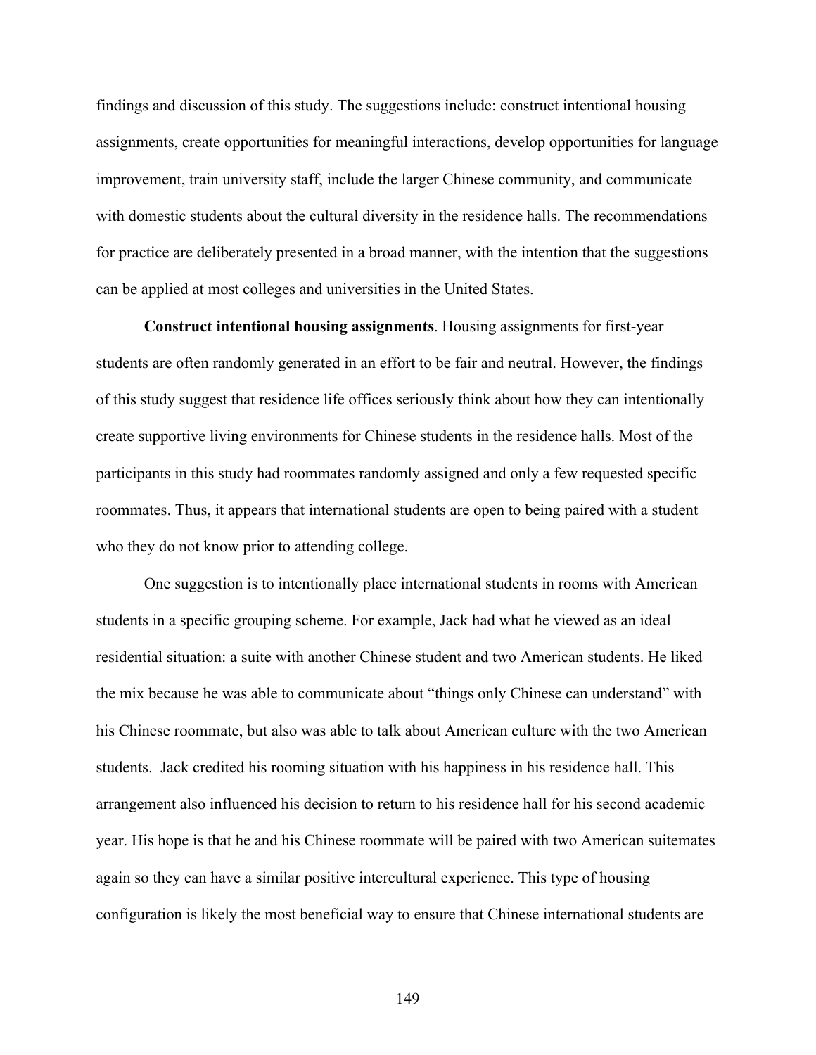findings and discussion of this study. The suggestions include: construct intentional housing assignments, create opportunities for meaningful interactions, develop opportunities for language improvement, train university staff, include the larger Chinese community, and communicate with domestic students about the cultural diversity in the residence halls. The recommendations for practice are deliberately presented in a broad manner, with the intention that the suggestions can be applied at most colleges and universities in the United States.

**Construct intentional housing assignments**. Housing assignments for first-year students are often randomly generated in an effort to be fair and neutral. However, the findings of this study suggest that residence life offices seriously think about how they can intentionally create supportive living environments for Chinese students in the residence halls. Most of the participants in this study had roommates randomly assigned and only a few requested specific roommates. Thus, it appears that international students are open to being paired with a student who they do not know prior to attending college.

One suggestion is to intentionally place international students in rooms with American students in a specific grouping scheme. For example, Jack had what he viewed as an ideal residential situation: a suite with another Chinese student and two American students. He liked the mix because he was able to communicate about "things only Chinese can understand" with his Chinese roommate, but also was able to talk about American culture with the two American students. Jack credited his rooming situation with his happiness in his residence hall. This arrangement also influenced his decision to return to his residence hall for his second academic year. His hope is that he and his Chinese roommate will be paired with two American suitemates again so they can have a similar positive intercultural experience. This type of housing configuration is likely the most beneficial way to ensure that Chinese international students are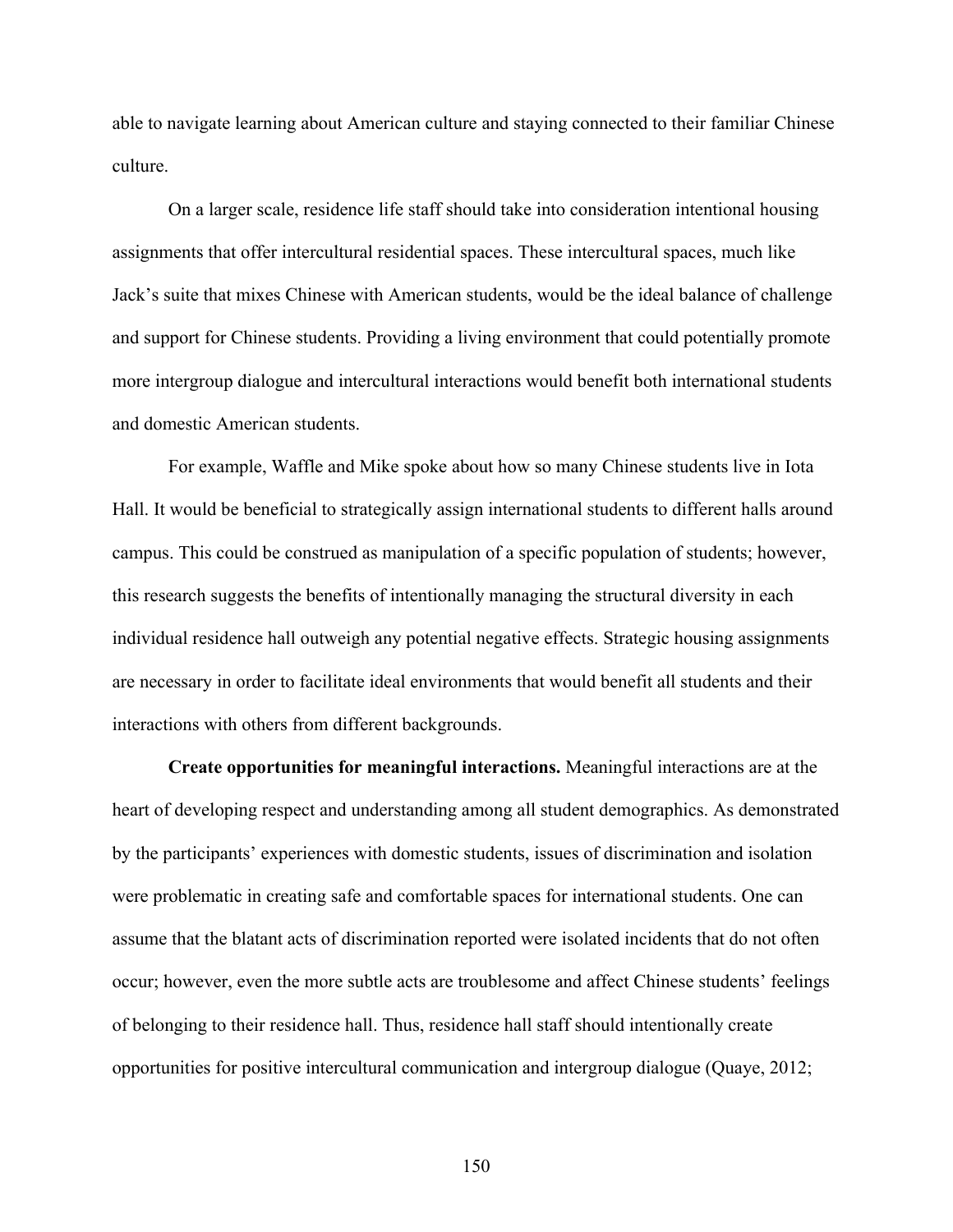able to navigate learning about American culture and staying connected to their familiar Chinese culture.

On a larger scale, residence life staff should take into consideration intentional housing assignments that offer intercultural residential spaces. These intercultural spaces, much like Jack's suite that mixes Chinese with American students, would be the ideal balance of challenge and support for Chinese students. Providing a living environment that could potentially promote more intergroup dialogue and intercultural interactions would benefit both international students and domestic American students.

For example, Waffle and Mike spoke about how so many Chinese students live in Iota Hall. It would be beneficial to strategically assign international students to different halls around campus. This could be construed as manipulation of a specific population of students; however, this research suggests the benefits of intentionally managing the structural diversity in each individual residence hall outweigh any potential negative effects. Strategic housing assignments are necessary in order to facilitate ideal environments that would benefit all students and their interactions with others from different backgrounds.

**Create opportunities for meaningful interactions.** Meaningful interactions are at the heart of developing respect and understanding among all student demographics. As demonstrated by the participants' experiences with domestic students, issues of discrimination and isolation were problematic in creating safe and comfortable spaces for international students. One can assume that the blatant acts of discrimination reported were isolated incidents that do not often occur; however, even the more subtle acts are troublesome and affect Chinese students' feelings of belonging to their residence hall. Thus, residence hall staff should intentionally create opportunities for positive intercultural communication and intergroup dialogue (Quaye, 2012;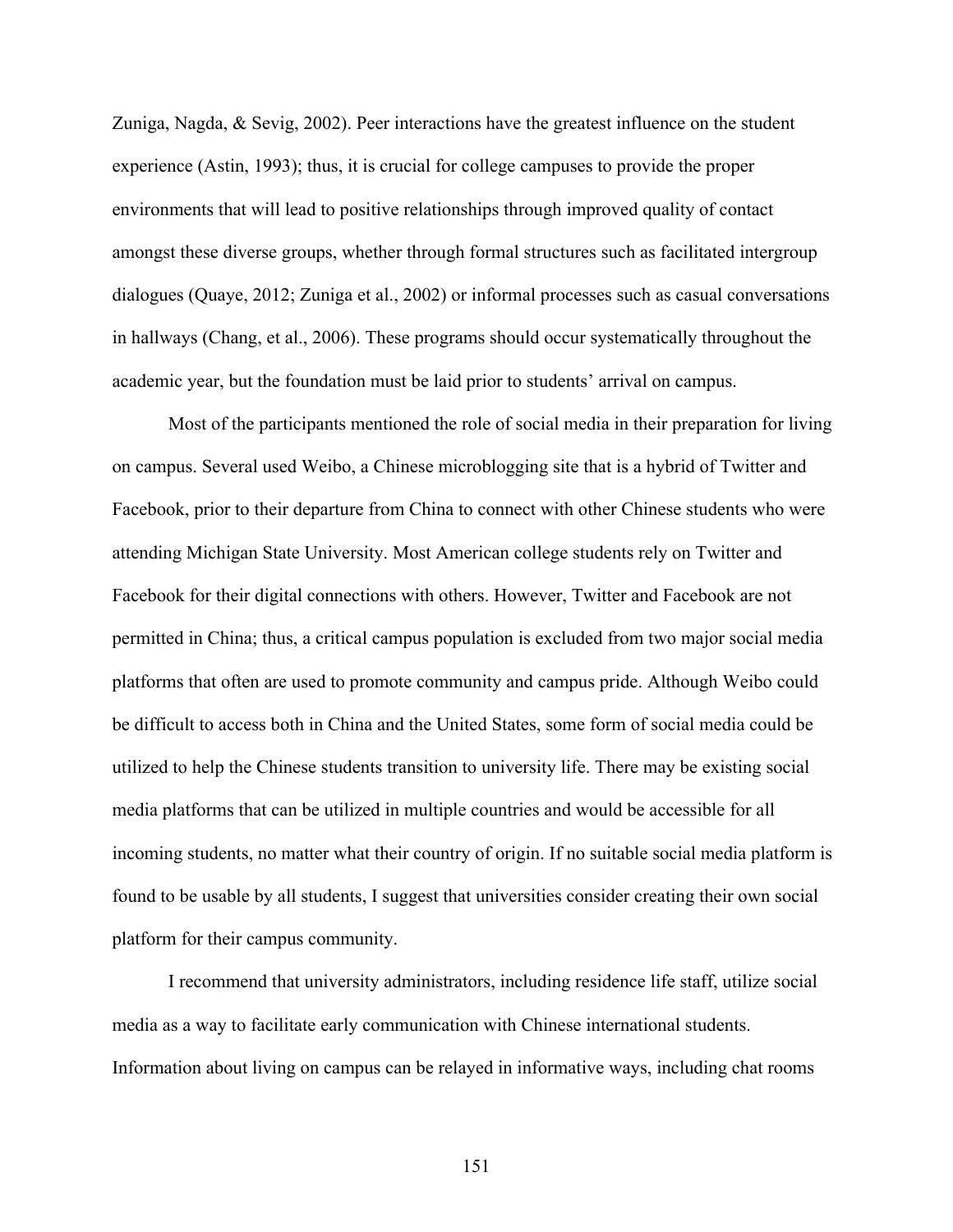Zuniga, Nagda, & Sevig, 2002). Peer interactions have the greatest influence on the student experience (Astin, 1993); thus, it is crucial for college campuses to provide the proper environments that will lead to positive relationships through improved quality of contact amongst these diverse groups, whether through formal structures such as facilitated intergroup dialogues (Quaye, 2012; Zuniga et al., 2002) or informal processes such as casual conversations in hallways (Chang, et al., 2006). These programs should occur systematically throughout the academic year, but the foundation must be laid prior to students' arrival on campus.

Most of the participants mentioned the role of social media in their preparation for living on campus. Several used Weibo, a Chinese microblogging site that is a hybrid of Twitter and Facebook, prior to their departure from China to connect with other Chinese students who were attending Michigan State University. Most American college students rely on Twitter and Facebook for their digital connections with others. However, Twitter and Facebook are not permitted in China; thus, a critical campus population is excluded from two major social media platforms that often are used to promote community and campus pride. Although Weibo could be difficult to access both in China and the United States, some form of social media could be utilized to help the Chinese students transition to university life. There may be existing social media platforms that can be utilized in multiple countries and would be accessible for all incoming students, no matter what their country of origin. If no suitable social media platform is found to be usable by all students, I suggest that universities consider creating their own social platform for their campus community.

I recommend that university administrators, including residence life staff, utilize social media as a way to facilitate early communication with Chinese international students. Information about living on campus can be relayed in informative ways, including chat rooms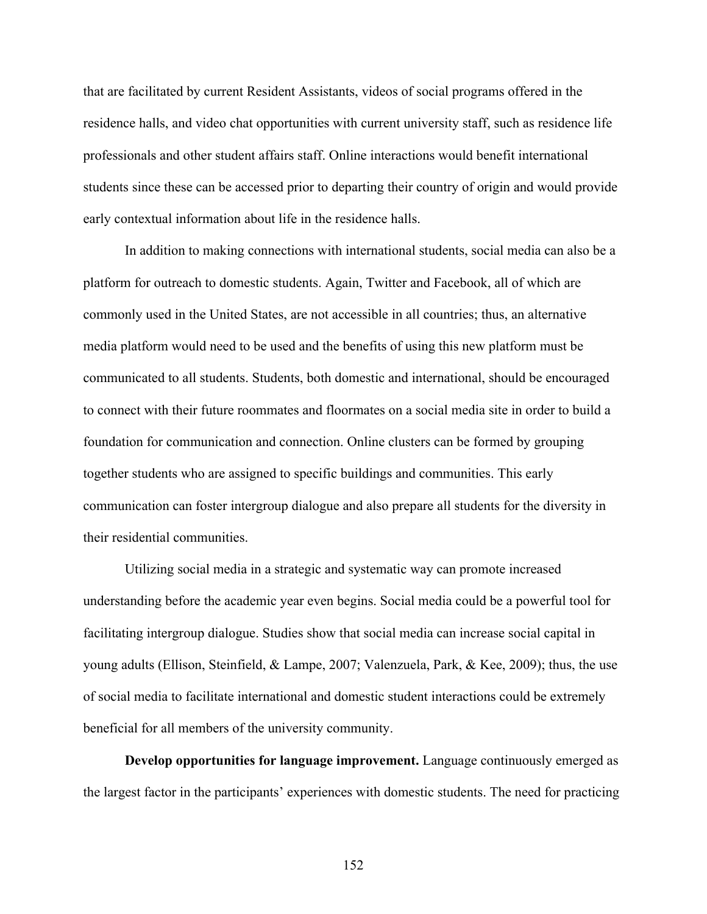that are facilitated by current Resident Assistants, videos of social programs offered in the residence halls, and video chat opportunities with current university staff, such as residence life professionals and other student affairs staff. Online interactions would benefit international students since these can be accessed prior to departing their country of origin and would provide early contextual information about life in the residence halls.

In addition to making connections with international students, social media can also be a platform for outreach to domestic students. Again, Twitter and Facebook, all of which are commonly used in the United States, are not accessible in all countries; thus, an alternative media platform would need to be used and the benefits of using this new platform must be communicated to all students. Students, both domestic and international, should be encouraged to connect with their future roommates and floormates on a social media site in order to build a foundation for communication and connection. Online clusters can be formed by grouping together students who are assigned to specific buildings and communities. This early communication can foster intergroup dialogue and also prepare all students for the diversity in their residential communities.

Utilizing social media in a strategic and systematic way can promote increased understanding before the academic year even begins. Social media could be a powerful tool for facilitating intergroup dialogue. Studies show that social media can increase social capital in young adults (Ellison, Steinfield, & Lampe, 2007; Valenzuela, Park, & Kee, 2009); thus, the use of social media to facilitate international and domestic student interactions could be extremely beneficial for all members of the university community.

**Develop opportunities for language improvement.** Language continuously emerged as the largest factor in the participants' experiences with domestic students. The need for practicing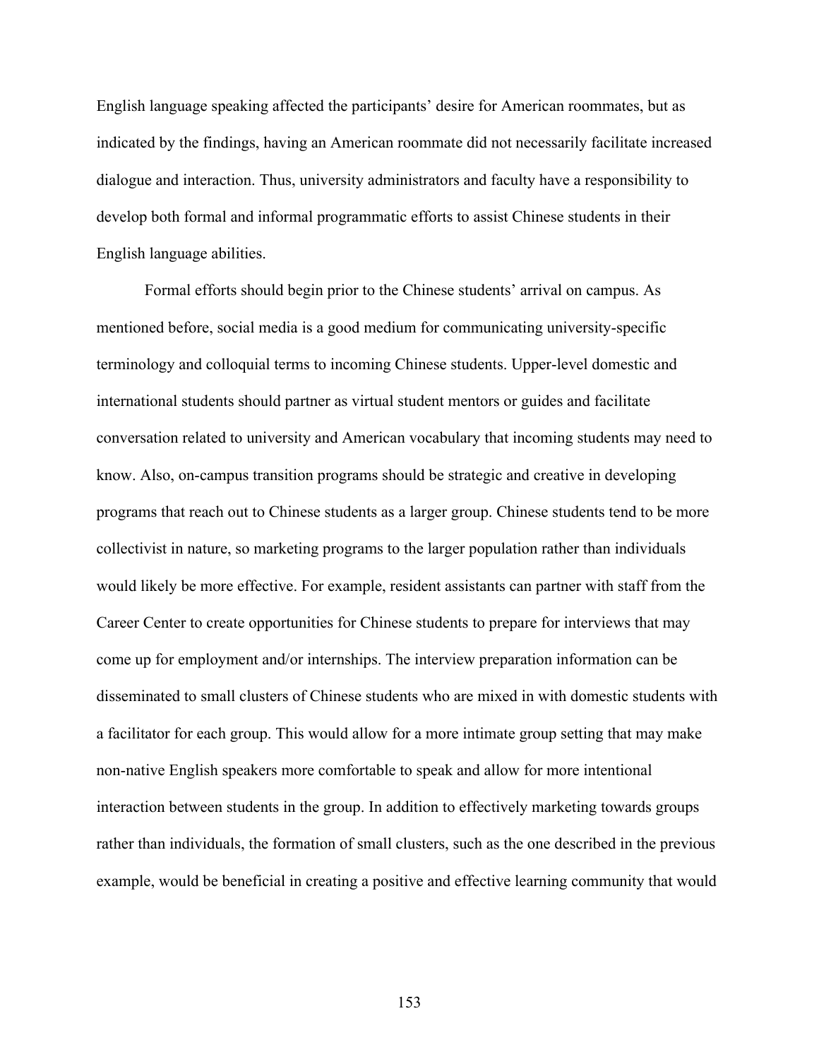English language speaking affected the participants' desire for American roommates, but as indicated by the findings, having an American roommate did not necessarily facilitate increased dialogue and interaction. Thus, university administrators and faculty have a responsibility to develop both formal and informal programmatic efforts to assist Chinese students in their English language abilities.

Formal efforts should begin prior to the Chinese students' arrival on campus. As mentioned before, social media is a good medium for communicating university-specific terminology and colloquial terms to incoming Chinese students. Upper-level domestic and international students should partner as virtual student mentors or guides and facilitate conversation related to university and American vocabulary that incoming students may need to know. Also, on-campus transition programs should be strategic and creative in developing programs that reach out to Chinese students as a larger group. Chinese students tend to be more collectivist in nature, so marketing programs to the larger population rather than individuals would likely be more effective. For example, resident assistants can partner with staff from the Career Center to create opportunities for Chinese students to prepare for interviews that may come up for employment and/or internships. The interview preparation information can be disseminated to small clusters of Chinese students who are mixed in with domestic students with a facilitator for each group. This would allow for a more intimate group setting that may make non-native English speakers more comfortable to speak and allow for more intentional interaction between students in the group. In addition to effectively marketing towards groups rather than individuals, the formation of small clusters, such as the one described in the previous example, would be beneficial in creating a positive and effective learning community that would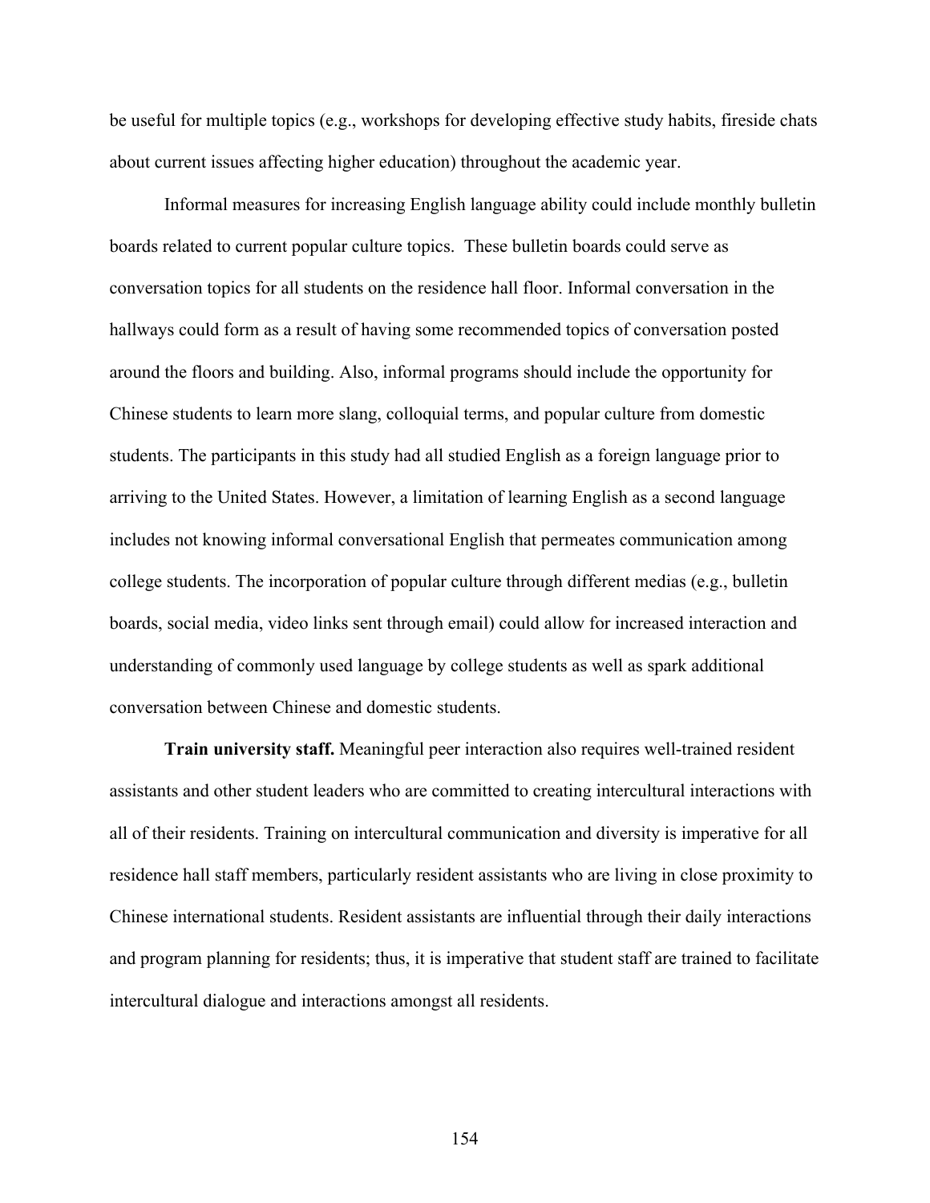be useful for multiple topics (e.g., workshops for developing effective study habits, fireside chats about current issues affecting higher education) throughout the academic year.

Informal measures for increasing English language ability could include monthly bulletin boards related to current popular culture topics. These bulletin boards could serve as conversation topics for all students on the residence hall floor. Informal conversation in the hallways could form as a result of having some recommended topics of conversation posted around the floors and building. Also, informal programs should include the opportunity for Chinese students to learn more slang, colloquial terms, and popular culture from domestic students. The participants in this study had all studied English as a foreign language prior to arriving to the United States. However, a limitation of learning English as a second language includes not knowing informal conversational English that permeates communication among college students. The incorporation of popular culture through different medias (e.g., bulletin boards, social media, video links sent through email) could allow for increased interaction and understanding of commonly used language by college students as well as spark additional conversation between Chinese and domestic students.

**Train university staff.** Meaningful peer interaction also requires well-trained resident assistants and other student leaders who are committed to creating intercultural interactions with all of their residents. Training on intercultural communication and diversity is imperative for all residence hall staff members, particularly resident assistants who are living in close proximity to Chinese international students. Resident assistants are influential through their daily interactions and program planning for residents; thus, it is imperative that student staff are trained to facilitate intercultural dialogue and interactions amongst all residents.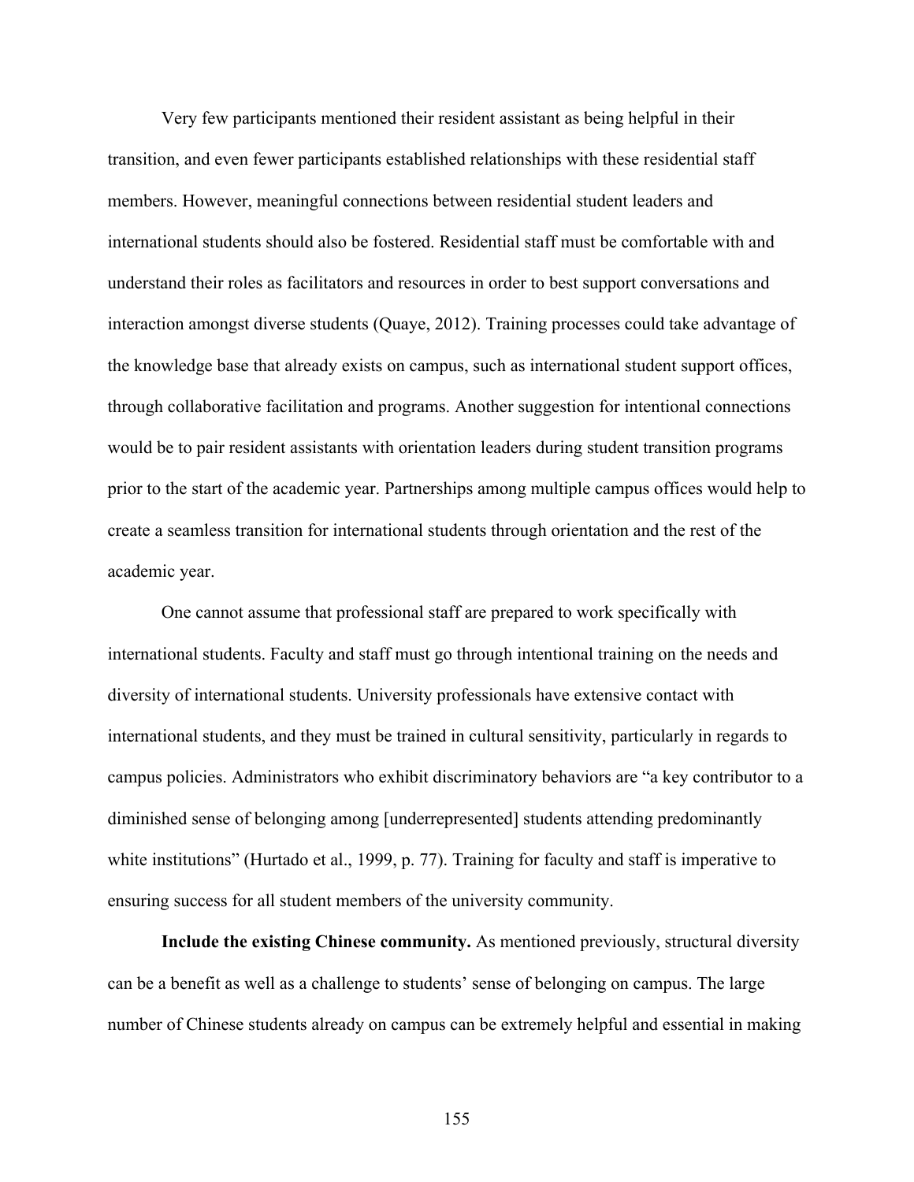Very few participants mentioned their resident assistant as being helpful in their transition, and even fewer participants established relationships with these residential staff members. However, meaningful connections between residential student leaders and international students should also be fostered. Residential staff must be comfortable with and understand their roles as facilitators and resources in order to best support conversations and interaction amongst diverse students (Quaye, 2012). Training processes could take advantage of the knowledge base that already exists on campus, such as international student support offices, through collaborative facilitation and programs. Another suggestion for intentional connections would be to pair resident assistants with orientation leaders during student transition programs prior to the start of the academic year. Partnerships among multiple campus offices would help to create a seamless transition for international students through orientation and the rest of the academic year.

One cannot assume that professional staff are prepared to work specifically with international students. Faculty and staff must go through intentional training on the needs and diversity of international students. University professionals have extensive contact with international students, and they must be trained in cultural sensitivity, particularly in regards to campus policies. Administrators who exhibit discriminatory behaviors are "a key contributor to a diminished sense of belonging among [underrepresented] students attending predominantly white institutions" (Hurtado et al., 1999, p. 77). Training for faculty and staff is imperative to ensuring success for all student members of the university community.

**Include the existing Chinese community.** As mentioned previously, structural diversity can be a benefit as well as a challenge to students' sense of belonging on campus. The large number of Chinese students already on campus can be extremely helpful and essential in making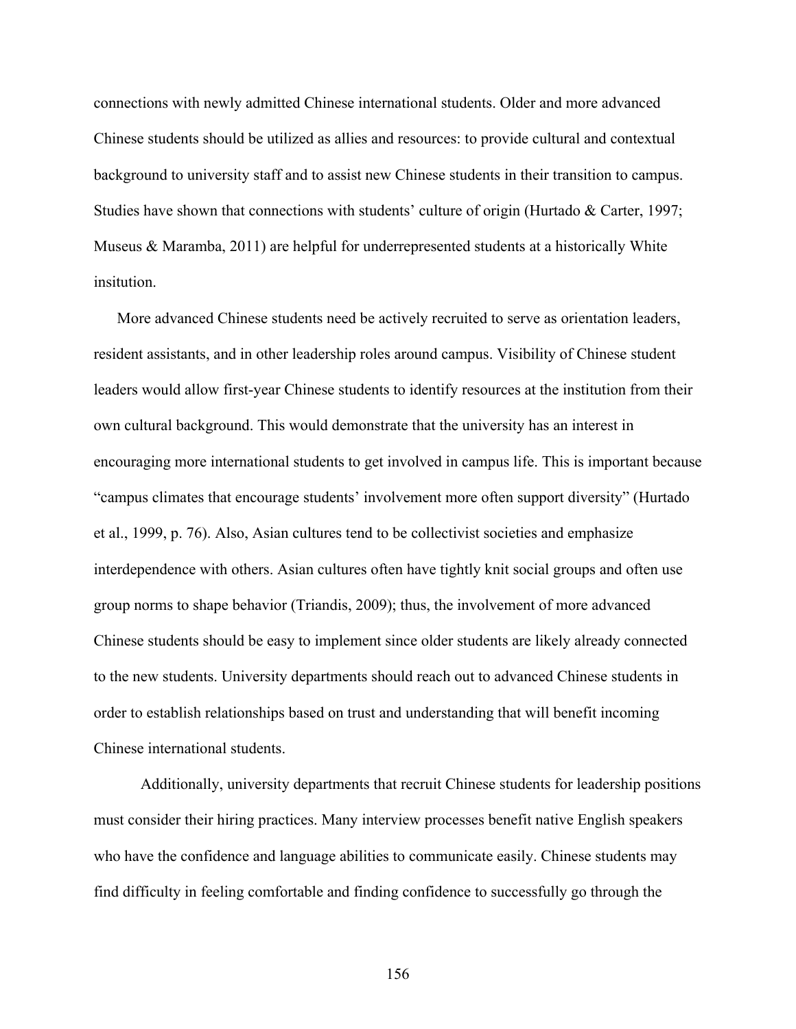connections with newly admitted Chinese international students. Older and more advanced Chinese students should be utilized as allies and resources: to provide cultural and contextual background to university staff and to assist new Chinese students in their transition to campus. Studies have shown that connections with students' culture of origin (Hurtado & Carter, 1997; Museus & Maramba, 2011) are helpful for underrepresented students at a historically White insitution.

More advanced Chinese students need be actively recruited to serve as orientation leaders, resident assistants, and in other leadership roles around campus. Visibility of Chinese student leaders would allow first-year Chinese students to identify resources at the institution from their own cultural background. This would demonstrate that the university has an interest in encouraging more international students to get involved in campus life. This is important because "campus climates that encourage students' involvement more often support diversity" (Hurtado et al., 1999, p. 76). Also, Asian cultures tend to be collectivist societies and emphasize interdependence with others. Asian cultures often have tightly knit social groups and often use group norms to shape behavior (Triandis, 2009); thus, the involvement of more advanced Chinese students should be easy to implement since older students are likely already connected to the new students. University departments should reach out to advanced Chinese students in order to establish relationships based on trust and understanding that will benefit incoming Chinese international students.

Additionally, university departments that recruit Chinese students for leadership positions must consider their hiring practices. Many interview processes benefit native English speakers who have the confidence and language abilities to communicate easily. Chinese students may find difficulty in feeling comfortable and finding confidence to successfully go through the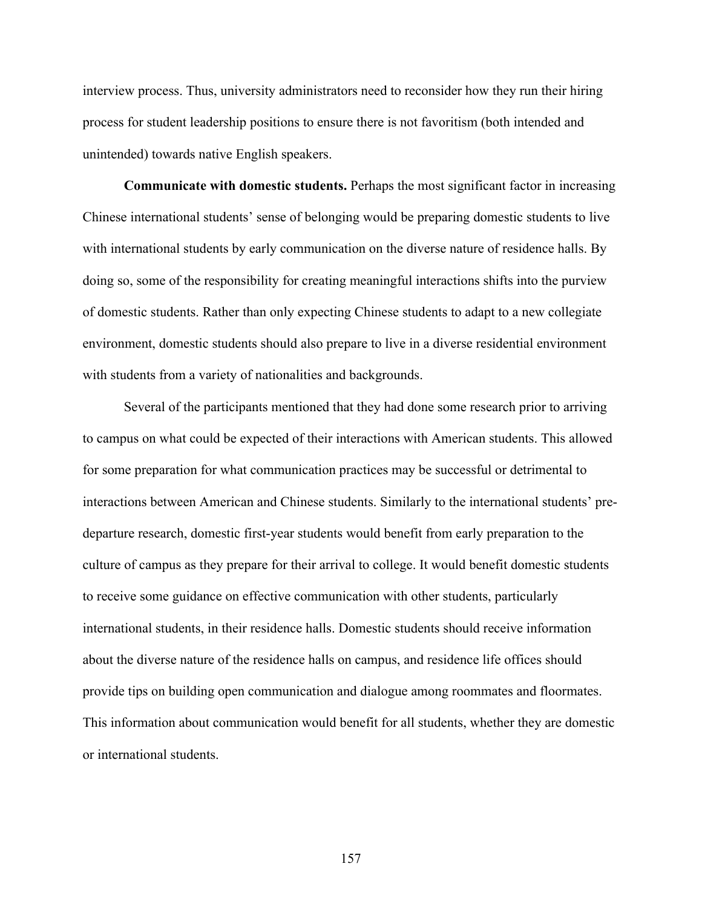interview process. Thus, university administrators need to reconsider how they run their hiring process for student leadership positions to ensure there is not favoritism (both intended and unintended) towards native English speakers.

**Communicate with domestic students.** Perhaps the most significant factor in increasing Chinese international students' sense of belonging would be preparing domestic students to live with international students by early communication on the diverse nature of residence halls. By doing so, some of the responsibility for creating meaningful interactions shifts into the purview of domestic students. Rather than only expecting Chinese students to adapt to a new collegiate environment, domestic students should also prepare to live in a diverse residential environment with students from a variety of nationalities and backgrounds.

Several of the participants mentioned that they had done some research prior to arriving to campus on what could be expected of their interactions with American students. This allowed for some preparation for what communication practices may be successful or detrimental to interactions between American and Chinese students. Similarly to the international students' pre-departure research, domestic first-year students would benefit from early preparation to the culture of campus as they prepare for their arrival to college. It would benefit domestic students to receive some guidance on effective communication with other students, particularly international students, in their residence halls. Domestic students should receive information about the diverse nature of the residence halls on campus, and residence life offices should provide tips on building open communication and dialogue among roommates and floormates. This information about communication would benefit for all students, whether they are domestic or international students.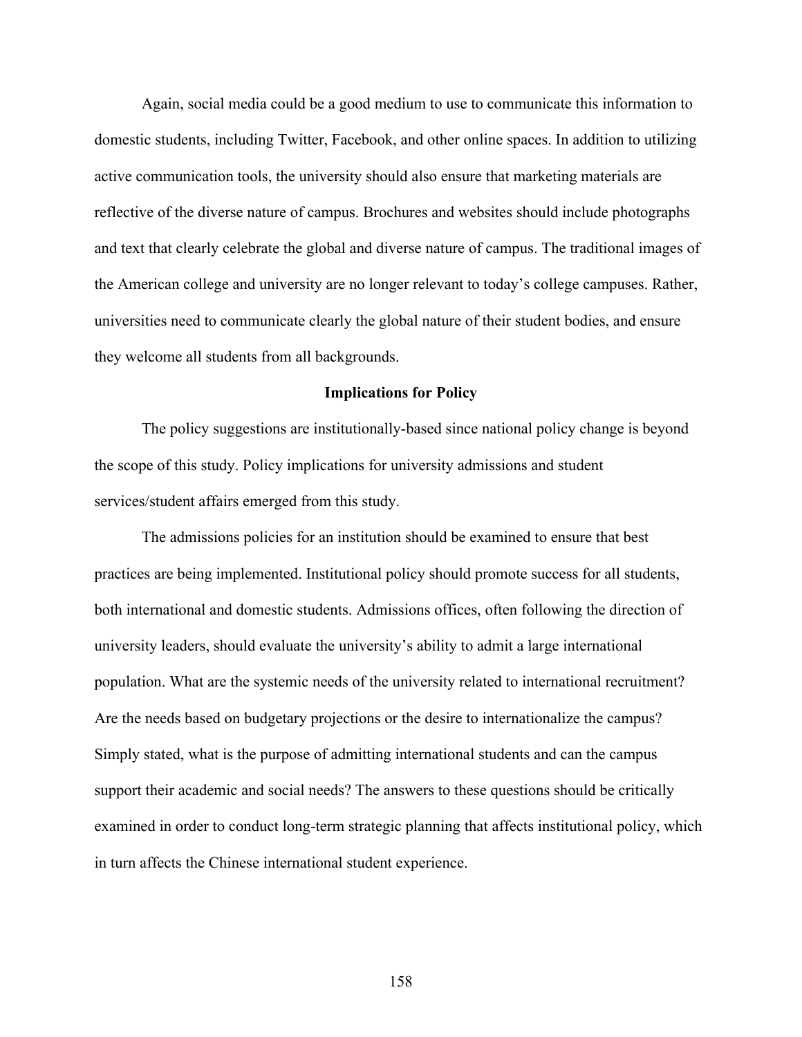Again, social media could be a good medium to use to communicate this information to domestic students, including Twitter, Facebook, and other online spaces. In addition to utilizing active communication tools, the university should also ensure that marketing materials are reflective of the diverse nature of campus. Brochures and websites should include photographs and text that clearly celebrate the global and diverse nature of campus. The traditional images of the American college and university are no longer relevant to today's college campuses. Rather, universities need to communicate clearly the global nature of their student bodies, and ensure they welcome all students from all backgrounds.

## Implications for Policy

The policy suggestions are institutionally-based since national policy change is beyond the scope of this study. Policy implications for university admissions and student services/student affairs emerged from this study.

The admissions policies for an institution should be examined to ensure that best practices are being implemented. Institutional policy should promote success for all students, both international and domestic students. Admissions offices, often following the direction of university leaders, should evaluate the university's ability to admit a large international population. What are the systemic needs of the university related to international recruitment? Are the needs based on budgetary projections or the desire to internationalize the campus? Simply stated, what is the purpose of admitting international students and can the campus support their academic and social needs? The answers to these questions should be critically examined in order to conduct long-term strategic planning that affects institutional policy, which in turn affects the Chinese international student experience.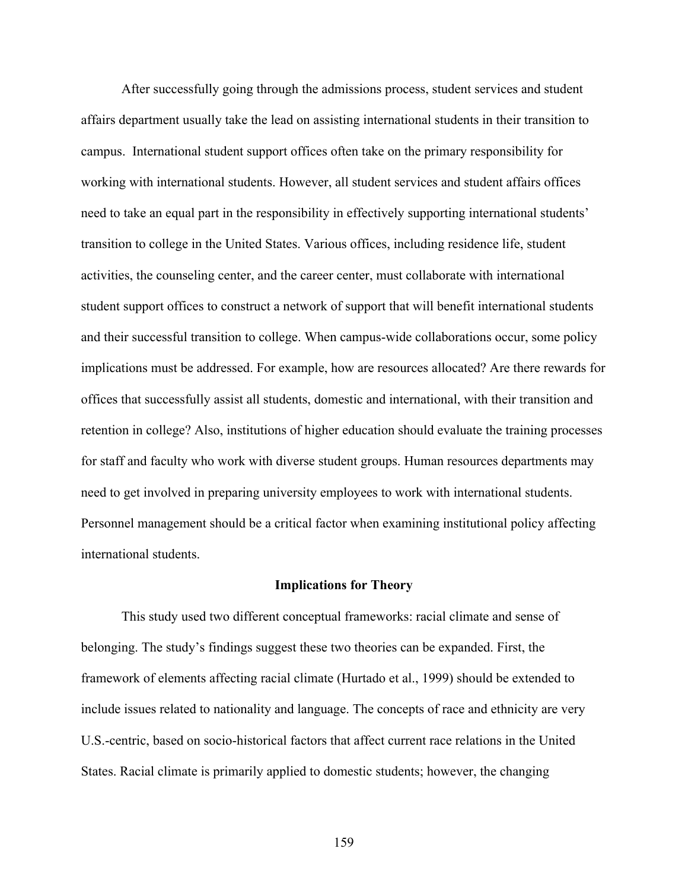After successfully going through the admissions process, student services and student affairs department usually take the lead on assisting international students in their transition to campus. International student support offices often take on the primary responsibility for working with international students. However, all student services and student affairs offices need to take an equal part in the responsibility in effectively supporting international students' transition to college in the United States. Various offices, including residence life, student activities, the counseling center, and the career center, must collaborate with international student support offices to construct a network of support that will benefit international students and their successful transition to college. When campus-wide collaborations occur, some policy implications must be addressed. For example, how are resources allocated? Are there rewards for offices that successfully assist all students, domestic and international, with their transition and retention in college? Also, institutions of higher education should evaluate the training processes for staff and faculty who work with diverse student groups. Human resources departments may need to get involved in preparing university employees to work with international students. Personnel management should be a critical factor when examining institutional policy affecting international students.

## Implications for Theory

This study used two different conceptual frameworks: racial climate and sense of belonging. The study's findings suggest these two theories can be expanded. First, the framework of elements affecting racial climate (Hurtado et al., 1999) should be extended to include issues related to nationality and language. The concepts of race and ethnicity are very U.S.-centric, based on socio-historical factors that affect current race relations in the United States. Racial climate is primarily applied to domestic students; however, the changing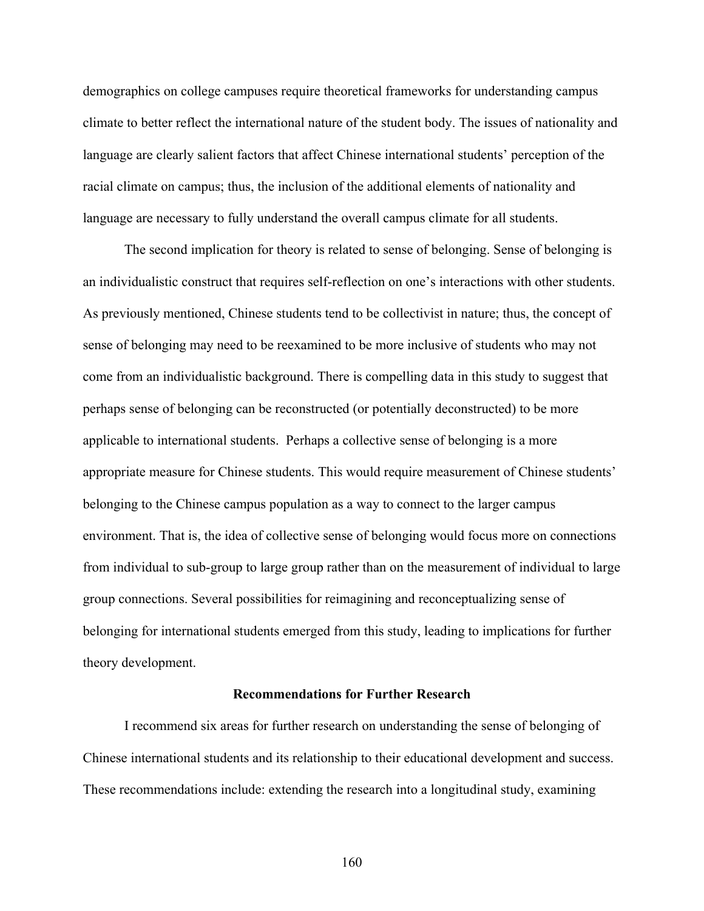demographics on college campuses require theoretical frameworks for understanding campus climate to better reflect the international nature of the student body. The issues of nationality and language are clearly salient factors that affect Chinese international students' perception of the racial climate on campus; thus, the inclusion of the additional elements of nationality and language are necessary to fully understand the overall campus climate for all students.

The second implication for theory is related to sense of belonging. Sense of belonging is an individualistic construct that requires self-reflection on one's interactions with other students. As previously mentioned, Chinese students tend to be collectivist in nature; thus, the concept of sense of belonging may need to be reexamined to be more inclusive of students who may not come from an individualistic background. There is compelling data in this study to suggest that perhaps sense of belonging can be reconstructed (or potentially deconstructed) to be more applicable to international students. Perhaps a collective sense of belonging is a more appropriate measure for Chinese students. This would require measurement of Chinese students' belonging to the Chinese campus population as a way to connect to the larger campus environment. That is, the idea of collective sense of belonging would focus more on connections from individual to sub-group to large group rather than on the measurement of individual to large group connections. Several possibilities for reimagining and reconceptualizing sense of belonging for international students emerged from this study, leading to implications for further theory development.

## Recommendations for Further Research

I recommend six areas for further research on understanding the sense of belonging of Chinese international students and its relationship to their educational development and success. These recommendations include: extending the research into a longitudinal study, examining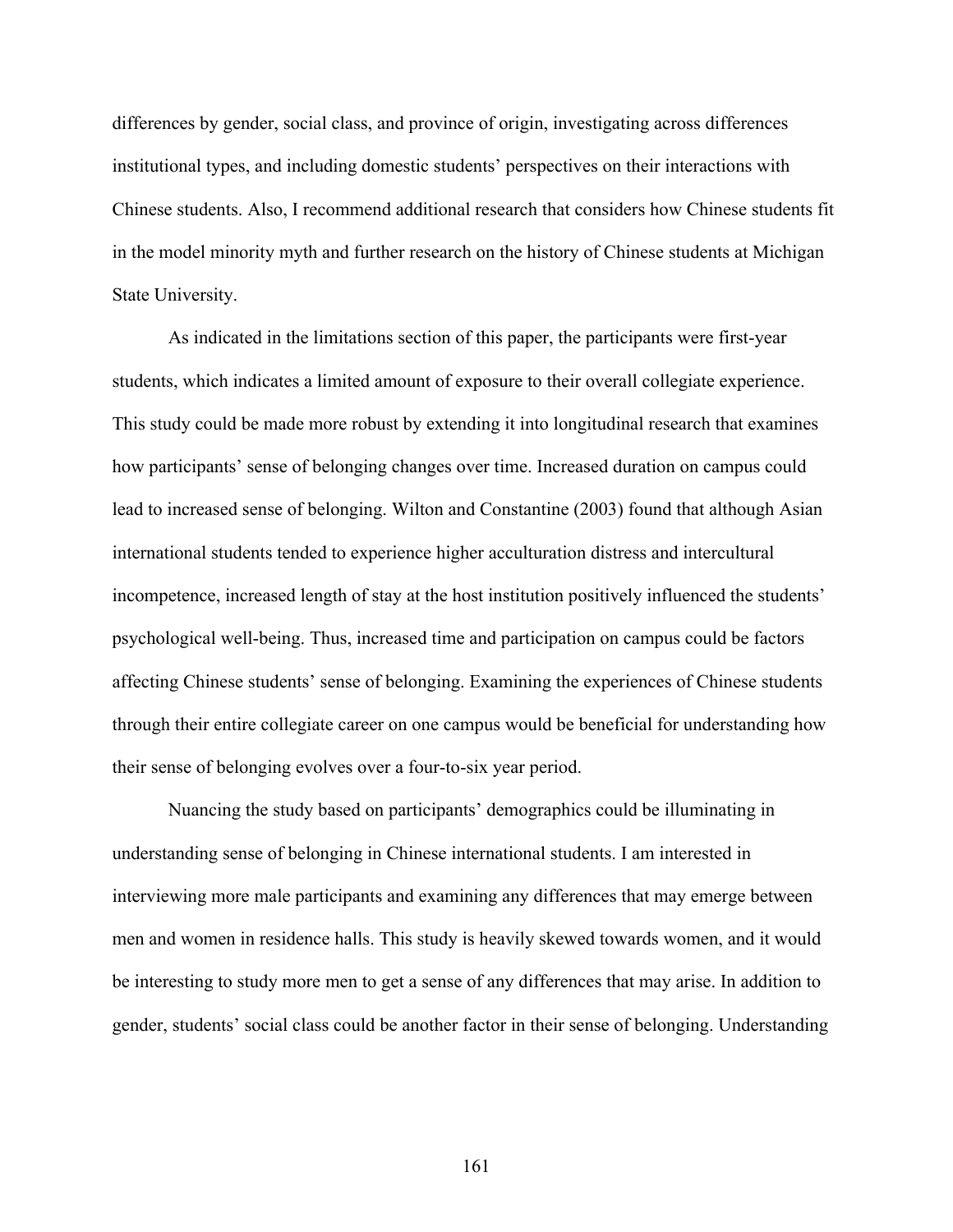differences by gender, social class, and province of origin, investigating across differences institutional types, and including domestic students' perspectives on their interactions with Chinese students. Also, I recommend additional research that considers how Chinese students fit in the model minority myth and further research on the history of Chinese students at Michigan State University.

As indicated in the limitations section of this paper, the participants were first-year students, which indicates a limited amount of exposure to their overall collegiate experience. This study could be made more robust by extending it into longitudinal research that examines how participants' sense of belonging changes over time. Increased duration on campus could lead to increased sense of belonging. Wilton and Constantine (2003) found that although Asian international students tended to experience higher acculturation distress and intercultural incompetence, increased length of stay at the host institution positively influenced the students' psychological well-being. Thus, increased time and participation on campus could be factors affecting Chinese students' sense of belonging. Examining the experiences of Chinese students through their entire collegiate career on one campus would be beneficial for understanding how their sense of belonging evolves over a four-to-six year period.

Nuancing the study based on participants' demographics could be illuminating in understanding sense of belonging in Chinese international students. I am interested in interviewing more male participants and examining any differences that may emerge between men and women in residence halls. This study is heavily skewed towards women, and it would be interesting to study more men to get a sense of any differences that may arise. In addition to gender, students' social class could be another factor in their sense of belonging. Understanding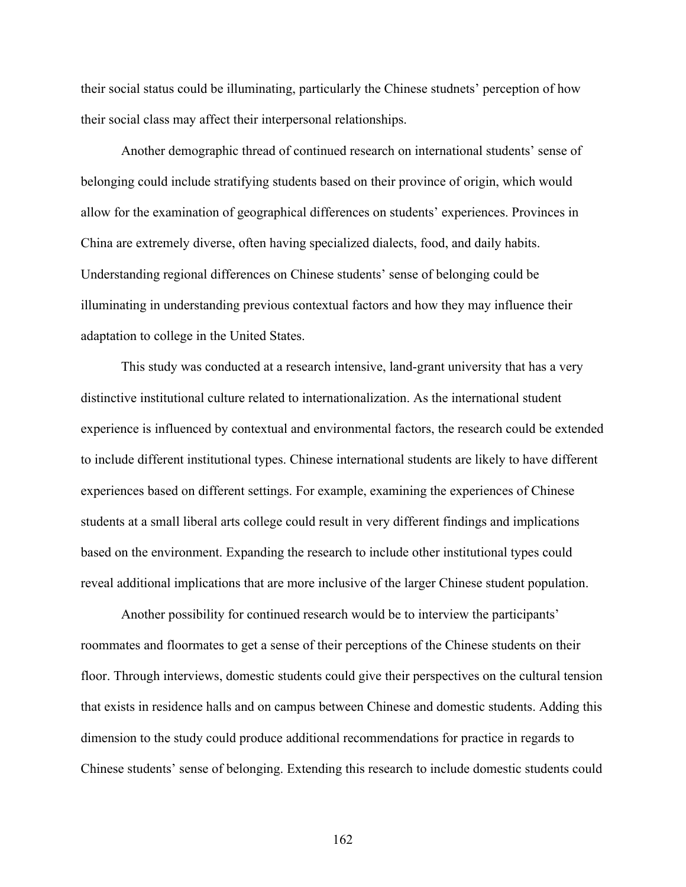their social status could be illuminating, particularly the Chinese studnets' perception of how their social class may affect their interpersonal relationships.

Another demographic thread of continued research on international students' sense of belonging could include stratifying students based on their province of origin, which would allow for the examination of geographical differences on students' experiences. Provinces in China are extremely diverse, often having specialized dialects, food, and daily habits. Understanding regional differences on Chinese students' sense of belonging could be illuminating in understanding previous contextual factors and how they may influence their adaptation to college in the United States.

This study was conducted at a research intensive, land-grant university that has a very distinctive institutional culture related to internationalization. As the international student experience is influenced by contextual and environmental factors, the research could be extended to include different institutional types. Chinese international students are likely to have different experiences based on different settings. For example, examining the experiences of Chinese students at a small liberal arts college could result in very different findings and implications based on the environment. Expanding the research to include other institutional types could reveal additional implications that are more inclusive of the larger Chinese student population.

Another possibility for continued research would be to interview the participants' roommates and floormates to get a sense of their perceptions of the Chinese students on their floor. Through interviews, domestic students could give their perspectives on the cultural tension that exists in residence halls and on campus between Chinese and domestic students. Adding this dimension to the study could produce additional recommendations for practice in regards to Chinese students' sense of belonging. Extending this research to include domestic students could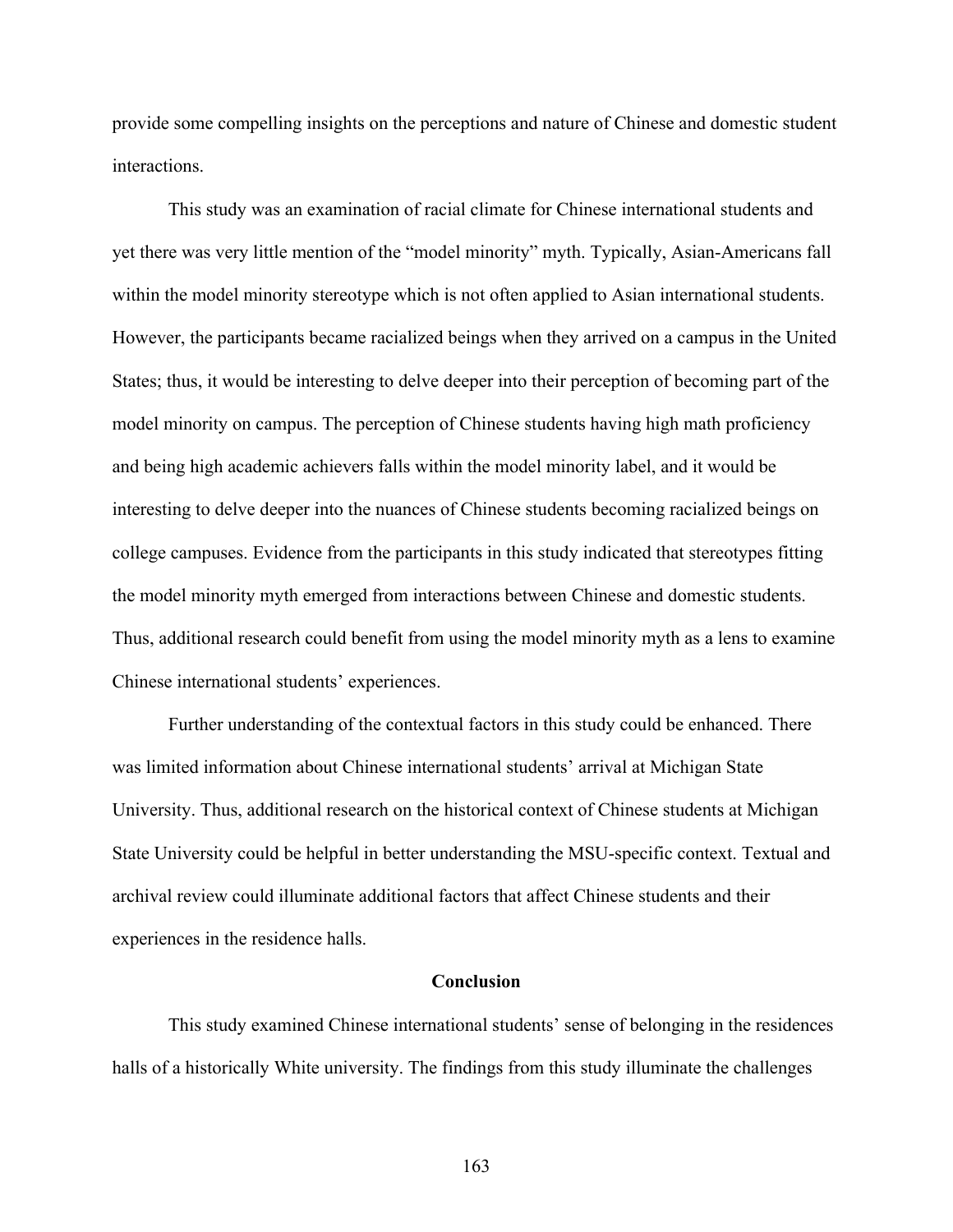provide some compelling insights on the perceptions and nature of Chinese and domestic student interactions.

This study was an examination of racial climate for Chinese international students and yet there was very little mention of the "model minority" myth. Typically, Asian-Americans fall within the model minority stereotype which is not often applied to Asian international students. However, the participants became racialized beings when they arrived on a campus in the United States; thus, it would be interesting to delve deeper into their perception of becoming part of the model minority on campus. The perception of Chinese students having high math proficiency and being high academic achievers falls within the model minority label, and it would be interesting to delve deeper into the nuances of Chinese students becoming racialized beings on college campuses. Evidence from the participants in this study indicated that stereotypes fitting the model minority myth emerged from interactions between Chinese and domestic students. Thus, additional research could benefit from using the model minority myth as a lens to examine Chinese international students' experiences.

Further understanding of the contextual factors in this study could be enhanced. There was limited information about Chinese international students' arrival at Michigan State University. Thus, additional research on the historical context of Chinese students at Michigan State University could be helpful in better understanding the MSU-specific context. Textual and archival review could illuminate additional factors that affect Chinese students and their experiences in the residence halls.

## Conclusion

This study examined Chinese international students' sense of belonging in the residences halls of a historically White university. The findings from this study illuminate the challenges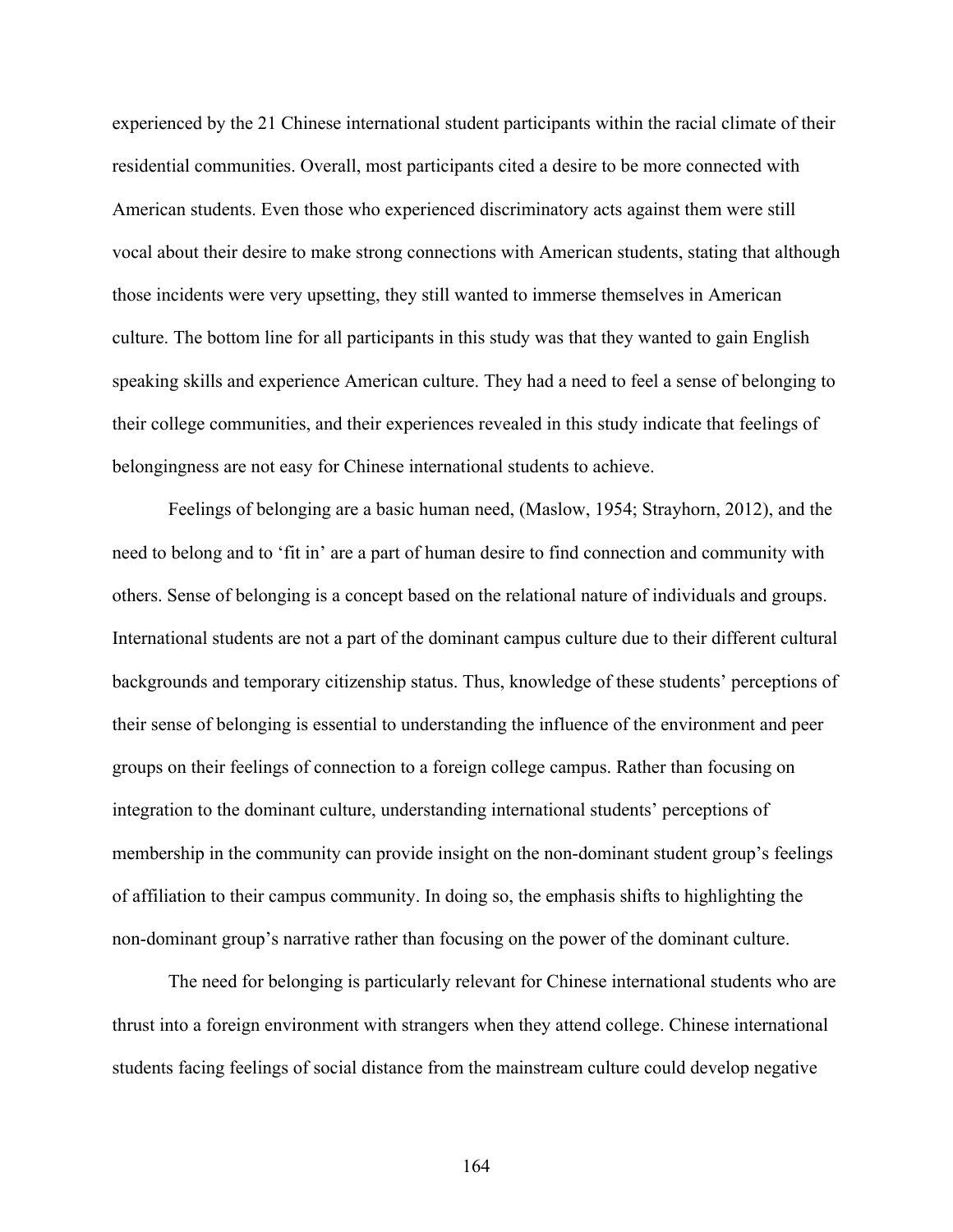experienced by the 21 Chinese international student participants within the racial climate of their residential communities. Overall, most participants cited a desire to be more connected with American students. Even those who experienced discriminatory acts against them were still vocal about their desire to make strong connections with American students, stating that although those incidents were very upsetting, they still wanted to immerse themselves in American culture. The bottom line for all participants in this study was that they wanted to gain English speaking skills and experience American culture. They had a need to feel a sense of belonging to their college communities, and their experiences revealed in this study indicate that feelings of belongingness are not easy for Chinese international students to achieve.

Feelings of belonging are a basic human need, (Maslow, 1954; Strayhorn, 2012), and the need to belong and to 'fit in' are a part of human desire to find connection and community with others. Sense of belonging is a concept based on the relational nature of individuals and groups. International students are not a part of the dominant campus culture due to their different cultural backgrounds and temporary citizenship status. Thus, knowledge of these students' perceptions of their sense of belonging is essential to understanding the influence of the environment and peer groups on their feelings of connection to a foreign college campus. Rather than focusing on integration to the dominant culture, understanding international students' perceptions of membership in the community can provide insight on the non-dominant student group's feelings of affiliation to their campus community. In doing so, the emphasis shifts to highlighting the non-dominant group's narrative rather than focusing on the power of the dominant culture.

The need for belonging is particularly relevant for Chinese international students who are thrust into a foreign environment with strangers when they attend college. Chinese international students facing feelings of social distance from the mainstream culture could develop negative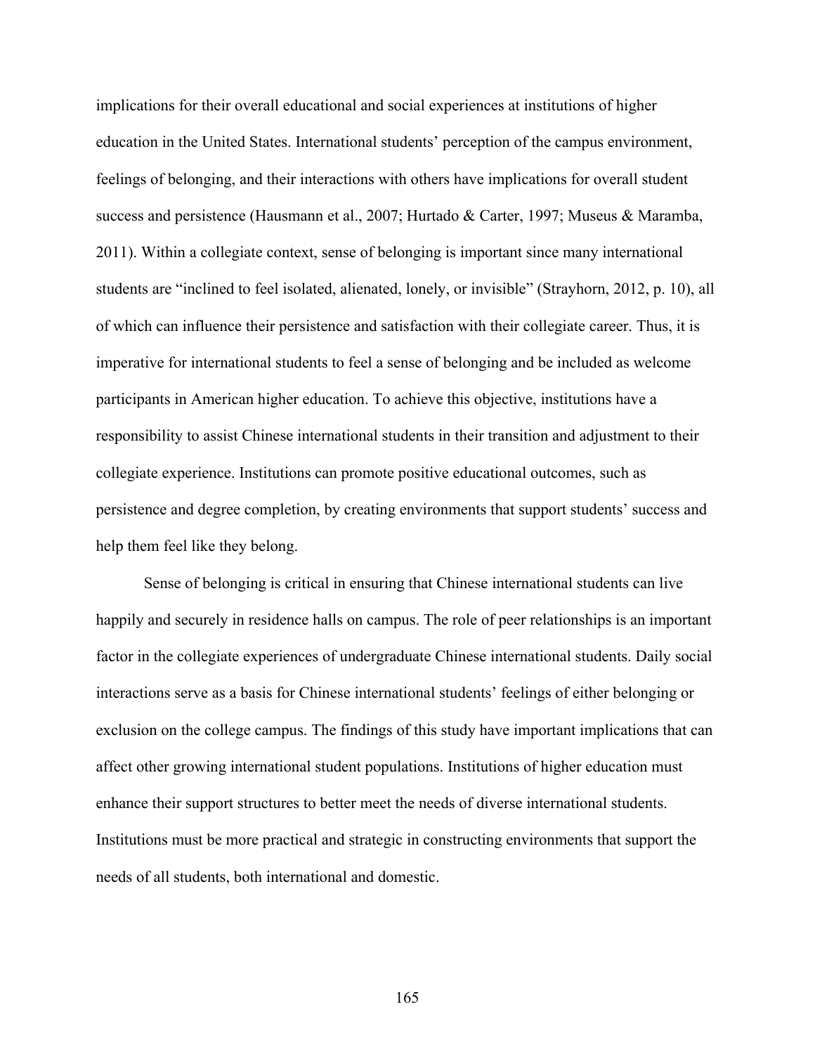implications for their overall educational and social experiences at institutions of higher education in the United States. International students' perception of the campus environment, feelings of belonging, and their interactions with others have implications for overall student success and persistence (Hausmann et al., 2007; Hurtado & Carter, 1997; Museus & Maramba, 2011). Within a collegiate context, sense of belonging is important since many international students are "inclined to feel isolated, alienated, lonely, or invisible" (Strayhorn, 2012, p. 10), all of which can influence their persistence and satisfaction with their collegiate career. Thus, it is imperative for international students to feel a sense of belonging and be included as welcome participants in American higher education. To achieve this objective, institutions have a responsibility to assist Chinese international students in their transition and adjustment to their collegiate experience. Institutions can promote positive educational outcomes, such as persistence and degree completion, by creating environments that support students' success and help them feel like they belong.

Sense of belonging is critical in ensuring that Chinese international students can live happily and securely in residence halls on campus. The role of peer relationships is an important factor in the collegiate experiences of undergraduate Chinese international students. Daily social interactions serve as a basis for Chinese international students' feelings of either belonging or exclusion on the college campus. The findings of this study have important implications that can affect other growing international student populations. Institutions of higher education must enhance their support structures to better meet the needs of diverse international students. Institutions must be more practical and strategic in constructing environments that support the needs of all students, both international and domestic.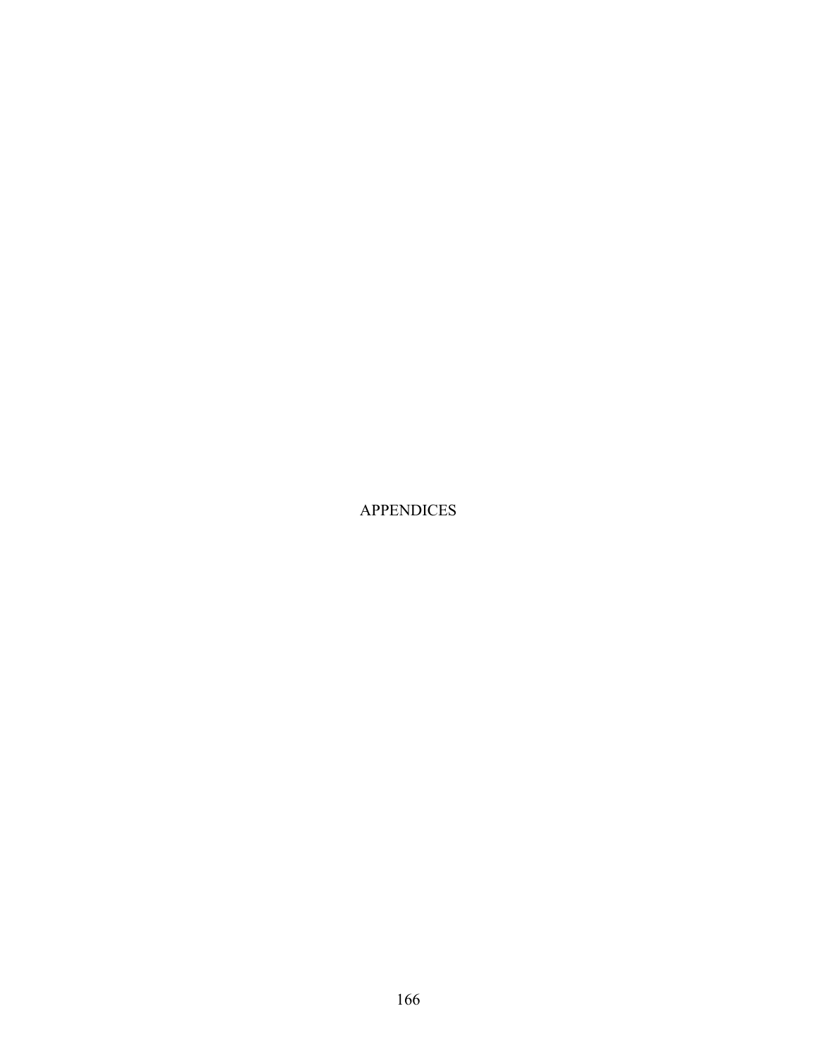# APPENDICES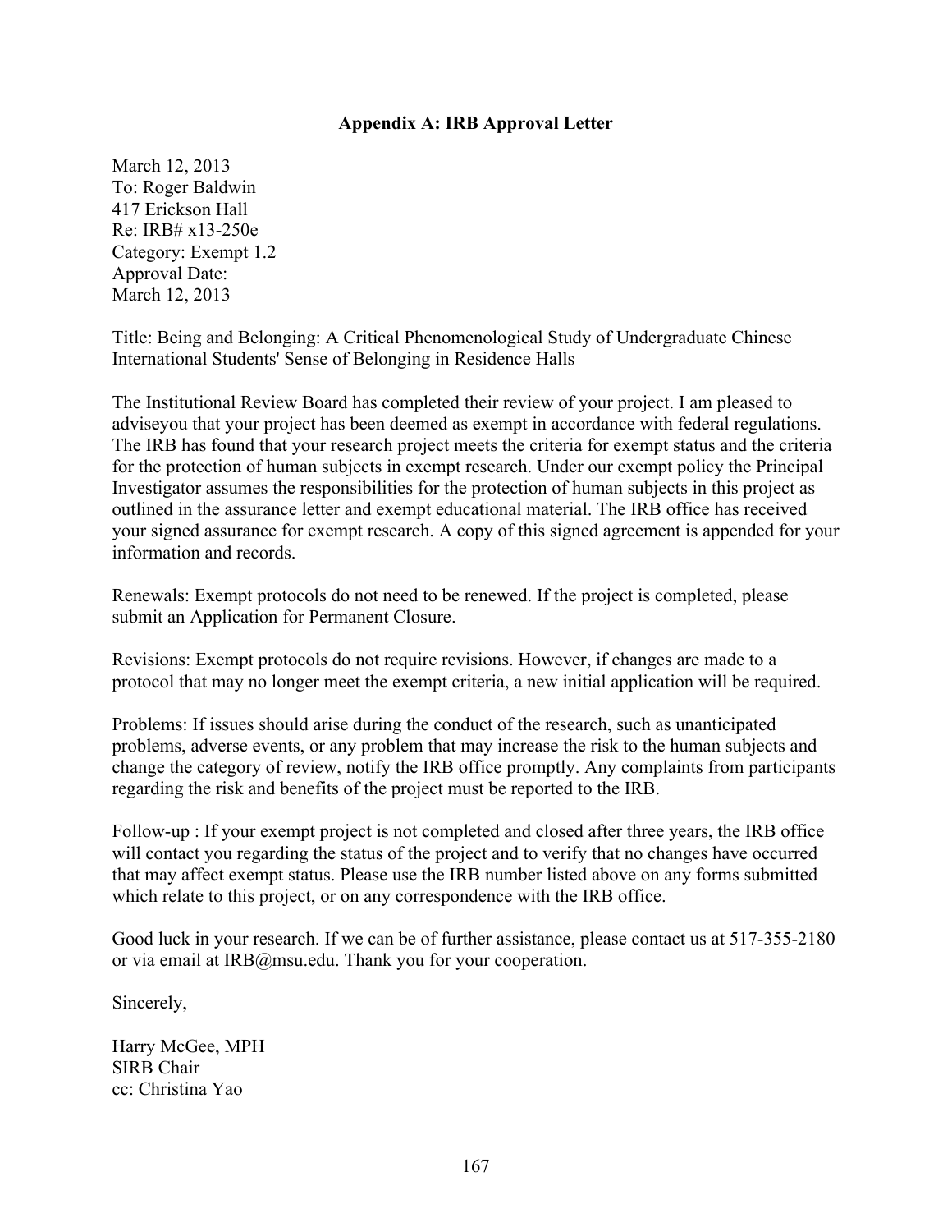## Appendix A: IRB Approval Letter

March 12, 2013
To: Roger Baldwin
417 Erickson Hall
Re: IRB# x13-250e
Category: Exempt 1.2
Approval Date:
March 12, 2013

Title: Being and Belonging: A Critical Phenomenological Study of Undergraduate Chinese International Students' Sense of Belonging in Residence Halls

The Institutional Review Board has completed their review of your project. I am pleased to adviseyou that your project has been deemed as exempt in accordance with federal regulations. The IRB has found that your research project meets the criteria for exempt status and the criteria for the protection of human subjects in exempt research. Under our exempt policy the Principal Investigator assumes the responsibilities for the protection of human subjects in this project as outlined in the assurance letter and exempt educational material. The IRB office has received your signed assurance for exempt research. A copy of this signed agreement is appended for your information and records.

Renewals: Exempt protocols do not need to be renewed. If the project is completed, please submit an Application for Permanent Closure.

Revisions: Exempt protocols do not require revisions. However, if changes are made to a protocol that may no longer meet the exempt criteria, a new initial application will be required.

Problems: If issues should arise during the conduct of the research, such as unanticipated problems, adverse events, or any problem that may increase the risk to the human subjects and change the category of review, notify the IRB office promptly. Any complaints from participants regarding the risk and benefits of the project must be reported to the IRB.

Follow-up : If your exempt project is not completed and closed after three years, the IRB office will contact you regarding the status of the project and to verify that no changes have occurred that may affect exempt status. Please use the IRB number listed above on any forms submitted which relate to this project, or on any correspondence with the IRB office.

Good luck in your research. If we can be of further assistance, please contact us at 517-355-2180 or via email at IRB@msu.edu. Thank you for your cooperation.

Sincerely,

Harry McGee, MPH
SIRB Chair
cc: Christina Yao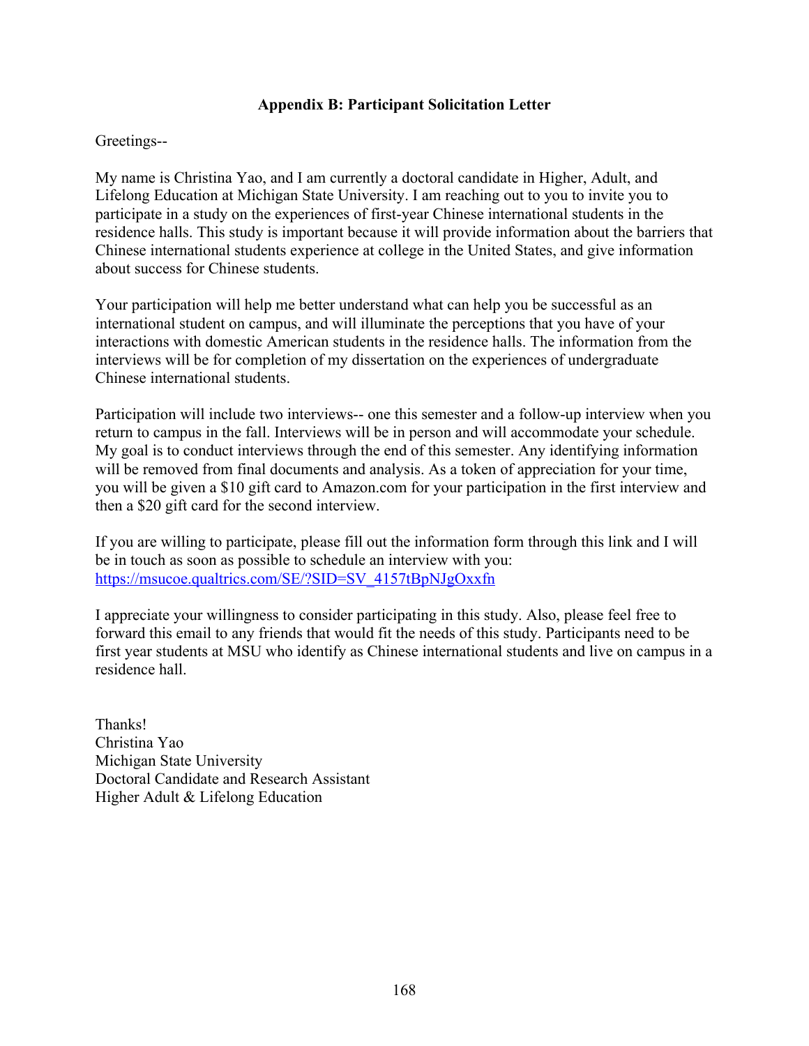## Appendix B: Participant Solicitation Letter

Greetings--

My name is Christina Yao, and I am currently a doctoral candidate in Higher, Adult, and Lifelong Education at Michigan State University. I am reaching out to you to invite you to participate in a study on the experiences of first-year Chinese international students in the residence halls. This study is important because it will provide information about the barriers that Chinese international students experience at college in the United States, and give information about success for Chinese students.

Your participation will help me better understand what can help you be successful as an international student on campus, and will illuminate the perceptions that you have of your interactions with domestic American students in the residence halls. The information from the interviews will be for completion of my dissertation on the experiences of undergraduate Chinese international students.

Participation will include two interviews-- one this semester and a follow-up interview when you return to campus in the fall. Interviews will be in person and will accommodate your schedule. My goal is to conduct interviews through the end of this semester. Any identifying information will be removed from final documents and analysis. As a token of appreciation for your time, you will be given a $10 gift card to Amazon.com for your participation in the first interview and then a $20 gift card for the second interview.

If you are willing to participate, please fill out the information form through this link and I will be in touch as soon as possible to schedule an interview with you:
https://msucoe.qualtrics.com/SE/?SID=SV_4157tBpNJgOxxfn

I appreciate your willingness to consider participating in this study. Also, please feel free to forward this email to any friends that would fit the needs of this study. Participants need to be first year students at MSU who identify as Chinese international students and live on campus in a residence hall.

Thanks!
Christina Yao
Michigan State University
Doctoral Candidate and Research Assistant
Higher Adult & Lifelong Education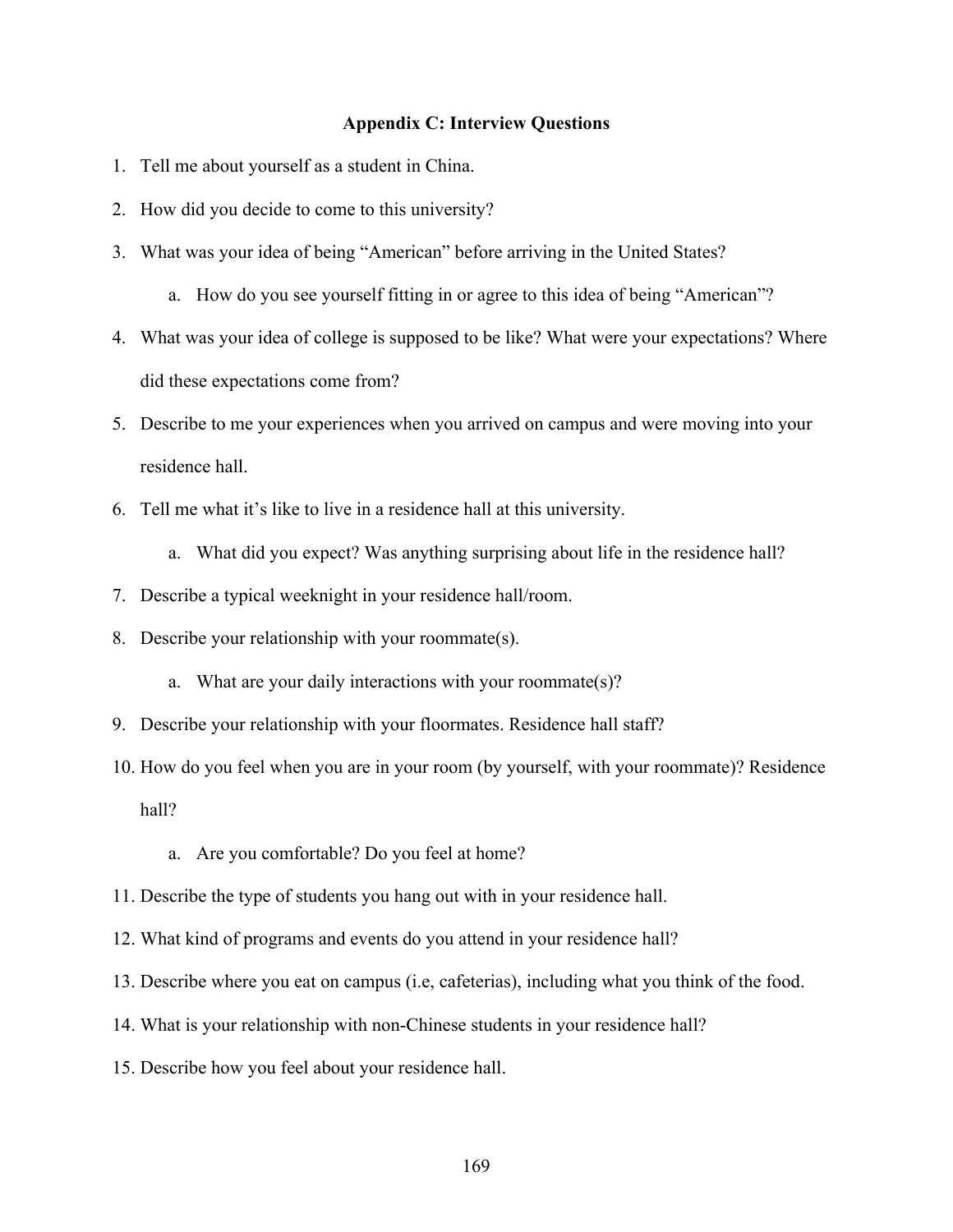## Appendix C: Interview Questions

1. Tell me about yourself as a student in China.
2. How did you decide to come to this university?
3. What was your idea of being "American" before arriving in the United States?
    a. How do you see yourself fitting in or agree to this idea of being "American"?
4. What was your idea of college is supposed to be like? What were your expectations? Where did these expectations come from?
5. Describe to me your experiences when you arrived on campus and were moving into your residence hall.
6. Tell me what it's like to live in a residence hall at this university.
    a. What did you expect? Was anything surprising about life in the residence hall?
7. Describe a typical weeknight in your residence hall/room.
8. Describe your relationship with your roommate(s).
    a. What are your daily interactions with your roommate(s)?
9. Describe your relationship with your floormates. Residence hall staff?
10. How do you feel when you are in your room (by yourself, with your roommate)? Residence hall?
    a. Are you comfortable? Do you feel at home?
11. Describe the type of students you hang out with in your residence hall.
12. What kind of programs and events do you attend in your residence hall?
13. Describe where you eat on campus (i.e, cafeterias), including what you think of the food.
14. What is your relationship with non-Chinese students in your residence hall?
15. Describe how you feel about your residence hall.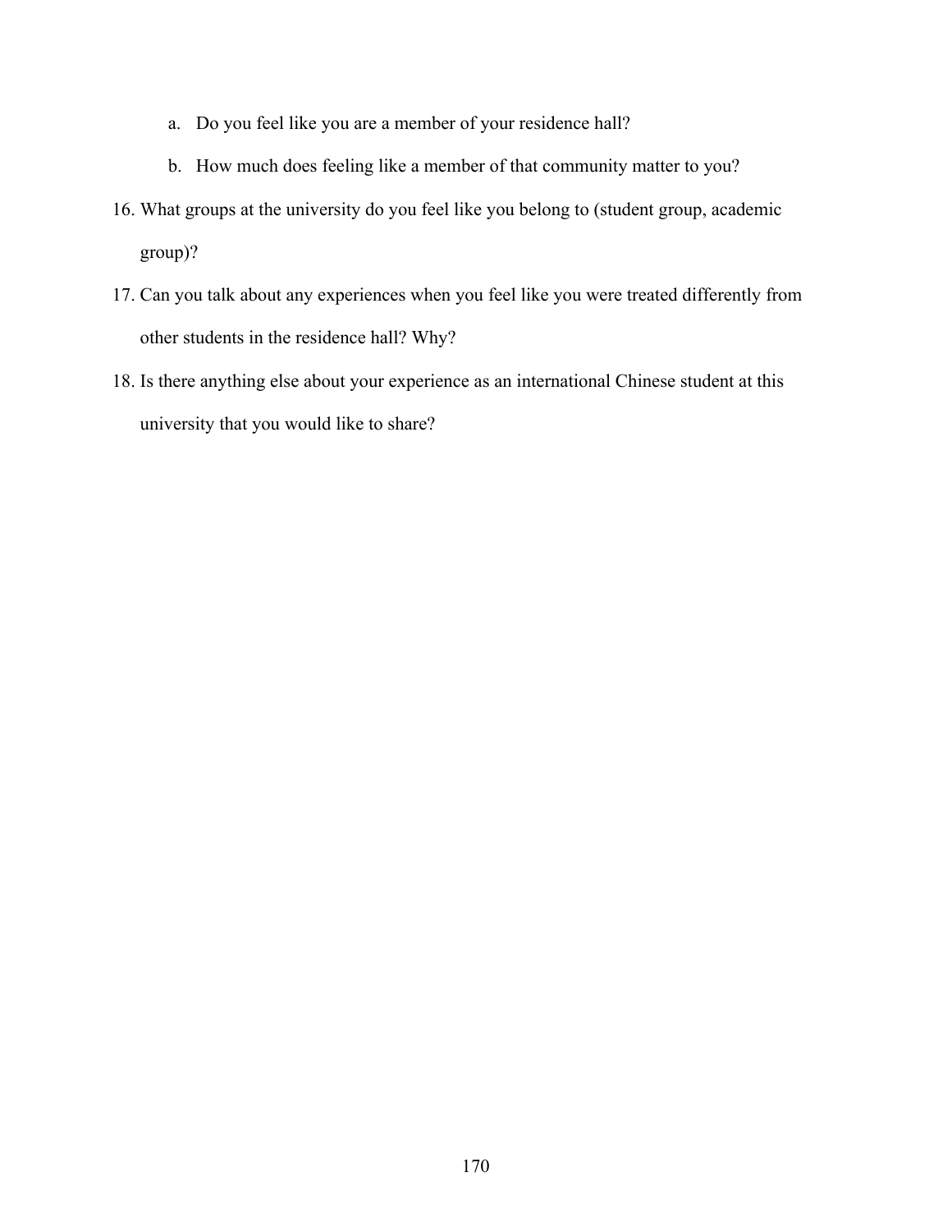a. Do you feel like you are a member of your residence hall?
   b. How much does feeling like a member of that community matter to you?

16. What groups at the university do you feel like you belong to (student group, academic group)?
17. Can you talk about any experiences when you feel like you were treated differently from other students in the residence hall? Why?
18. Is there anything else about your experience as an international Chinese student at this university that you would like to share?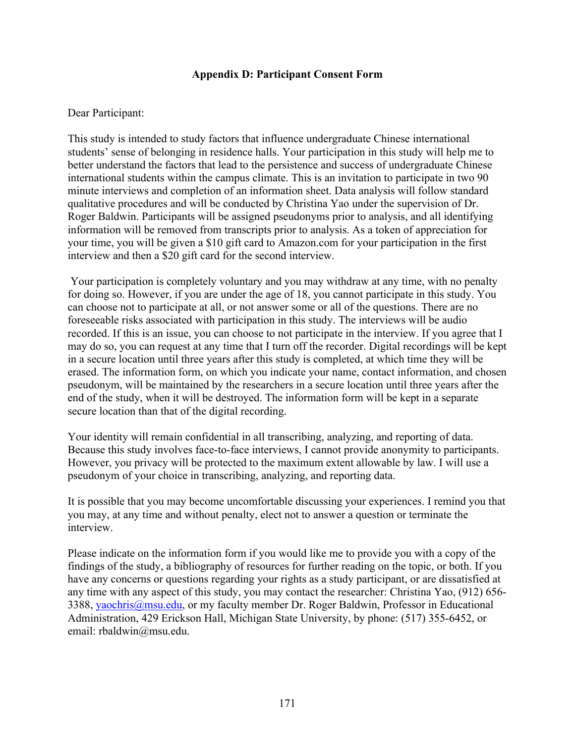## Appendix D: Participant Consent Form

Dear Participant:

This study is intended to study factors that influence undergraduate Chinese international students' sense of belonging in residence halls. Your participation in this study will help me to better understand the factors that lead to the persistence and success of undergraduate Chinese international students within the campus climate. This is an invitation to participate in two 90 minute interviews and completion of an information sheet. Data analysis will follow standard qualitative procedures and will be conducted by Christina Yao under the supervision of Dr. Roger Baldwin. Participants will be assigned pseudonyms prior to analysis, and all identifying information will be removed from transcripts prior to analysis. As a token of appreciation for your time, you will be given a $10 gift card to Amazon.com for your participation in the first interview and then a $20 gift card for the second interview.

Your participation is completely voluntary and you may withdraw at any time, with no penalty for doing so. However, if you are under the age of 18, you cannot participate in this study. You can choose not to participate at all, or not answer some or all of the questions. There are no foreseeable risks associated with participation in this study. The interviews will be audio recorded. If this is an issue, you can choose to not participate in the interview. If you agree that I may do so, you can request at any time that I turn off the recorder. Digital recordings will be kept in a secure location until three years after this study is completed, at which time they will be erased. The information form, on which you indicate your name, contact information, and chosen pseudonym, will be maintained by the researchers in a secure location until three years after the end of the study, when it will be destroyed. The information form will be kept in a separate secure location than that of the digital recording.

Your identity will remain confidential in all transcribing, analyzing, and reporting of data. Because this study involves face-to-face interviews, I cannot provide anonymity to participants. However, you privacy will be protected to the maximum extent allowable by law. I will use a pseudonym of your choice in transcribing, analyzing, and reporting data.

It is possible that you may become uncomfortable discussing your experiences. I remind you that you may, at any time and without penalty, elect not to answer a question or terminate the interview.

Please indicate on the information form if you would like me to provide you with a copy of the findings of the study, a bibliography of resources for further reading on the topic, or both. If you have any concerns or questions regarding your rights as a study participant, or are dissatisfied at any time with any aspect of this study, you may contact the researcher: Christina Yao, (912) 656-3388, yaochris@msu.edu, or my faculty member Dr. Roger Baldwin, Professor in Educational Administration, 429 Erickson Hall, Michigan State University, by phone: (517) 355-6452, or email: rbaldwin@msu.edu.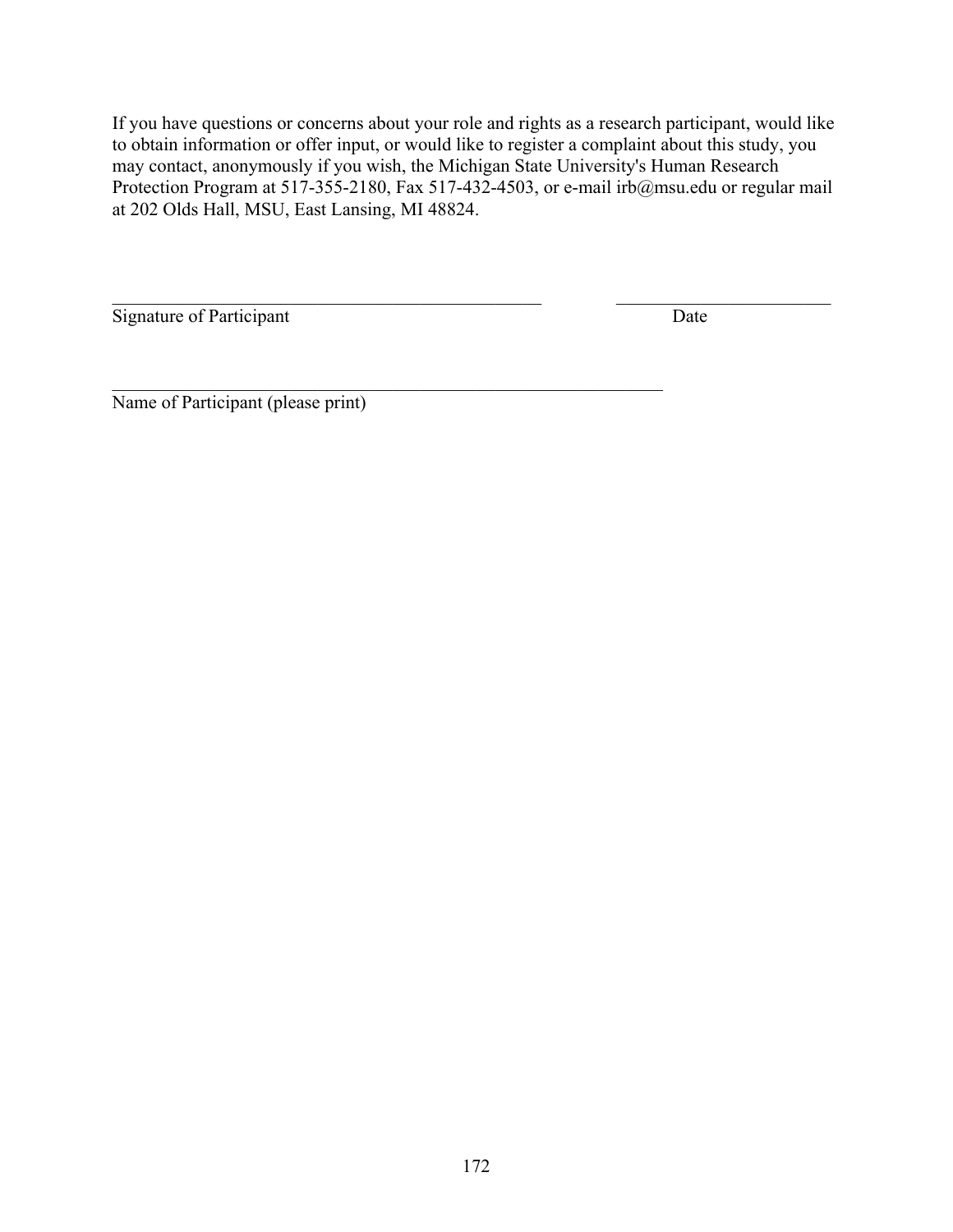If you have questions or concerns about your role and rights as a research participant, would like to obtain information or offer input, or would like to register a complaint about this study, you may contact, anonymously if you wish, the Michigan State University's Human Research Protection Program at 517-355-2180, Fax 517-432-4503, or e-mail irb@msu.edu or regular mail at 202 Olds Hall, MSU, East Lansing, MI 48824.

\_\_\_\_\_\_\_\_\_\_\_\_\_\_\_\_\_\_\_\_\_\_\_\_\_\_\_\_\_\_\_\_\_\_\_\_\_\_\_\_\_\_\_\_\_\_\_\_ \_\_\_\_\_\_\_\_\_\_\_\_\_\_\_\_\_\_\_\_\_\_\_\_

Signature of Participant Date

\_\_\_\_\_\_\_\_\_\_\_\_\_\_\_\_\_\_\_\_\_\_\_\_\_\_\_\_\_\_\_\_\_\_\_\_\_\_\_\_\_\_\_\_\_\_\_\_\_\_\_\_\_\_\_\_\_\_\_\_\_\_

Name of Participant (please print)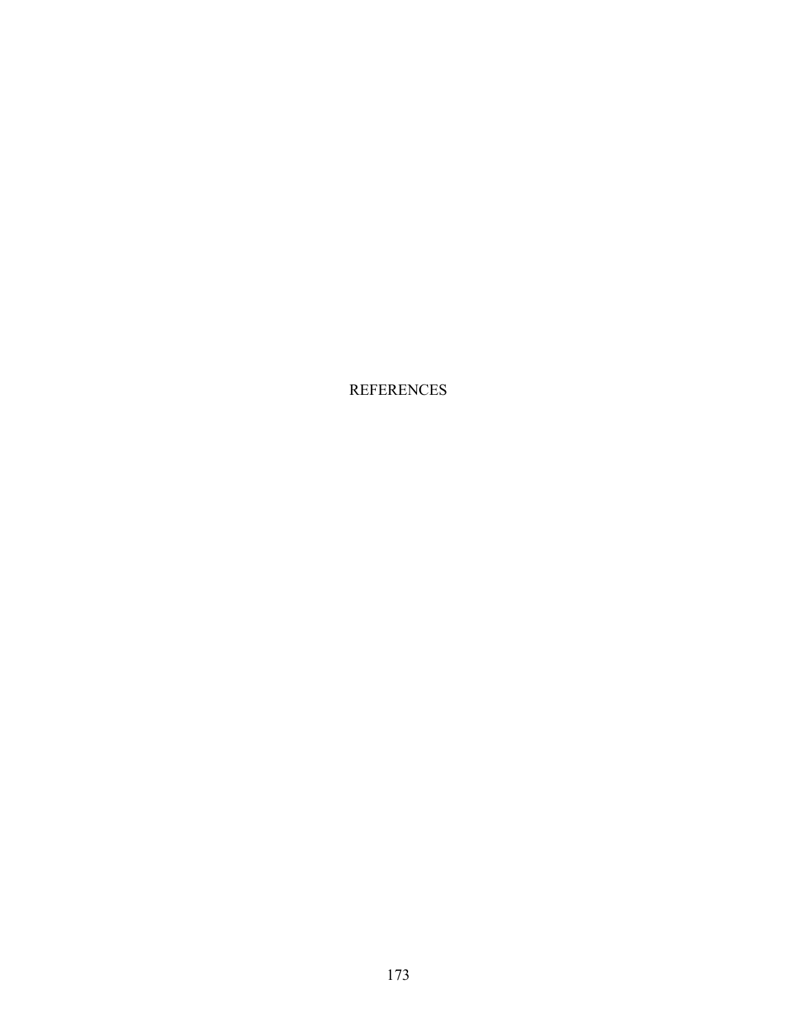# REFERENCES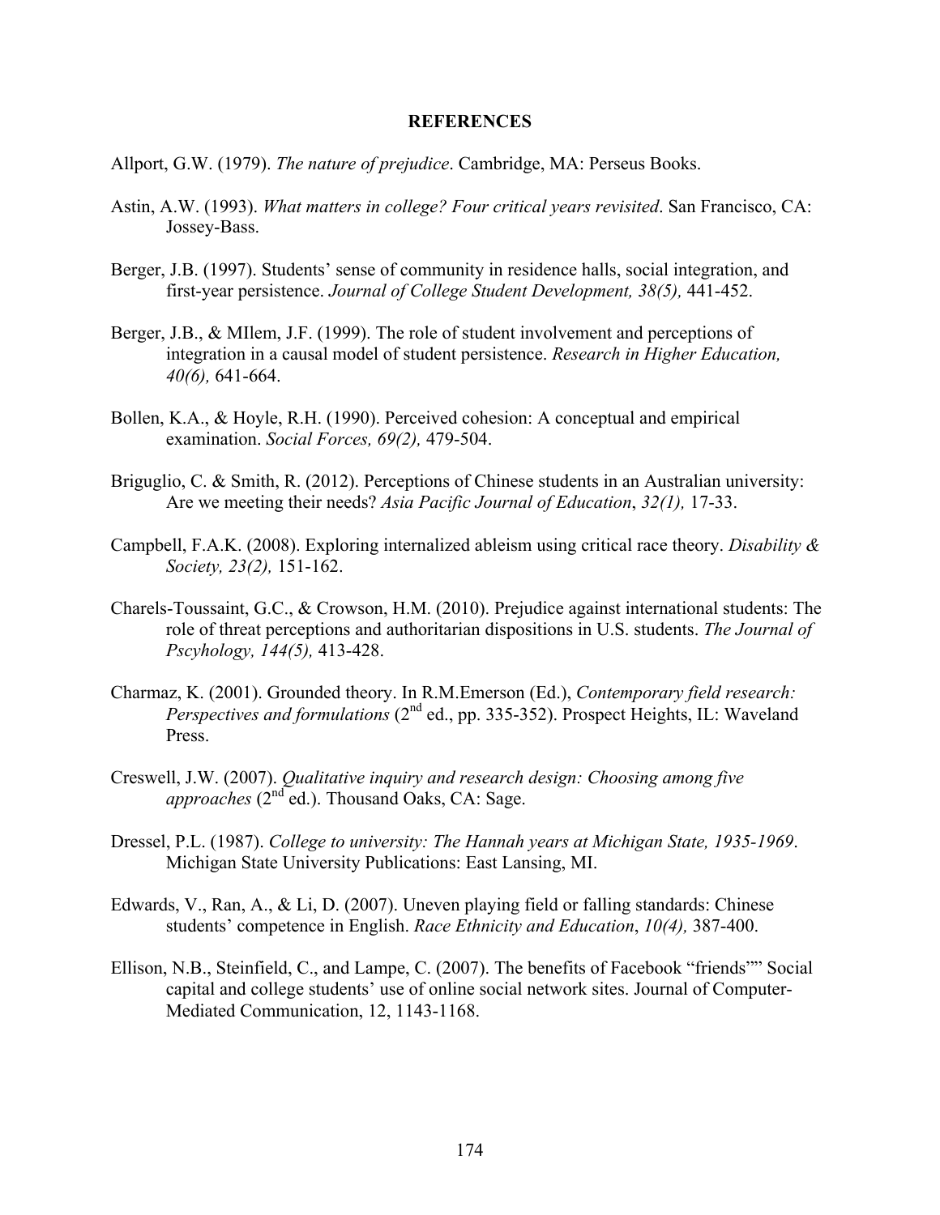# REFERENCES

Allport, G.W. (1979). *The nature of prejudice*. Cambridge, MA: Perseus Books.

Astin, A.W. (1993). *What matters in college? Four critical years revisited*. San Francisco, CA: Jossey-Bass.

Berger, J.B. (1997). Students' sense of community in residence halls, social integration, and first-year persistence. *Journal of College Student Development, 38(5),* 441-452.

Berger, J.B., & MIlem, J.F. (1999). The role of student involvement and perceptions of integration in a causal model of student persistence. *Research in Higher Education, 40(6),* 641-664.

Bollen, K.A., & Hoyle, R.H. (1990). Perceived cohesion: A conceptual and empirical examination. *Social Forces, 69(2),* 479-504.

Briguglio, C. & Smith, R. (2012). Perceptions of Chinese students in an Australian university: Are we meeting their needs? *Asia Pacific Journal of Education*, *32(1),* 17-33.

Campbell, F.A.K. (2008). Exploring internalized ableism using critical race theory. *Disability & Society, 23(2),* 151-162.

Charels-Toussaint, G.C., & Crowson, H.M. (2010). Prejudice against international students: The role of threat perceptions and authoritarian dispositions in U.S. students. *The Journal of Pscyhology, 144(5),* 413-428.

Charmaz, K. (2001). Grounded theory. In R.M.Emerson (Ed.), *Contemporary field research: Perspectives and formulations* (2nd ed., pp. 335-352). Prospect Heights, IL: Waveland Press.

Creswell, J.W. (2007). *Qualitative inquiry and research design: Choosing among five approaches* (2nd ed.). Thousand Oaks, CA: Sage.

Dressel, P.L. (1987). *College to university: The Hannah years at Michigan State, 1935-1969*. Michigan State University Publications: East Lansing, MI.

Edwards, V., Ran, A., & Li, D. (2007). Uneven playing field or falling standards: Chinese students' competence in English. *Race Ethnicity and Education*, *10(4),* 387-400.

Ellison, N.B., Steinfield, C., and Lampe, C. (2007). The benefits of Facebook "friends"" Social capital and college students' use of online social network sites. Journal of Computer-Mediated Communication, 12, 1143-1168.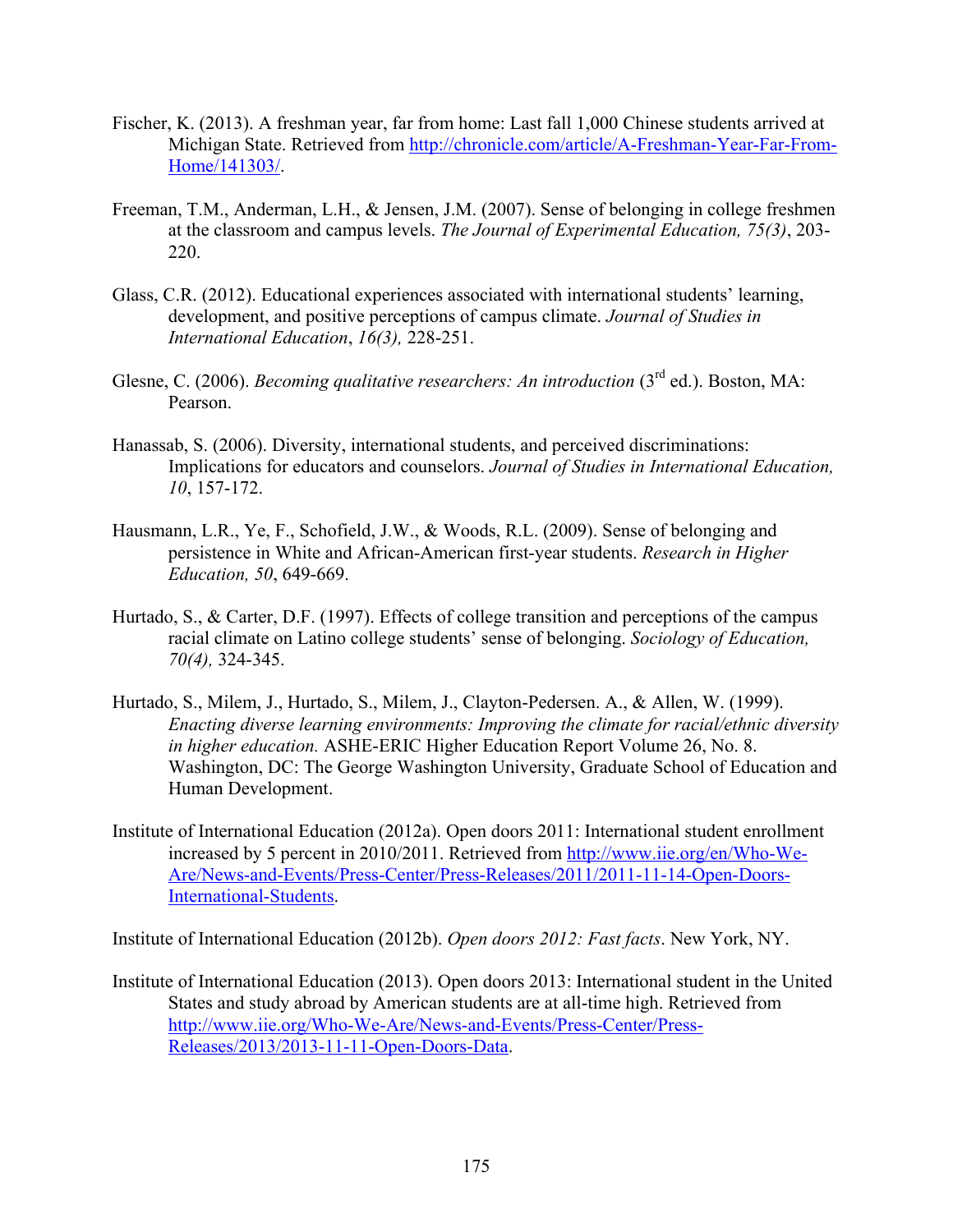Fischer, K. (2013). A freshman year, far from home: Last fall 1,000 Chinese students arrived at Michigan State. Retrieved from http://chronicle.com/article/A-Freshman-Year-Far-From-Home/141303/.

Freeman, T.M., Anderman, L.H., & Jensen, J.M. (2007). Sense of belonging in college freshmen at the classroom and campus levels. *The Journal of Experimental Education, 75(3)*, 203-220.

Glass, C.R. (2012). Educational experiences associated with international students' learning, development, and positive perceptions of campus climate. *Journal of Studies in International Education*, *16(3),* 228-251.

Glesne, C. (2006). *Becoming qualitative researchers: An introduction* (3rd ed.). Boston, MA: Pearson.

Hanassab, S. (2006). Diversity, international students, and perceived discriminations: Implications for educators and counselors. *Journal of Studies in International Education, 10*, 157-172.

Hausmann, L.R., Ye, F., Schofield, J.W., & Woods, R.L. (2009). Sense of belonging and persistence in White and African-American first-year students. *Research in Higher Education, 50*, 649-669.

Hurtado, S., & Carter, D.F. (1997). Effects of college transition and perceptions of the campus racial climate on Latino college students' sense of belonging. *Sociology of Education, 70(4),* 324-345.

Hurtado, S., Milem, J., Hurtado, S., Milem, J., Clayton-Pedersen. A., & Allen, W. (1999). *Enacting diverse learning environments: Improving the climate for racial/ethnic diversity in higher education.* ASHE-ERIC Higher Education Report Volume 26, No. 8. Washington, DC: The George Washington University, Graduate School of Education and Human Development.

Institute of International Education (2012a). Open doors 2011: International student enrollment increased by 5 percent in 2010/2011. Retrieved from http://www.iie.org/en/Who-We-Are/News-and-Events/Press-Center/Press-Releases/2011/2011-11-14-Open-Doors-International-Students.

Institute of International Education (2012b). *Open doors 2012: Fast facts*. New York, NY.

Institute of International Education (2013). Open doors 2013: International student in the United States and study abroad by American students are at all-time high. Retrieved from http://www.iie.org/Who-We-Are/News-and-Events/Press-Center/Press-Releases/2013/2013-11-11-Open-Doors-Data.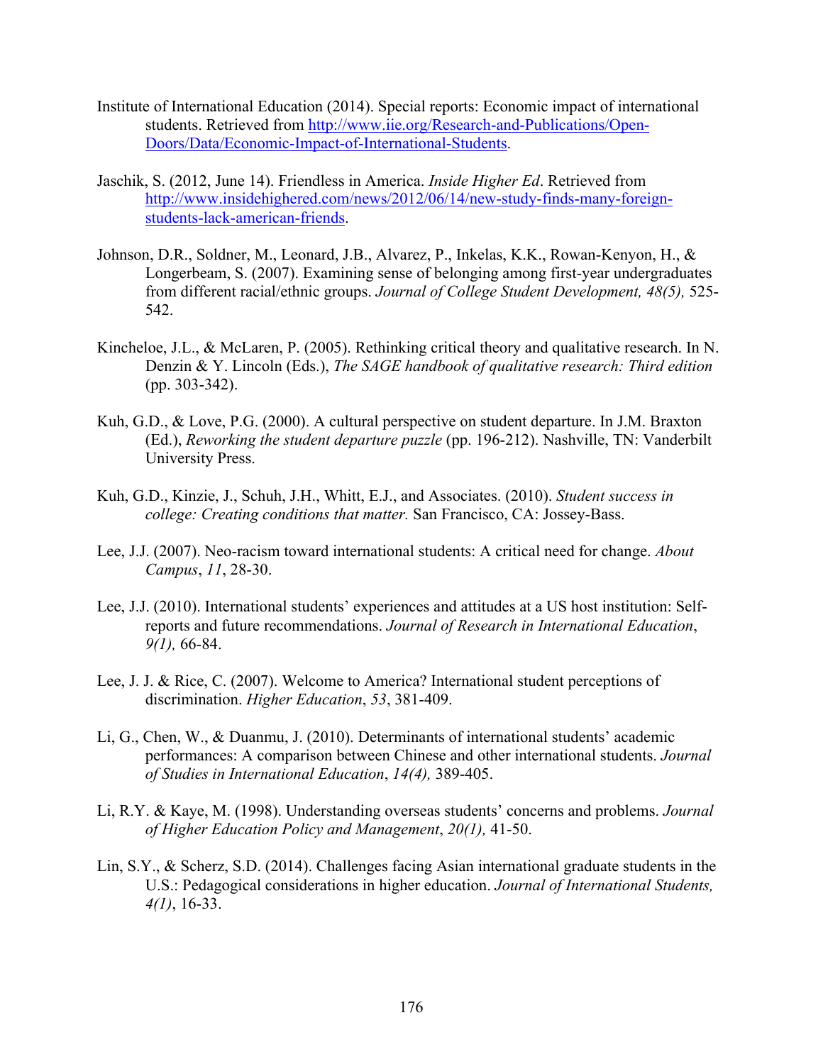Institute of International Education (2014). Special reports: Economic impact of international students. Retrieved from [http://www.iie.org/Research-and-Publications/Open-Doors/Data/Economic-Impact-of-International-Students](http://www.iie.org/Research-and-Publications/Open-Doors/Data/Economic-Impact-of-International-Students).

Jaschik, S. (2012, June 14). Friendless in America. *Inside Higher Ed*. Retrieved from [http://www.insidehighered.com/news/2012/06/14/new-study-finds-many-foreign-students-lack-american-friends](http://www.insidehighered.com/news/2012/06/14/new-study-finds-many-foreign-students-lack-american-friends).

Johnson, D.R., Soldner, M., Leonard, J.B., Alvarez, P., Inkelas, K.K., Rowan-Kenyon, H., & Longerbeam, S. (2007). Examining sense of belonging among first-year undergraduates from different racial/ethnic groups. *Journal of College Student Development, 48(5),* 525-542.

Kincheloe, J.L., & McLaren, P. (2005). Rethinking critical theory and qualitative research. In N. Denzin & Y. Lincoln (Eds.), *The SAGE handbook of qualitative research: Third edition* (pp. 303-342).

Kuh, G.D., & Love, P.G. (2000). A cultural perspective on student departure. In J.M. Braxton (Ed.), *Reworking the student departure puzzle* (pp. 196-212). Nashville, TN: Vanderbilt University Press.

Kuh, G.D., Kinzie, J., Schuh, J.H., Whitt, E.J., and Associates. (2010). *Student success in college: Creating conditions that matter.* San Francisco, CA: Jossey-Bass.

Lee, J.J. (2007). Neo-racism toward international students: A critical need for change. *About Campus*, *11*, 28-30.

Lee, J.J. (2010). International students' experiences and attitudes at a US host institution: Self-reports and future recommendations. *Journal of Research in International Education*, *9(1),* 66-84.

Lee, J. J. & Rice, C. (2007). Welcome to America? International student perceptions of discrimination. *Higher Education*, *53*, 381-409.

Li, G., Chen, W., & Duanmu, J. (2010). Determinants of international students' academic performances: A comparison between Chinese and other international students. *Journal of Studies in International Education*, *14(4),* 389-405.

Li, R.Y. & Kaye, M. (1998). Understanding overseas students' concerns and problems. *Journal of Higher Education Policy and Management*, *20(1),* 41-50.

Lin, S.Y., & Scherz, S.D. (2014). Challenges facing Asian international graduate students in the U.S.: Pedagogical considerations in higher education. *Journal of International Students, 4(1)*, 16-33.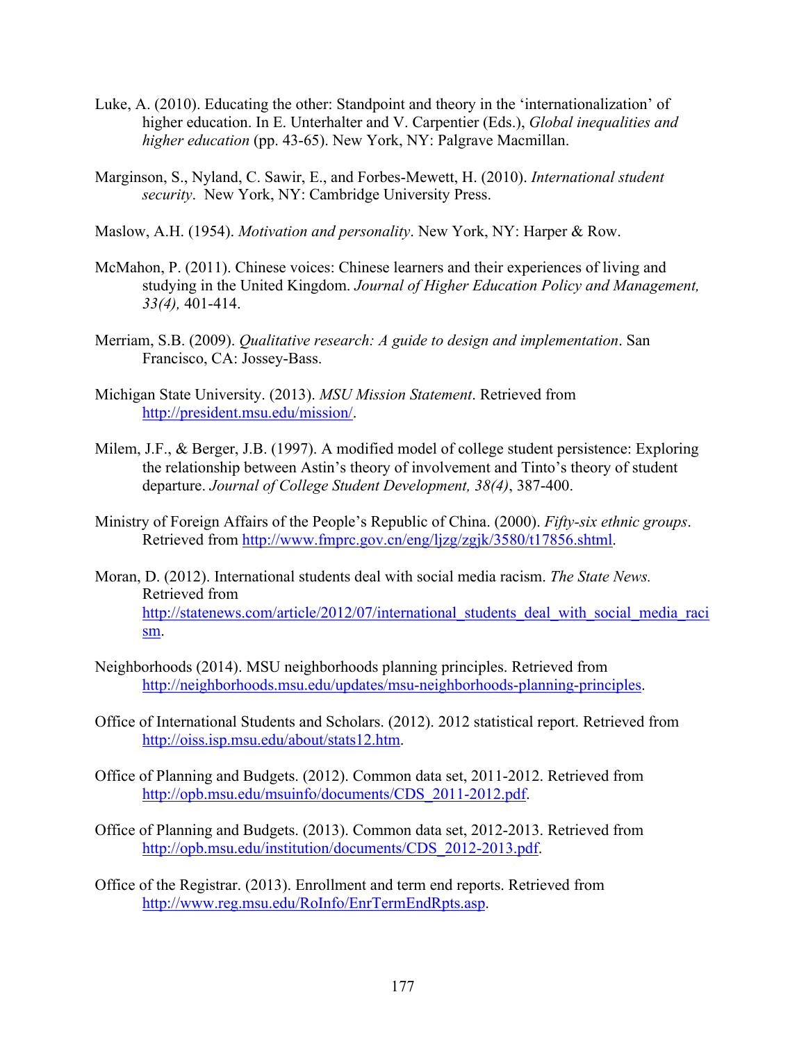Luke, A. (2010). Educating the other: Standpoint and theory in the 'internationalization' of higher education. In E. Unterhalter and V. Carpentier (Eds.), *Global inequalities and higher education* (pp. 43-65). New York, NY: Palgrave Macmillan.

Marginson, S., Nyland, C. Sawir, E., and Forbes-Mewett, H. (2010). *International student security*. New York, NY: Cambridge University Press.

Maslow, A.H. (1954). *Motivation and personality*. New York, NY: Harper & Row.

McMahon, P. (2011). Chinese voices: Chinese learners and their experiences of living and studying in the United Kingdom. *Journal of Higher Education Policy and Management, 33(4),* 401-414.

Merriam, S.B. (2009). *Qualitative research: A guide to design and implementation*. San Francisco, CA: Jossey-Bass.

Michigan State University. (2013). *MSU Mission Statement*. Retrieved from http://president.msu.edu/mission/.

Milem, J.F., & Berger, J.B. (1997). A modified model of college student persistence: Exploring the relationship between Astin's theory of involvement and Tinto's theory of student departure. *Journal of College Student Development, 38(4)*, 387-400.

Ministry of Foreign Affairs of the People's Republic of China. (2000). *Fifty-six ethnic groups*. Retrieved from http://www.fmprc.gov.cn/eng/ljzg/zgjk/3580/t17856.shtml.

Moran, D. (2012). International students deal with social media racism. *The State News.* Retrieved from http://statenews.com/article/2012/07/international_students_deal_with_social_media_racism.

Neighborhoods (2014). MSU neighborhoods planning principles. Retrieved from http://neighborhoods.msu.edu/updates/msu-neighborhoods-planning-principles.

Office of International Students and Scholars. (2012). 2012 statistical report. Retrieved from http://oiss.isp.msu.edu/about/stats12.htm.

Office of Planning and Budgets. (2012). Common data set, 2011-2012. Retrieved from http://opb.msu.edu/msuinfo/documents/CDS_2011-2012.pdf.

Office of Planning and Budgets. (2013). Common data set, 2012-2013. Retrieved from http://opb.msu.edu/institution/documents/CDS_2012-2013.pdf.

Office of the Registrar. (2013). Enrollment and term end reports. Retrieved from http://www.reg.msu.edu/RoInfo/EnrTermEndRpts.asp.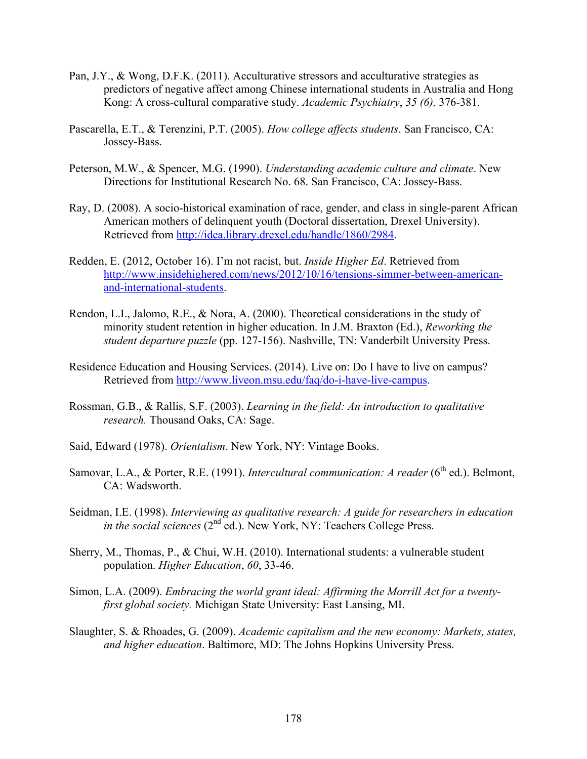Pan, J.Y., & Wong, D.F.K. (2011). Acculturative stressors and acculturative strategies as predictors of negative affect among Chinese international students in Australia and Hong Kong: A cross-cultural comparative study. *Academic Psychiatry*, *35 (6),* 376-381.

Pascarella, E.T., & Terenzini, P.T. (2005). *How college affects students*. San Francisco, CA: Jossey-Bass.

Peterson, M.W., & Spencer, M.G. (1990). *Understanding academic culture and climate*. New Directions for Institutional Research No. 68. San Francisco, CA: Jossey-Bass.

Ray, D. (2008). A socio-historical examination of race, gender, and class in single-parent African American mothers of delinquent youth (Doctoral dissertation, Drexel University). Retrieved from http://idea.library.drexel.edu/handle/1860/2984.

Redden, E. (2012, October 16). I'm not racist, but. *Inside Higher Ed*. Retrieved from http://www.insidehighered.com/news/2012/10/16/tensions-simmer-between-american-and-international-students.

Rendon, L.I., Jalomo, R.E., & Nora, A. (2000). Theoretical considerations in the study of minority student retention in higher education. In J.M. Braxton (Ed.), *Reworking the student departure puzzle* (pp. 127-156). Nashville, TN: Vanderbilt University Press.

Residence Education and Housing Services. (2014). Live on: Do I have to live on campus? Retrieved from http://www.liveon.msu.edu/faq/do-i-have-live-campus.

Rossman, G.B., & Rallis, S.F. (2003). *Learning in the field: An introduction to qualitative research.* Thousand Oaks, CA: Sage.

Said, Edward (1978). *Orientalism*. New York, NY: Vintage Books.

Samovar, L.A., & Porter, R.E. (1991). *Intercultural communication: A reader* (6th ed.). Belmont, CA: Wadsworth.

Seidman, I.E. (1998). *Interviewing as qualitative research: A guide for researchers in education in the social sciences* (2nd ed.). New York, NY: Teachers College Press.

Sherry, M., Thomas, P., & Chui, W.H. (2010). International students: a vulnerable student population. *Higher Education*, *60*, 33-46.

Simon, L.A. (2009). *Embracing the world grant ideal: Affirming the Morrill Act for a twenty-first global society.* Michigan State University: East Lansing, MI.

Slaughter, S. & Rhoades, G. (2009). *Academic capitalism and the new economy: Markets, states, and higher education*. Baltimore, MD: The Johns Hopkins University Press.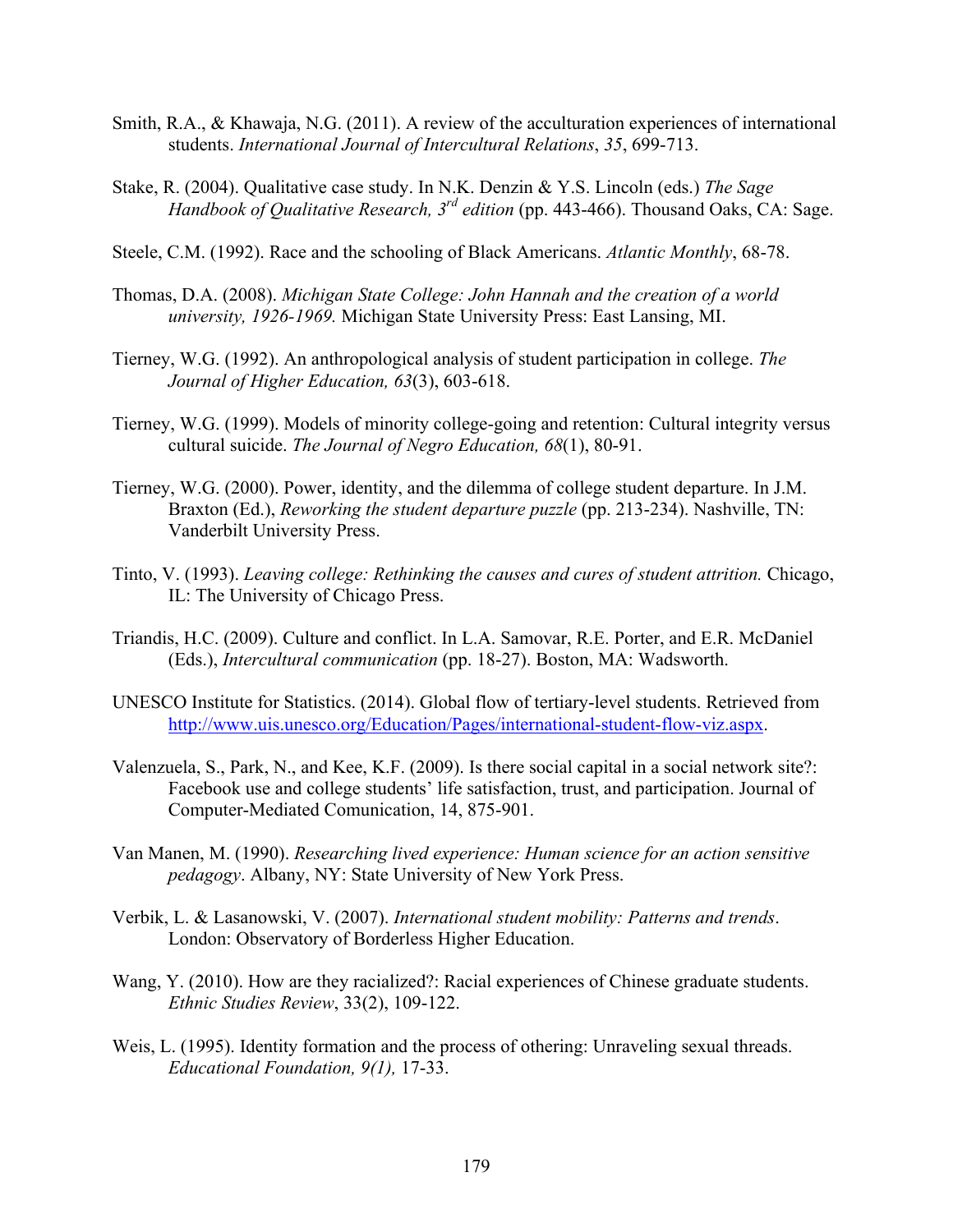Smith, R.A., & Khawaja, N.G. (2011). A review of the acculturation experiences of international students. *International Journal of Intercultural Relations*, *35*, 699-713.

Stake, R. (2004). Qualitative case study. In N.K. Denzin & Y.S. Lincoln (eds.) *The Sage Handbook of Qualitative Research, 3rd edition* (pp. 443-466). Thousand Oaks, CA: Sage.

Steele, C.M. (1992). Race and the schooling of Black Americans. *Atlantic Monthly*, 68-78.

Thomas, D.A. (2008). *Michigan State College: John Hannah and the creation of a world university, 1926-1969.* Michigan State University Press: East Lansing, MI.

Tierney, W.G. (1992). An anthropological analysis of student participation in college. *The Journal of Higher Education, 63*(3), 603-618.

Tierney, W.G. (1999). Models of minority college-going and retention: Cultural integrity versus cultural suicide. *The Journal of Negro Education, 68*(1), 80-91.

Tierney, W.G. (2000). Power, identity, and the dilemma of college student departure. In J.M. Braxton (Ed.), *Reworking the student departure puzzle* (pp. 213-234). Nashville, TN: Vanderbilt University Press.

Tinto, V. (1993). *Leaving college: Rethinking the causes and cures of student attrition.* Chicago, IL: The University of Chicago Press.

Triandis, H.C. (2009). Culture and conflict. In L.A. Samovar, R.E. Porter, and E.R. McDaniel (Eds.), *Intercultural communication* (pp. 18-27). Boston, MA: Wadsworth.

UNESCO Institute for Statistics. (2014). Global flow of tertiary-level students. Retrieved from http://www.uis.unesco.org/Education/Pages/international-student-flow-viz.aspx.

Valenzuela, S., Park, N., and Kee, K.F. (2009). Is there social capital in a social network site?: Facebook use and college students' life satisfaction, trust, and participation. Journal of Computer-Mediated Comunication, 14, 875-901.

Van Manen, M. (1990). *Researching lived experience: Human science for an action sensitive pedagogy*. Albany, NY: State University of New York Press.

Verbik, L. & Lasanowski, V. (2007). *International student mobility: Patterns and trends*. London: Observatory of Borderless Higher Education.

Wang, Y. (2010). How are they racialized?: Racial experiences of Chinese graduate students. *Ethnic Studies Review*, 33(2), 109-122.

Weis, L. (1995). Identity formation and the process of othering: Unraveling sexual threads. *Educational Foundation, 9(1),* 17-33.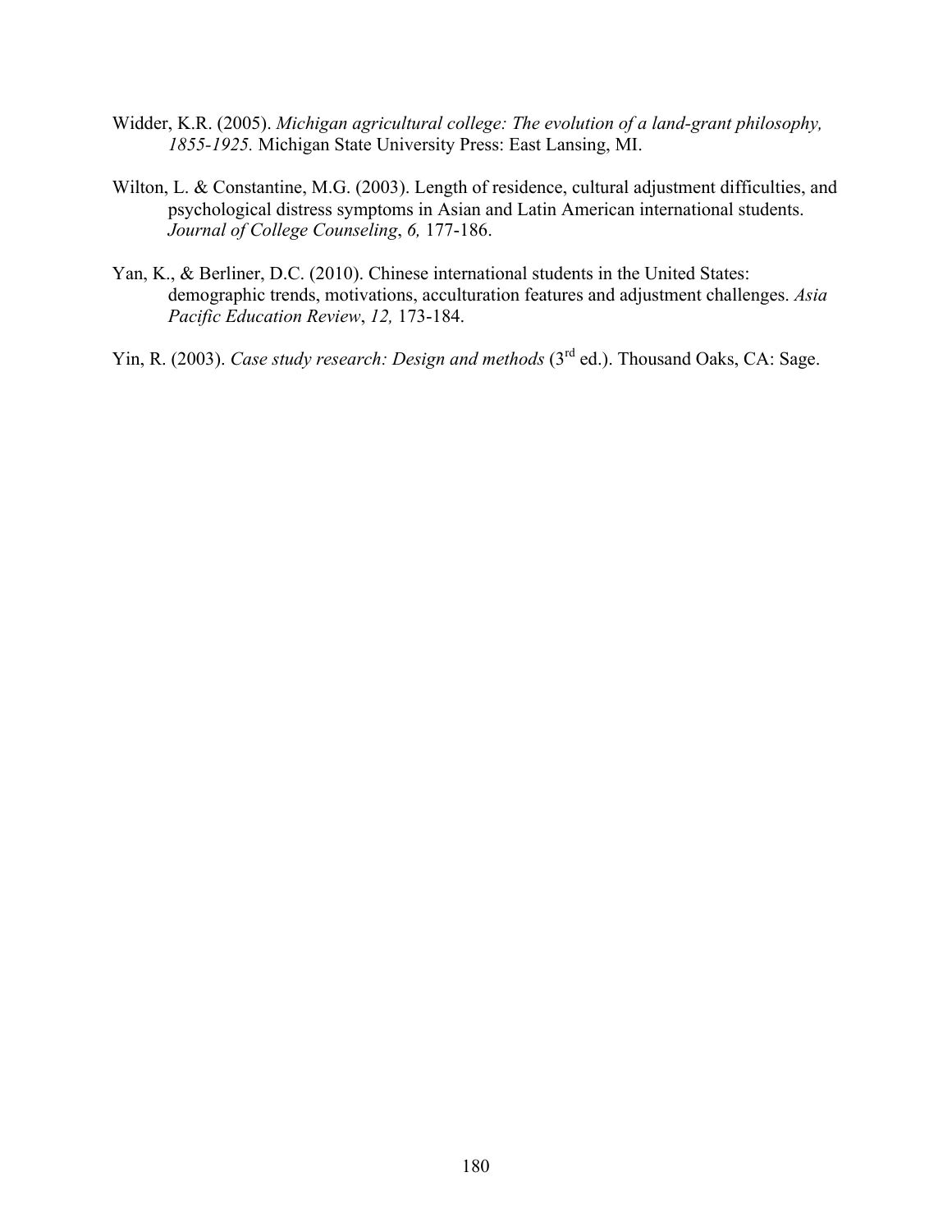Widder, K.R. (2005). *Michigan agricultural college: The evolution of a land-grant philosophy, 1855-1925.* Michigan State University Press: East Lansing, MI.

Wilton, L. & Constantine, M.G. (2003). Length of residence, cultural adjustment difficulties, and psychological distress symptoms in Asian and Latin American international students. *Journal of College Counseling*, *6,* 177-186.

Yan, K., & Berliner, D.C. (2010). Chinese international students in the United States: demographic trends, motivations, acculturation features and adjustment challenges. *Asia Pacific Education Review*, *12,* 173-184.

Yin, R. (2003). *Case study research: Design and methods* (3rd ed.). Thousand Oaks, CA: Sage.